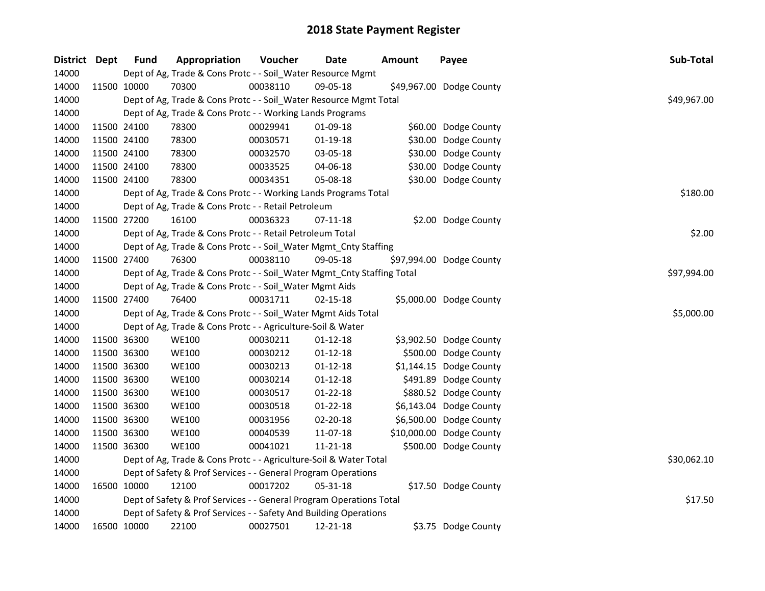# 2018 State Payment Register

| District | Dept | Fund | Appropriation | Voucher | Date | Amount | Payee | Sub-Total |
|---|---|---|---|---|---|---|---|---|
| 14000 | | Dept of Ag, Trade & Cons Protc - - Soil_Water Resource Mgmt | | | | | | |
| 14000 | 11500 | 10000 | 70300 | 00038110 | 09-05-18 | $49,967.00 | Dodge County | |
| 14000 | | Dept of Ag, Trade & Cons Protc - - Soil_Water Resource Mgmt Total | | | | | | $49,967.00 |
| 14000 | | Dept of Ag, Trade & Cons Protc - - Working Lands Programs | | | | | | |
| 14000 | 11500 | 24100 | 78300 | 00029941 | 01-09-18 | $60.00 | Dodge County | |
| 14000 | 11500 | 24100 | 78300 | 00030571 | 01-19-18 | $30.00 | Dodge County | |
| 14000 | 11500 | 24100 | 78300 | 00032570 | 03-05-18 | $30.00 | Dodge County | |
| 14000 | 11500 | 24100 | 78300 | 00033525 | 04-06-18 | $30.00 | Dodge County | |
| 14000 | 11500 | 24100 | 78300 | 00034351 | 05-08-18 | $30.00 | Dodge County | |
| 14000 | | Dept of Ag, Trade & Cons Protc - - Working Lands Programs Total | | | | | | $180.00 |
| 14000 | | Dept of Ag, Trade & Cons Protc - - Retail Petroleum | | | | | | |
| 14000 | 11500 | 27200 | 16100 | 00036323 | 07-11-18 | $2.00 | Dodge County | |
| 14000 | | Dept of Ag, Trade & Cons Protc - - Retail Petroleum Total | | | | | | $2.00 |
| 14000 | | Dept of Ag, Trade & Cons Protc - - Soil_Water Mgmt_Cnty Staffing | | | | | | |
| 14000 | 11500 | 27400 | 76300 | 00038110 | 09-05-18 | $97,994.00 | Dodge County | |
| 14000 | | Dept of Ag, Trade & Cons Protc - - Soil_Water Mgmt_Cnty Staffing Total | | | | | | $97,994.00 |
| 14000 | | Dept of Ag, Trade & Cons Protc - - Soil_Water Mgmt Aids | | | | | | |
| 14000 | 11500 | 27400 | 76400 | 00031711 | 02-15-18 | $5,000.00 | Dodge County | |
| 14000 | | Dept of Ag, Trade & Cons Protc - - Soil_Water Mgmt Aids Total | | | | | | $5,000.00 |
| 14000 | | Dept of Ag, Trade & Cons Protc - - Agriculture-Soil & Water | | | | | | |
| 14000 | 11500 | 36300 | WE100 | 00030211 | 01-12-18 | $3,902.50 | Dodge County | |
| 14000 | 11500 | 36300 | WE100 | 00030212 | 01-12-18 | $500.00 | Dodge County | |
| 14000 | 11500 | 36300 | WE100 | 00030213 | 01-12-18 | $1,144.15 | Dodge County | |
| 14000 | 11500 | 36300 | WE100 | 00030214 | 01-12-18 | $491.89 | Dodge County | |
| 14000 | 11500 | 36300 | WE100 | 00030517 | 01-22-18 | $880.52 | Dodge County | |
| 14000 | 11500 | 36300 | WE100 | 00030518 | 01-22-18 | $6,143.04 | Dodge County | |
| 14000 | 11500 | 36300 | WE100 | 00031956 | 02-20-18 | $6,500.00 | Dodge County | |
| 14000 | 11500 | 36300 | WE100 | 00040539 | 11-07-18 | $10,000.00 | Dodge County | |
| 14000 | 11500 | 36300 | WE100 | 00041021 | 11-21-18 | $500.00 | Dodge County | |
| 14000 | | Dept of Ag, Trade & Cons Protc - - Agriculture-Soil & Water Total | | | | | | $30,062.10 |
| 14000 | | Dept of Safety & Prof Services - - General Program Operations | | | | | | |
| 14000 | 16500 | 10000 | 12100 | 00017202 | 05-31-18 | $17.50 | Dodge County | |
| 14000 | | Dept of Safety & Prof Services - - General Program Operations Total | | | | | | $17.50 |
| 14000 | | Dept of Safety & Prof Services - - Safety And Building Operations | | | | | | |
| 14000 | 16500 | 10000 | 22100 | 00027501 | 12-21-18 | $3.75 | Dodge County | |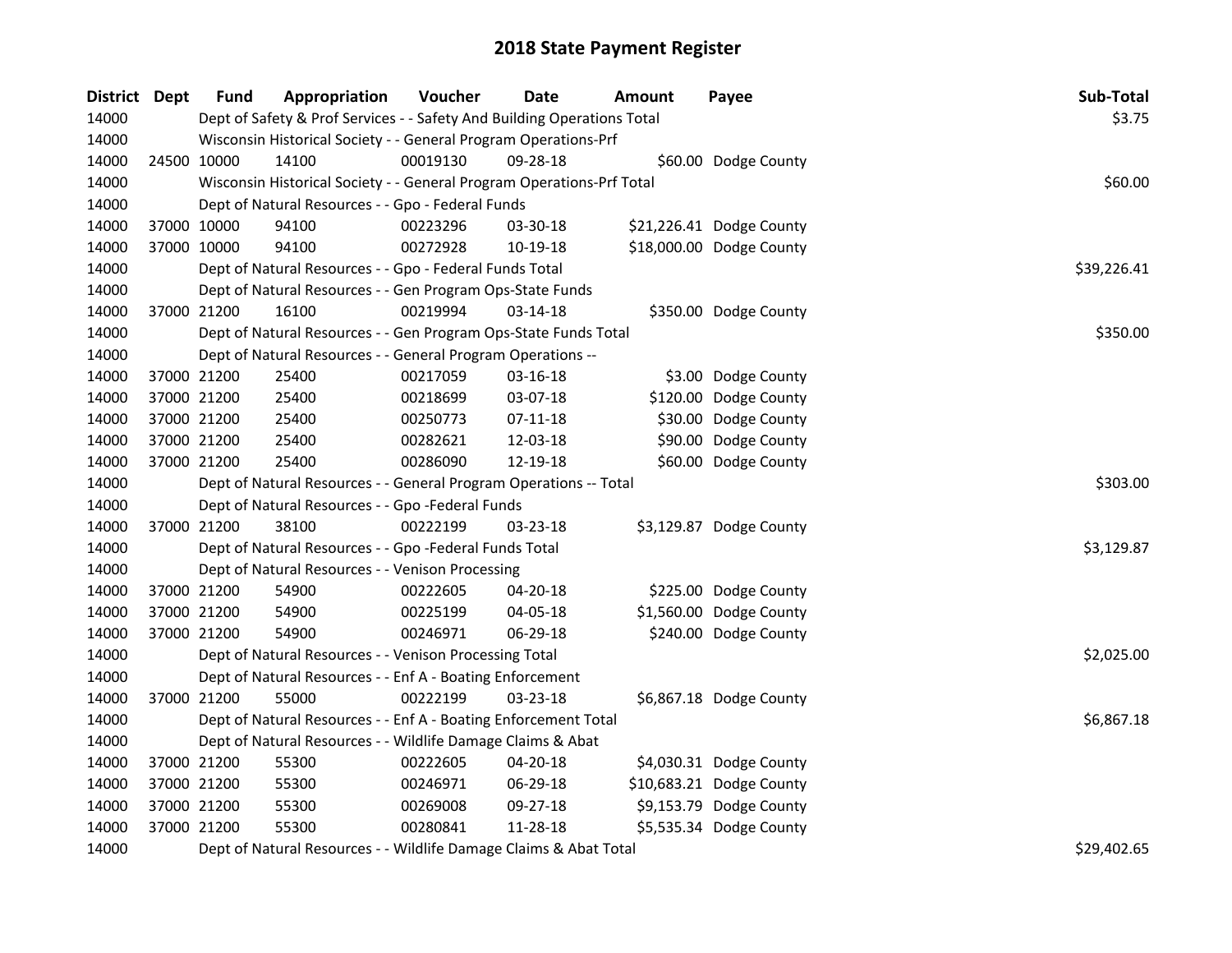# 2018 State Payment Register

| District | Dept | Fund | Appropriation | Voucher | Date | Amount | Payee | Sub-Total |
|---|---|---|---|---|---|---|---|---|
| 14000 | | Dept of Safety & Prof Services - - Safety And Building Operations Total | | | | | | $3.75 |
| 14000 | | Wisconsin Historical Society - - General Program Operations-Prf | | | | | | |
| 14000 | 24500 | 10000 | 14100 | 00019130 | 09-28-18 | $60.00 | Dodge County | |
| 14000 | | Wisconsin Historical Society - - General Program Operations-Prf Total | | | | | | $60.00 |
| 14000 | | Dept of Natural Resources - - Gpo - Federal Funds | | | | | | |
| 14000 | 37000 | 10000 | 94100 | 00223296 | 03-30-18 | $21,226.41 | Dodge County | |
| 14000 | 37000 | 10000 | 94100 | 00272928 | 10-19-18 | $18,000.00 | Dodge County | |
| 14000 | | Dept of Natural Resources - - Gpo - Federal Funds Total | | | | | | $39,226.41 |
| 14000 | | Dept of Natural Resources - - Gen Program Ops-State Funds | | | | | | |
| 14000 | 37000 | 21200 | 16100 | 00219994 | 03-14-18 | $350.00 | Dodge County | |
| 14000 | | Dept of Natural Resources - - Gen Program Ops-State Funds Total | | | | | | $350.00 |
| 14000 | | Dept of Natural Resources - - General Program Operations -- | | | | | | |
| 14000 | 37000 | 21200 | 25400 | 00217059 | 03-16-18 | $3.00 | Dodge County | |
| 14000 | 37000 | 21200 | 25400 | 00218699 | 03-07-18 | $120.00 | Dodge County | |
| 14000 | 37000 | 21200 | 25400 | 00250773 | 07-11-18 | $30.00 | Dodge County | |
| 14000 | 37000 | 21200 | 25400 | 00282621 | 12-03-18 | $90.00 | Dodge County | |
| 14000 | 37000 | 21200 | 25400 | 00286090 | 12-19-18 | $60.00 | Dodge County | |
| 14000 | | Dept of Natural Resources - - General Program Operations -- Total | | | | | | $303.00 |
| 14000 | | Dept of Natural Resources - - Gpo -Federal Funds | | | | | | |
| 14000 | 37000 | 21200 | 38100 | 00222199 | 03-23-18 | $3,129.87 | Dodge County | |
| 14000 | | Dept of Natural Resources - - Gpo -Federal Funds Total | | | | | | $3,129.87 |
| 14000 | | Dept of Natural Resources - - Venison Processing | | | | | | |
| 14000 | 37000 | 21200 | 54900 | 00222605 | 04-20-18 | $225.00 | Dodge County | |
| 14000 | 37000 | 21200 | 54900 | 00225199 | 04-05-18 | $1,560.00 | Dodge County | |
| 14000 | 37000 | 21200 | 54900 | 00246971 | 06-29-18 | $240.00 | Dodge County | |
| 14000 | | Dept of Natural Resources - - Venison Processing Total | | | | | | $2,025.00 |
| 14000 | | Dept of Natural Resources - - Enf A - Boating Enforcement | | | | | | |
| 14000 | 37000 | 21200 | 55000 | 00222199 | 03-23-18 | $6,867.18 | Dodge County | |
| 14000 | | Dept of Natural Resources - - Enf A - Boating Enforcement Total | | | | | | $6,867.18 |
| 14000 | | Dept of Natural Resources - - Wildlife Damage Claims & Abat | | | | | | |
| 14000 | 37000 | 21200 | 55300 | 00222605 | 04-20-18 | $4,030.31 | Dodge County | |
| 14000 | 37000 | 21200 | 55300 | 00246971 | 06-29-18 | $10,683.21 | Dodge County | |
| 14000 | 37000 | 21200 | 55300 | 00269008 | 09-27-18 | $9,153.79 | Dodge County | |
| 14000 | 37000 | 21200 | 55300 | 00280841 | 11-28-18 | $5,535.34 | Dodge County | |
| 14000 | | Dept of Natural Resources - - Wildlife Damage Claims & Abat Total | | | | | | $29,402.65 |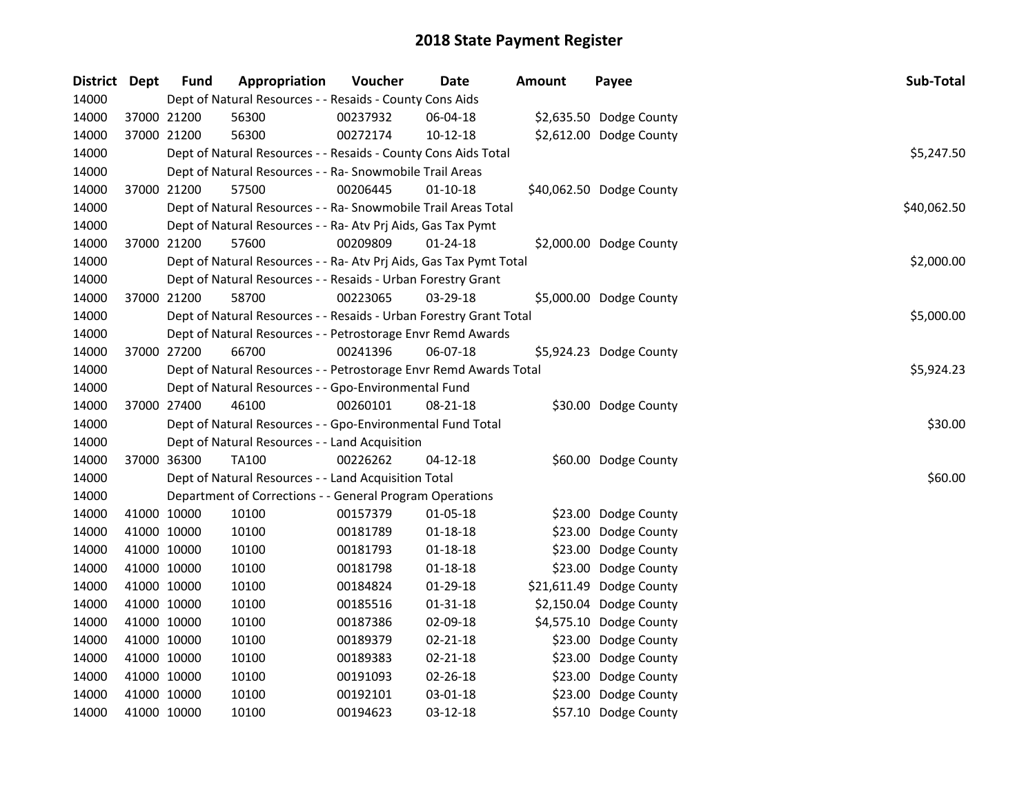# 2018 State Payment Register

| District | Dept | Fund | Appropriation | Voucher | Date | Amount | Payee | Sub-Total |
|---|---|---|---|---|---|---|---|---|
| 14000 | | Dept of Natural Resources - - Resaids - County Cons Aids | | | | | | |
| 14000 | 37000 | 21200 | 56300 | 00237932 | 06-04-18 | $2,635.50 | Dodge County | |
| 14000 | 37000 | 21200 | 56300 | 00272174 | 10-12-18 | $2,612.00 | Dodge County | |
| 14000 | | Dept of Natural Resources - - Resaids - County Cons Aids Total | | | | | | $5,247.50 |
| 14000 | | Dept of Natural Resources - - Ra- Snowmobile Trail Areas | | | | | | |
| 14000 | 37000 | 21200 | 57500 | 00206445 | 01-10-18 | $40,062.50 | Dodge County | |
| 14000 | | Dept of Natural Resources - - Ra- Snowmobile Trail Areas Total | | | | | | $40,062.50 |
| 14000 | | Dept of Natural Resources - - Ra- Atv Prj Aids, Gas Tax Pymt | | | | | | |
| 14000 | 37000 | 21200 | 57600 | 00209809 | 01-24-18 | $2,000.00 | Dodge County | |
| 14000 | | Dept of Natural Resources - - Ra- Atv Prj Aids, Gas Tax Pymt Total | | | | | | $2,000.00 |
| 14000 | | Dept of Natural Resources - - Resaids - Urban Forestry Grant | | | | | | |
| 14000 | 37000 | 21200 | 58700 | 00223065 | 03-29-18 | $5,000.00 | Dodge County | |
| 14000 | | Dept of Natural Resources - - Resaids - Urban Forestry Grant Total | | | | | | $5,000.00 |
| 14000 | | Dept of Natural Resources - - Petrostorage Envr Remd Awards | | | | | | |
| 14000 | 37000 | 27200 | 66700 | 00241396 | 06-07-18 | $5,924.23 | Dodge County | |
| 14000 | | Dept of Natural Resources - - Petrostorage Envr Remd Awards Total | | | | | | $5,924.23 |
| 14000 | | Dept of Natural Resources - - Gpo-Environmental Fund | | | | | | |
| 14000 | 37000 | 27400 | 46100 | 00260101 | 08-21-18 | $30.00 | Dodge County | |
| 14000 | | Dept of Natural Resources - - Gpo-Environmental Fund Total | | | | | | $30.00 |
| 14000 | | Dept of Natural Resources - - Land Acquisition | | | | | | |
| 14000 | 37000 | 36300 | TA100 | 00226262 | 04-12-18 | $60.00 | Dodge County | |
| 14000 | | Dept of Natural Resources - - Land Acquisition Total | | | | | | $60.00 |
| 14000 | | Department of Corrections - - General Program Operations | | | | | | |
| 14000 | 41000 | 10000 | 10100 | 00157379 | 01-05-18 | $23.00 | Dodge County | |
| 14000 | 41000 | 10000 | 10100 | 00181789 | 01-18-18 | $23.00 | Dodge County | |
| 14000 | 41000 | 10000 | 10100 | 00181793 | 01-18-18 | $23.00 | Dodge County | |
| 14000 | 41000 | 10000 | 10100 | 00181798 | 01-18-18 | $23.00 | Dodge County | |
| 14000 | 41000 | 10000 | 10100 | 00184824 | 01-29-18 | $21,611.49 | Dodge County | |
| 14000 | 41000 | 10000 | 10100 | 00185516 | 01-31-18 | $2,150.04 | Dodge County | |
| 14000 | 41000 | 10000 | 10100 | 00187386 | 02-09-18 | $4,575.10 | Dodge County | |
| 14000 | 41000 | 10000 | 10100 | 00189379 | 02-21-18 | $23.00 | Dodge County | |
| 14000 | 41000 | 10000 | 10100 | 00189383 | 02-21-18 | $23.00 | Dodge County | |
| 14000 | 41000 | 10000 | 10100 | 00191093 | 02-26-18 | $23.00 | Dodge County | |
| 14000 | 41000 | 10000 | 10100 | 00192101 | 03-01-18 | $23.00 | Dodge County | |
| 14000 | 41000 | 10000 | 10100 | 00194623 | 03-12-18 | $57.10 | Dodge County | |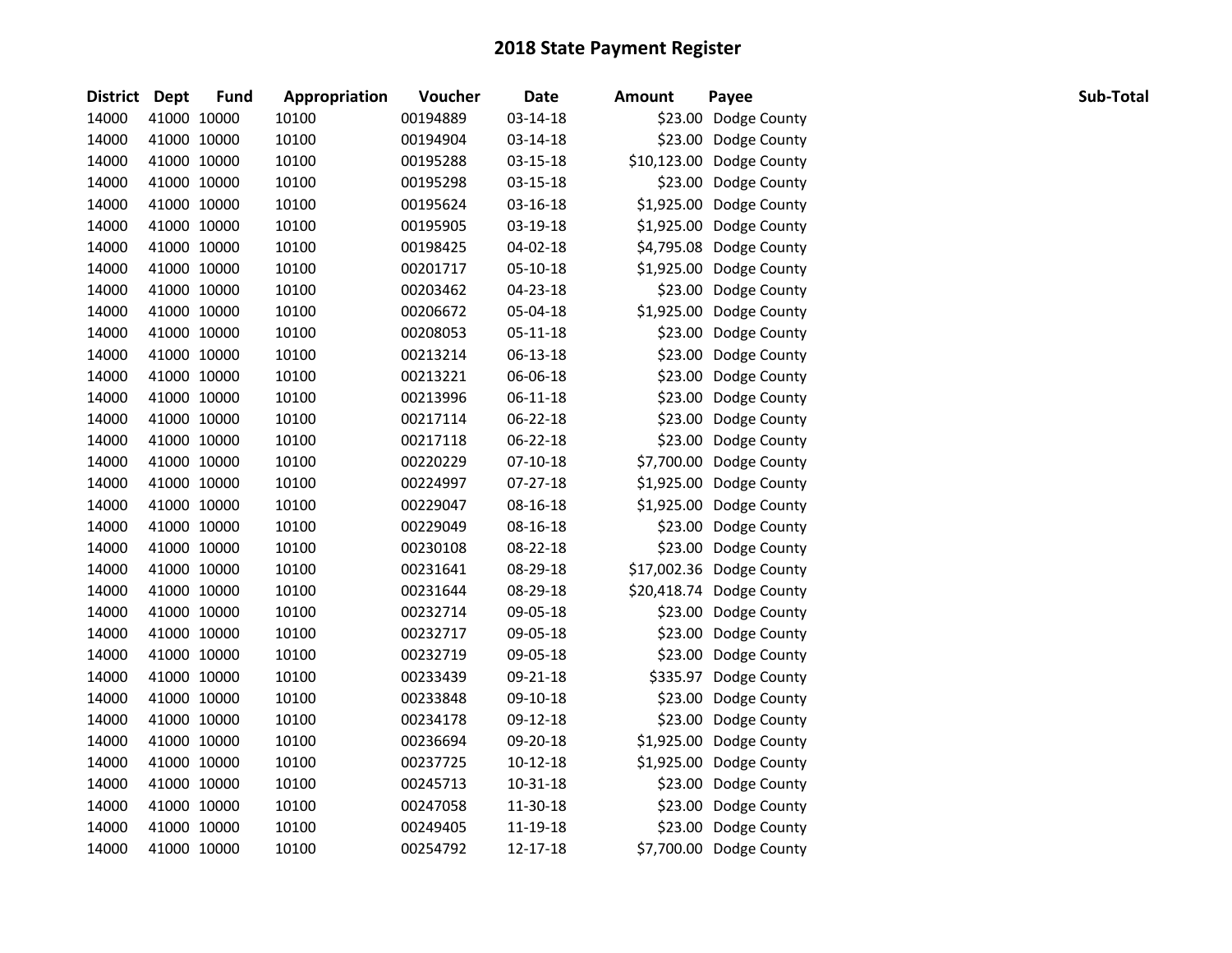# 2018 State Payment Register

| District | Dept | Fund | Appropriation | Voucher | Date | Amount | Payee | Sub-Total |
|---|---|---|---|---|---|---|---|---|
| 14000 | 41000 | 10000 | 10100 | 00194889 | 03-14-18 | $23.00 | Dodge County | |
| 14000 | 41000 | 10000 | 10100 | 00194904 | 03-14-18 | $23.00 | Dodge County | |
| 14000 | 41000 | 10000 | 10100 | 00195288 | 03-15-18 | $10,123.00 | Dodge County | |
| 14000 | 41000 | 10000 | 10100 | 00195298 | 03-15-18 | $23.00 | Dodge County | |
| 14000 | 41000 | 10000 | 10100 | 00195624 | 03-16-18 | $1,925.00 | Dodge County | |
| 14000 | 41000 | 10000 | 10100 | 00195905 | 03-19-18 | $1,925.00 | Dodge County | |
| 14000 | 41000 | 10000 | 10100 | 00198425 | 04-02-18 | $4,795.08 | Dodge County | |
| 14000 | 41000 | 10000 | 10100 | 00201717 | 05-10-18 | $1,925.00 | Dodge County | |
| 14000 | 41000 | 10000 | 10100 | 00203462 | 04-23-18 | $23.00 | Dodge County | |
| 14000 | 41000 | 10000 | 10100 | 00206672 | 05-04-18 | $1,925.00 | Dodge County | |
| 14000 | 41000 | 10000 | 10100 | 00208053 | 05-11-18 | $23.00 | Dodge County | |
| 14000 | 41000 | 10000 | 10100 | 00213214 | 06-13-18 | $23.00 | Dodge County | |
| 14000 | 41000 | 10000 | 10100 | 00213221 | 06-06-18 | $23.00 | Dodge County | |
| 14000 | 41000 | 10000 | 10100 | 00213996 | 06-11-18 | $23.00 | Dodge County | |
| 14000 | 41000 | 10000 | 10100 | 00217114 | 06-22-18 | $23.00 | Dodge County | |
| 14000 | 41000 | 10000 | 10100 | 00217118 | 06-22-18 | $23.00 | Dodge County | |
| 14000 | 41000 | 10000 | 10100 | 00220229 | 07-10-18 | $7,700.00 | Dodge County | |
| 14000 | 41000 | 10000 | 10100 | 00224997 | 07-27-18 | $1,925.00 | Dodge County | |
| 14000 | 41000 | 10000 | 10100 | 00229047 | 08-16-18 | $1,925.00 | Dodge County | |
| 14000 | 41000 | 10000 | 10100 | 00229049 | 08-16-18 | $23.00 | Dodge County | |
| 14000 | 41000 | 10000 | 10100 | 00230108 | 08-22-18 | $23.00 | Dodge County | |
| 14000 | 41000 | 10000 | 10100 | 00231641 | 08-29-18 | $17,002.36 | Dodge County | |
| 14000 | 41000 | 10000 | 10100 | 00231644 | 08-29-18 | $20,418.74 | Dodge County | |
| 14000 | 41000 | 10000 | 10100 | 00232714 | 09-05-18 | $23.00 | Dodge County | |
| 14000 | 41000 | 10000 | 10100 | 00232717 | 09-05-18 | $23.00 | Dodge County | |
| 14000 | 41000 | 10000 | 10100 | 00232719 | 09-05-18 | $23.00 | Dodge County | |
| 14000 | 41000 | 10000 | 10100 | 00233439 | 09-21-18 | $335.97 | Dodge County | |
| 14000 | 41000 | 10000 | 10100 | 00233848 | 09-10-18 | $23.00 | Dodge County | |
| 14000 | 41000 | 10000 | 10100 | 00234178 | 09-12-18 | $23.00 | Dodge County | |
| 14000 | 41000 | 10000 | 10100 | 00236694 | 09-20-18 | $1,925.00 | Dodge County | |
| 14000 | 41000 | 10000 | 10100 | 00237725 | 10-12-18 | $1,925.00 | Dodge County | |
| 14000 | 41000 | 10000 | 10100 | 00245713 | 10-31-18 | $23.00 | Dodge County | |
| 14000 | 41000 | 10000 | 10100 | 00247058 | 11-30-18 | $23.00 | Dodge County | |
| 14000 | 41000 | 10000 | 10100 | 00249405 | 11-19-18 | $23.00 | Dodge County | |
| 14000 | 41000 | 10000 | 10100 | 00254792 | 12-17-18 | $7,700.00 | Dodge County | |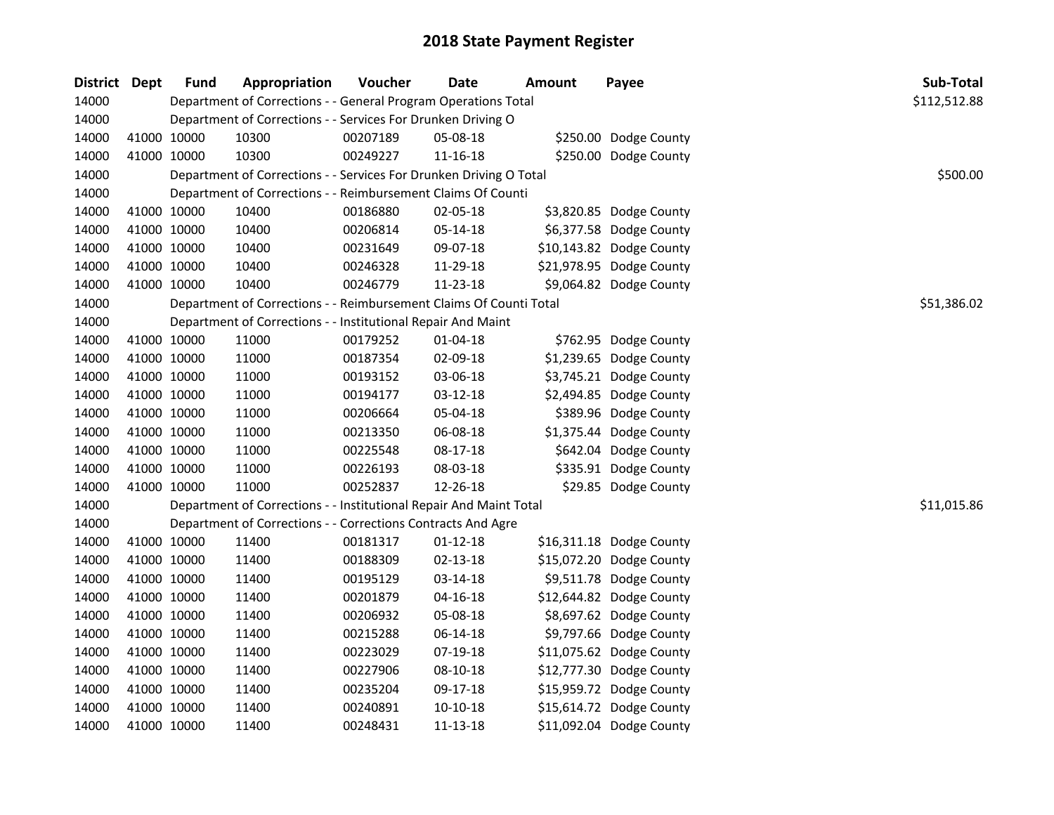# 2018 State Payment Register

| District | Dept | Fund | Appropriation | Voucher | Date | Amount | Payee | Sub-Total |
|---|---|---|---|---|---|---|---|---|
| 14000 | | | Department of Corrections - - General Program Operations Total | | | | | $112,512.88 |
| 14000 | | | Department of Corrections - - Services For Drunken Driving O | | | | | |
| 14000 | 41000 | 10000 | 10300 | 00207189 | 05-08-18 | $250.00 | Dodge County | |
| 14000 | 41000 | 10000 | 10300 | 00249227 | 11-16-18 | $250.00 | Dodge County | |
| 14000 | | | Department of Corrections - - Services For Drunken Driving O Total | | | | | $500.00 |
| 14000 | | | Department of Corrections - - Reimbursement Claims Of Counti | | | | | |
| 14000 | 41000 | 10000 | 10400 | 00186880 | 02-05-18 | $3,820.85 | Dodge County | |
| 14000 | 41000 | 10000 | 10400 | 00206814 | 05-14-18 | $6,377.58 | Dodge County | |
| 14000 | 41000 | 10000 | 10400 | 00231649 | 09-07-18 | $10,143.82 | Dodge County | |
| 14000 | 41000 | 10000 | 10400 | 00246328 | 11-29-18 | $21,978.95 | Dodge County | |
| 14000 | 41000 | 10000 | 10400 | 00246779 | 11-23-18 | $9,064.82 | Dodge County | |
| 14000 | | | Department of Corrections - - Reimbursement Claims Of Counti Total | | | | | $51,386.02 |
| 14000 | | | Department of Corrections - - Institutional Repair And Maint | | | | | |
| 14000 | 41000 | 10000 | 11000 | 00179252 | 01-04-18 | $762.95 | Dodge County | |
| 14000 | 41000 | 10000 | 11000 | 00187354 | 02-09-18 | $1,239.65 | Dodge County | |
| 14000 | 41000 | 10000 | 11000 | 00193152 | 03-06-18 | $3,745.21 | Dodge County | |
| 14000 | 41000 | 10000 | 11000 | 00194177 | 03-12-18 | $2,494.85 | Dodge County | |
| 14000 | 41000 | 10000 | 11000 | 00206664 | 05-04-18 | $389.96 | Dodge County | |
| 14000 | 41000 | 10000 | 11000 | 00213350 | 06-08-18 | $1,375.44 | Dodge County | |
| 14000 | 41000 | 10000 | 11000 | 00225548 | 08-17-18 | $642.04 | Dodge County | |
| 14000 | 41000 | 10000 | 11000 | 00226193 | 08-03-18 | $335.91 | Dodge County | |
| 14000 | 41000 | 10000 | 11000 | 00252837 | 12-26-18 | $29.85 | Dodge County | |
| 14000 | | | Department of Corrections - - Institutional Repair And Maint Total | | | | | $11,015.86 |
| 14000 | | | Department of Corrections - - Corrections Contracts And Agre | | | | | |
| 14000 | 41000 | 10000 | 11400 | 00181317 | 01-12-18 | $16,311.18 | Dodge County | |
| 14000 | 41000 | 10000 | 11400 | 00188309 | 02-13-18 | $15,072.20 | Dodge County | |
| 14000 | 41000 | 10000 | 11400 | 00195129 | 03-14-18 | $9,511.78 | Dodge County | |
| 14000 | 41000 | 10000 | 11400 | 00201879 | 04-16-18 | $12,644.82 | Dodge County | |
| 14000 | 41000 | 10000 | 11400 | 00206932 | 05-08-18 | $8,697.62 | Dodge County | |
| 14000 | 41000 | 10000 | 11400 | 00215288 | 06-14-18 | $9,797.66 | Dodge County | |
| 14000 | 41000 | 10000 | 11400 | 00223029 | 07-19-18 | $11,075.62 | Dodge County | |
| 14000 | 41000 | 10000 | 11400 | 00227906 | 08-10-18 | $12,777.30 | Dodge County | |
| 14000 | 41000 | 10000 | 11400 | 00235204 | 09-17-18 | $15,959.72 | Dodge County | |
| 14000 | 41000 | 10000 | 11400 | 00240891 | 10-10-18 | $15,614.72 | Dodge County | |
| 14000 | 41000 | 10000 | 11400 | 00248431 | 11-13-18 | $11,092.04 | Dodge County | |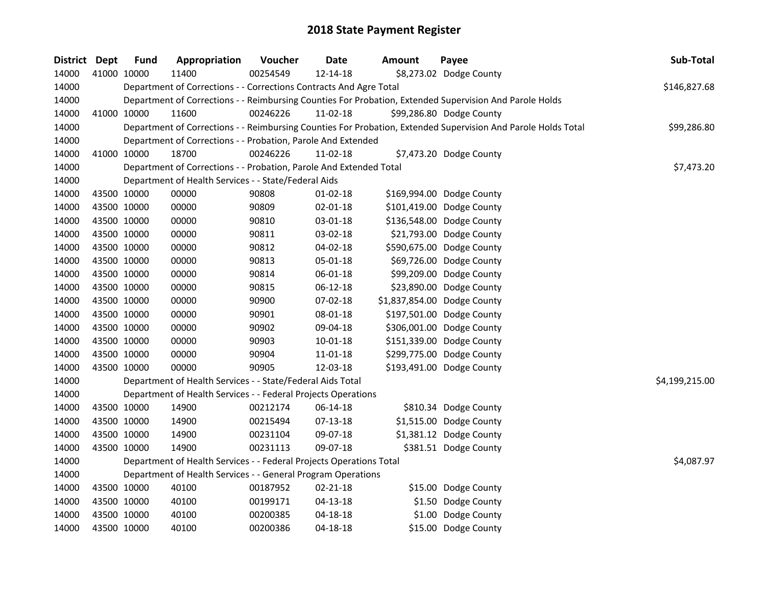# 2018 State Payment Register

| District | Dept | Fund | Appropriation | Voucher | Date | Amount | Payee | Sub-Total |
|---|---|---|---|---|---|---|---|---|
| 14000 | 41000 | 10000 | 11400 | 00254549 | 12-14-18 | $8,273.02 | Dodge County | |
| 14000 | | Department of Corrections - - Corrections Contracts And Agre Total | | | | | | $146,827.68 |
| 14000 | | Department of Corrections - - Reimbursing Counties For Probation, Extended Supervision And Parole Holds | | | | | | |
| 14000 | 41000 | 10000 | 11600 | 00246226 | 11-02-18 | $99,286.80 | Dodge County | |
| 14000 | | Department of Corrections - - Reimbursing Counties For Probation, Extended Supervision And Parole Holds Total | | | | | | $99,286.80 |
| 14000 | | Department of Corrections - - Probation, Parole And Extended | | | | | | |
| 14000 | 41000 | 10000 | 18700 | 00246226 | 11-02-18 | $7,473.20 | Dodge County | |
| 14000 | | Department of Corrections - - Probation, Parole And Extended Total | | | | | | $7,473.20 |
| 14000 | | Department of Health Services - - State/Federal Aids | | | | | | |
| 14000 | 43500 | 10000 | 00000 | 90808 | 01-02-18 | $169,994.00 | Dodge County | |
| 14000 | 43500 | 10000 | 00000 | 90809 | 02-01-18 | $101,419.00 | Dodge County | |
| 14000 | 43500 | 10000 | 00000 | 90810 | 03-01-18 | $136,548.00 | Dodge County | |
| 14000 | 43500 | 10000 | 00000 | 90811 | 03-02-18 | $21,793.00 | Dodge County | |
| 14000 | 43500 | 10000 | 00000 | 90812 | 04-02-18 | $590,675.00 | Dodge County | |
| 14000 | 43500 | 10000 | 00000 | 90813 | 05-01-18 | $69,726.00 | Dodge County | |
| 14000 | 43500 | 10000 | 00000 | 90814 | 06-01-18 | $99,209.00 | Dodge County | |
| 14000 | 43500 | 10000 | 00000 | 90815 | 06-12-18 | $23,890.00 | Dodge County | |
| 14000 | 43500 | 10000 | 00000 | 90900 | 07-02-18 | $1,837,854.00 | Dodge County | |
| 14000 | 43500 | 10000 | 00000 | 90901 | 08-01-18 | $197,501.00 | Dodge County | |
| 14000 | 43500 | 10000 | 00000 | 90902 | 09-04-18 | $306,001.00 | Dodge County | |
| 14000 | 43500 | 10000 | 00000 | 90903 | 10-01-18 | $151,339.00 | Dodge County | |
| 14000 | 43500 | 10000 | 00000 | 90904 | 11-01-18 | $299,775.00 | Dodge County | |
| 14000 | 43500 | 10000 | 00000 | 90905 | 12-03-18 | $193,491.00 | Dodge County | |
| 14000 | | Department of Health Services - - State/Federal Aids Total | | | | | | $4,199,215.00 |
| 14000 | | Department of Health Services - - Federal Projects Operations | | | | | | |
| 14000 | 43500 | 10000 | 14900 | 00212174 | 06-14-18 | $810.34 | Dodge County | |
| 14000 | 43500 | 10000 | 14900 | 00215494 | 07-13-18 | $1,515.00 | Dodge County | |
| 14000 | 43500 | 10000 | 14900 | 00231104 | 09-07-18 | $1,381.12 | Dodge County | |
| 14000 | 43500 | 10000 | 14900 | 00231113 | 09-07-18 | $381.51 | Dodge County | |
| 14000 | | Department of Health Services - - Federal Projects Operations Total | | | | | | $4,087.97 |
| 14000 | | Department of Health Services - - General Program Operations | | | | | | |
| 14000 | 43500 | 10000 | 40100 | 00187952 | 02-21-18 | $15.00 | Dodge County | |
| 14000 | 43500 | 10000 | 40100 | 00199171 | 04-13-18 | $1.50 | Dodge County | |
| 14000 | 43500 | 10000 | 40100 | 00200385 | 04-18-18 | $1.00 | Dodge County | |
| 14000 | 43500 | 10000 | 40100 | 00200386 | 04-18-18 | $15.00 | Dodge County | |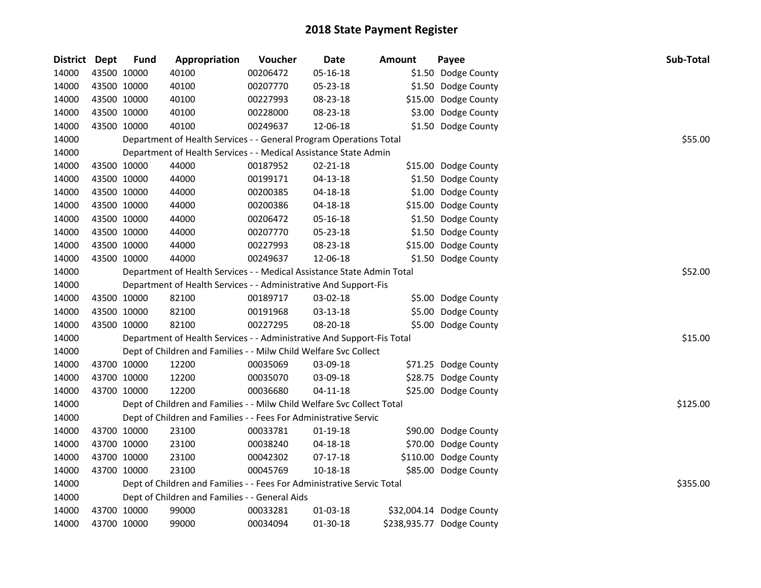# 2018 State Payment Register

| District | Dept | Fund | Appropriation | Voucher | Date | Amount | Payee | Sub-Total |
|---|---|---|---|---|---|---|---|---|
| 14000 | 43500 | 10000 | 40100 | 00206472 | 05-16-18 | $1.50 | Dodge County | |
| 14000 | 43500 | 10000 | 40100 | 00207770 | 05-23-18 | $1.50 | Dodge County | |
| 14000 | 43500 | 10000 | 40100 | 00227993 | 08-23-18 | $15.00 | Dodge County | |
| 14000 | 43500 | 10000 | 40100 | 00228000 | 08-23-18 | $3.00 | Dodge County | |
| 14000 | 43500 | 10000 | 40100 | 00249637 | 12-06-18 | $1.50 | Dodge County | |
| 14000 | | | Department of Health Services - - General Program Operations Total | | | | | $55.00 |
| 14000 | | | Department of Health Services - - Medical Assistance State Admin | | | | | |
| 14000 | 43500 | 10000 | 44000 | 00187952 | 02-21-18 | $15.00 | Dodge County | |
| 14000 | 43500 | 10000 | 44000 | 00199171 | 04-13-18 | $1.50 | Dodge County | |
| 14000 | 43500 | 10000 | 44000 | 00200385 | 04-18-18 | $1.00 | Dodge County | |
| 14000 | 43500 | 10000 | 44000 | 00200386 | 04-18-18 | $15.00 | Dodge County | |
| 14000 | 43500 | 10000 | 44000 | 00206472 | 05-16-18 | $1.50 | Dodge County | |
| 14000 | 43500 | 10000 | 44000 | 00207770 | 05-23-18 | $1.50 | Dodge County | |
| 14000 | 43500 | 10000 | 44000 | 00227993 | 08-23-18 | $15.00 | Dodge County | |
| 14000 | 43500 | 10000 | 44000 | 00249637 | 12-06-18 | $1.50 | Dodge County | |
| 14000 | | | Department of Health Services - - Medical Assistance State Admin Total | | | | | $52.00 |
| 14000 | | | Department of Health Services - - Administrative And Support-Fis | | | | | |
| 14000 | 43500 | 10000 | 82100 | 00189717 | 03-02-18 | $5.00 | Dodge County | |
| 14000 | 43500 | 10000 | 82100 | 00191968 | 03-13-18 | $5.00 | Dodge County | |
| 14000 | 43500 | 10000 | 82100 | 00227295 | 08-20-18 | $5.00 | Dodge County | |
| 14000 | | | Department of Health Services - - Administrative And Support-Fis Total | | | | | $15.00 |
| 14000 | | | Dept of Children and Families - - Milw Child Welfare Svc Collect | | | | | |
| 14000 | 43700 | 10000 | 12200 | 00035069 | 03-09-18 | $71.25 | Dodge County | |
| 14000 | 43700 | 10000 | 12200 | 00035070 | 03-09-18 | $28.75 | Dodge County | |
| 14000 | 43700 | 10000 | 12200 | 00036680 | 04-11-18 | $25.00 | Dodge County | |
| 14000 | | | Dept of Children and Families - - Milw Child Welfare Svc Collect Total | | | | | $125.00 |
| 14000 | | | Dept of Children and Families - - Fees For Administrative Servic | | | | | |
| 14000 | 43700 | 10000 | 23100 | 00033781 | 01-19-18 | $90.00 | Dodge County | |
| 14000 | 43700 | 10000 | 23100 | 00038240 | 04-18-18 | $70.00 | Dodge County | |
| 14000 | 43700 | 10000 | 23100 | 00042302 | 07-17-18 | $110.00 | Dodge County | |
| 14000 | 43700 | 10000 | 23100 | 00045769 | 10-18-18 | $85.00 | Dodge County | |
| 14000 | | | Dept of Children and Families - - Fees For Administrative Servic Total | | | | | $355.00 |
| 14000 | | | Dept of Children and Families - - General Aids | | | | | |
| 14000 | 43700 | 10000 | 99000 | 00033281 | 01-03-18 | $32,004.14 | Dodge County | |
| 14000 | 43700 | 10000 | 99000 | 00034094 | 01-30-18 | $238,935.77 | Dodge County | |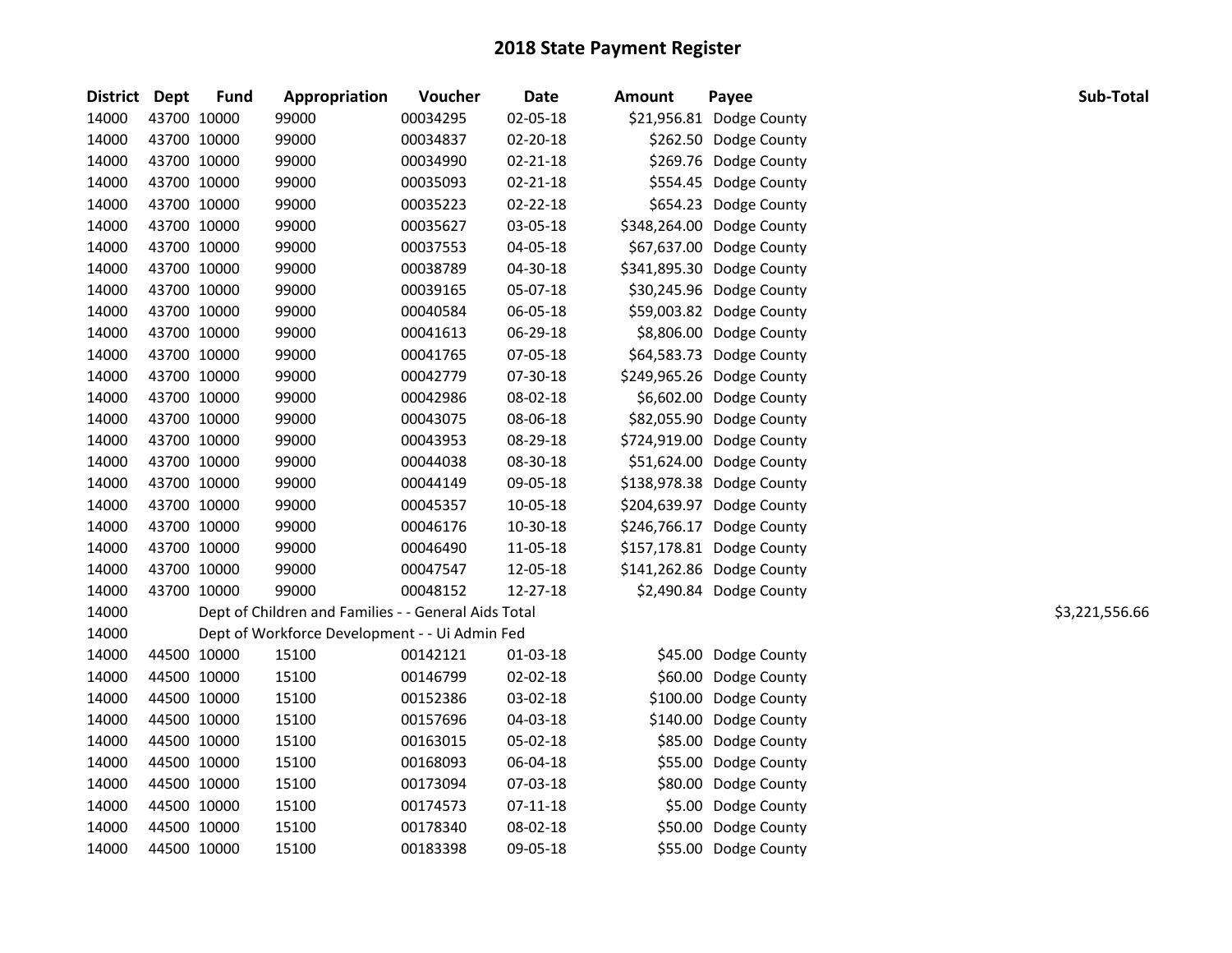# 2018 State Payment Register

| District | Dept | Fund | Appropriation | Voucher | Date | Amount | Payee | Sub-Total |
|---|---|---|---|---|---|---|---|---|
| 14000 | 43700 | 10000 | 99000 | 00034295 | 02-05-18 | $21,956.81 | Dodge County | |
| 14000 | 43700 | 10000 | 99000 | 00034837 | 02-20-18 | $262.50 | Dodge County | |
| 14000 | 43700 | 10000 | 99000 | 00034990 | 02-21-18 | $269.76 | Dodge County | |
| 14000 | 43700 | 10000 | 99000 | 00035093 | 02-21-18 | $554.45 | Dodge County | |
| 14000 | 43700 | 10000 | 99000 | 00035223 | 02-22-18 | $654.23 | Dodge County | |
| 14000 | 43700 | 10000 | 99000 | 00035627 | 03-05-18 | $348,264.00 | Dodge County | |
| 14000 | 43700 | 10000 | 99000 | 00037553 | 04-05-18 | $67,637.00 | Dodge County | |
| 14000 | 43700 | 10000 | 99000 | 00038789 | 04-30-18 | $341,895.30 | Dodge County | |
| 14000 | 43700 | 10000 | 99000 | 00039165 | 05-07-18 | $30,245.96 | Dodge County | |
| 14000 | 43700 | 10000 | 99000 | 00040584 | 06-05-18 | $59,003.82 | Dodge County | |
| 14000 | 43700 | 10000 | 99000 | 00041613 | 06-29-18 | $8,806.00 | Dodge County | |
| 14000 | 43700 | 10000 | 99000 | 00041765 | 07-05-18 | $64,583.73 | Dodge County | |
| 14000 | 43700 | 10000 | 99000 | 00042779 | 07-30-18 | $249,965.26 | Dodge County | |
| 14000 | 43700 | 10000 | 99000 | 00042986 | 08-02-18 | $6,602.00 | Dodge County | |
| 14000 | 43700 | 10000 | 99000 | 00043075 | 08-06-18 | $82,055.90 | Dodge County | |
| 14000 | 43700 | 10000 | 99000 | 00043953 | 08-29-18 | $724,919.00 | Dodge County | |
| 14000 | 43700 | 10000 | 99000 | 00044038 | 08-30-18 | $51,624.00 | Dodge County | |
| 14000 | 43700 | 10000 | 99000 | 00044149 | 09-05-18 | $138,978.38 | Dodge County | |
| 14000 | 43700 | 10000 | 99000 | 00045357 | 10-05-18 | $204,639.97 | Dodge County | |
| 14000 | 43700 | 10000 | 99000 | 00046176 | 10-30-18 | $246,766.17 | Dodge County | |
| 14000 | 43700 | 10000 | 99000 | 00046490 | 11-05-18 | $157,178.81 | Dodge County | |
| 14000 | 43700 | 10000 | 99000 | 00047547 | 12-05-18 | $141,262.86 | Dodge County | |
| 14000 | 43700 | 10000 | 99000 | 00048152 | 12-27-18 | $2,490.84 | Dodge County | |
| 14000 | | Dept of Children and Families - - General Aids Total | | | | | | $3,221,556.66 |
| 14000 | | Dept of Workforce Development - - Ui Admin Fed | | | | | | |
| 14000 | 44500 | 10000 | 15100 | 00142121 | 01-03-18 | $45.00 | Dodge County | |
| 14000 | 44500 | 10000 | 15100 | 00146799 | 02-02-18 | $60.00 | Dodge County | |
| 14000 | 44500 | 10000 | 15100 | 00152386 | 03-02-18 | $100.00 | Dodge County | |
| 14000 | 44500 | 10000 | 15100 | 00157696 | 04-03-18 | $140.00 | Dodge County | |
| 14000 | 44500 | 10000 | 15100 | 00163015 | 05-02-18 | $85.00 | Dodge County | |
| 14000 | 44500 | 10000 | 15100 | 00168093 | 06-04-18 | $55.00 | Dodge County | |
| 14000 | 44500 | 10000 | 15100 | 00173094 | 07-03-18 | $80.00 | Dodge County | |
| 14000 | 44500 | 10000 | 15100 | 00174573 | 07-11-18 | $5.00 | Dodge County | |
| 14000 | 44500 | 10000 | 15100 | 00178340 | 08-02-18 | $50.00 | Dodge County | |
| 14000 | 44500 | 10000 | 15100 | 00183398 | 09-05-18 | $55.00 | Dodge County | |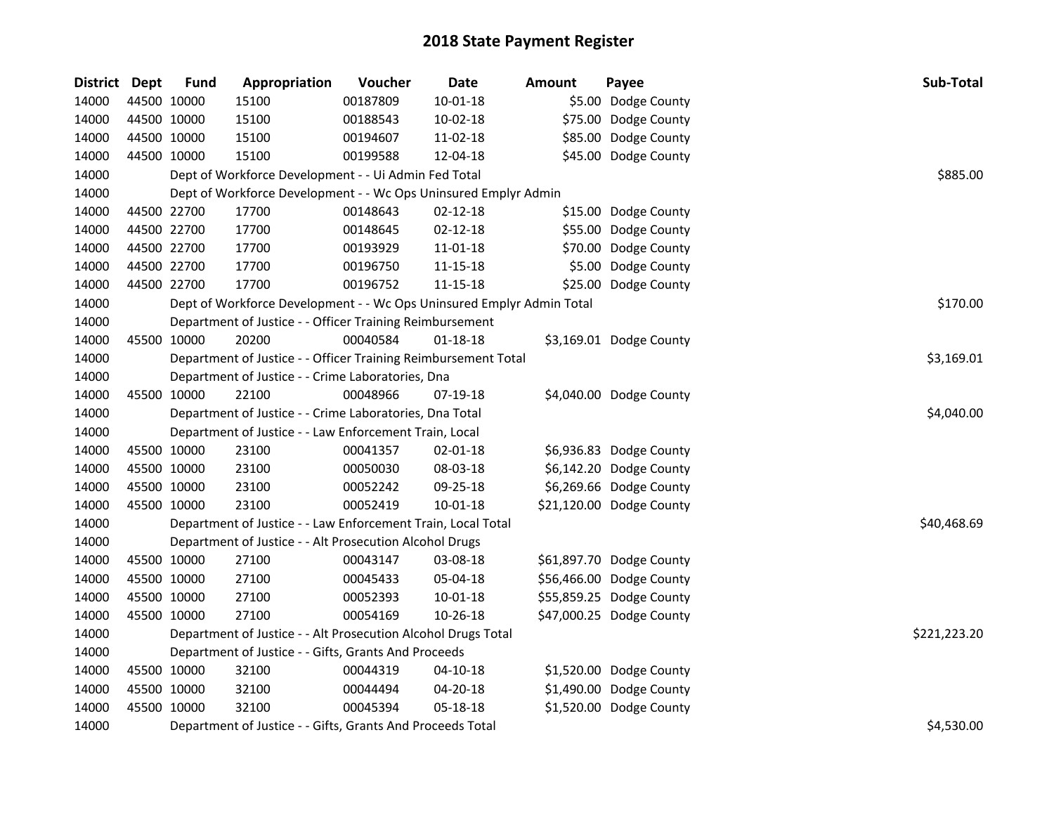# 2018 State Payment Register

| District | Dept | Fund | Appropriation | Voucher | Date | Amount | Payee | Sub-Total |
|---|---|---|---|---|---|---|---|---|
| 14000 | 44500 | 10000 | 15100 | 00187809 | 10-01-18 | $5.00 | Dodge County | |
| 14000 | 44500 | 10000 | 15100 | 00188543 | 10-02-18 | $75.00 | Dodge County | |
| 14000 | 44500 | 10000 | 15100 | 00194607 | 11-02-18 | $85.00 | Dodge County | |
| 14000 | 44500 | 10000 | 15100 | 00199588 | 12-04-18 | $45.00 | Dodge County | |
| 14000 | | | Dept of Workforce Development - - Ui Admin Fed Total | | | | | $885.00 |
| 14000 | | | Dept of Workforce Development - - Wc Ops Uninsured Emplyr Admin | | | | | |
| 14000 | 44500 | 22700 | 17700 | 00148643 | 02-12-18 | $15.00 | Dodge County | |
| 14000 | 44500 | 22700 | 17700 | 00148645 | 02-12-18 | $55.00 | Dodge County | |
| 14000 | 44500 | 22700 | 17700 | 00193929 | 11-01-18 | $70.00 | Dodge County | |
| 14000 | 44500 | 22700 | 17700 | 00196750 | 11-15-18 | $5.00 | Dodge County | |
| 14000 | 44500 | 22700 | 17700 | 00196752 | 11-15-18 | $25.00 | Dodge County | |
| 14000 | | | Dept of Workforce Development - - Wc Ops Uninsured Emplyr Admin Total | | | | | $170.00 |
| 14000 | | | Department of Justice - - Officer Training Reimbursement | | | | | |
| 14000 | 45500 | 10000 | 20200 | 00040584 | 01-18-18 | $3,169.01 | Dodge County | |
| 14000 | | | Department of Justice - - Officer Training Reimbursement Total | | | | | $3,169.01 |
| 14000 | | | Department of Justice - - Crime Laboratories, Dna | | | | | |
| 14000 | 45500 | 10000 | 22100 | 00048966 | 07-19-18 | $4,040.00 | Dodge County | |
| 14000 | | | Department of Justice - - Crime Laboratories, Dna Total | | | | | $4,040.00 |
| 14000 | | | Department of Justice - - Law Enforcement Train, Local | | | | | |
| 14000 | 45500 | 10000 | 23100 | 00041357 | 02-01-18 | $6,936.83 | Dodge County | |
| 14000 | 45500 | 10000 | 23100 | 00050030 | 08-03-18 | $6,142.20 | Dodge County | |
| 14000 | 45500 | 10000 | 23100 | 00052242 | 09-25-18 | $6,269.66 | Dodge County | |
| 14000 | 45500 | 10000 | 23100 | 00052419 | 10-01-18 | $21,120.00 | Dodge County | |
| 14000 | | | Department of Justice - - Law Enforcement Train, Local Total | | | | | $40,468.69 |
| 14000 | | | Department of Justice - - Alt Prosecution Alcohol Drugs | | | | | |
| 14000 | 45500 | 10000 | 27100 | 00043147 | 03-08-18 | $61,897.70 | Dodge County | |
| 14000 | 45500 | 10000 | 27100 | 00045433 | 05-04-18 | $56,466.00 | Dodge County | |
| 14000 | 45500 | 10000 | 27100 | 00052393 | 10-01-18 | $55,859.25 | Dodge County | |
| 14000 | 45500 | 10000 | 27100 | 00054169 | 10-26-18 | $47,000.25 | Dodge County | |
| 14000 | | | Department of Justice - - Alt Prosecution Alcohol Drugs Total | | | | | $221,223.20 |
| 14000 | | | Department of Justice - - Gifts, Grants And Proceeds | | | | | |
| 14000 | 45500 | 10000 | 32100 | 00044319 | 04-10-18 | $1,520.00 | Dodge County | |
| 14000 | 45500 | 10000 | 32100 | 00044494 | 04-20-18 | $1,490.00 | Dodge County | |
| 14000 | 45500 | 10000 | 32100 | 00045394 | 05-18-18 | $1,520.00 | Dodge County | |
| 14000 | | | Department of Justice - - Gifts, Grants And Proceeds Total | | | | | $4,530.00 |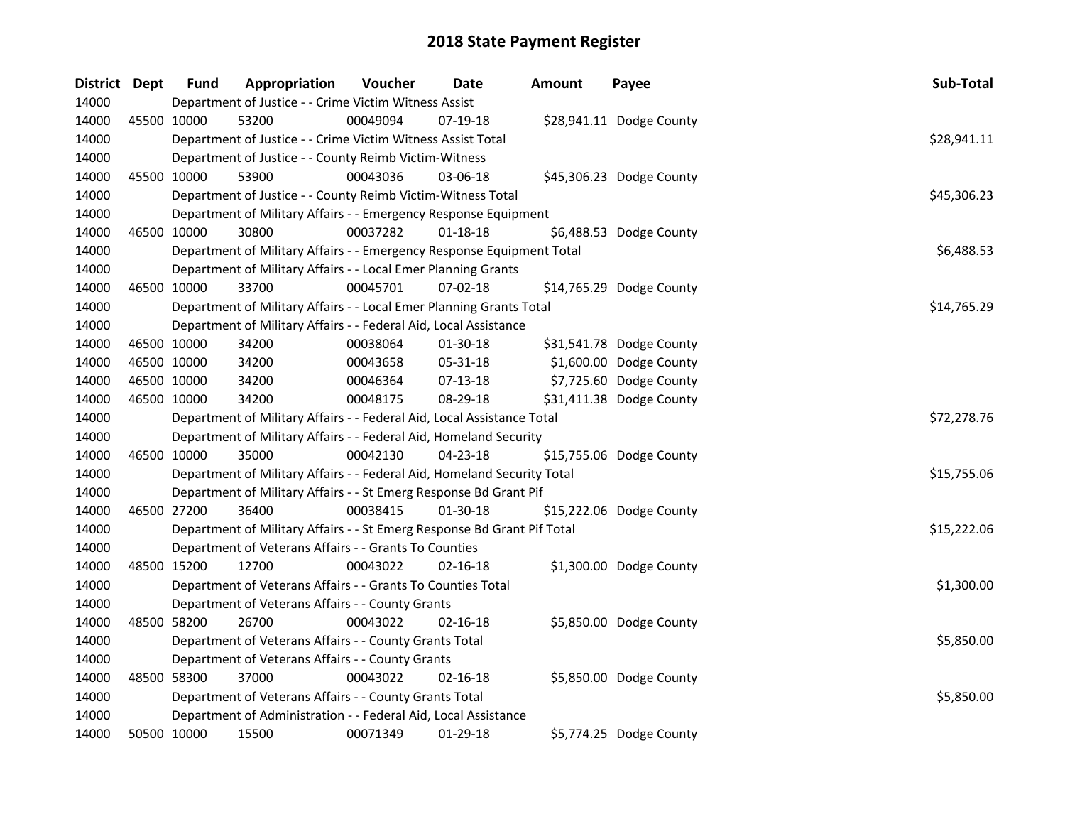# 2018 State Payment Register

| District | Dept | Fund | Appropriation | Voucher | Date | Amount | Payee | Sub-Total |
|---|---|---|---|---|---|---|---|---|
| 14000 | | Department of Justice - - Crime Victim Witness Assist | | | | | | |
| 14000 | 45500 | 10000 | 53200 | 00049094 | 07-19-18 | $28,941.11 | Dodge County | |
| 14000 | | Department of Justice - - Crime Victim Witness Assist Total | | | | | | $28,941.11 |
| 14000 | | Department of Justice - - County Reimb Victim-Witness | | | | | | |
| 14000 | 45500 | 10000 | 53900 | 00043036 | 03-06-18 | $45,306.23 | Dodge County | |
| 14000 | | Department of Justice - - County Reimb Victim-Witness Total | | | | | | $45,306.23 |
| 14000 | | Department of Military Affairs - - Emergency Response Equipment | | | | | | |
| 14000 | 46500 | 10000 | 30800 | 00037282 | 01-18-18 | $6,488.53 | Dodge County | |
| 14000 | | Department of Military Affairs - - Emergency Response Equipment Total | | | | | | $6,488.53 |
| 14000 | | Department of Military Affairs - - Local Emer Planning Grants | | | | | | |
| 14000 | 46500 | 10000 | 33700 | 00045701 | 07-02-18 | $14,765.29 | Dodge County | |
| 14000 | | Department of Military Affairs - - Local Emer Planning Grants Total | | | | | | $14,765.29 |
| 14000 | | Department of Military Affairs - - Federal Aid, Local Assistance | | | | | | |
| 14000 | 46500 | 10000 | 34200 | 00038064 | 01-30-18 | $31,541.78 | Dodge County | |
| 14000 | 46500 | 10000 | 34200 | 00043658 | 05-31-18 | $1,600.00 | Dodge County | |
| 14000 | 46500 | 10000 | 34200 | 00046364 | 07-13-18 | $7,725.60 | Dodge County | |
| 14000 | 46500 | 10000 | 34200 | 00048175 | 08-29-18 | $31,411.38 | Dodge County | |
| 14000 | | Department of Military Affairs - - Federal Aid, Local Assistance Total | | | | | | $72,278.76 |
| 14000 | | Department of Military Affairs - - Federal Aid, Homeland Security | | | | | | |
| 14000 | 46500 | 10000 | 35000 | 00042130 | 04-23-18 | $15,755.06 | Dodge County | |
| 14000 | | Department of Military Affairs - - Federal Aid, Homeland Security Total | | | | | | $15,755.06 |
| 14000 | | Department of Military Affairs - - St Emerg Response Bd Grant Pif | | | | | | |
| 14000 | 46500 | 27200 | 36400 | 00038415 | 01-30-18 | $15,222.06 | Dodge County | |
| 14000 | | Department of Military Affairs - - St Emerg Response Bd Grant Pif Total | | | | | | $15,222.06 |
| 14000 | | Department of Veterans Affairs - - Grants To Counties | | | | | | |
| 14000 | 48500 | 15200 | 12700 | 00043022 | 02-16-18 | $1,300.00 | Dodge County | |
| 14000 | | Department of Veterans Affairs - - Grants To Counties Total | | | | | | $1,300.00 |
| 14000 | | Department of Veterans Affairs - - County Grants | | | | | | |
| 14000 | 48500 | 58200 | 26700 | 00043022 | 02-16-18 | $5,850.00 | Dodge County | |
| 14000 | | Department of Veterans Affairs - - County Grants Total | | | | | | $5,850.00 |
| 14000 | | Department of Veterans Affairs - - County Grants | | | | | | |
| 14000 | 48500 | 58300 | 37000 | 00043022 | 02-16-18 | $5,850.00 | Dodge County | |
| 14000 | | Department of Veterans Affairs - - County Grants Total | | | | | | $5,850.00 |
| 14000 | | Department of Administration - - Federal Aid, Local Assistance | | | | | | |
| 14000 | 50500 | 10000 | 15500 | 00071349 | 01-29-18 | $5,774.25 | Dodge County | |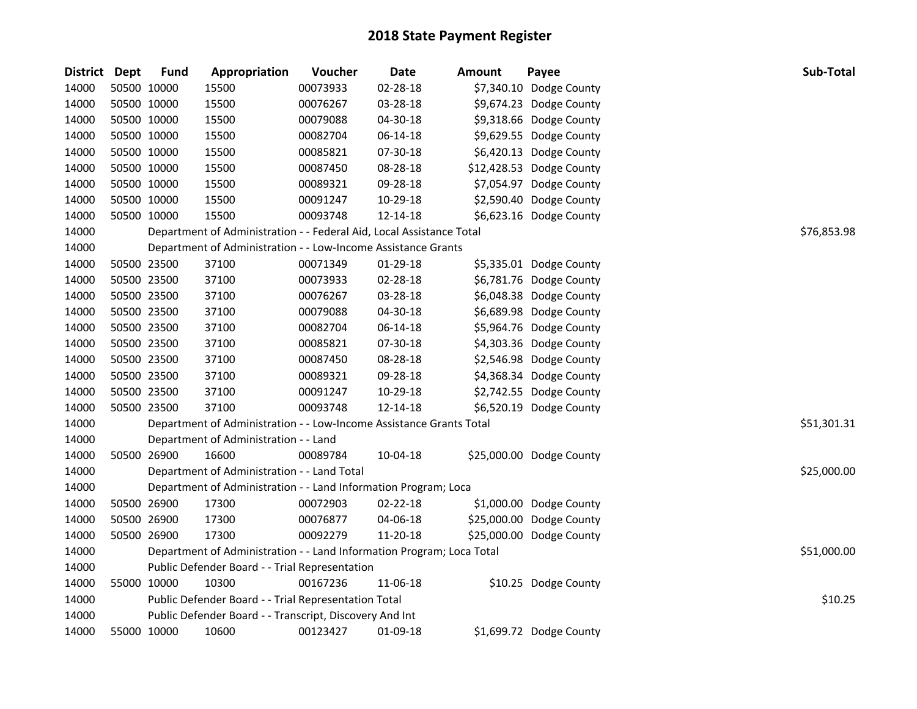# 2018 State Payment Register

| District | Dept | Fund | Appropriation | Voucher | Date | Amount | Payee | Sub-Total |
|---|---|---|---|---|---|---|---|---|
| 14000 | 50500 | 10000 | 15500 | 00073933 | 02-28-18 | $7,340.10 | Dodge County | |
| 14000 | 50500 | 10000 | 15500 | 00076267 | 03-28-18 | $9,674.23 | Dodge County | |
| 14000 | 50500 | 10000 | 15500 | 00079088 | 04-30-18 | $9,318.66 | Dodge County | |
| 14000 | 50500 | 10000 | 15500 | 00082704 | 06-14-18 | $9,629.55 | Dodge County | |
| 14000 | 50500 | 10000 | 15500 | 00085821 | 07-30-18 | $6,420.13 | Dodge County | |
| 14000 | 50500 | 10000 | 15500 | 00087450 | 08-28-18 | $12,428.53 | Dodge County | |
| 14000 | 50500 | 10000 | 15500 | 00089321 | 09-28-18 | $7,054.97 | Dodge County | |
| 14000 | 50500 | 10000 | 15500 | 00091247 | 10-29-18 | $2,590.40 | Dodge County | |
| 14000 | 50500 | 10000 | 15500 | 00093748 | 12-14-18 | $6,623.16 | Dodge County | |
| 14000 | | Department of Administration - - Federal Aid, Local Assistance Total | | | | | | $76,853.98 |
| 14000 | | Department of Administration - - Low-Income Assistance Grants | | | | | | |
| 14000 | 50500 | 23500 | 37100 | 00071349 | 01-29-18 | $5,335.01 | Dodge County | |
| 14000 | 50500 | 23500 | 37100 | 00073933 | 02-28-18 | $6,781.76 | Dodge County | |
| 14000 | 50500 | 23500 | 37100 | 00076267 | 03-28-18 | $6,048.38 | Dodge County | |
| 14000 | 50500 | 23500 | 37100 | 00079088 | 04-30-18 | $6,689.98 | Dodge County | |
| 14000 | 50500 | 23500 | 37100 | 00082704 | 06-14-18 | $5,964.76 | Dodge County | |
| 14000 | 50500 | 23500 | 37100 | 00085821 | 07-30-18 | $4,303.36 | Dodge County | |
| 14000 | 50500 | 23500 | 37100 | 00087450 | 08-28-18 | $2,546.98 | Dodge County | |
| 14000 | 50500 | 23500 | 37100 | 00089321 | 09-28-18 | $4,368.34 | Dodge County | |
| 14000 | 50500 | 23500 | 37100 | 00091247 | 10-29-18 | $2,742.55 | Dodge County | |
| 14000 | 50500 | 23500 | 37100 | 00093748 | 12-14-18 | $6,520.19 | Dodge County | |
| 14000 | | Department of Administration - - Low-Income Assistance Grants Total | | | | | | $51,301.31 |
| 14000 | | Department of Administration - - Land | | | | | | |
| 14000 | 50500 | 26900 | 16600 | 00089784 | 10-04-18 | $25,000.00 | Dodge County | |
| 14000 | | Department of Administration - - Land Total | | | | | | $25,000.00 |
| 14000 | | Department of Administration - - Land Information Program; Loca | | | | | | |
| 14000 | 50500 | 26900 | 17300 | 00072903 | 02-22-18 | $1,000.00 | Dodge County | |
| 14000 | 50500 | 26900 | 17300 | 00076877 | 04-06-18 | $25,000.00 | Dodge County | |
| 14000 | 50500 | 26900 | 17300 | 00092279 | 11-20-18 | $25,000.00 | Dodge County | |
| 14000 | | Department of Administration - - Land Information Program; Loca Total | | | | | | $51,000.00 |
| 14000 | | Public Defender Board - - Trial Representation | | | | | | |
| 14000 | 55000 | 10000 | 10300 | 00167236 | 11-06-18 | $10.25 | Dodge County | |
| 14000 | | Public Defender Board - - Trial Representation Total | | | | | | $10.25 |
| 14000 | | Public Defender Board - - Transcript, Discovery And Int | | | | | | |
| 14000 | 55000 | 10000 | 10600 | 00123427 | 01-09-18 | $1,699.72 | Dodge County | |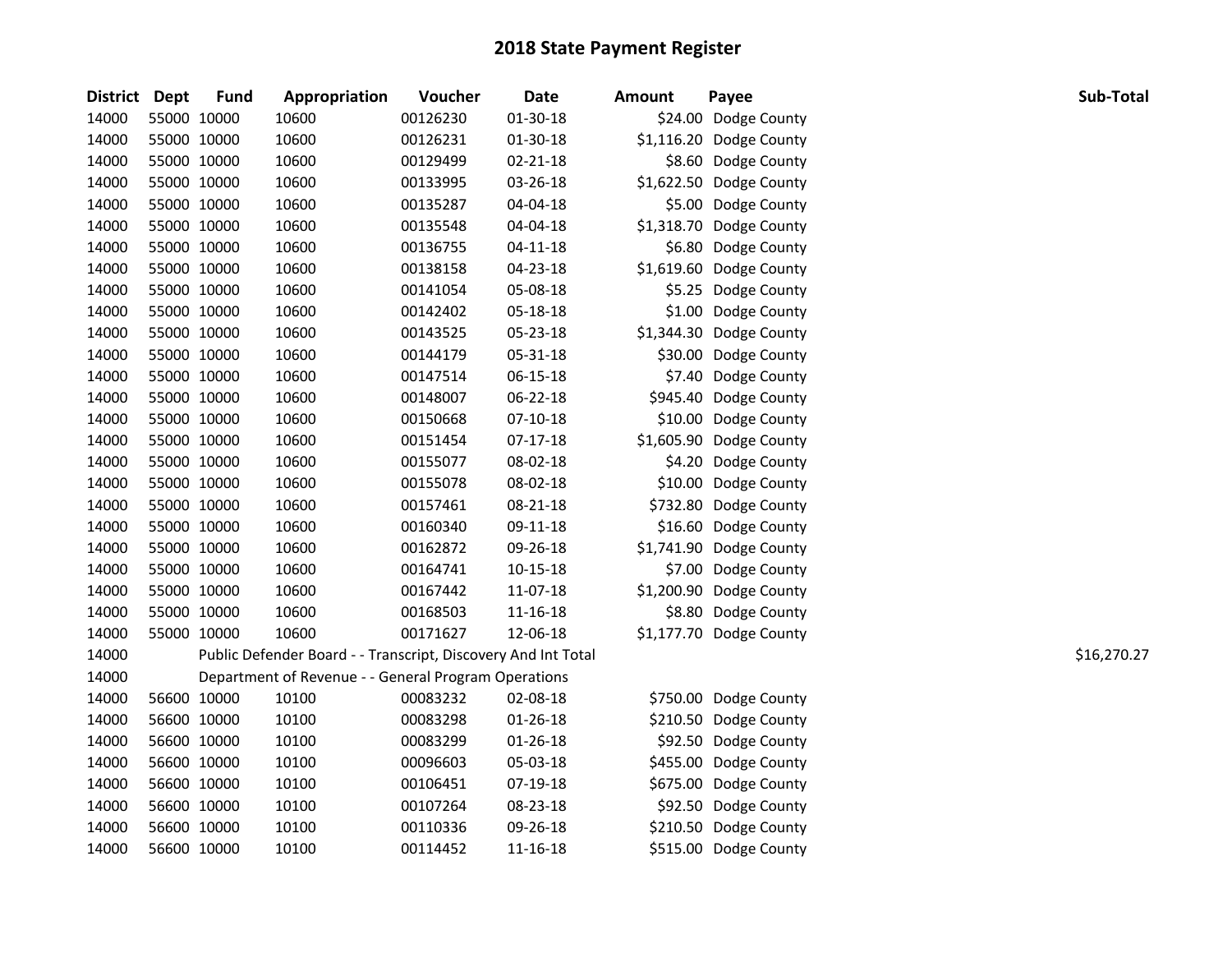# 2018 State Payment Register

| District | Dept | Fund | Appropriation | Voucher | Date | Amount | Payee | Sub-Total |
|---|---|---|---|---|---|---|---|---|
| 14000 | 55000 | 10000 | 10600 | 00126230 | 01-30-18 | $24.00 | Dodge County | |
| 14000 | 55000 | 10000 | 10600 | 00126231 | 01-30-18 | $1,116.20 | Dodge County | |
| 14000 | 55000 | 10000 | 10600 | 00129499 | 02-21-18 | $8.60 | Dodge County | |
| 14000 | 55000 | 10000 | 10600 | 00133995 | 03-26-18 | $1,622.50 | Dodge County | |
| 14000 | 55000 | 10000 | 10600 | 00135287 | 04-04-18 | $5.00 | Dodge County | |
| 14000 | 55000 | 10000 | 10600 | 00135548 | 04-04-18 | $1,318.70 | Dodge County | |
| 14000 | 55000 | 10000 | 10600 | 00136755 | 04-11-18 | $6.80 | Dodge County | |
| 14000 | 55000 | 10000 | 10600 | 00138158 | 04-23-18 | $1,619.60 | Dodge County | |
| 14000 | 55000 | 10000 | 10600 | 00141054 | 05-08-18 | $5.25 | Dodge County | |
| 14000 | 55000 | 10000 | 10600 | 00142402 | 05-18-18 | $1.00 | Dodge County | |
| 14000 | 55000 | 10000 | 10600 | 00143525 | 05-23-18 | $1,344.30 | Dodge County | |
| 14000 | 55000 | 10000 | 10600 | 00144179 | 05-31-18 | $30.00 | Dodge County | |
| 14000 | 55000 | 10000 | 10600 | 00147514 | 06-15-18 | $7.40 | Dodge County | |
| 14000 | 55000 | 10000 | 10600 | 00148007 | 06-22-18 | $945.40 | Dodge County | |
| 14000 | 55000 | 10000 | 10600 | 00150668 | 07-10-18 | $10.00 | Dodge County | |
| 14000 | 55000 | 10000 | 10600 | 00151454 | 07-17-18 | $1,605.90 | Dodge County | |
| 14000 | 55000 | 10000 | 10600 | 00155077 | 08-02-18 | $4.20 | Dodge County | |
| 14000 | 55000 | 10000 | 10600 | 00155078 | 08-02-18 | $10.00 | Dodge County | |
| 14000 | 55000 | 10000 | 10600 | 00157461 | 08-21-18 | $732.80 | Dodge County | |
| 14000 | 55000 | 10000 | 10600 | 00160340 | 09-11-18 | $16.60 | Dodge County | |
| 14000 | 55000 | 10000 | 10600 | 00162872 | 09-26-18 | $1,741.90 | Dodge County | |
| 14000 | 55000 | 10000 | 10600 | 00164741 | 10-15-18 | $7.00 | Dodge County | |
| 14000 | 55000 | 10000 | 10600 | 00167442 | 11-07-18 | $1,200.90 | Dodge County | |
| 14000 | 55000 | 10000 | 10600 | 00168503 | 11-16-18 | $8.80 | Dodge County | |
| 14000 | 55000 | 10000 | 10600 | 00171627 | 12-06-18 | $1,177.70 | Dodge County | |
| 14000 | | Public Defender Board - - Transcript, Discovery And Int Total | | | | | | $16,270.27 |
| 14000 | | Department of Revenue - - General Program Operations | | | | | | |
| 14000 | 56600 | 10000 | 10100 | 00083232 | 02-08-18 | $750.00 | Dodge County | |
| 14000 | 56600 | 10000 | 10100 | 00083298 | 01-26-18 | $210.50 | Dodge County | |
| 14000 | 56600 | 10000 | 10100 | 00083299 | 01-26-18 | $92.50 | Dodge County | |
| 14000 | 56600 | 10000 | 10100 | 00096603 | 05-03-18 | $455.00 | Dodge County | |
| 14000 | 56600 | 10000 | 10100 | 00106451 | 07-19-18 | $675.00 | Dodge County | |
| 14000 | 56600 | 10000 | 10100 | 00107264 | 08-23-18 | $92.50 | Dodge County | |
| 14000 | 56600 | 10000 | 10100 | 00110336 | 09-26-18 | $210.50 | Dodge County | |
| 14000 | 56600 | 10000 | 10100 | 00114452 | 11-16-18 | $515.00 | Dodge County | |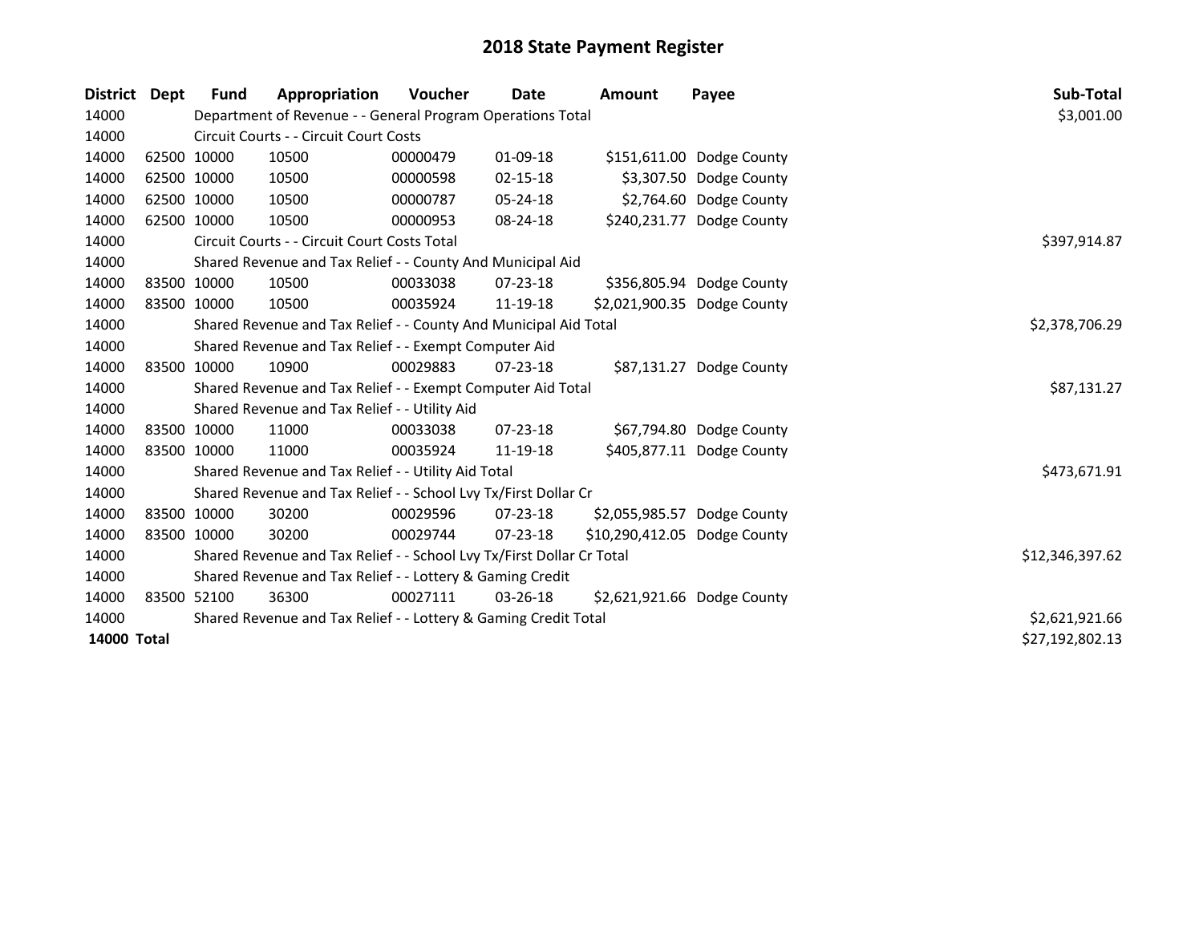# 2018 State Payment Register

| District | Dept | Fund | Appropriation | Voucher | Date | Amount | Payee | Sub-Total |
|---|---|---|---|---|---|---|---|---|
| 14000 | | Department of Revenue - - General Program Operations Total | | | | | | $3,001.00 |
| 14000 | | Circuit Courts - - Circuit Court Costs | | | | | | |
| 14000 | 62500 | 10000 | 10500 | 00000479 | 01-09-18 | $151,611.00 | Dodge County | |
| 14000 | 62500 | 10000 | 10500 | 00000598 | 02-15-18 | $3,307.50 | Dodge County | |
| 14000 | 62500 | 10000 | 10500 | 00000787 | 05-24-18 | $2,764.60 | Dodge County | |
| 14000 | 62500 | 10000 | 10500 | 00000953 | 08-24-18 | $240,231.77 | Dodge County | |
| 14000 | | Circuit Courts - - Circuit Court Costs Total | | | | | | $397,914.87 |
| 14000 | | Shared Revenue and Tax Relief - - County And Municipal Aid | | | | | | |
| 14000 | 83500 | 10000 | 10500 | 00033038 | 07-23-18 | $356,805.94 | Dodge County | |
| 14000 | 83500 | 10000 | 10500 | 00035924 | 11-19-18 | $2,021,900.35 | Dodge County | |
| 14000 | | Shared Revenue and Tax Relief - - County And Municipal Aid Total | | | | | | $2,378,706.29 |
| 14000 | | Shared Revenue and Tax Relief - - Exempt Computer Aid | | | | | | |
| 14000 | 83500 | 10000 | 10900 | 00029883 | 07-23-18 | $87,131.27 | Dodge County | |
| 14000 | | Shared Revenue and Tax Relief - - Exempt Computer Aid Total | | | | | | $87,131.27 |
| 14000 | | Shared Revenue and Tax Relief - - Utility Aid | | | | | | |
| 14000 | 83500 | 10000 | 11000 | 00033038 | 07-23-18 | $67,794.80 | Dodge County | |
| 14000 | 83500 | 10000 | 11000 | 00035924 | 11-19-18 | $405,877.11 | Dodge County | |
| 14000 | | Shared Revenue and Tax Relief - - Utility Aid Total | | | | | | $473,671.91 |
| 14000 | | Shared Revenue and Tax Relief - - School Lvy Tx/First Dollar Cr | | | | | | |
| 14000 | 83500 | 10000 | 30200 | 00029596 | 07-23-18 | $2,055,985.57 | Dodge County | |
| 14000 | 83500 | 10000 | 30200 | 00029744 | 07-23-18 | $10,290,412.05 | Dodge County | |
| 14000 | | Shared Revenue and Tax Relief - - School Lvy Tx/First Dollar Cr Total | | | | | | $12,346,397.62 |
| 14000 | | Shared Revenue and Tax Relief - - Lottery & Gaming Credit | | | | | | |
| 14000 | 83500 | 52100 | 36300 | 00027111 | 03-26-18 | $2,621,921.66 | Dodge County | |
| 14000 | | Shared Revenue and Tax Relief - - Lottery & Gaming Credit Total | | | | | | $2,621,921.66 |
| **14000** | **Total** | | | | | | | $27,192,802.13 |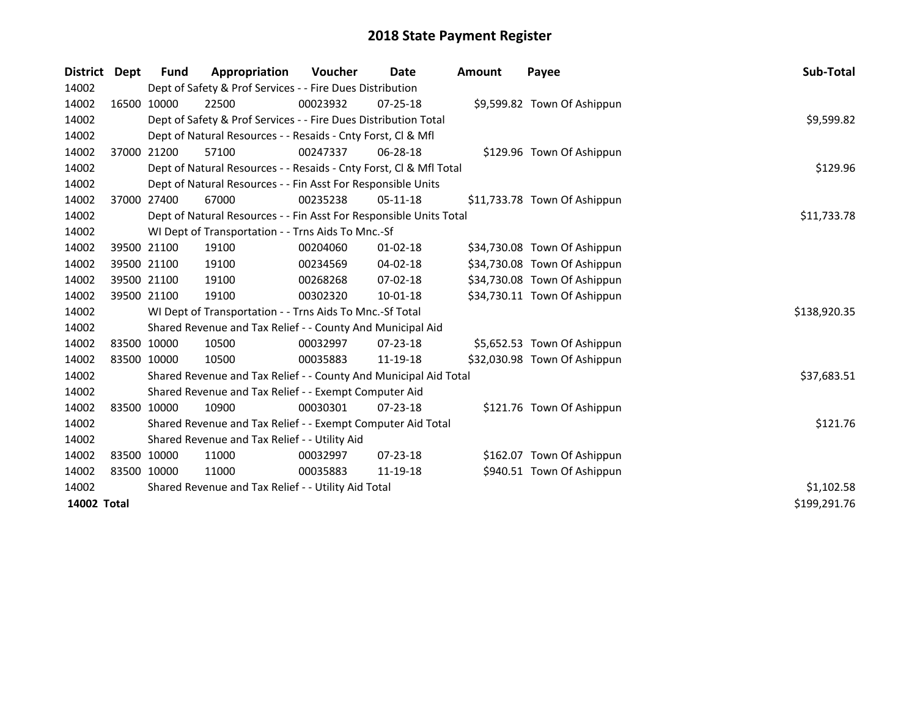# 2018 State Payment Register

| District | Dept | Fund | Appropriation | Voucher | Date | Amount | Payee | Sub-Total |
|---|---|---|---|---|---|---|---|---|
| 14002 | | Dept of Safety & Prof Services - - Fire Dues Distribution | | | | | | |
| 14002 | 16500 | 10000 | 22500 | 00023932 | 07-25-18 | $9,599.82 | Town Of Ashippun | |
| 14002 | | Dept of Safety & Prof Services - - Fire Dues Distribution Total | | | | | | $9,599.82 |
| 14002 | | Dept of Natural Resources - - Resaids - Cnty Forst, Cl & Mfl | | | | | | |
| 14002 | 37000 | 21200 | 57100 | 00247337 | 06-28-18 | $129.96 | Town Of Ashippun | |
| 14002 | | Dept of Natural Resources - - Resaids - Cnty Forst, Cl & Mfl Total | | | | | | $129.96 |
| 14002 | | Dept of Natural Resources - - Fin Asst For Responsible Units | | | | | | |
| 14002 | 37000 | 27400 | 67000 | 00235238 | 05-11-18 | $11,733.78 | Town Of Ashippun | |
| 14002 | | Dept of Natural Resources - - Fin Asst For Responsible Units Total | | | | | | $11,733.78 |
| 14002 | | WI Dept of Transportation - - Trns Aids To Mnc.-Sf | | | | | | |
| 14002 | 39500 | 21100 | 19100 | 00204060 | 01-02-18 | $34,730.08 | Town Of Ashippun | |
| 14002 | 39500 | 21100 | 19100 | 00234569 | 04-02-18 | $34,730.08 | Town Of Ashippun | |
| 14002 | 39500 | 21100 | 19100 | 00268268 | 07-02-18 | $34,730.08 | Town Of Ashippun | |
| 14002 | 39500 | 21100 | 19100 | 00302320 | 10-01-18 | $34,730.11 | Town Of Ashippun | |
| 14002 | | WI Dept of Transportation - - Trns Aids To Mnc.-Sf Total | | | | | | $138,920.35 |
| 14002 | | Shared Revenue and Tax Relief - - County And Municipal Aid | | | | | | |
| 14002 | 83500 | 10000 | 10500 | 00032997 | 07-23-18 | $5,652.53 | Town Of Ashippun | |
| 14002 | 83500 | 10000 | 10500 | 00035883 | 11-19-18 | $32,030.98 | Town Of Ashippun | |
| 14002 | | Shared Revenue and Tax Relief - - County And Municipal Aid Total | | | | | | $37,683.51 |
| 14002 | | Shared Revenue and Tax Relief - - Exempt Computer Aid | | | | | | |
| 14002 | 83500 | 10000 | 10900 | 00030301 | 07-23-18 | $121.76 | Town Of Ashippun | |
| 14002 | | Shared Revenue and Tax Relief - - Exempt Computer Aid Total | | | | | | $121.76 |
| 14002 | | Shared Revenue and Tax Relief - - Utility Aid | | | | | | |
| 14002 | 83500 | 10000 | 11000 | 00032997 | 07-23-18 | $162.07 | Town Of Ashippun | |
| 14002 | 83500 | 10000 | 11000 | 00035883 | 11-19-18 | $940.51 | Town Of Ashippun | |
| 14002 | | Shared Revenue and Tax Relief - - Utility Aid Total | | | | | | $1,102.58 |
| **14002** | **Total** | | | | | | | $199,291.76 |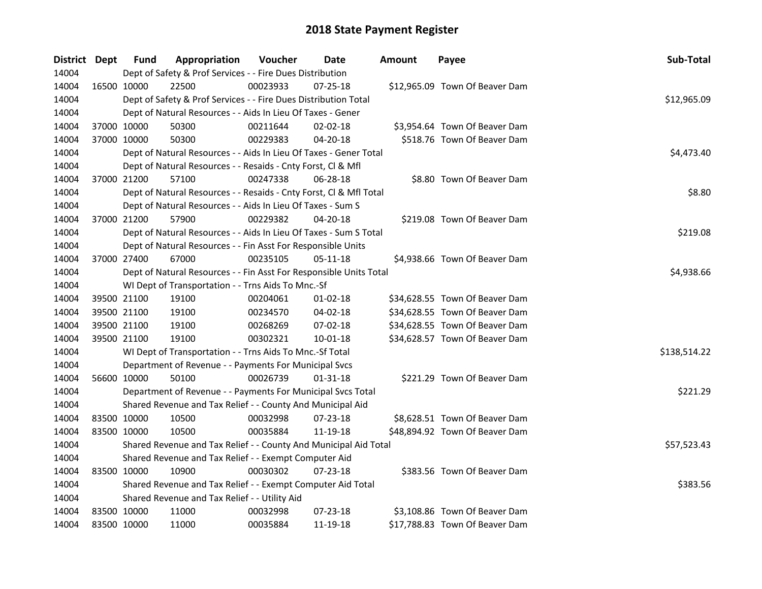# 2018 State Payment Register

| District | Dept | Fund | Appropriation | Voucher | Date | Amount | Payee | Sub-Total |
|---|---|---|---|---|---|---|---|---|
| 14004 | | Dept of Safety & Prof Services - - Fire Dues Distribution | | | | | | |
| 14004 | 16500 | 10000 | 22500 | 00023933 | 07-25-18 | $12,965.09 | Town Of Beaver Dam | |
| 14004 | | Dept of Safety & Prof Services - - Fire Dues Distribution Total | | | | | | $12,965.09 |
| 14004 | | Dept of Natural Resources - - Aids In Lieu Of Taxes - Gener | | | | | | |
| 14004 | 37000 | 10000 | 50300 | 00211644 | 02-02-18 | $3,954.64 | Town Of Beaver Dam | |
| 14004 | 37000 | 10000 | 50300 | 00229383 | 04-20-18 | $518.76 | Town Of Beaver Dam | |
| 14004 | | Dept of Natural Resources - - Aids In Lieu Of Taxes - Gener Total | | | | | | $4,473.40 |
| 14004 | | Dept of Natural Resources - - Resaids - Cnty Forst, Cl & Mfl | | | | | | |
| 14004 | 37000 | 21200 | 57100 | 00247338 | 06-28-18 | $8.80 | Town Of Beaver Dam | |
| 14004 | | Dept of Natural Resources - - Resaids - Cnty Forst, Cl & Mfl Total | | | | | | $8.80 |
| 14004 | | Dept of Natural Resources - - Aids In Lieu Of Taxes - Sum S | | | | | | |
| 14004 | 37000 | 21200 | 57900 | 00229382 | 04-20-18 | $219.08 | Town Of Beaver Dam | |
| 14004 | | Dept of Natural Resources - - Aids In Lieu Of Taxes - Sum S Total | | | | | | $219.08 |
| 14004 | | Dept of Natural Resources - - Fin Asst For Responsible Units | | | | | | |
| 14004 | 37000 | 27400 | 67000 | 00235105 | 05-11-18 | $4,938.66 | Town Of Beaver Dam | |
| 14004 | | Dept of Natural Resources - - Fin Asst For Responsible Units Total | | | | | | $4,938.66 |
| 14004 | | WI Dept of Transportation - - Trns Aids To Mnc.-Sf | | | | | | |
| 14004 | 39500 | 21100 | 19100 | 00204061 | 01-02-18 | $34,628.55 | Town Of Beaver Dam | |
| 14004 | 39500 | 21100 | 19100 | 00234570 | 04-02-18 | $34,628.55 | Town Of Beaver Dam | |
| 14004 | 39500 | 21100 | 19100 | 00268269 | 07-02-18 | $34,628.55 | Town Of Beaver Dam | |
| 14004 | 39500 | 21100 | 19100 | 00302321 | 10-01-18 | $34,628.57 | Town Of Beaver Dam | |
| 14004 | | WI Dept of Transportation - - Trns Aids To Mnc.-Sf Total | | | | | | $138,514.22 |
| 14004 | | Department of Revenue - - Payments For Municipal Svcs | | | | | | |
| 14004 | 56600 | 10000 | 50100 | 00026739 | 01-31-18 | $221.29 | Town Of Beaver Dam | |
| 14004 | | Department of Revenue - - Payments For Municipal Svcs Total | | | | | | $221.29 |
| 14004 | | Shared Revenue and Tax Relief - - County And Municipal Aid | | | | | | |
| 14004 | 83500 | 10000 | 10500 | 00032998 | 07-23-18 | $8,628.51 | Town Of Beaver Dam | |
| 14004 | 83500 | 10000 | 10500 | 00035884 | 11-19-18 | $48,894.92 | Town Of Beaver Dam | |
| 14004 | | Shared Revenue and Tax Relief - - County And Municipal Aid Total | | | | | | $57,523.43 |
| 14004 | | Shared Revenue and Tax Relief - - Exempt Computer Aid | | | | | | |
| 14004 | 83500 | 10000 | 10900 | 00030302 | 07-23-18 | $383.56 | Town Of Beaver Dam | |
| 14004 | | Shared Revenue and Tax Relief - - Exempt Computer Aid Total | | | | | | $383.56 |
| 14004 | | Shared Revenue and Tax Relief - - Utility Aid | | | | | | |
| 14004 | 83500 | 10000 | 11000 | 00032998 | 07-23-18 | $3,108.86 | Town Of Beaver Dam | |
| 14004 | 83500 | 10000 | 11000 | 00035884 | 11-19-18 | $17,788.83 | Town Of Beaver Dam | |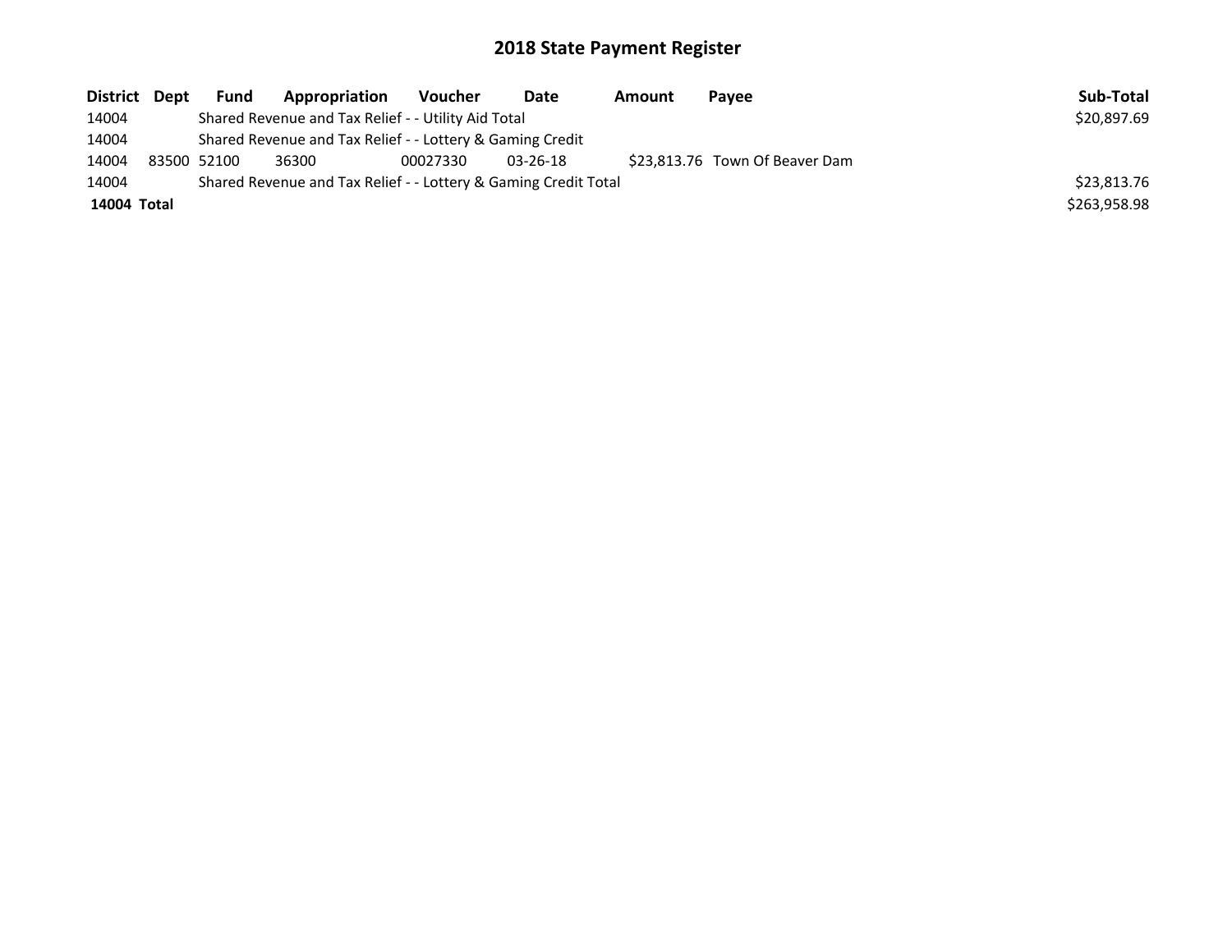# 2018 State Payment Register

| District | Dept | Fund | Appropriation | Voucher | Date | Amount | Payee | Sub-Total |
|---|---|---|---|---|---|---|---|---|
| 14004 | | Shared Revenue and Tax Relief - - Utility Aid Total | | | | | | $20,897.69 |
| 14004 | | Shared Revenue and Tax Relief - - Lottery & Gaming Credit | | | | | | |
| 14004 | 83500 | 52100 | 36300 | 00027330 | 03-26-18 | $23,813.76 | Town Of Beaver Dam | |
| 14004 | | Shared Revenue and Tax Relief - - Lottery & Gaming Credit Total | | | | | | $23,813.76 |
| **14004 Total** | | | | | | | | $263,958.98 |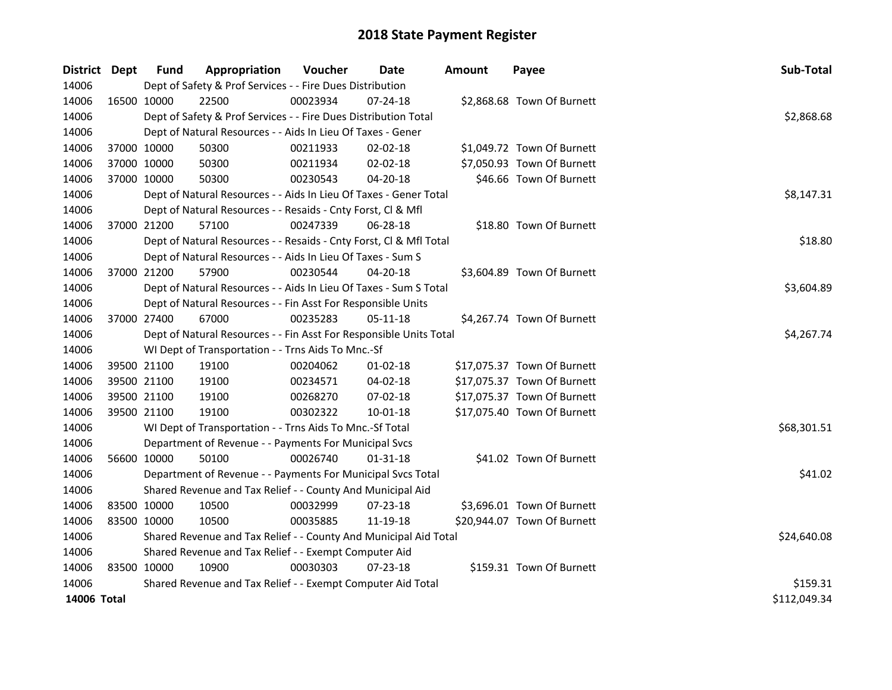# 2018 State Payment Register

| District | Dept | Fund | Appropriation | Voucher | Date | Amount | Payee | Sub-Total |
|---|---|---|---|---|---|---|---|---|
| 14006 | | Dept of Safety & Prof Services - - Fire Dues Distribution | | | | | | |
| 14006 | 16500 | 10000 | 22500 | 00023934 | 07-24-18 | $2,868.68 | Town Of Burnett | |
| 14006 | | Dept of Safety & Prof Services - - Fire Dues Distribution Total | | | | | | $2,868.68 |
| 14006 | | Dept of Natural Resources - - Aids In Lieu Of Taxes - Gener | | | | | | |
| 14006 | 37000 | 10000 | 50300 | 00211933 | 02-02-18 | $1,049.72 | Town Of Burnett | |
| 14006 | 37000 | 10000 | 50300 | 00211934 | 02-02-18 | $7,050.93 | Town Of Burnett | |
| 14006 | 37000 | 10000 | 50300 | 00230543 | 04-20-18 | $46.66 | Town Of Burnett | |
| 14006 | | Dept of Natural Resources - - Aids In Lieu Of Taxes - Gener Total | | | | | | $8,147.31 |
| 14006 | | Dept of Natural Resources - - Resaids - Cnty Forst, Cl & Mfl | | | | | | |
| 14006 | 37000 | 21200 | 57100 | 00247339 | 06-28-18 | $18.80 | Town Of Burnett | |
| 14006 | | Dept of Natural Resources - - Resaids - Cnty Forst, Cl & Mfl Total | | | | | | $18.80 |
| 14006 | | Dept of Natural Resources - - Aids In Lieu Of Taxes - Sum S | | | | | | |
| 14006 | 37000 | 21200 | 57900 | 00230544 | 04-20-18 | $3,604.89 | Town Of Burnett | |
| 14006 | | Dept of Natural Resources - - Aids In Lieu Of Taxes - Sum S Total | | | | | | $3,604.89 |
| 14006 | | Dept of Natural Resources - - Fin Asst For Responsible Units | | | | | | |
| 14006 | 37000 | 27400 | 67000 | 00235283 | 05-11-18 | $4,267.74 | Town Of Burnett | |
| 14006 | | Dept of Natural Resources - - Fin Asst For Responsible Units Total | | | | | | $4,267.74 |
| 14006 | | WI Dept of Transportation - - Trns Aids To Mnc.-Sf | | | | | | |
| 14006 | 39500 | 21100 | 19100 | 00204062 | 01-02-18 | $17,075.37 | Town Of Burnett | |
| 14006 | 39500 | 21100 | 19100 | 00234571 | 04-02-18 | $17,075.37 | Town Of Burnett | |
| 14006 | 39500 | 21100 | 19100 | 00268270 | 07-02-18 | $17,075.37 | Town Of Burnett | |
| 14006 | 39500 | 21100 | 19100 | 00302322 | 10-01-18 | $17,075.40 | Town Of Burnett | |
| 14006 | | WI Dept of Transportation - - Trns Aids To Mnc.-Sf Total | | | | | | $68,301.51 |
| 14006 | | Department of Revenue - - Payments For Municipal Svcs | | | | | | |
| 14006 | 56600 | 10000 | 50100 | 00026740 | 01-31-18 | $41.02 | Town Of Burnett | |
| 14006 | | Department of Revenue - - Payments For Municipal Svcs Total | | | | | | $41.02 |
| 14006 | | Shared Revenue and Tax Relief - - County And Municipal Aid | | | | | | |
| 14006 | 83500 | 10000 | 10500 | 00032999 | 07-23-18 | $3,696.01 | Town Of Burnett | |
| 14006 | 83500 | 10000 | 10500 | 00035885 | 11-19-18 | $20,944.07 | Town Of Burnett | |
| 14006 | | Shared Revenue and Tax Relief - - County And Municipal Aid Total | | | | | | $24,640.08 |
| 14006 | | Shared Revenue and Tax Relief - - Exempt Computer Aid | | | | | | |
| 14006 | 83500 | 10000 | 10900 | 00030303 | 07-23-18 | $159.31 | Town Of Burnett | |
| 14006 | | Shared Revenue and Tax Relief - - Exempt Computer Aid Total | | | | | | $159.31 |
| **14006 Total** | | | | | | | | $112,049.34 |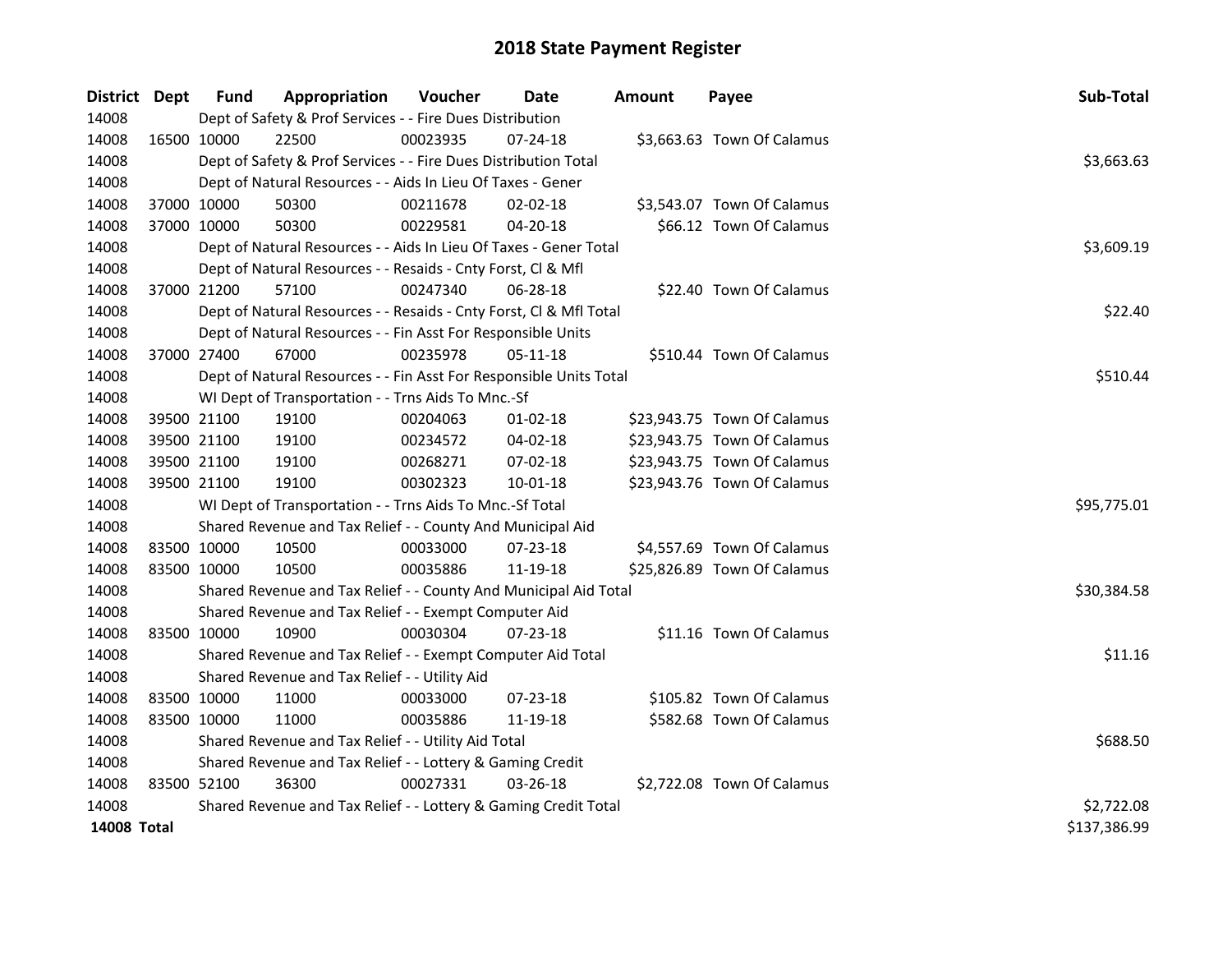# 2018 State Payment Register

| District | Dept | Fund | Appropriation | Voucher | Date | Amount | Payee | Sub-Total |
|---|---|---|---|---|---|---|---|---|
| 14008 | | Dept of Safety & Prof Services - - Fire Dues Distribution | | | | | | |
| 14008 | 16500 | 10000 | 22500 | 00023935 | 07-24-18 | $3,663.63 | Town Of Calamus | |
| 14008 | | Dept of Safety & Prof Services - - Fire Dues Distribution Total | | | | | | $3,663.63 |
| 14008 | | Dept of Natural Resources - - Aids In Lieu Of Taxes - Gener | | | | | | |
| 14008 | 37000 | 10000 | 50300 | 00211678 | 02-02-18 | $3,543.07 | Town Of Calamus | |
| 14008 | 37000 | 10000 | 50300 | 00229581 | 04-20-18 | $66.12 | Town Of Calamus | |
| 14008 | | Dept of Natural Resources - - Aids In Lieu Of Taxes - Gener Total | | | | | | $3,609.19 |
| 14008 | | Dept of Natural Resources - - Resaids - Cnty Forst, Cl & Mfl | | | | | | |
| 14008 | 37000 | 21200 | 57100 | 00247340 | 06-28-18 | $22.40 | Town Of Calamus | |
| 14008 | | Dept of Natural Resources - - Resaids - Cnty Forst, Cl & Mfl Total | | | | | | $22.40 |
| 14008 | | Dept of Natural Resources - - Fin Asst For Responsible Units | | | | | | |
| 14008 | 37000 | 27400 | 67000 | 00235978 | 05-11-18 | $510.44 | Town Of Calamus | |
| 14008 | | Dept of Natural Resources - - Fin Asst For Responsible Units Total | | | | | | $510.44 |
| 14008 | | WI Dept of Transportation - - Trns Aids To Mnc.-Sf | | | | | | |
| 14008 | 39500 | 21100 | 19100 | 00204063 | 01-02-18 | $23,943.75 | Town Of Calamus | |
| 14008 | 39500 | 21100 | 19100 | 00234572 | 04-02-18 | $23,943.75 | Town Of Calamus | |
| 14008 | 39500 | 21100 | 19100 | 00268271 | 07-02-18 | $23,943.75 | Town Of Calamus | |
| 14008 | 39500 | 21100 | 19100 | 00302323 | 10-01-18 | $23,943.76 | Town Of Calamus | |
| 14008 | | WI Dept of Transportation - - Trns Aids To Mnc.-Sf Total | | | | | | $95,775.01 |
| 14008 | | Shared Revenue and Tax Relief - - County And Municipal Aid | | | | | | |
| 14008 | 83500 | 10000 | 10500 | 00033000 | 07-23-18 | $4,557.69 | Town Of Calamus | |
| 14008 | 83500 | 10000 | 10500 | 00035886 | 11-19-18 | $25,826.89 | Town Of Calamus | |
| 14008 | | Shared Revenue and Tax Relief - - County And Municipal Aid Total | | | | | | $30,384.58 |
| 14008 | | Shared Revenue and Tax Relief - - Exempt Computer Aid | | | | | | |
| 14008 | 83500 | 10000 | 10900 | 00030304 | 07-23-18 | $11.16 | Town Of Calamus | |
| 14008 | | Shared Revenue and Tax Relief - - Exempt Computer Aid Total | | | | | | $11.16 |
| 14008 | | Shared Revenue and Tax Relief - - Utility Aid | | | | | | |
| 14008 | 83500 | 10000 | 11000 | 00033000 | 07-23-18 | $105.82 | Town Of Calamus | |
| 14008 | 83500 | 10000 | 11000 | 00035886 | 11-19-18 | $582.68 | Town Of Calamus | |
| 14008 | | Shared Revenue and Tax Relief - - Utility Aid Total | | | | | | $688.50 |
| 14008 | | Shared Revenue and Tax Relief - - Lottery & Gaming Credit | | | | | | |
| 14008 | 83500 | 52100 | 36300 | 00027331 | 03-26-18 | $2,722.08 | Town Of Calamus | |
| 14008 | | Shared Revenue and Tax Relief - - Lottery & Gaming Credit Total | | | | | | $2,722.08 |
| **14008 Total** | | | | | | | | $137,386.99 |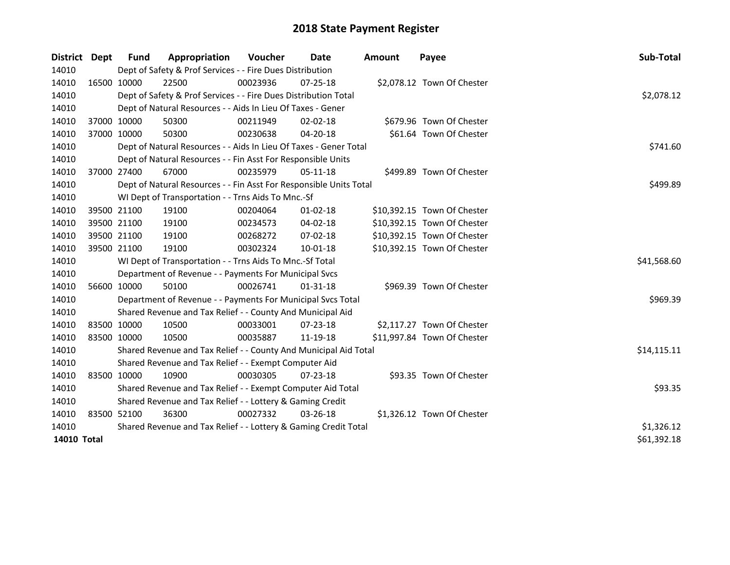# 2018 State Payment Register

| District | Dept | Fund | Appropriation | Voucher | Date | Amount | Payee | Sub-Total |
|---|---|---|---|---|---|---|---|---|
| 14010 | | Dept of Safety & Prof Services - - Fire Dues Distribution | | | | | | |
| 14010 | 16500 | 10000 | 22500 | 00023936 | 07-25-18 | $2,078.12 | Town Of Chester | |
| 14010 | | Dept of Safety & Prof Services - - Fire Dues Distribution Total | | | | | | $2,078.12 |
| 14010 | | Dept of Natural Resources - - Aids In Lieu Of Taxes - Gener | | | | | | |
| 14010 | 37000 | 10000 | 50300 | 00211949 | 02-02-18 | $679.96 | Town Of Chester | |
| 14010 | 37000 | 10000 | 50300 | 00230638 | 04-20-18 | $61.64 | Town Of Chester | |
| 14010 | | Dept of Natural Resources - - Aids In Lieu Of Taxes - Gener Total | | | | | | $741.60 |
| 14010 | | Dept of Natural Resources - - Fin Asst For Responsible Units | | | | | | |
| 14010 | 37000 | 27400 | 67000 | 00235979 | 05-11-18 | $499.89 | Town Of Chester | |
| 14010 | | Dept of Natural Resources - - Fin Asst For Responsible Units Total | | | | | | $499.89 |
| 14010 | | WI Dept of Transportation - - Trns Aids To Mnc.-Sf | | | | | | |
| 14010 | 39500 | 21100 | 19100 | 00204064 | 01-02-18 | $10,392.15 | Town Of Chester | |
| 14010 | 39500 | 21100 | 19100 | 00234573 | 04-02-18 | $10,392.15 | Town Of Chester | |
| 14010 | 39500 | 21100 | 19100 | 00268272 | 07-02-18 | $10,392.15 | Town Of Chester | |
| 14010 | 39500 | 21100 | 19100 | 00302324 | 10-01-18 | $10,392.15 | Town Of Chester | |
| 14010 | | WI Dept of Transportation - - Trns Aids To Mnc.-Sf Total | | | | | | $41,568.60 |
| 14010 | | Department of Revenue - - Payments For Municipal Svcs | | | | | | |
| 14010 | 56600 | 10000 | 50100 | 00026741 | 01-31-18 | $969.39 | Town Of Chester | |
| 14010 | | Department of Revenue - - Payments For Municipal Svcs Total | | | | | | $969.39 |
| 14010 | | Shared Revenue and Tax Relief - - County And Municipal Aid | | | | | | |
| 14010 | 83500 | 10000 | 10500 | 00033001 | 07-23-18 | $2,117.27 | Town Of Chester | |
| 14010 | 83500 | 10000 | 10500 | 00035887 | 11-19-18 | $11,997.84 | Town Of Chester | |
| 14010 | | Shared Revenue and Tax Relief - - County And Municipal Aid Total | | | | | | $14,115.11 |
| 14010 | | Shared Revenue and Tax Relief - - Exempt Computer Aid | | | | | | |
| 14010 | 83500 | 10000 | 10900 | 00030305 | 07-23-18 | $93.35 | Town Of Chester | |
| 14010 | | Shared Revenue and Tax Relief - - Exempt Computer Aid Total | | | | | | $93.35 |
| 14010 | | Shared Revenue and Tax Relief - - Lottery & Gaming Credit | | | | | | |
| 14010 | 83500 | 52100 | 36300 | 00027332 | 03-26-18 | $1,326.12 | Town Of Chester | |
| 14010 | | Shared Revenue and Tax Relief - - Lottery & Gaming Credit Total | | | | | | $1,326.12 |
| **14010 Total** | | | | | | | | $61,392.18 |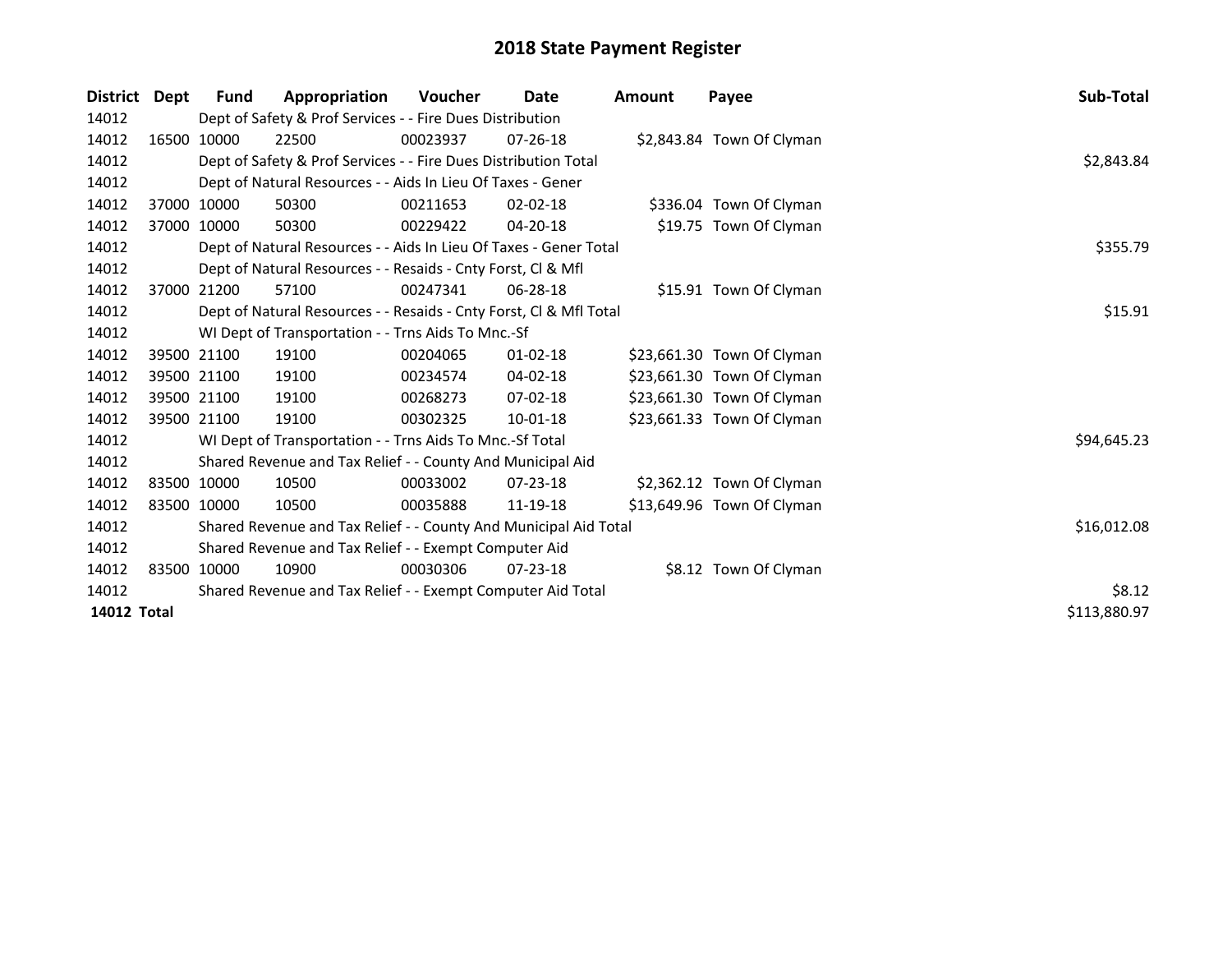# 2018 State Payment Register

| District | Dept | Fund | Appropriation | Voucher | Date | Amount | Payee | Sub-Total |
|---|---|---|---|---|---|---|---|---|
| 14012 | | Dept of Safety & Prof Services - - Fire Dues Distribution | | | | | | |
| 14012 | 16500 | 10000 | 22500 | 00023937 | 07-26-18 | $2,843.84 | Town Of Clyman | |
| 14012 | | Dept of Safety & Prof Services - - Fire Dues Distribution Total | | | | | | $2,843.84 |
| 14012 | | Dept of Natural Resources - - Aids In Lieu Of Taxes - Gener | | | | | | |
| 14012 | 37000 | 10000 | 50300 | 00211653 | 02-02-18 | $336.04 | Town Of Clyman | |
| 14012 | 37000 | 10000 | 50300 | 00229422 | 04-20-18 | $19.75 | Town Of Clyman | |
| 14012 | | Dept of Natural Resources - - Aids In Lieu Of Taxes - Gener Total | | | | | | $355.79 |
| 14012 | | Dept of Natural Resources - - Resaids - Cnty Forst, Cl & Mfl | | | | | | |
| 14012 | 37000 | 21200 | 57100 | 00247341 | 06-28-18 | $15.91 | Town Of Clyman | |
| 14012 | | Dept of Natural Resources - - Resaids - Cnty Forst, Cl & Mfl Total | | | | | | $15.91 |
| 14012 | | WI Dept of Transportation - - Trns Aids To Mnc.-Sf | | | | | | |
| 14012 | 39500 | 21100 | 19100 | 00204065 | 01-02-18 | $23,661.30 | Town Of Clyman | |
| 14012 | 39500 | 21100 | 19100 | 00234574 | 04-02-18 | $23,661.30 | Town Of Clyman | |
| 14012 | 39500 | 21100 | 19100 | 00268273 | 07-02-18 | $23,661.30 | Town Of Clyman | |
| 14012 | 39500 | 21100 | 19100 | 00302325 | 10-01-18 | $23,661.33 | Town Of Clyman | |
| 14012 | | WI Dept of Transportation - - Trns Aids To Mnc.-Sf Total | | | | | | $94,645.23 |
| 14012 | | Shared Revenue and Tax Relief - - County And Municipal Aid | | | | | | |
| 14012 | 83500 | 10000 | 10500 | 00033002 | 07-23-18 | $2,362.12 | Town Of Clyman | |
| 14012 | 83500 | 10000 | 10500 | 00035888 | 11-19-18 | $13,649.96 | Town Of Clyman | |
| 14012 | | Shared Revenue and Tax Relief - - County And Municipal Aid Total | | | | | | $16,012.08 |
| 14012 | | Shared Revenue and Tax Relief - - Exempt Computer Aid | | | | | | |
| 14012 | 83500 | 10000 | 10900 | 00030306 | 07-23-18 | $8.12 | Town Of Clyman | |
| 14012 | | Shared Revenue and Tax Relief - - Exempt Computer Aid Total | | | | | | $8.12 |
| **14012 Total** | | | | | | | | $113,880.97 |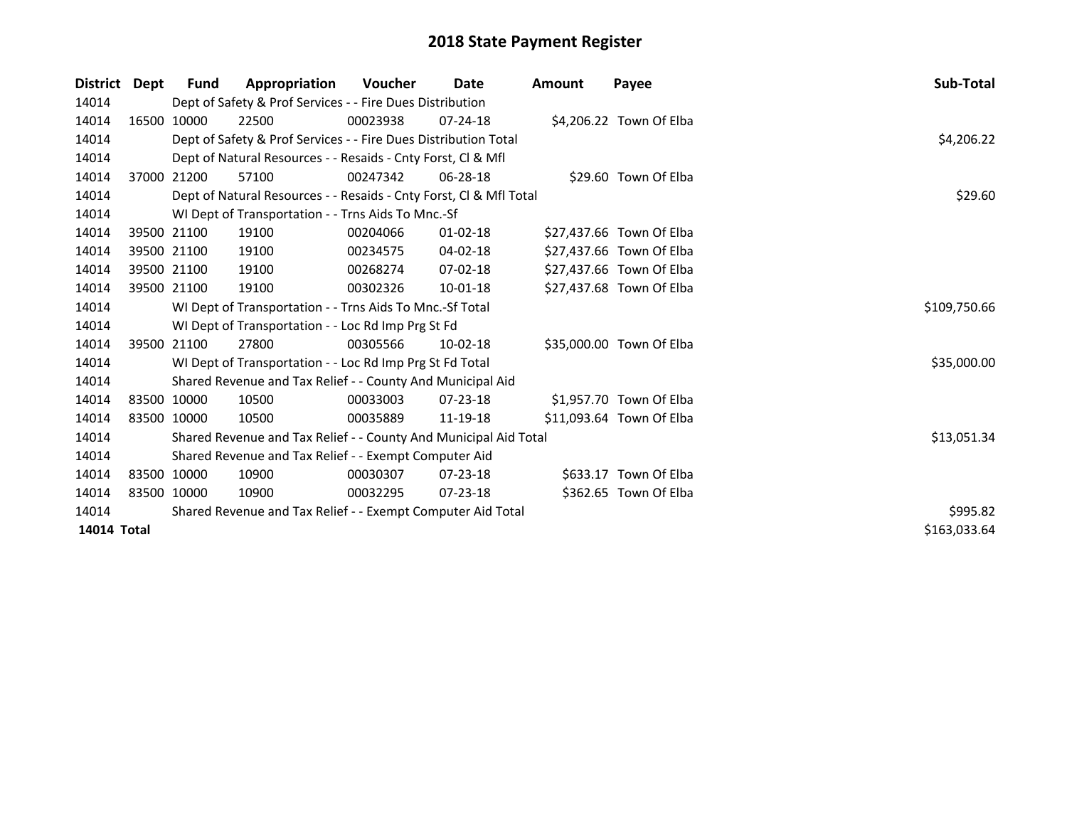# 2018 State Payment Register

| District | Dept | Fund | Appropriation | Voucher | Date | Amount | Payee | Sub-Total |
|---|---|---|---|---|---|---|---|---|
| 14014 | | Dept of Safety & Prof Services - - Fire Dues Distribution | | | | | | |
| 14014 | 16500 | 10000 | 22500 | 00023938 | 07-24-18 | $4,206.22 | Town Of Elba | |
| 14014 | | Dept of Safety & Prof Services - - Fire Dues Distribution Total | | | | | | $4,206.22 |
| 14014 | | Dept of Natural Resources - - Resaids - Cnty Forst, Cl & Mfl | | | | | | |
| 14014 | 37000 | 21200 | 57100 | 00247342 | 06-28-18 | $29.60 | Town Of Elba | |
| 14014 | | Dept of Natural Resources - - Resaids - Cnty Forst, Cl & Mfl Total | | | | | | $29.60 |
| 14014 | | WI Dept of Transportation - - Trns Aids To Mnc.-Sf | | | | | | |
| 14014 | 39500 | 21100 | 19100 | 00204066 | 01-02-18 | $27,437.66 | Town Of Elba | |
| 14014 | 39500 | 21100 | 19100 | 00234575 | 04-02-18 | $27,437.66 | Town Of Elba | |
| 14014 | 39500 | 21100 | 19100 | 00268274 | 07-02-18 | $27,437.66 | Town Of Elba | |
| 14014 | 39500 | 21100 | 19100 | 00302326 | 10-01-18 | $27,437.68 | Town Of Elba | |
| 14014 | | WI Dept of Transportation - - Trns Aids To Mnc.-Sf Total | | | | | | $109,750.66 |
| 14014 | | WI Dept of Transportation - - Loc Rd Imp Prg St Fd | | | | | | |
| 14014 | 39500 | 21100 | 27800 | 00305566 | 10-02-18 | $35,000.00 | Town Of Elba | |
| 14014 | | WI Dept of Transportation - - Loc Rd Imp Prg St Fd Total | | | | | | $35,000.00 |
| 14014 | | Shared Revenue and Tax Relief - - County And Municipal Aid | | | | | | |
| 14014 | 83500 | 10000 | 10500 | 00033003 | 07-23-18 | $1,957.70 | Town Of Elba | |
| 14014 | 83500 | 10000 | 10500 | 00035889 | 11-19-18 | $11,093.64 | Town Of Elba | |
| 14014 | | Shared Revenue and Tax Relief - - County And Municipal Aid Total | | | | | | $13,051.34 |
| 14014 | | Shared Revenue and Tax Relief - - Exempt Computer Aid | | | | | | |
| 14014 | 83500 | 10000 | 10900 | 00030307 | 07-23-18 | $633.17 | Town Of Elba | |
| 14014 | 83500 | 10000 | 10900 | 00032295 | 07-23-18 | $362.65 | Town Of Elba | |
| 14014 | | Shared Revenue and Tax Relief - - Exempt Computer Aid Total | | | | | | $995.82 |
| **14014 Total** | | | | | | | | $163,033.64 |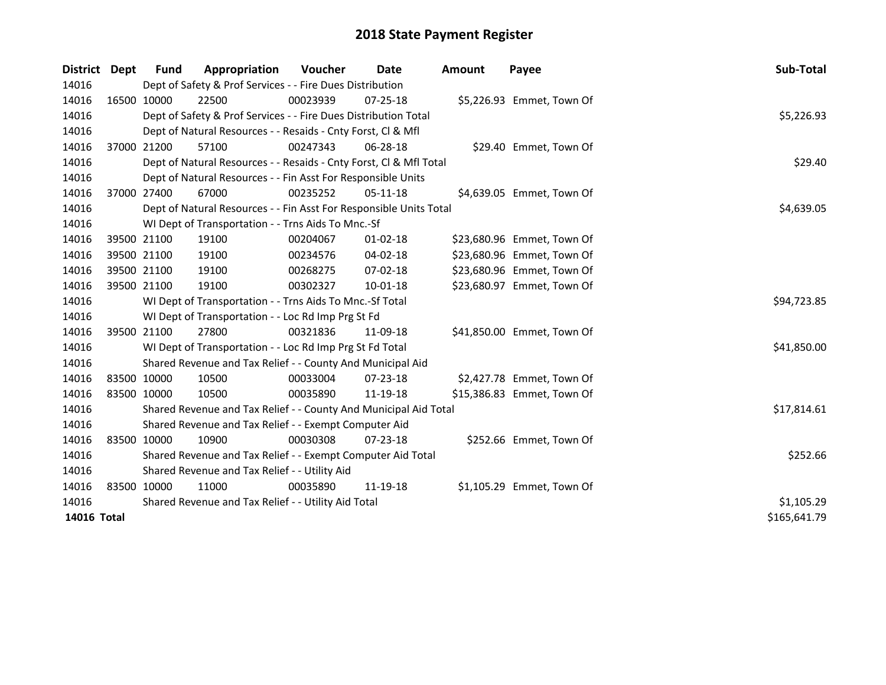# 2018 State Payment Register

| District | Dept | Fund | Appropriation | Voucher | Date | Amount | Payee | Sub-Total |
|---|---|---|---|---|---|---|---|---|
| 14016 | | Dept of Safety & Prof Services - - Fire Dues Distribution | | | | | | |
| 14016 | 16500 | 10000 | 22500 | 00023939 | 07-25-18 | $5,226.93 | Emmet, Town Of | |
| 14016 | | Dept of Safety & Prof Services - - Fire Dues Distribution Total | | | | | | $5,226.93 |
| 14016 | | Dept of Natural Resources - - Resaids - Cnty Forst, Cl & Mfl | | | | | | |
| 14016 | 37000 | 21200 | 57100 | 00247343 | 06-28-18 | $29.40 | Emmet, Town Of | |
| 14016 | | Dept of Natural Resources - - Resaids - Cnty Forst, Cl & Mfl Total | | | | | | $29.40 |
| 14016 | | Dept of Natural Resources - - Fin Asst For Responsible Units | | | | | | |
| 14016 | 37000 | 27400 | 67000 | 00235252 | 05-11-18 | $4,639.05 | Emmet, Town Of | |
| 14016 | | Dept of Natural Resources - - Fin Asst For Responsible Units Total | | | | | | $4,639.05 |
| 14016 | | WI Dept of Transportation - - Trns Aids To Mnc.-Sf | | | | | | |
| 14016 | 39500 | 21100 | 19100 | 00204067 | 01-02-18 | $23,680.96 | Emmet, Town Of | |
| 14016 | 39500 | 21100 | 19100 | 00234576 | 04-02-18 | $23,680.96 | Emmet, Town Of | |
| 14016 | 39500 | 21100 | 19100 | 00268275 | 07-02-18 | $23,680.96 | Emmet, Town Of | |
| 14016 | 39500 | 21100 | 19100 | 00302327 | 10-01-18 | $23,680.97 | Emmet, Town Of | |
| 14016 | | WI Dept of Transportation - - Trns Aids To Mnc.-Sf Total | | | | | | $94,723.85 |
| 14016 | | WI Dept of Transportation - - Loc Rd Imp Prg St Fd | | | | | | |
| 14016 | 39500 | 21100 | 27800 | 00321836 | 11-09-18 | $41,850.00 | Emmet, Town Of | |
| 14016 | | WI Dept of Transportation - - Loc Rd Imp Prg St Fd Total | | | | | | $41,850.00 |
| 14016 | | Shared Revenue and Tax Relief - - County And Municipal Aid | | | | | | |
| 14016 | 83500 | 10000 | 10500 | 00033004 | 07-23-18 | $2,427.78 | Emmet, Town Of | |
| 14016 | 83500 | 10000 | 10500 | 00035890 | 11-19-18 | $15,386.83 | Emmet, Town Of | |
| 14016 | | Shared Revenue and Tax Relief - - County And Municipal Aid Total | | | | | | $17,814.61 |
| 14016 | | Shared Revenue and Tax Relief - - Exempt Computer Aid | | | | | | |
| 14016 | 83500 | 10000 | 10900 | 00030308 | 07-23-18 | $252.66 | Emmet, Town Of | |
| 14016 | | Shared Revenue and Tax Relief - - Exempt Computer Aid Total | | | | | | $252.66 |
| 14016 | | Shared Revenue and Tax Relief - - Utility Aid | | | | | | |
| 14016 | 83500 | 10000 | 11000 | 00035890 | 11-19-18 | $1,105.29 | Emmet, Town Of | |
| 14016 | | Shared Revenue and Tax Relief - - Utility Aid Total | | | | | | $1,105.29 |
| **14016 Total** | | | | | | | | $165,641.79 |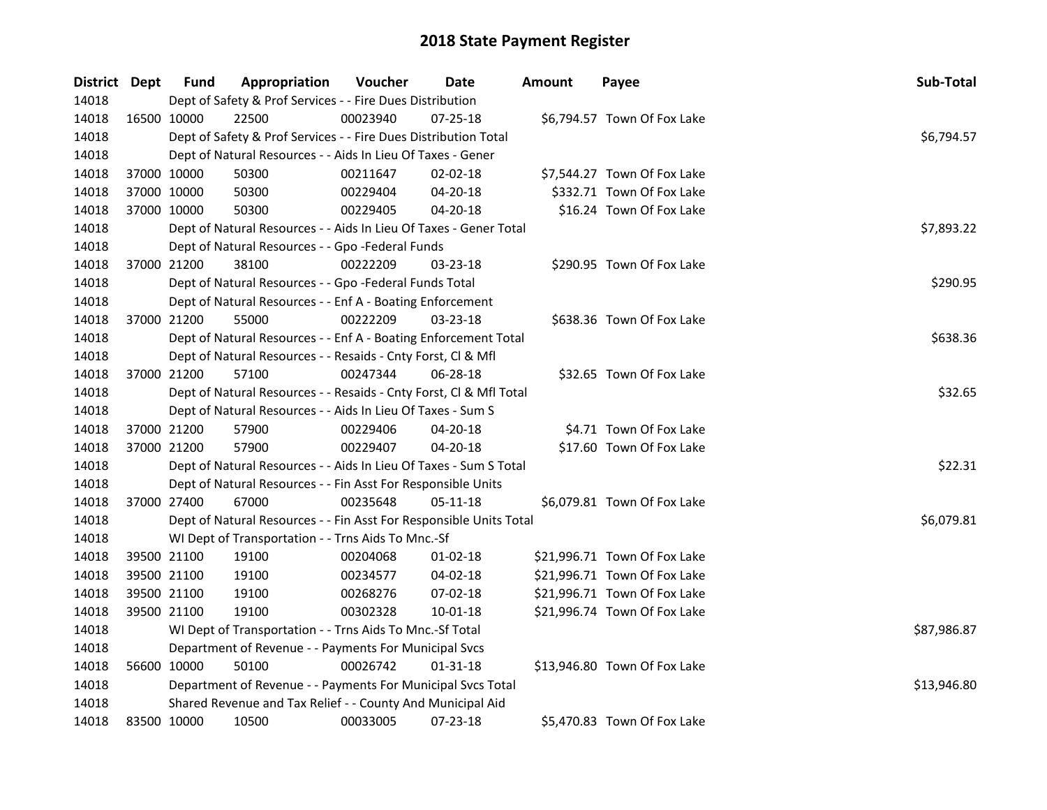# 2018 State Payment Register

| District | Dept | Fund | Appropriation | Voucher | Date | Amount | Payee | Sub-Total |
|---|---|---|---|---|---|---|---|---|
| 14018 | | Dept of Safety & Prof Services - - Fire Dues Distribution | | | | | | |
| 14018 | 16500 | 10000 | 22500 | 00023940 | 07-25-18 | $6,794.57 | Town Of Fox Lake | |
| 14018 | | Dept of Safety & Prof Services - - Fire Dues Distribution Total | | | | | | $6,794.57 |
| 14018 | | Dept of Natural Resources - - Aids In Lieu Of Taxes - Gener | | | | | | |
| 14018 | 37000 | 10000 | 50300 | 00211647 | 02-02-18 | $7,544.27 | Town Of Fox Lake | |
| 14018 | 37000 | 10000 | 50300 | 00229404 | 04-20-18 | $332.71 | Town Of Fox Lake | |
| 14018 | 37000 | 10000 | 50300 | 00229405 | 04-20-18 | $16.24 | Town Of Fox Lake | |
| 14018 | | Dept of Natural Resources - - Aids In Lieu Of Taxes - Gener Total | | | | | | $7,893.22 |
| 14018 | | Dept of Natural Resources - - Gpo -Federal Funds | | | | | | |
| 14018 | 37000 | 21200 | 38100 | 00222209 | 03-23-18 | $290.95 | Town Of Fox Lake | |
| 14018 | | Dept of Natural Resources - - Gpo -Federal Funds Total | | | | | | $290.95 |
| 14018 | | Dept of Natural Resources - - Enf A - Boating Enforcement | | | | | | |
| 14018 | 37000 | 21200 | 55000 | 00222209 | 03-23-18 | $638.36 | Town Of Fox Lake | |
| 14018 | | Dept of Natural Resources - - Enf A - Boating Enforcement Total | | | | | | $638.36 |
| 14018 | | Dept of Natural Resources - - Resaids - Cnty Forst, Cl & Mfl | | | | | | |
| 14018 | 37000 | 21200 | 57100 | 00247344 | 06-28-18 | $32.65 | Town Of Fox Lake | |
| 14018 | | Dept of Natural Resources - - Resaids - Cnty Forst, Cl & Mfl Total | | | | | | $32.65 |
| 14018 | | Dept of Natural Resources - - Aids In Lieu Of Taxes - Sum S | | | | | | |
| 14018 | 37000 | 21200 | 57900 | 00229406 | 04-20-18 | $4.71 | Town Of Fox Lake | |
| 14018 | 37000 | 21200 | 57900 | 00229407 | 04-20-18 | $17.60 | Town Of Fox Lake | |
| 14018 | | Dept of Natural Resources - - Aids In Lieu Of Taxes - Sum S Total | | | | | | $22.31 |
| 14018 | | Dept of Natural Resources - - Fin Asst For Responsible Units | | | | | | |
| 14018 | 37000 | 27400 | 67000 | 00235648 | 05-11-18 | $6,079.81 | Town Of Fox Lake | |
| 14018 | | Dept of Natural Resources - - Fin Asst For Responsible Units Total | | | | | | $6,079.81 |
| 14018 | | WI Dept of Transportation - - Trns Aids To Mnc.-Sf | | | | | | |
| 14018 | 39500 | 21100 | 19100 | 00204068 | 01-02-18 | $21,996.71 | Town Of Fox Lake | |
| 14018 | 39500 | 21100 | 19100 | 00234577 | 04-02-18 | $21,996.71 | Town Of Fox Lake | |
| 14018 | 39500 | 21100 | 19100 | 00268276 | 07-02-18 | $21,996.71 | Town Of Fox Lake | |
| 14018 | 39500 | 21100 | 19100 | 00302328 | 10-01-18 | $21,996.74 | Town Of Fox Lake | |
| 14018 | | WI Dept of Transportation - - Trns Aids To Mnc.-Sf Total | | | | | | $87,986.87 |
| 14018 | | Department of Revenue - - Payments For Municipal Svcs | | | | | | |
| 14018 | 56600 | 10000 | 50100 | 00026742 | 01-31-18 | $13,946.80 | Town Of Fox Lake | |
| 14018 | | Department of Revenue - - Payments For Municipal Svcs Total | | | | | | $13,946.80 |
| 14018 | | Shared Revenue and Tax Relief - - County And Municipal Aid | | | | | | |
| 14018 | 83500 | 10000 | 10500 | 00033005 | 07-23-18 | $5,470.83 | Town Of Fox Lake | |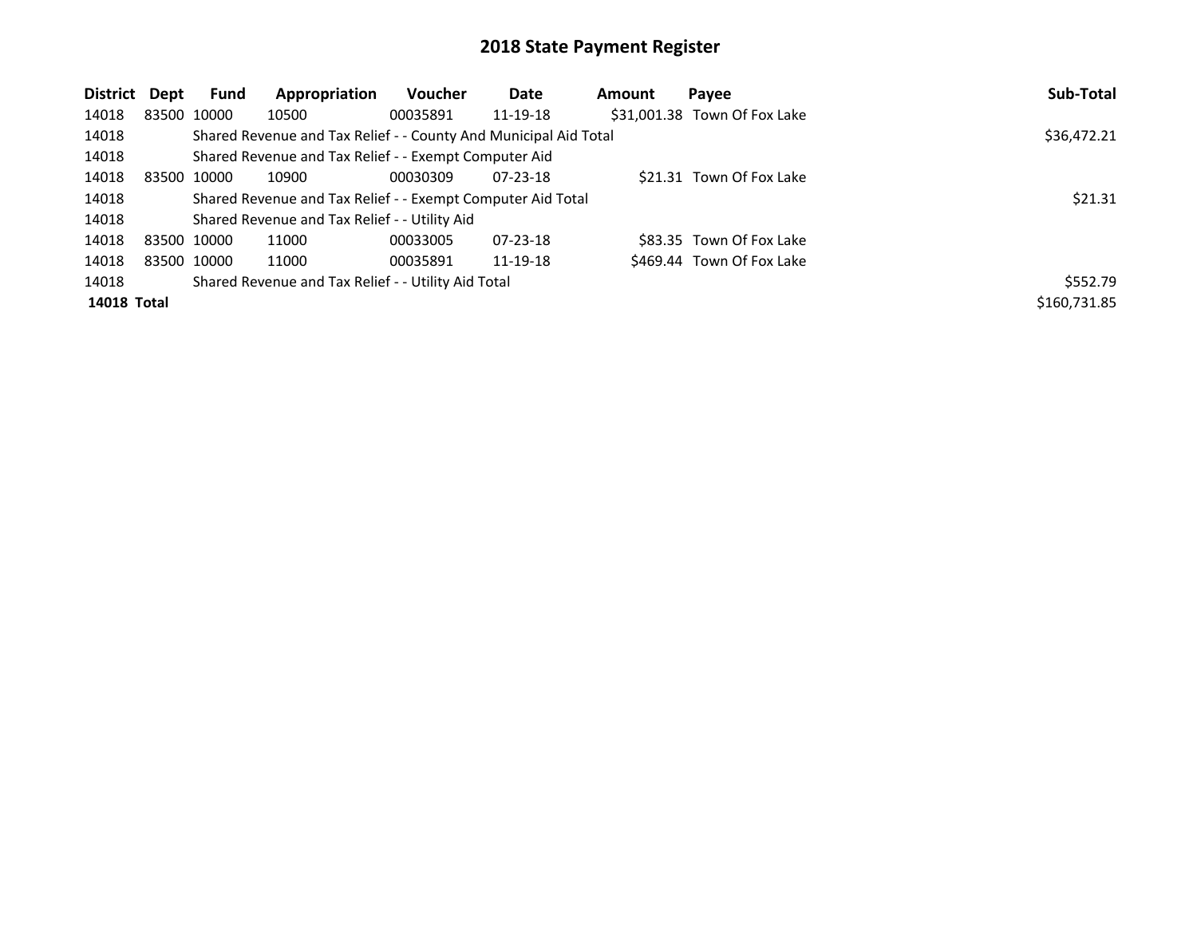## 2018 State Payment Register

| District | Dept | Fund | Appropriation | Voucher | Date | Amount | Payee | Sub-Total |
|---|---|---|---|---|---|---|---|---|
| 14018 | 83500 | 10000 | 10500 | 00035891 | 11-19-18 | $31,001.38 | Town Of Fox Lake | |
| 14018 | | Shared Revenue and Tax Relief - - County And Municipal Aid Total | | | | | | $36,472.21 |
| 14018 | | Shared Revenue and Tax Relief - - Exempt Computer Aid | | | | | | |
| 14018 | 83500 | 10000 | 10900 | 00030309 | 07-23-18 | $21.31 | Town Of Fox Lake | |
| 14018 | | Shared Revenue and Tax Relief - - Exempt Computer Aid Total | | | | | | $21.31 |
| 14018 | | Shared Revenue and Tax Relief - - Utility Aid | | | | | | |
| 14018 | 83500 | 10000 | 11000 | 00033005 | 07-23-18 | $83.35 | Town Of Fox Lake | |
| 14018 | 83500 | 10000 | 11000 | 00035891 | 11-19-18 | $469.44 | Town Of Fox Lake | |
| 14018 | | Shared Revenue and Tax Relief - - Utility Aid Total | | | | | | $552.79 |
| **14018 Total** | | | | | | | | $160,731.85 |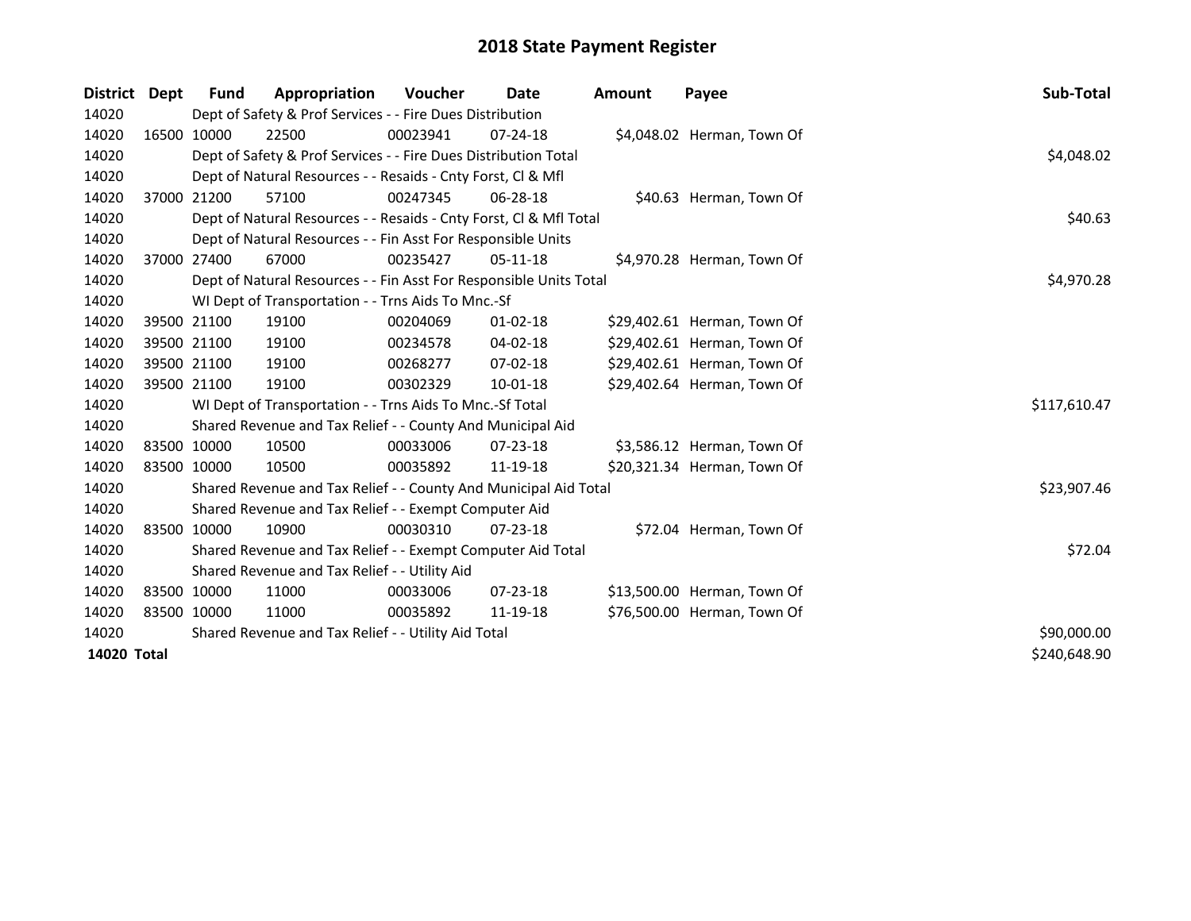# 2018 State Payment Register

| District | Dept | Fund | Appropriation | Voucher | Date | Amount | Payee | Sub-Total |
|---|---|---|---|---|---|---|---|---|
| 14020 | | Dept of Safety & Prof Services - - Fire Dues Distribution | | | | | | |
| 14020 | 16500 | 10000 | 22500 | 00023941 | 07-24-18 | $4,048.02 | Herman, Town Of | |
| 14020 | | Dept of Safety & Prof Services - - Fire Dues Distribution Total | | | | | | $4,048.02 |
| 14020 | | Dept of Natural Resources - - Resaids - Cnty Forst, Cl & Mfl | | | | | | |
| 14020 | 37000 | 21200 | 57100 | 00247345 | 06-28-18 | $40.63 | Herman, Town Of | |
| 14020 | | Dept of Natural Resources - - Resaids - Cnty Forst, Cl & Mfl Total | | | | | | $40.63 |
| 14020 | | Dept of Natural Resources - - Fin Asst For Responsible Units | | | | | | |
| 14020 | 37000 | 27400 | 67000 | 00235427 | 05-11-18 | $4,970.28 | Herman, Town Of | |
| 14020 | | Dept of Natural Resources - - Fin Asst For Responsible Units Total | | | | | | $4,970.28 |
| 14020 | | WI Dept of Transportation - - Trns Aids To Mnc.-Sf | | | | | | |
| 14020 | 39500 | 21100 | 19100 | 00204069 | 01-02-18 | $29,402.61 | Herman, Town Of | |
| 14020 | 39500 | 21100 | 19100 | 00234578 | 04-02-18 | $29,402.61 | Herman, Town Of | |
| 14020 | 39500 | 21100 | 19100 | 00268277 | 07-02-18 | $29,402.61 | Herman, Town Of | |
| 14020 | 39500 | 21100 | 19100 | 00302329 | 10-01-18 | $29,402.64 | Herman, Town Of | |
| 14020 | | WI Dept of Transportation - - Trns Aids To Mnc.-Sf Total | | | | | | $117,610.47 |
| 14020 | | Shared Revenue and Tax Relief - - County And Municipal Aid | | | | | | |
| 14020 | 83500 | 10000 | 10500 | 00033006 | 07-23-18 | $3,586.12 | Herman, Town Of | |
| 14020 | 83500 | 10000 | 10500 | 00035892 | 11-19-18 | $20,321.34 | Herman, Town Of | |
| 14020 | | Shared Revenue and Tax Relief - - County And Municipal Aid Total | | | | | | $23,907.46 |
| 14020 | | Shared Revenue and Tax Relief - - Exempt Computer Aid | | | | | | |
| 14020 | 83500 | 10000 | 10900 | 00030310 | 07-23-18 | $72.04 | Herman, Town Of | |
| 14020 | | Shared Revenue and Tax Relief - - Exempt Computer Aid Total | | | | | | $72.04 |
| 14020 | | Shared Revenue and Tax Relief - - Utility Aid | | | | | | |
| 14020 | 83500 | 10000 | 11000 | 00033006 | 07-23-18 | $13,500.00 | Herman, Town Of | |
| 14020 | 83500 | 10000 | 11000 | 00035892 | 11-19-18 | $76,500.00 | Herman, Town Of | |
| 14020 | | Shared Revenue and Tax Relief - - Utility Aid Total | | | | | | $90,000.00 |
| **14020 Total** | | | | | | | | $240,648.90 |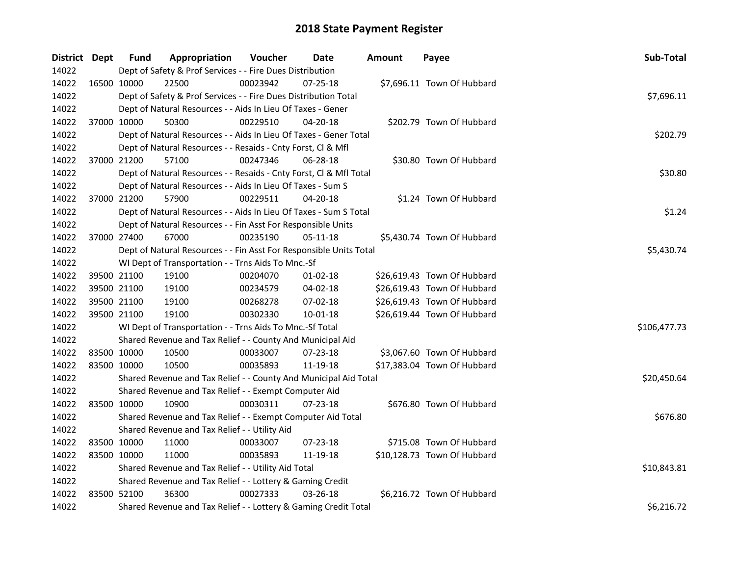# 2018 State Payment Register

| District | Dept | Fund | Appropriation | Voucher | Date | Amount | Payee | Sub-Total |
|---|---|---|---|---|---|---|---|---|
| 14022 | | Dept of Safety & Prof Services - - Fire Dues Distribution | | | | | | |
| 14022 | 16500 | 10000 | 22500 | 00023942 | 07-25-18 | $7,696.11 | Town Of Hubbard | |
| 14022 | | Dept of Safety & Prof Services - - Fire Dues Distribution Total | | | | | | $7,696.11 |
| 14022 | | Dept of Natural Resources - - Aids In Lieu Of Taxes - Gener | | | | | | |
| 14022 | 37000 | 10000 | 50300 | 00229510 | 04-20-18 | $202.79 | Town Of Hubbard | |
| 14022 | | Dept of Natural Resources - - Aids In Lieu Of Taxes - Gener Total | | | | | | $202.79 |
| 14022 | | Dept of Natural Resources - - Resaids - Cnty Forst, Cl & Mfl | | | | | | |
| 14022 | 37000 | 21200 | 57100 | 00247346 | 06-28-18 | $30.80 | Town Of Hubbard | |
| 14022 | | Dept of Natural Resources - - Resaids - Cnty Forst, Cl & Mfl Total | | | | | | $30.80 |
| 14022 | | Dept of Natural Resources - - Aids In Lieu Of Taxes - Sum S | | | | | | |
| 14022 | 37000 | 21200 | 57900 | 00229511 | 04-20-18 | $1.24 | Town Of Hubbard | |
| 14022 | | Dept of Natural Resources - - Aids In Lieu Of Taxes - Sum S Total | | | | | | $1.24 |
| 14022 | | Dept of Natural Resources - - Fin Asst For Responsible Units | | | | | | |
| 14022 | 37000 | 27400 | 67000 | 00235190 | 05-11-18 | $5,430.74 | Town Of Hubbard | |
| 14022 | | Dept of Natural Resources - - Fin Asst For Responsible Units Total | | | | | | $5,430.74 |
| 14022 | | WI Dept of Transportation - - Trns Aids To Mnc.-Sf | | | | | | |
| 14022 | 39500 | 21100 | 19100 | 00204070 | 01-02-18 | $26,619.43 | Town Of Hubbard | |
| 14022 | 39500 | 21100 | 19100 | 00234579 | 04-02-18 | $26,619.43 | Town Of Hubbard | |
| 14022 | 39500 | 21100 | 19100 | 00268278 | 07-02-18 | $26,619.43 | Town Of Hubbard | |
| 14022 | 39500 | 21100 | 19100 | 00302330 | 10-01-18 | $26,619.44 | Town Of Hubbard | |
| 14022 | | WI Dept of Transportation - - Trns Aids To Mnc.-Sf Total | | | | | | $106,477.73 |
| 14022 | | Shared Revenue and Tax Relief - - County And Municipal Aid | | | | | | |
| 14022 | 83500 | 10000 | 10500 | 00033007 | 07-23-18 | $3,067.60 | Town Of Hubbard | |
| 14022 | 83500 | 10000 | 10500 | 00035893 | 11-19-18 | $17,383.04 | Town Of Hubbard | |
| 14022 | | Shared Revenue and Tax Relief - - County And Municipal Aid Total | | | | | | $20,450.64 |
| 14022 | | Shared Revenue and Tax Relief - - Exempt Computer Aid | | | | | | |
| 14022 | 83500 | 10000 | 10900 | 00030311 | 07-23-18 | $676.80 | Town Of Hubbard | |
| 14022 | | Shared Revenue and Tax Relief - - Exempt Computer Aid Total | | | | | | $676.80 |
| 14022 | | Shared Revenue and Tax Relief - - Utility Aid | | | | | | |
| 14022 | 83500 | 10000 | 11000 | 00033007 | 07-23-18 | $715.08 | Town Of Hubbard | |
| 14022 | 83500 | 10000 | 11000 | 00035893 | 11-19-18 | $10,128.73 | Town Of Hubbard | |
| 14022 | | Shared Revenue and Tax Relief - - Utility Aid Total | | | | | | $10,843.81 |
| 14022 | | Shared Revenue and Tax Relief - - Lottery & Gaming Credit | | | | | | |
| 14022 | 83500 | 52100 | 36300 | 00027333 | 03-26-18 | $6,216.72 | Town Of Hubbard | |
| 14022 | | Shared Revenue and Tax Relief - - Lottery & Gaming Credit Total | | | | | | $6,216.72 |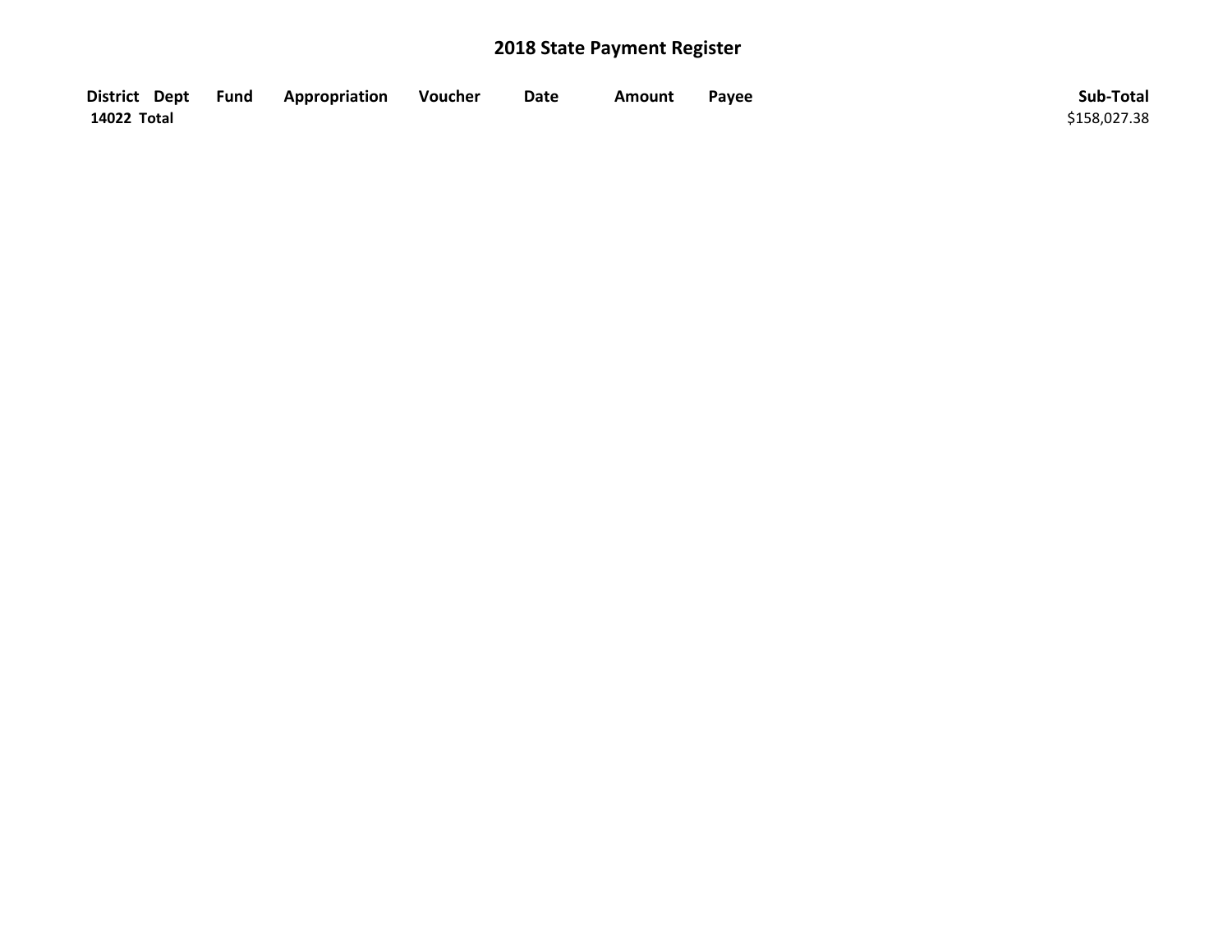# 2018 State Payment Register

| District | Dept | Fund | Appropriation | Voucher | Date | Amount | Payee | Sub-Total |
|---|---|---|---|---|---|---|---|---|
| 14022 | Total | | | | | | | $158,027.38 |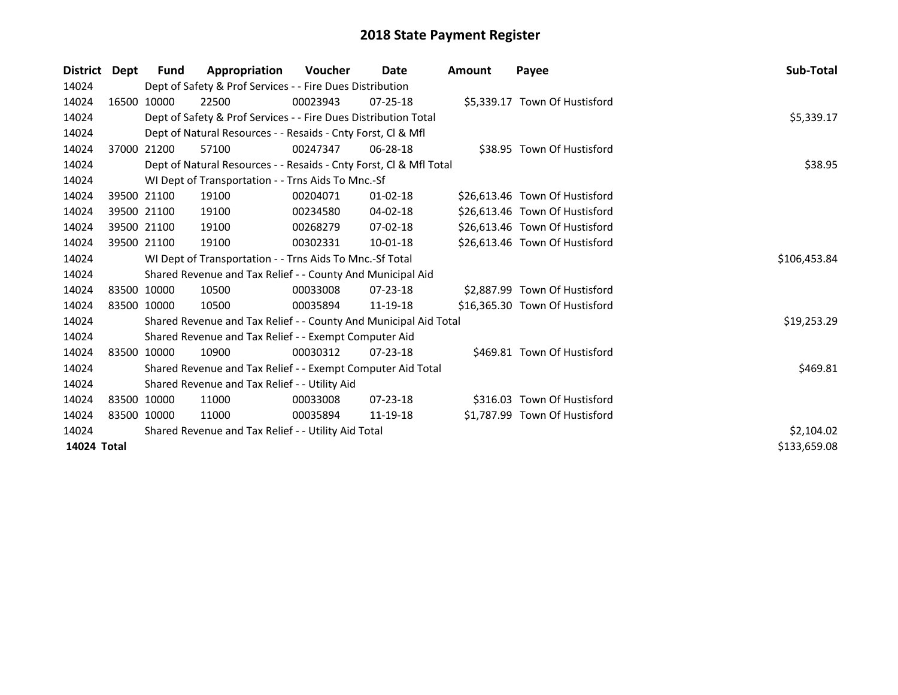# 2018 State Payment Register

| District | Dept | Fund | Appropriation | Voucher | Date | Amount | Payee | Sub-Total |
|---|---|---|---|---|---|---|---|---|
| 14024 | | Dept of Safety & Prof Services - - Fire Dues Distribution | | | | | | |
| 14024 | 16500 | 10000 | 22500 | 00023943 | 07-25-18 | $5,339.17 | Town Of Hustisford | |
| 14024 | | Dept of Safety & Prof Services - - Fire Dues Distribution Total | | | | | | $5,339.17 |
| 14024 | | Dept of Natural Resources - - Resaids - Cnty Forst, Cl & Mfl | | | | | | |
| 14024 | 37000 | 21200 | 57100 | 00247347 | 06-28-18 | $38.95 | Town Of Hustisford | |
| 14024 | | Dept of Natural Resources - - Resaids - Cnty Forst, Cl & Mfl Total | | | | | | $38.95 |
| 14024 | | WI Dept of Transportation - - Trns Aids To Mnc.-Sf | | | | | | |
| 14024 | 39500 | 21100 | 19100 | 00204071 | 01-02-18 | $26,613.46 | Town Of Hustisford | |
| 14024 | 39500 | 21100 | 19100 | 00234580 | 04-02-18 | $26,613.46 | Town Of Hustisford | |
| 14024 | 39500 | 21100 | 19100 | 00268279 | 07-02-18 | $26,613.46 | Town Of Hustisford | |
| 14024 | 39500 | 21100 | 19100 | 00302331 | 10-01-18 | $26,613.46 | Town Of Hustisford | |
| 14024 | | WI Dept of Transportation - - Trns Aids To Mnc.-Sf Total | | | | | | $106,453.84 |
| 14024 | | Shared Revenue and Tax Relief - - County And Municipal Aid | | | | | | |
| 14024 | 83500 | 10000 | 10500 | 00033008 | 07-23-18 | $2,887.99 | Town Of Hustisford | |
| 14024 | 83500 | 10000 | 10500 | 00035894 | 11-19-18 | $16,365.30 | Town Of Hustisford | |
| 14024 | | Shared Revenue and Tax Relief - - County And Municipal Aid Total | | | | | | $19,253.29 |
| 14024 | | Shared Revenue and Tax Relief - - Exempt Computer Aid | | | | | | |
| 14024 | 83500 | 10000 | 10900 | 00030312 | 07-23-18 | $469.81 | Town Of Hustisford | |
| 14024 | | Shared Revenue and Tax Relief - - Exempt Computer Aid Total | | | | | | $469.81 |
| 14024 | | Shared Revenue and Tax Relief - - Utility Aid | | | | | | |
| 14024 | 83500 | 10000 | 11000 | 00033008 | 07-23-18 | $316.03 | Town Of Hustisford | |
| 14024 | 83500 | 10000 | 11000 | 00035894 | 11-19-18 | $1,787.99 | Town Of Hustisford | |
| 14024 | | Shared Revenue and Tax Relief - - Utility Aid Total | | | | | | $2,104.02 |
| **14024 Total** | | | | | | | | $133,659.08 |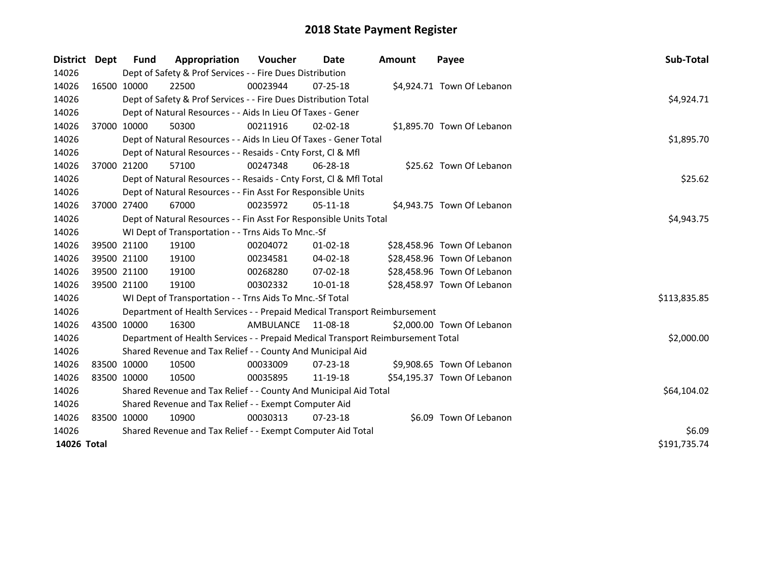# 2018 State Payment Register

| District | Dept | Fund | Appropriation | Voucher | Date | Amount | Payee | Sub-Total |
|---|---|---|---|---|---|---|---|---|
| 14026 | | Dept of Safety & Prof Services - - Fire Dues Distribution | | | | | | |
| 14026 | 16500 | 10000 | 22500 | 00023944 | 07-25-18 | $4,924.71 | Town Of Lebanon | |
| 14026 | | Dept of Safety & Prof Services - - Fire Dues Distribution Total | | | | | | $4,924.71 |
| 14026 | | Dept of Natural Resources - - Aids In Lieu Of Taxes - Gener | | | | | | |
| 14026 | 37000 | 10000 | 50300 | 00211916 | 02-02-18 | $1,895.70 | Town Of Lebanon | |
| 14026 | | Dept of Natural Resources - - Aids In Lieu Of Taxes - Gener Total | | | | | | $1,895.70 |
| 14026 | | Dept of Natural Resources - - Resaids - Cnty Forst, Cl & Mfl | | | | | | |
| 14026 | 37000 | 21200 | 57100 | 00247348 | 06-28-18 | $25.62 | Town Of Lebanon | |
| 14026 | | Dept of Natural Resources - - Resaids - Cnty Forst, Cl & Mfl Total | | | | | | $25.62 |
| 14026 | | Dept of Natural Resources - - Fin Asst For Responsible Units | | | | | | |
| 14026 | 37000 | 27400 | 67000 | 00235972 | 05-11-18 | $4,943.75 | Town Of Lebanon | |
| 14026 | | Dept of Natural Resources - - Fin Asst For Responsible Units Total | | | | | | $4,943.75 |
| 14026 | | WI Dept of Transportation - - Trns Aids To Mnc.-Sf | | | | | | |
| 14026 | 39500 | 21100 | 19100 | 00204072 | 01-02-18 | $28,458.96 | Town Of Lebanon | |
| 14026 | 39500 | 21100 | 19100 | 00234581 | 04-02-18 | $28,458.96 | Town Of Lebanon | |
| 14026 | 39500 | 21100 | 19100 | 00268280 | 07-02-18 | $28,458.96 | Town Of Lebanon | |
| 14026 | 39500 | 21100 | 19100 | 00302332 | 10-01-18 | $28,458.97 | Town Of Lebanon | |
| 14026 | | WI Dept of Transportation - - Trns Aids To Mnc.-Sf Total | | | | | | $113,835.85 |
| 14026 | | Department of Health Services - - Prepaid Medical Transport Reimbursement | | | | | | |
| 14026 | 43500 | 10000 | 16300 | AMBULANCE | 11-08-18 | $2,000.00 | Town Of Lebanon | |
| 14026 | | Department of Health Services - - Prepaid Medical Transport Reimbursement Total | | | | | | $2,000.00 |
| 14026 | | Shared Revenue and Tax Relief - - County And Municipal Aid | | | | | | |
| 14026 | 83500 | 10000 | 10500 | 00033009 | 07-23-18 | $9,908.65 | Town Of Lebanon | |
| 14026 | 83500 | 10000 | 10500 | 00035895 | 11-19-18 | $54,195.37 | Town Of Lebanon | |
| 14026 | | Shared Revenue and Tax Relief - - County And Municipal Aid Total | | | | | | $64,104.02 |
| 14026 | | Shared Revenue and Tax Relief - - Exempt Computer Aid | | | | | | |
| 14026 | 83500 | 10000 | 10900 | 00030313 | 07-23-18 | $6.09 | Town Of Lebanon | |
| 14026 | | Shared Revenue and Tax Relief - - Exempt Computer Aid Total | | | | | | $6.09 |
| **14026 Total** | | | | | | | | $191,735.74 |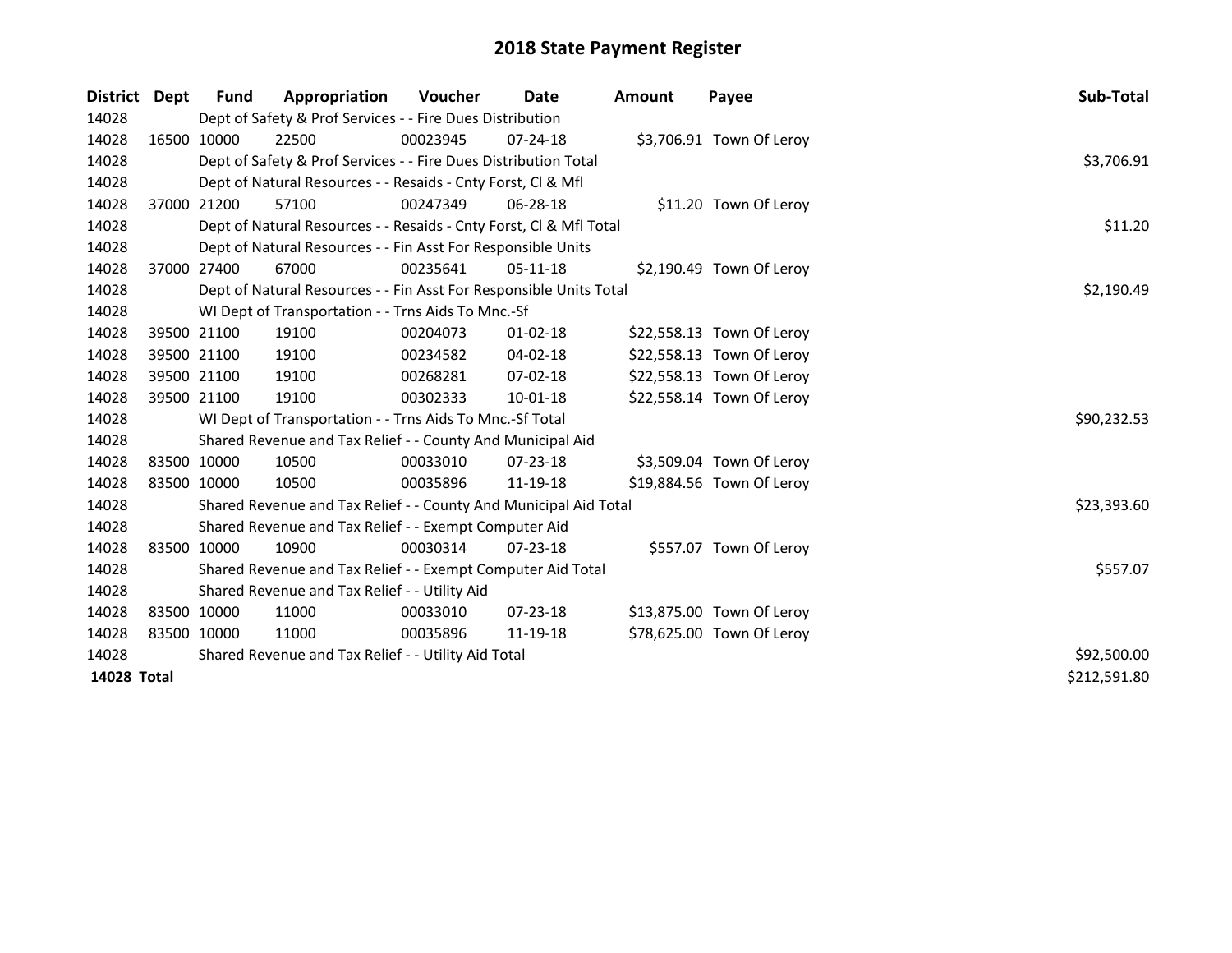# 2018 State Payment Register

| District | Dept | Fund | Appropriation | Voucher | Date | Amount | Payee | Sub-Total |
|---|---|---|---|---|---|---|---|---|
| 14028 | | Dept of Safety & Prof Services - - Fire Dues Distribution | | | | | | |
| 14028 | 16500 | 10000 | 22500 | 00023945 | 07-24-18 | $3,706.91 | Town Of Leroy | |
| 14028 | | Dept of Safety & Prof Services - - Fire Dues Distribution Total | | | | | | $3,706.91 |
| 14028 | | Dept of Natural Resources - - Resaids - Cnty Forst, Cl & Mfl | | | | | | |
| 14028 | 37000 | 21200 | 57100 | 00247349 | 06-28-18 | $11.20 | Town Of Leroy | |
| 14028 | | Dept of Natural Resources - - Resaids - Cnty Forst, Cl & Mfl Total | | | | | | $11.20 |
| 14028 | | Dept of Natural Resources - - Fin Asst For Responsible Units | | | | | | |
| 14028 | 37000 | 27400 | 67000 | 00235641 | 05-11-18 | $2,190.49 | Town Of Leroy | |
| 14028 | | Dept of Natural Resources - - Fin Asst For Responsible Units Total | | | | | | $2,190.49 |
| 14028 | | WI Dept of Transportation - - Trns Aids To Mnc.-Sf | | | | | | |
| 14028 | 39500 | 21100 | 19100 | 00204073 | 01-02-18 | $22,558.13 | Town Of Leroy | |
| 14028 | 39500 | 21100 | 19100 | 00234582 | 04-02-18 | $22,558.13 | Town Of Leroy | |
| 14028 | 39500 | 21100 | 19100 | 00268281 | 07-02-18 | $22,558.13 | Town Of Leroy | |
| 14028 | 39500 | 21100 | 19100 | 00302333 | 10-01-18 | $22,558.14 | Town Of Leroy | |
| 14028 | | WI Dept of Transportation - - Trns Aids To Mnc.-Sf Total | | | | | | $90,232.53 |
| 14028 | | Shared Revenue and Tax Relief - - County And Municipal Aid | | | | | | |
| 14028 | 83500 | 10000 | 10500 | 00033010 | 07-23-18 | $3,509.04 | Town Of Leroy | |
| 14028 | 83500 | 10000 | 10500 | 00035896 | 11-19-18 | $19,884.56 | Town Of Leroy | |
| 14028 | | Shared Revenue and Tax Relief - - County And Municipal Aid Total | | | | | | $23,393.60 |
| 14028 | | Shared Revenue and Tax Relief - - Exempt Computer Aid | | | | | | |
| 14028 | 83500 | 10000 | 10900 | 00030314 | 07-23-18 | $557.07 | Town Of Leroy | |
| 14028 | | Shared Revenue and Tax Relief - - Exempt Computer Aid Total | | | | | | $557.07 |
| 14028 | | Shared Revenue and Tax Relief - - Utility Aid | | | | | | |
| 14028 | 83500 | 10000 | 11000 | 00033010 | 07-23-18 | $13,875.00 | Town Of Leroy | |
| 14028 | 83500 | 10000 | 11000 | 00035896 | 11-19-18 | $78,625.00 | Town Of Leroy | |
| 14028 | | Shared Revenue and Tax Relief - - Utility Aid Total | | | | | | $92,500.00 |
| **14028 Total** | | | | | | | | $212,591.80 |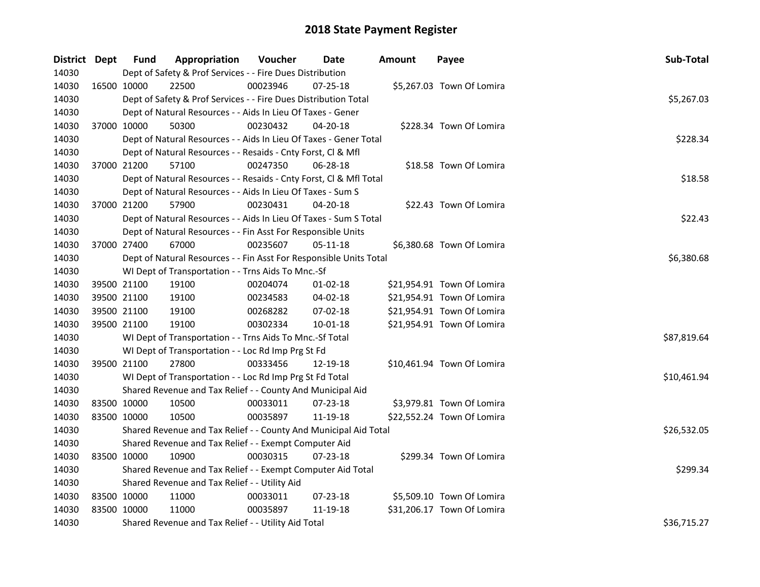# 2018 State Payment Register

| District | Dept | Fund | Appropriation | Voucher | Date | Amount | Payee | Sub-Total |
|---|---|---|---|---|---|---|---|---|
| 14030 | | Dept of Safety & Prof Services - - Fire Dues Distribution | | | | | | |
| 14030 | 16500 | 10000 | 22500 | 00023946 | 07-25-18 | $5,267.03 | Town Of Lomira | |
| 14030 | | Dept of Safety & Prof Services - - Fire Dues Distribution Total | | | | | | $5,267.03 |
| 14030 | | Dept of Natural Resources - - Aids In Lieu Of Taxes - Gener | | | | | | |
| 14030 | 37000 | 10000 | 50300 | 00230432 | 04-20-18 | $228.34 | Town Of Lomira | |
| 14030 | | Dept of Natural Resources - - Aids In Lieu Of Taxes - Gener Total | | | | | | $228.34 |
| 14030 | | Dept of Natural Resources - - Resaids - Cnty Forst, Cl & Mfl | | | | | | |
| 14030 | 37000 | 21200 | 57100 | 00247350 | 06-28-18 | $18.58 | Town Of Lomira | |
| 14030 | | Dept of Natural Resources - - Resaids - Cnty Forst, Cl & Mfl Total | | | | | | $18.58 |
| 14030 | | Dept of Natural Resources - - Aids In Lieu Of Taxes - Sum S | | | | | | |
| 14030 | 37000 | 21200 | 57900 | 00230431 | 04-20-18 | $22.43 | Town Of Lomira | |
| 14030 | | Dept of Natural Resources - - Aids In Lieu Of Taxes - Sum S Total | | | | | | $22.43 |
| 14030 | | Dept of Natural Resources - - Fin Asst For Responsible Units | | | | | | |
| 14030 | 37000 | 27400 | 67000 | 00235607 | 05-11-18 | $6,380.68 | Town Of Lomira | |
| 14030 | | Dept of Natural Resources - - Fin Asst For Responsible Units Total | | | | | | $6,380.68 |
| 14030 | | WI Dept of Transportation - - Trns Aids To Mnc.-Sf | | | | | | |
| 14030 | 39500 | 21100 | 19100 | 00204074 | 01-02-18 | $21,954.91 | Town Of Lomira | |
| 14030 | 39500 | 21100 | 19100 | 00234583 | 04-02-18 | $21,954.91 | Town Of Lomira | |
| 14030 | 39500 | 21100 | 19100 | 00268282 | 07-02-18 | $21,954.91 | Town Of Lomira | |
| 14030 | 39500 | 21100 | 19100 | 00302334 | 10-01-18 | $21,954.91 | Town Of Lomira | |
| 14030 | | WI Dept of Transportation - - Trns Aids To Mnc.-Sf Total | | | | | | $87,819.64 |
| 14030 | | WI Dept of Transportation - - Loc Rd Imp Prg St Fd | | | | | | |
| 14030 | 39500 | 21100 | 27800 | 00333456 | 12-19-18 | $10,461.94 | Town Of Lomira | |
| 14030 | | WI Dept of Transportation - - Loc Rd Imp Prg St Fd Total | | | | | | $10,461.94 |
| 14030 | | Shared Revenue and Tax Relief - - County And Municipal Aid | | | | | | |
| 14030 | 83500 | 10000 | 10500 | 00033011 | 07-23-18 | $3,979.81 | Town Of Lomira | |
| 14030 | 83500 | 10000 | 10500 | 00035897 | 11-19-18 | $22,552.24 | Town Of Lomira | |
| 14030 | | Shared Revenue and Tax Relief - - County And Municipal Aid Total | | | | | | $26,532.05 |
| 14030 | | Shared Revenue and Tax Relief - - Exempt Computer Aid | | | | | | |
| 14030 | 83500 | 10000 | 10900 | 00030315 | 07-23-18 | $299.34 | Town Of Lomira | |
| 14030 | | Shared Revenue and Tax Relief - - Exempt Computer Aid Total | | | | | | $299.34 |
| 14030 | | Shared Revenue and Tax Relief - - Utility Aid | | | | | | |
| 14030 | 83500 | 10000 | 11000 | 00033011 | 07-23-18 | $5,509.10 | Town Of Lomira | |
| 14030 | 83500 | 10000 | 11000 | 00035897 | 11-19-18 | $31,206.17 | Town Of Lomira | |
| 14030 | | Shared Revenue and Tax Relief - - Utility Aid Total | | | | | | $36,715.27 |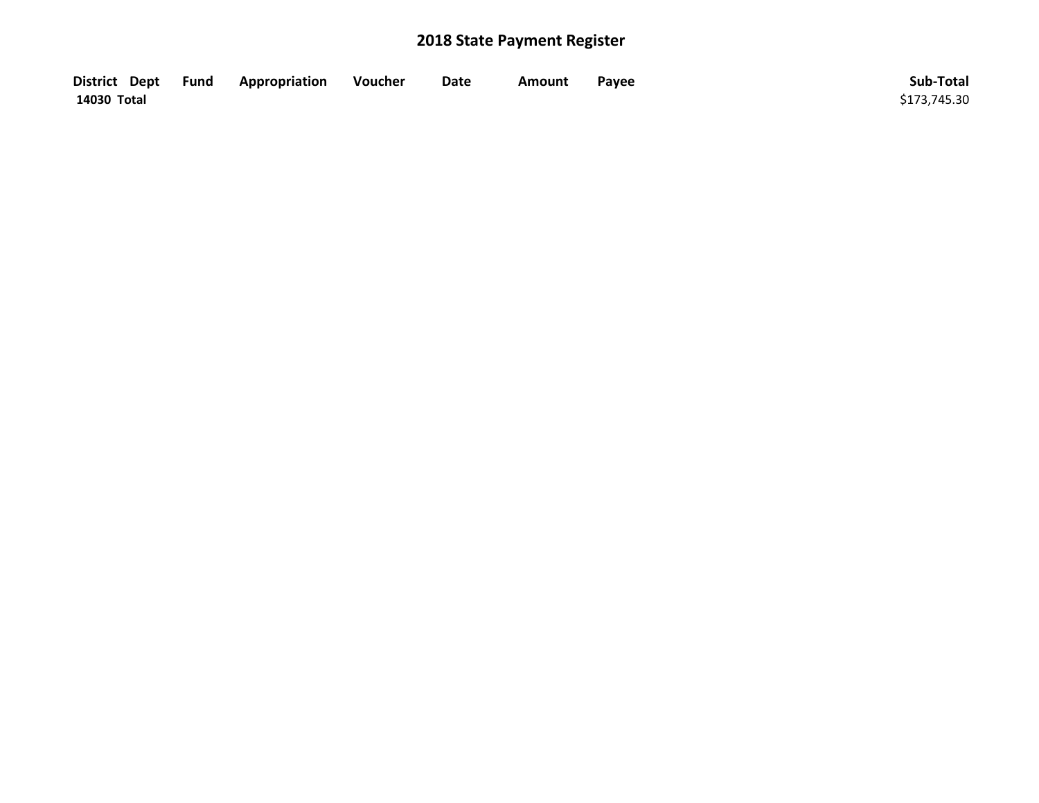# 2018 State Payment Register

| District | Dept | Fund | Appropriation | Voucher | Date | Amount | Payee | Sub-Total |
|---|---|---|---|---|---|---|---|---|
| **14030 Total** | | | | | | | | $173,745.30 |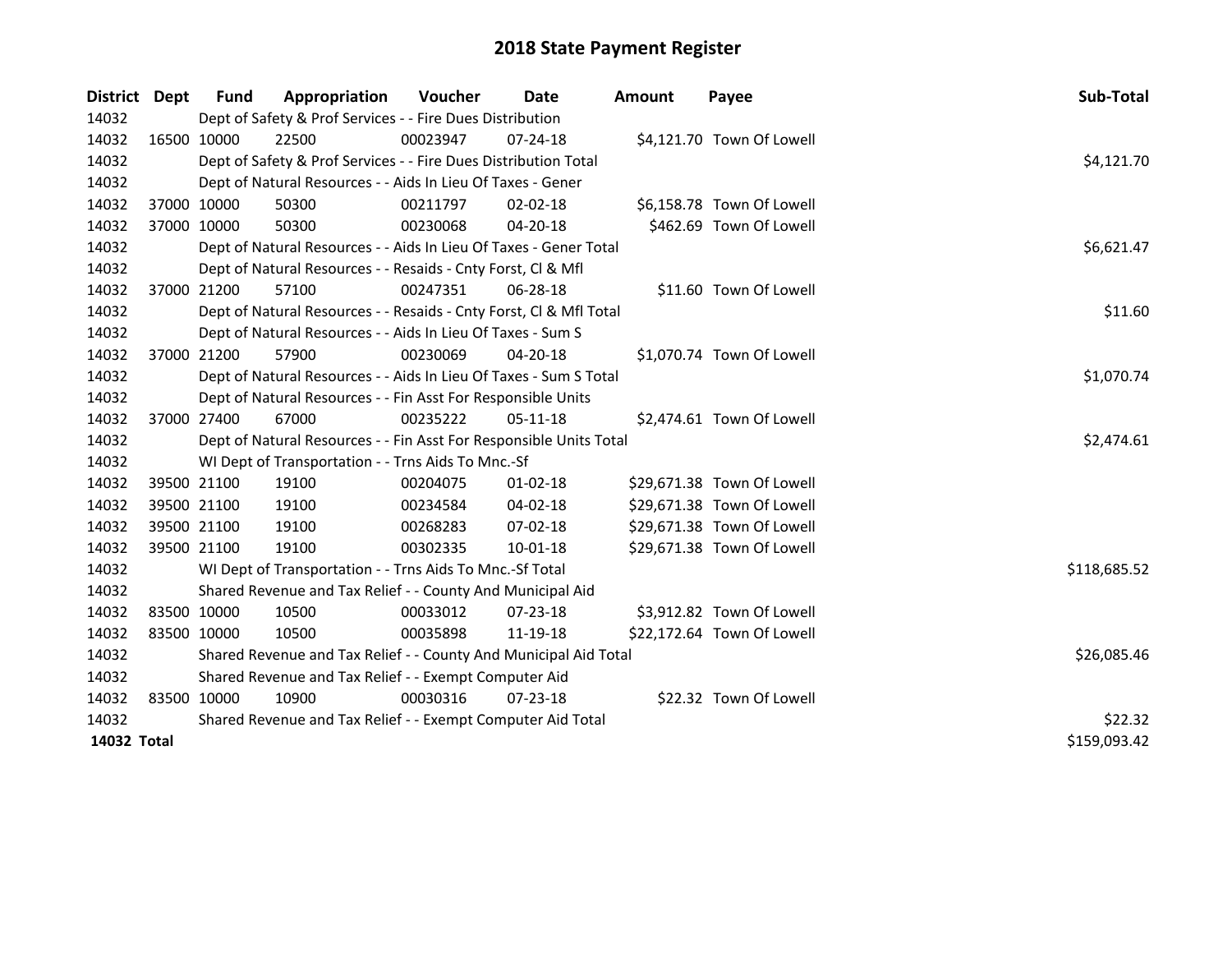# 2018 State Payment Register

| District | Dept | Fund | Appropriation | Voucher | Date | Amount | Payee | Sub-Total |
|---|---|---|---|---|---|---|---|---|
| 14032 | | Dept of Safety & Prof Services - - Fire Dues Distribution | | | | | | |
| 14032 | 16500 | 10000 | 22500 | 00023947 | 07-24-18 | $4,121.70 | Town Of Lowell | |
| 14032 | | Dept of Safety & Prof Services - - Fire Dues Distribution Total | | | | | | $4,121.70 |
| 14032 | | Dept of Natural Resources - - Aids In Lieu Of Taxes - Gener | | | | | | |
| 14032 | 37000 | 10000 | 50300 | 00211797 | 02-02-18 | $6,158.78 | Town Of Lowell | |
| 14032 | 37000 | 10000 | 50300 | 00230068 | 04-20-18 | $462.69 | Town Of Lowell | |
| 14032 | | Dept of Natural Resources - - Aids In Lieu Of Taxes - Gener Total | | | | | | $6,621.47 |
| 14032 | | Dept of Natural Resources - - Resaids - Cnty Forst, Cl & Mfl | | | | | | |
| 14032 | 37000 | 21200 | 57100 | 00247351 | 06-28-18 | $11.60 | Town Of Lowell | |
| 14032 | | Dept of Natural Resources - - Resaids - Cnty Forst, Cl & Mfl Total | | | | | | $11.60 |
| 14032 | | Dept of Natural Resources - - Aids In Lieu Of Taxes - Sum S | | | | | | |
| 14032 | 37000 | 21200 | 57900 | 00230069 | 04-20-18 | $1,070.74 | Town Of Lowell | |
| 14032 | | Dept of Natural Resources - - Aids In Lieu Of Taxes - Sum S Total | | | | | | $1,070.74 |
| 14032 | | Dept of Natural Resources - - Fin Asst For Responsible Units | | | | | | |
| 14032 | 37000 | 27400 | 67000 | 00235222 | 05-11-18 | $2,474.61 | Town Of Lowell | |
| 14032 | | Dept of Natural Resources - - Fin Asst For Responsible Units Total | | | | | | $2,474.61 |
| 14032 | | WI Dept of Transportation - - Trns Aids To Mnc.-Sf | | | | | | |
| 14032 | 39500 | 21100 | 19100 | 00204075 | 01-02-18 | $29,671.38 | Town Of Lowell | |
| 14032 | 39500 | 21100 | 19100 | 00234584 | 04-02-18 | $29,671.38 | Town Of Lowell | |
| 14032 | 39500 | 21100 | 19100 | 00268283 | 07-02-18 | $29,671.38 | Town Of Lowell | |
| 14032 | 39500 | 21100 | 19100 | 00302335 | 10-01-18 | $29,671.38 | Town Of Lowell | |
| 14032 | | WI Dept of Transportation - - Trns Aids To Mnc.-Sf Total | | | | | | $118,685.52 |
| 14032 | | Shared Revenue and Tax Relief - - County And Municipal Aid | | | | | | |
| 14032 | 83500 | 10000 | 10500 | 00033012 | 07-23-18 | $3,912.82 | Town Of Lowell | |
| 14032 | 83500 | 10000 | 10500 | 00035898 | 11-19-18 | $22,172.64 | Town Of Lowell | |
| 14032 | | Shared Revenue and Tax Relief - - County And Municipal Aid Total | | | | | | $26,085.46 |
| 14032 | | Shared Revenue and Tax Relief - - Exempt Computer Aid | | | | | | |
| 14032 | 83500 | 10000 | 10900 | 00030316 | 07-23-18 | $22.32 | Town Of Lowell | |
| 14032 | | Shared Revenue and Tax Relief - - Exempt Computer Aid Total | | | | | | $22.32 |
| **14032 Total** | | | | | | | | $159,093.42 |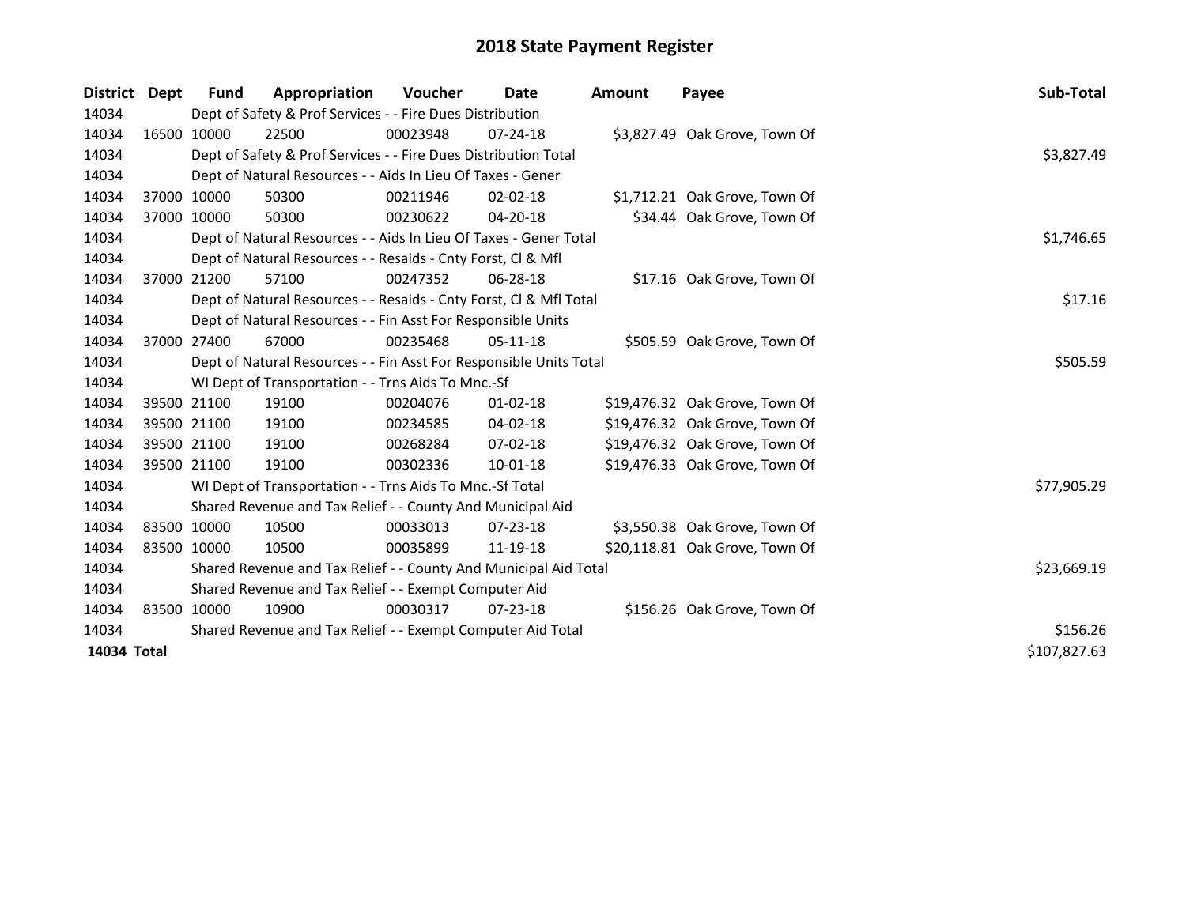# 2018 State Payment Register

| District | Dept | Fund | Appropriation | Voucher | Date | Amount | Payee | Sub-Total |
|---|---|---|---|---|---|---|---|---|
| 14034 | | Dept of Safety & Prof Services - - Fire Dues Distribution | | | | | | |
| 14034 | 16500 | 10000 | 22500 | 00023948 | 07-24-18 | $3,827.49 | Oak Grove, Town Of | |
| 14034 | | Dept of Safety & Prof Services - - Fire Dues Distribution Total | | | | | | $3,827.49 |
| 14034 | | Dept of Natural Resources - - Aids In Lieu Of Taxes - Gener | | | | | | |
| 14034 | 37000 | 10000 | 50300 | 00211946 | 02-02-18 | $1,712.21 | Oak Grove, Town Of | |
| 14034 | 37000 | 10000 | 50300 | 00230622 | 04-20-18 | $34.44 | Oak Grove, Town Of | |
| 14034 | | Dept of Natural Resources - - Aids In Lieu Of Taxes - Gener Total | | | | | | $1,746.65 |
| 14034 | | Dept of Natural Resources - - Resaids - Cnty Forst, Cl & Mfl | | | | | | |
| 14034 | 37000 | 21200 | 57100 | 00247352 | 06-28-18 | $17.16 | Oak Grove, Town Of | |
| 14034 | | Dept of Natural Resources - - Resaids - Cnty Forst, Cl & Mfl Total | | | | | | $17.16 |
| 14034 | | Dept of Natural Resources - - Fin Asst For Responsible Units | | | | | | |
| 14034 | 37000 | 27400 | 67000 | 00235468 | 05-11-18 | $505.59 | Oak Grove, Town Of | |
| 14034 | | Dept of Natural Resources - - Fin Asst For Responsible Units Total | | | | | | $505.59 |
| 14034 | | WI Dept of Transportation - - Trns Aids To Mnc.-Sf | | | | | | |
| 14034 | 39500 | 21100 | 19100 | 00204076 | 01-02-18 | $19,476.32 | Oak Grove, Town Of | |
| 14034 | 39500 | 21100 | 19100 | 00234585 | 04-02-18 | $19,476.32 | Oak Grove, Town Of | |
| 14034 | 39500 | 21100 | 19100 | 00268284 | 07-02-18 | $19,476.32 | Oak Grove, Town Of | |
| 14034 | 39500 | 21100 | 19100 | 00302336 | 10-01-18 | $19,476.33 | Oak Grove, Town Of | |
| 14034 | | WI Dept of Transportation - - Trns Aids To Mnc.-Sf Total | | | | | | $77,905.29 |
| 14034 | | Shared Revenue and Tax Relief - - County And Municipal Aid | | | | | | |
| 14034 | 83500 | 10000 | 10500 | 00033013 | 07-23-18 | $3,550.38 | Oak Grove, Town Of | |
| 14034 | 83500 | 10000 | 10500 | 00035899 | 11-19-18 | $20,118.81 | Oak Grove, Town Of | |
| 14034 | | Shared Revenue and Tax Relief - - County And Municipal Aid Total | | | | | | $23,669.19 |
| 14034 | | Shared Revenue and Tax Relief - - Exempt Computer Aid | | | | | | |
| 14034 | 83500 | 10000 | 10900 | 00030317 | 07-23-18 | $156.26 | Oak Grove, Town Of | |
| 14034 | | Shared Revenue and Tax Relief - - Exempt Computer Aid Total | | | | | | $156.26 |
| **14034 Total** | | | | | | | | $107,827.63 |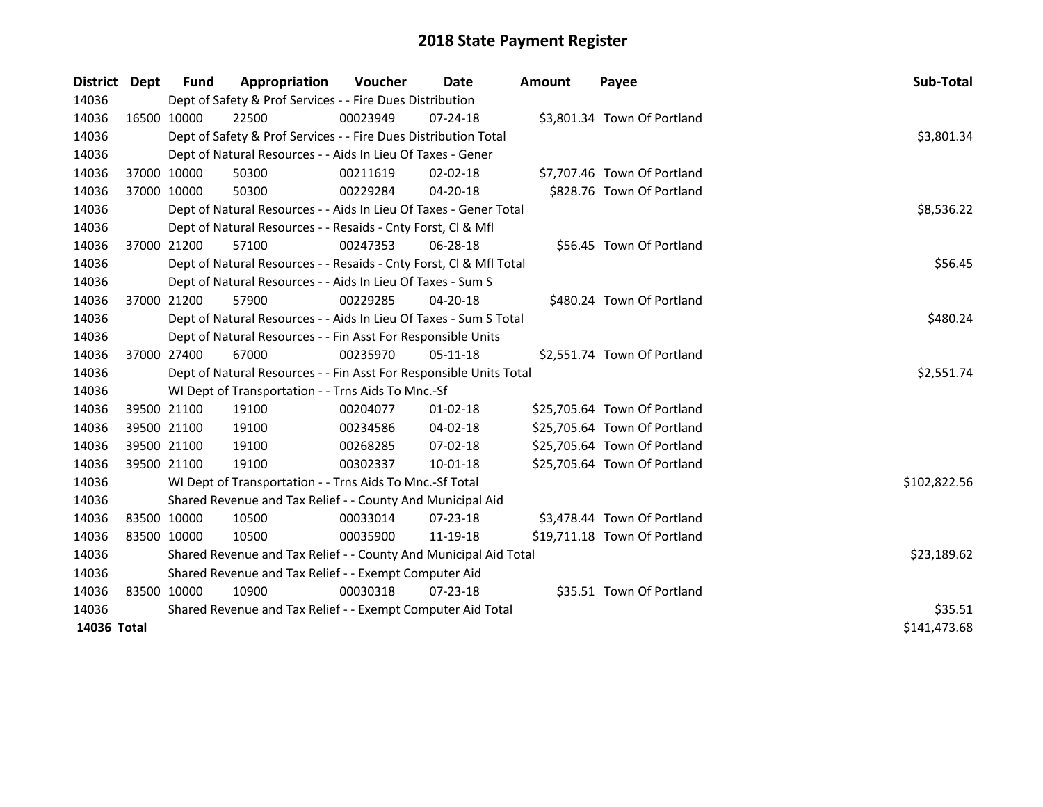# 2018 State Payment Register

| District | Dept | Fund | Appropriation | Voucher | Date | Amount | Payee | Sub-Total |
|---|---|---|---|---|---|---|---|---|
| 14036 | | Dept of Safety & Prof Services - - Fire Dues Distribution | | | | | | |
| 14036 | 16500 | 10000 | 22500 | 00023949 | 07-24-18 | $3,801.34 | Town Of Portland | |
| 14036 | | Dept of Safety & Prof Services - - Fire Dues Distribution Total | | | | | | $3,801.34 |
| 14036 | | Dept of Natural Resources - - Aids In Lieu Of Taxes - Gener | | | | | | |
| 14036 | 37000 | 10000 | 50300 | 00211619 | 02-02-18 | $7,707.46 | Town Of Portland | |
| 14036 | 37000 | 10000 | 50300 | 00229284 | 04-20-18 | $828.76 | Town Of Portland | |
| 14036 | | Dept of Natural Resources - - Aids In Lieu Of Taxes - Gener Total | | | | | | $8,536.22 |
| 14036 | | Dept of Natural Resources - - Resaids - Cnty Forst, Cl & Mfl | | | | | | |
| 14036 | 37000 | 21200 | 57100 | 00247353 | 06-28-18 | $56.45 | Town Of Portland | |
| 14036 | | Dept of Natural Resources - - Resaids - Cnty Forst, Cl & Mfl Total | | | | | | $56.45 |
| 14036 | | Dept of Natural Resources - - Aids In Lieu Of Taxes - Sum S | | | | | | |
| 14036 | 37000 | 21200 | 57900 | 00229285 | 04-20-18 | $480.24 | Town Of Portland | |
| 14036 | | Dept of Natural Resources - - Aids In Lieu Of Taxes - Sum S Total | | | | | | $480.24 |
| 14036 | | Dept of Natural Resources - - Fin Asst For Responsible Units | | | | | | |
| 14036 | 37000 | 27400 | 67000 | 00235970 | 05-11-18 | $2,551.74 | Town Of Portland | |
| 14036 | | Dept of Natural Resources - - Fin Asst For Responsible Units Total | | | | | | $2,551.74 |
| 14036 | | WI Dept of Transportation - - Trns Aids To Mnc.-Sf | | | | | | |
| 14036 | 39500 | 21100 | 19100 | 00204077 | 01-02-18 | $25,705.64 | Town Of Portland | |
| 14036 | 39500 | 21100 | 19100 | 00234586 | 04-02-18 | $25,705.64 | Town Of Portland | |
| 14036 | 39500 | 21100 | 19100 | 00268285 | 07-02-18 | $25,705.64 | Town Of Portland | |
| 14036 | 39500 | 21100 | 19100 | 00302337 | 10-01-18 | $25,705.64 | Town Of Portland | |
| 14036 | | WI Dept of Transportation - - Trns Aids To Mnc.-Sf Total | | | | | | $102,822.56 |
| 14036 | | Shared Revenue and Tax Relief - - County And Municipal Aid | | | | | | |
| 14036 | 83500 | 10000 | 10500 | 00033014 | 07-23-18 | $3,478.44 | Town Of Portland | |
| 14036 | 83500 | 10000 | 10500 | 00035900 | 11-19-18 | $19,711.18 | Town Of Portland | |
| 14036 | | Shared Revenue and Tax Relief - - County And Municipal Aid Total | | | | | | $23,189.62 |
| 14036 | | Shared Revenue and Tax Relief - - Exempt Computer Aid | | | | | | |
| 14036 | 83500 | 10000 | 10900 | 00030318 | 07-23-18 | $35.51 | Town Of Portland | |
| 14036 | | Shared Revenue and Tax Relief - - Exempt Computer Aid Total | | | | | | $35.51 |
| **14036 Total** | | | | | | | | $141,473.68 |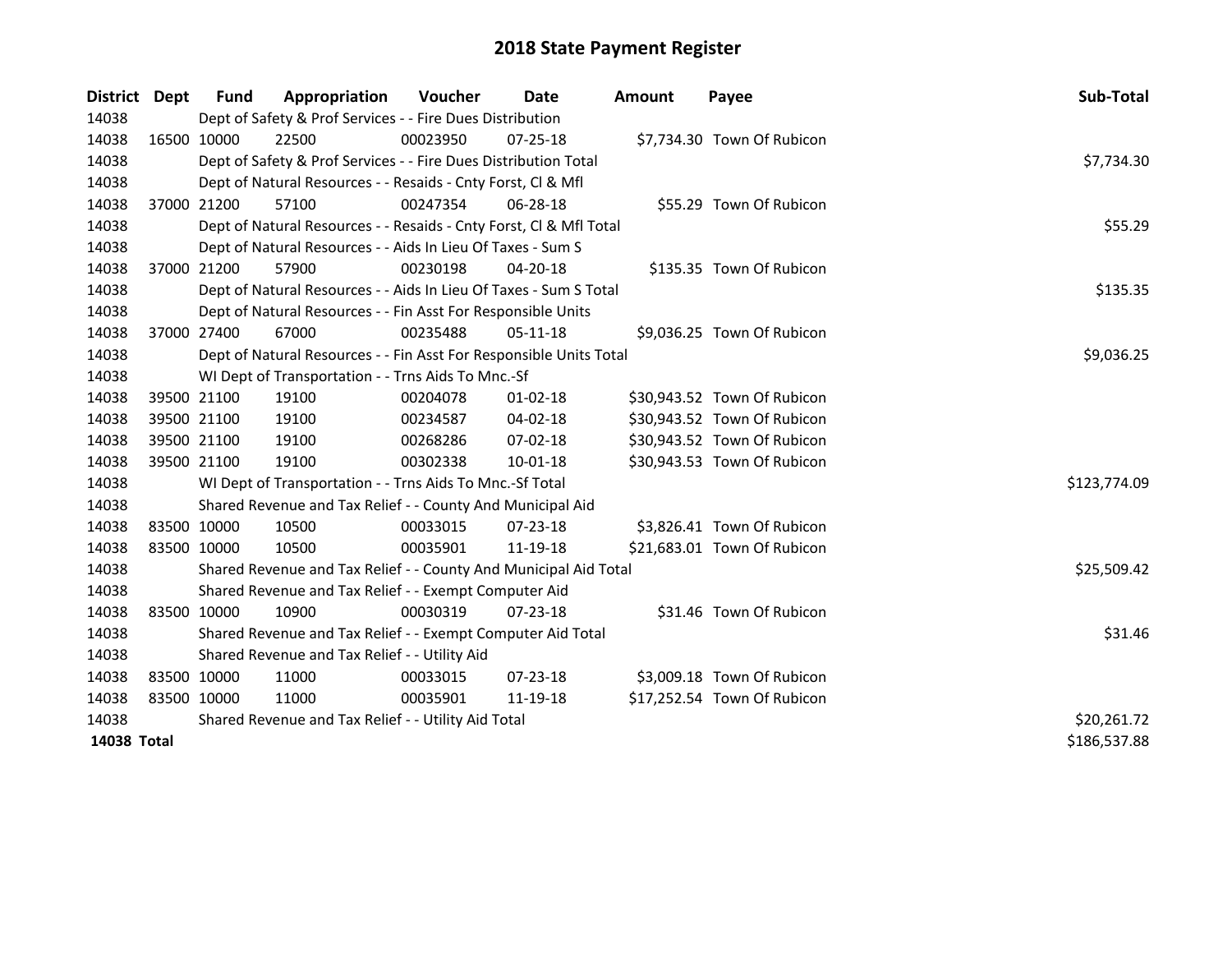# 2018 State Payment Register

| District | Dept | Fund | Appropriation | Voucher | Date | Amount | Payee | Sub-Total |
|---|---|---|---|---|---|---|---|---|
| 14038 | | Dept of Safety & Prof Services - - Fire Dues Distribution | | | | | | |
| 14038 | 16500 | 10000 | 22500 | 00023950 | 07-25-18 | $7,734.30 | Town Of Rubicon | |
| 14038 | | Dept of Safety & Prof Services - - Fire Dues Distribution Total | | | | | | $7,734.30 |
| 14038 | | Dept of Natural Resources - - Resaids - Cnty Forst, Cl & Mfl | | | | | | |
| 14038 | 37000 | 21200 | 57100 | 00247354 | 06-28-18 | $55.29 | Town Of Rubicon | |
| 14038 | | Dept of Natural Resources - - Resaids - Cnty Forst, Cl & Mfl Total | | | | | | $55.29 |
| 14038 | | Dept of Natural Resources - - Aids In Lieu Of Taxes - Sum S | | | | | | |
| 14038 | 37000 | 21200 | 57900 | 00230198 | 04-20-18 | $135.35 | Town Of Rubicon | |
| 14038 | | Dept of Natural Resources - - Aids In Lieu Of Taxes - Sum S Total | | | | | | $135.35 |
| 14038 | | Dept of Natural Resources - - Fin Asst For Responsible Units | | | | | | |
| 14038 | 37000 | 27400 | 67000 | 00235488 | 05-11-18 | $9,036.25 | Town Of Rubicon | |
| 14038 | | Dept of Natural Resources - - Fin Asst For Responsible Units Total | | | | | | $9,036.25 |
| 14038 | | WI Dept of Transportation - - Trns Aids To Mnc.-Sf | | | | | | |
| 14038 | 39500 | 21100 | 19100 | 00204078 | 01-02-18 | $30,943.52 | Town Of Rubicon | |
| 14038 | 39500 | 21100 | 19100 | 00234587 | 04-02-18 | $30,943.52 | Town Of Rubicon | |
| 14038 | 39500 | 21100 | 19100 | 00268286 | 07-02-18 | $30,943.52 | Town Of Rubicon | |
| 14038 | 39500 | 21100 | 19100 | 00302338 | 10-01-18 | $30,943.53 | Town Of Rubicon | |
| 14038 | | WI Dept of Transportation - - Trns Aids To Mnc.-Sf Total | | | | | | $123,774.09 |
| 14038 | | Shared Revenue and Tax Relief - - County And Municipal Aid | | | | | | |
| 14038 | 83500 | 10000 | 10500 | 00033015 | 07-23-18 | $3,826.41 | Town Of Rubicon | |
| 14038 | 83500 | 10000 | 10500 | 00035901 | 11-19-18 | $21,683.01 | Town Of Rubicon | |
| 14038 | | Shared Revenue and Tax Relief - - County And Municipal Aid Total | | | | | | $25,509.42 |
| 14038 | | Shared Revenue and Tax Relief - - Exempt Computer Aid | | | | | | |
| 14038 | 83500 | 10000 | 10900 | 00030319 | 07-23-18 | $31.46 | Town Of Rubicon | |
| 14038 | | Shared Revenue and Tax Relief - - Exempt Computer Aid Total | | | | | | $31.46 |
| 14038 | | Shared Revenue and Tax Relief - - Utility Aid | | | | | | |
| 14038 | 83500 | 10000 | 11000 | 00033015 | 07-23-18 | $3,009.18 | Town Of Rubicon | |
| 14038 | 83500 | 10000 | 11000 | 00035901 | 11-19-18 | $17,252.54 | Town Of Rubicon | |
| 14038 | | Shared Revenue and Tax Relief - - Utility Aid Total | | | | | | $20,261.72 |
| **14038 Total** | | | | | | | | $186,537.88 |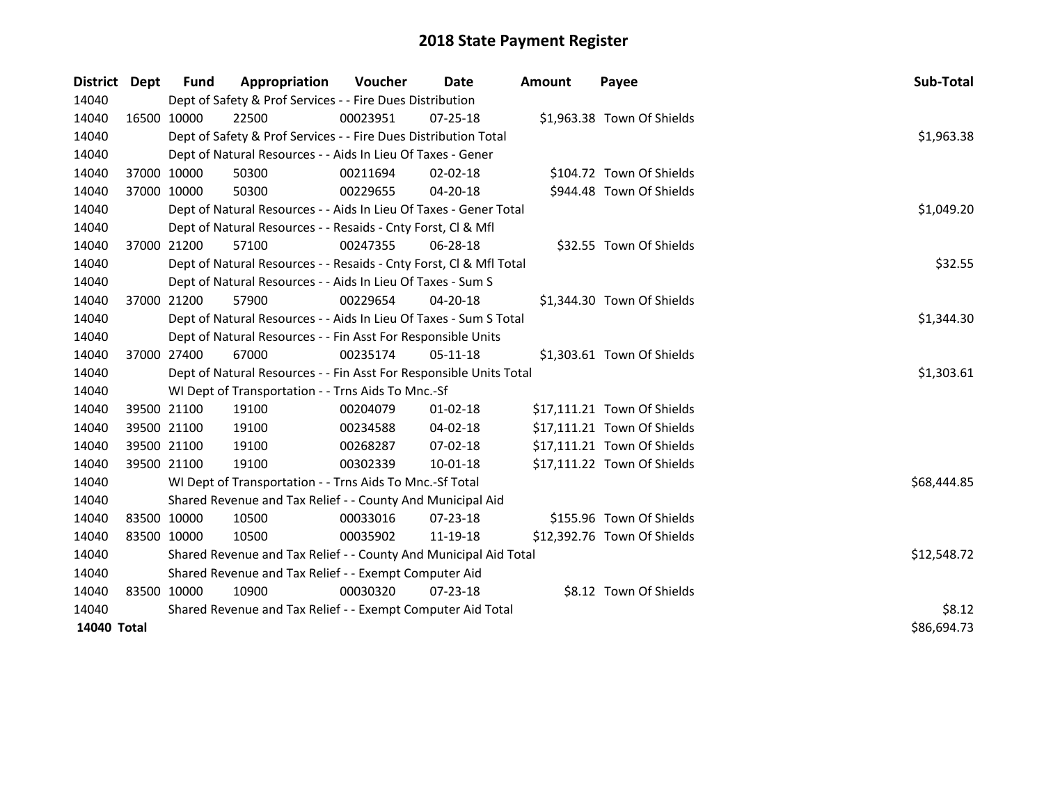# 2018 State Payment Register

| District | Dept | Fund | Appropriation | Voucher | Date | Amount | Payee | Sub-Total |
|---|---|---|---|---|---|---|---|---|
| 14040 | | Dept of Safety & Prof Services - - Fire Dues Distribution | | | | | | |
| 14040 | 16500 | 10000 | 22500 | 00023951 | 07-25-18 | $1,963.38 | Town Of Shields | |
| 14040 | | Dept of Safety & Prof Services - - Fire Dues Distribution Total | | | | | | $1,963.38 |
| 14040 | | Dept of Natural Resources - - Aids In Lieu Of Taxes - Gener | | | | | | |
| 14040 | 37000 | 10000 | 50300 | 00211694 | 02-02-18 | $104.72 | Town Of Shields | |
| 14040 | 37000 | 10000 | 50300 | 00229655 | 04-20-18 | $944.48 | Town Of Shields | |
| 14040 | | Dept of Natural Resources - - Aids In Lieu Of Taxes - Gener Total | | | | | | $1,049.20 |
| 14040 | | Dept of Natural Resources - - Resaids - Cnty Forst, Cl & Mfl | | | | | | |
| 14040 | 37000 | 21200 | 57100 | 00247355 | 06-28-18 | $32.55 | Town Of Shields | |
| 14040 | | Dept of Natural Resources - - Resaids - Cnty Forst, Cl & Mfl Total | | | | | | $32.55 |
| 14040 | | Dept of Natural Resources - - Aids In Lieu Of Taxes - Sum S | | | | | | |
| 14040 | 37000 | 21200 | 57900 | 00229654 | 04-20-18 | $1,344.30 | Town Of Shields | |
| 14040 | | Dept of Natural Resources - - Aids In Lieu Of Taxes - Sum S Total | | | | | | $1,344.30 |
| 14040 | | Dept of Natural Resources - - Fin Asst For Responsible Units | | | | | | |
| 14040 | 37000 | 27400 | 67000 | 00235174 | 05-11-18 | $1,303.61 | Town Of Shields | |
| 14040 | | Dept of Natural Resources - - Fin Asst For Responsible Units Total | | | | | | $1,303.61 |
| 14040 | | WI Dept of Transportation - - Trns Aids To Mnc.-Sf | | | | | | |
| 14040 | 39500 | 21100 | 19100 | 00204079 | 01-02-18 | $17,111.21 | Town Of Shields | |
| 14040 | 39500 | 21100 | 19100 | 00234588 | 04-02-18 | $17,111.21 | Town Of Shields | |
| 14040 | 39500 | 21100 | 19100 | 00268287 | 07-02-18 | $17,111.21 | Town Of Shields | |
| 14040 | 39500 | 21100 | 19100 | 00302339 | 10-01-18 | $17,111.22 | Town Of Shields | |
| 14040 | | WI Dept of Transportation - - Trns Aids To Mnc.-Sf Total | | | | | | $68,444.85 |
| 14040 | | Shared Revenue and Tax Relief - - County And Municipal Aid | | | | | | |
| 14040 | 83500 | 10000 | 10500 | 00033016 | 07-23-18 | $155.96 | Town Of Shields | |
| 14040 | 83500 | 10000 | 10500 | 00035902 | 11-19-18 | $12,392.76 | Town Of Shields | |
| 14040 | | Shared Revenue and Tax Relief - - County And Municipal Aid Total | | | | | | $12,548.72 |
| 14040 | | Shared Revenue and Tax Relief - - Exempt Computer Aid | | | | | | |
| 14040 | 83500 | 10000 | 10900 | 00030320 | 07-23-18 | $8.12 | Town Of Shields | |
| 14040 | | Shared Revenue and Tax Relief - - Exempt Computer Aid Total | | | | | | $8.12 |
| **14040 Total** | | | | | | | | $86,694.73 |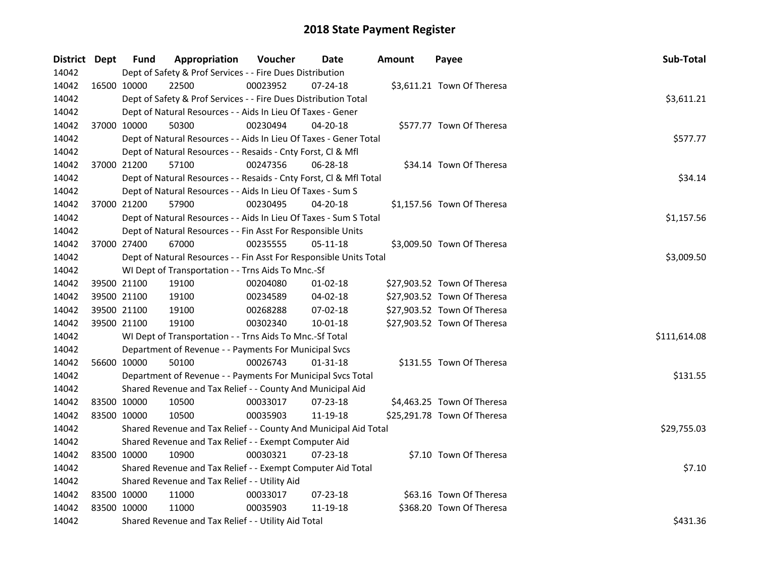# 2018 State Payment Register

| District | Dept | Fund | Appropriation | Voucher | Date | Amount | Payee | Sub-Total |
|---|---|---|---|---|---|---|---|---|
| 14042 | | Dept of Safety & Prof Services - - Fire Dues Distribution | | | | | | |
| 14042 | 16500 | 10000 | 22500 | 00023952 | 07-24-18 | $3,611.21 | Town Of Theresa | |
| 14042 | | Dept of Safety & Prof Services - - Fire Dues Distribution Total | | | | | | $3,611.21 |
| 14042 | | Dept of Natural Resources - - Aids In Lieu Of Taxes - Gener | | | | | | |
| 14042 | 37000 | 10000 | 50300 | 00230494 | 04-20-18 | $577.77 | Town Of Theresa | |
| 14042 | | Dept of Natural Resources - - Aids In Lieu Of Taxes - Gener Total | | | | | | $577.77 |
| 14042 | | Dept of Natural Resources - - Resaids - Cnty Forst, Cl & Mfl | | | | | | |
| 14042 | 37000 | 21200 | 57100 | 00247356 | 06-28-18 | $34.14 | Town Of Theresa | |
| 14042 | | Dept of Natural Resources - - Resaids - Cnty Forst, Cl & Mfl Total | | | | | | $34.14 |
| 14042 | | Dept of Natural Resources - - Aids In Lieu Of Taxes - Sum S | | | | | | |
| 14042 | 37000 | 21200 | 57900 | 00230495 | 04-20-18 | $1,157.56 | Town Of Theresa | |
| 14042 | | Dept of Natural Resources - - Aids In Lieu Of Taxes - Sum S Total | | | | | | $1,157.56 |
| 14042 | | Dept of Natural Resources - - Fin Asst For Responsible Units | | | | | | |
| 14042 | 37000 | 27400 | 67000 | 00235555 | 05-11-18 | $3,009.50 | Town Of Theresa | |
| 14042 | | Dept of Natural Resources - - Fin Asst For Responsible Units Total | | | | | | $3,009.50 |
| 14042 | | WI Dept of Transportation - - Trns Aids To Mnc.-Sf | | | | | | |
| 14042 | 39500 | 21100 | 19100 | 00204080 | 01-02-18 | $27,903.52 | Town Of Theresa | |
| 14042 | 39500 | 21100 | 19100 | 00234589 | 04-02-18 | $27,903.52 | Town Of Theresa | |
| 14042 | 39500 | 21100 | 19100 | 00268288 | 07-02-18 | $27,903.52 | Town Of Theresa | |
| 14042 | 39500 | 21100 | 19100 | 00302340 | 10-01-18 | $27,903.52 | Town Of Theresa | |
| 14042 | | WI Dept of Transportation - - Trns Aids To Mnc.-Sf Total | | | | | | $111,614.08 |
| 14042 | | Department of Revenue - - Payments For Municipal Svcs | | | | | | |
| 14042 | 56600 | 10000 | 50100 | 00026743 | 01-31-18 | $131.55 | Town Of Theresa | |
| 14042 | | Department of Revenue - - Payments For Municipal Svcs Total | | | | | | $131.55 |
| 14042 | | Shared Revenue and Tax Relief - - County And Municipal Aid | | | | | | |
| 14042 | 83500 | 10000 | 10500 | 00033017 | 07-23-18 | $4,463.25 | Town Of Theresa | |
| 14042 | 83500 | 10000 | 10500 | 00035903 | 11-19-18 | $25,291.78 | Town Of Theresa | |
| 14042 | | Shared Revenue and Tax Relief - - County And Municipal Aid Total | | | | | | $29,755.03 |
| 14042 | | Shared Revenue and Tax Relief - - Exempt Computer Aid | | | | | | |
| 14042 | 83500 | 10000 | 10900 | 00030321 | 07-23-18 | $7.10 | Town Of Theresa | |
| 14042 | | Shared Revenue and Tax Relief - - Exempt Computer Aid Total | | | | | | $7.10 |
| 14042 | | Shared Revenue and Tax Relief - - Utility Aid | | | | | | |
| 14042 | 83500 | 10000 | 11000 | 00033017 | 07-23-18 | $63.16 | Town Of Theresa | |
| 14042 | 83500 | 10000 | 11000 | 00035903 | 11-19-18 | $368.20 | Town Of Theresa | |
| 14042 | | Shared Revenue and Tax Relief - - Utility Aid Total | | | | | | $431.36 |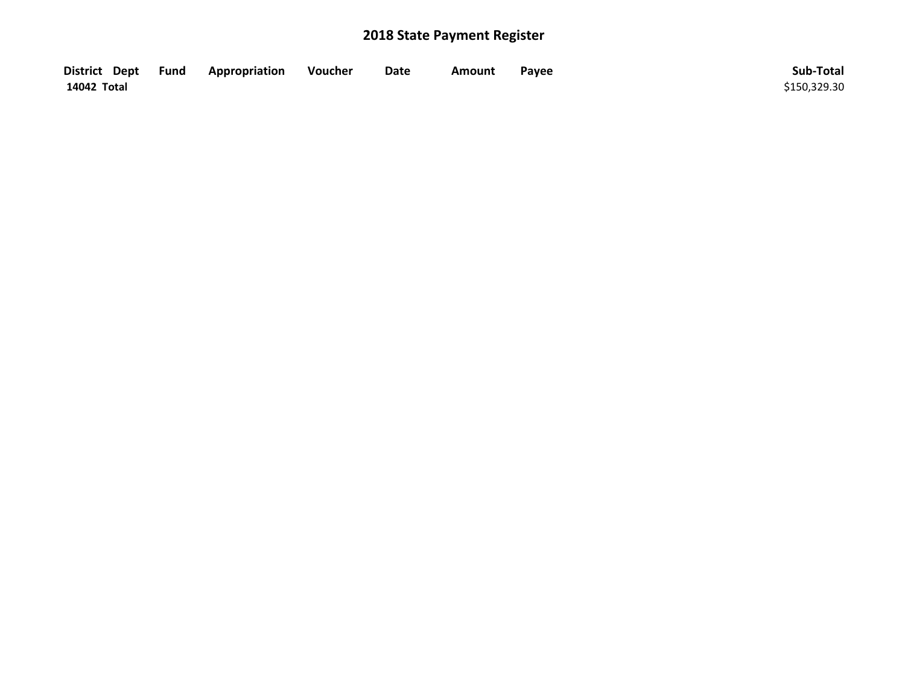# 2018 State Payment Register

| District | Dept | Fund | Appropriation | Voucher | Date | Amount | Payee | Sub-Total |
|---|---|---|---|---|---|---|---|---|
| **14042 Total** | | | | | | | | $150,329.30 |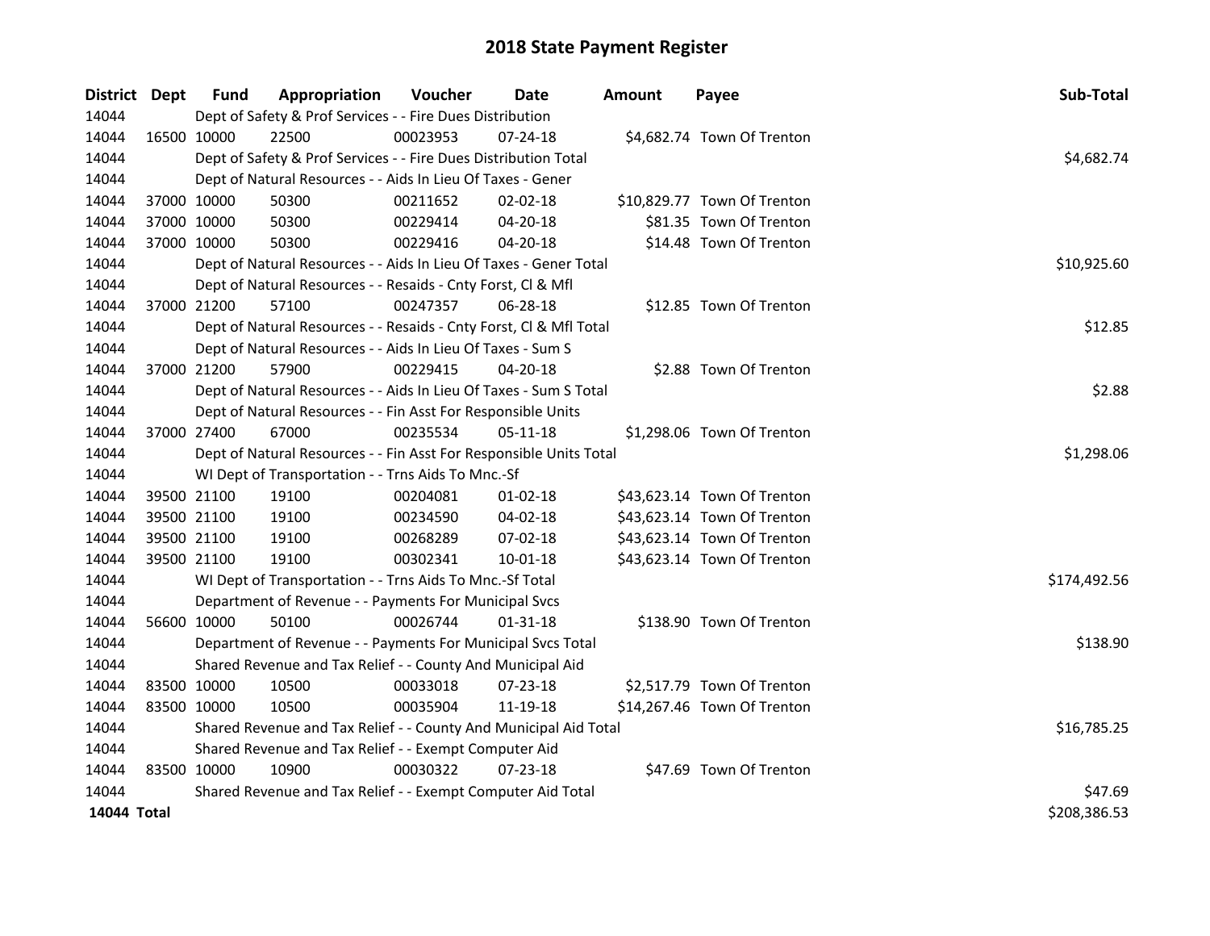# 2018 State Payment Register

| District | Dept | Fund | Appropriation | Voucher | Date | Amount | Payee | Sub-Total |
|---|---|---|---|---|---|---|---|---|
| 14044 | | Dept of Safety & Prof Services - - Fire Dues Distribution | | | | | | |
| 14044 | 16500 | 10000 | 22500 | 00023953 | 07-24-18 | $4,682.74 | Town Of Trenton | |
| 14044 | | Dept of Safety & Prof Services - - Fire Dues Distribution Total | | | | | | $4,682.74 |
| 14044 | | Dept of Natural Resources - - Aids In Lieu Of Taxes - Gener | | | | | | |
| 14044 | 37000 | 10000 | 50300 | 00211652 | 02-02-18 | $10,829.77 | Town Of Trenton | |
| 14044 | 37000 | 10000 | 50300 | 00229414 | 04-20-18 | $81.35 | Town Of Trenton | |
| 14044 | 37000 | 10000 | 50300 | 00229416 | 04-20-18 | $14.48 | Town Of Trenton | |
| 14044 | | Dept of Natural Resources - - Aids In Lieu Of Taxes - Gener Total | | | | | | $10,925.60 |
| 14044 | | Dept of Natural Resources - - Resaids - Cnty Forst, Cl & Mfl | | | | | | |
| 14044 | 37000 | 21200 | 57100 | 00247357 | 06-28-18 | $12.85 | Town Of Trenton | |
| 14044 | | Dept of Natural Resources - - Resaids - Cnty Forst, Cl & Mfl Total | | | | | | $12.85 |
| 14044 | | Dept of Natural Resources - - Aids In Lieu Of Taxes - Sum S | | | | | | |
| 14044 | 37000 | 21200 | 57900 | 00229415 | 04-20-18 | $2.88 | Town Of Trenton | |
| 14044 | | Dept of Natural Resources - - Aids In Lieu Of Taxes - Sum S Total | | | | | | $2.88 |
| 14044 | | Dept of Natural Resources - - Fin Asst For Responsible Units | | | | | | |
| 14044 | 37000 | 27400 | 67000 | 00235534 | 05-11-18 | $1,298.06 | Town Of Trenton | |
| 14044 | | Dept of Natural Resources - - Fin Asst For Responsible Units Total | | | | | | $1,298.06 |
| 14044 | | WI Dept of Transportation - - Trns Aids To Mnc.-Sf | | | | | | |
| 14044 | 39500 | 21100 | 19100 | 00204081 | 01-02-18 | $43,623.14 | Town Of Trenton | |
| 14044 | 39500 | 21100 | 19100 | 00234590 | 04-02-18 | $43,623.14 | Town Of Trenton | |
| 14044 | 39500 | 21100 | 19100 | 00268289 | 07-02-18 | $43,623.14 | Town Of Trenton | |
| 14044 | 39500 | 21100 | 19100 | 00302341 | 10-01-18 | $43,623.14 | Town Of Trenton | |
| 14044 | | WI Dept of Transportation - - Trns Aids To Mnc.-Sf Total | | | | | | $174,492.56 |
| 14044 | | Department of Revenue - - Payments For Municipal Svcs | | | | | | |
| 14044 | 56600 | 10000 | 50100 | 00026744 | 01-31-18 | $138.90 | Town Of Trenton | |
| 14044 | | Department of Revenue - - Payments For Municipal Svcs Total | | | | | | $138.90 |
| 14044 | | Shared Revenue and Tax Relief - - County And Municipal Aid | | | | | | |
| 14044 | 83500 | 10000 | 10500 | 00033018 | 07-23-18 | $2,517.79 | Town Of Trenton | |
| 14044 | 83500 | 10000 | 10500 | 00035904 | 11-19-18 | $14,267.46 | Town Of Trenton | |
| 14044 | | Shared Revenue and Tax Relief - - County And Municipal Aid Total | | | | | | $16,785.25 |
| 14044 | | Shared Revenue and Tax Relief - - Exempt Computer Aid | | | | | | |
| 14044 | 83500 | 10000 | 10900 | 00030322 | 07-23-18 | $47.69 | Town Of Trenton | |
| 14044 | | Shared Revenue and Tax Relief - - Exempt Computer Aid Total | | | | | | $47.69 |
| **14044 Total** | | | | | | | | $208,386.53 |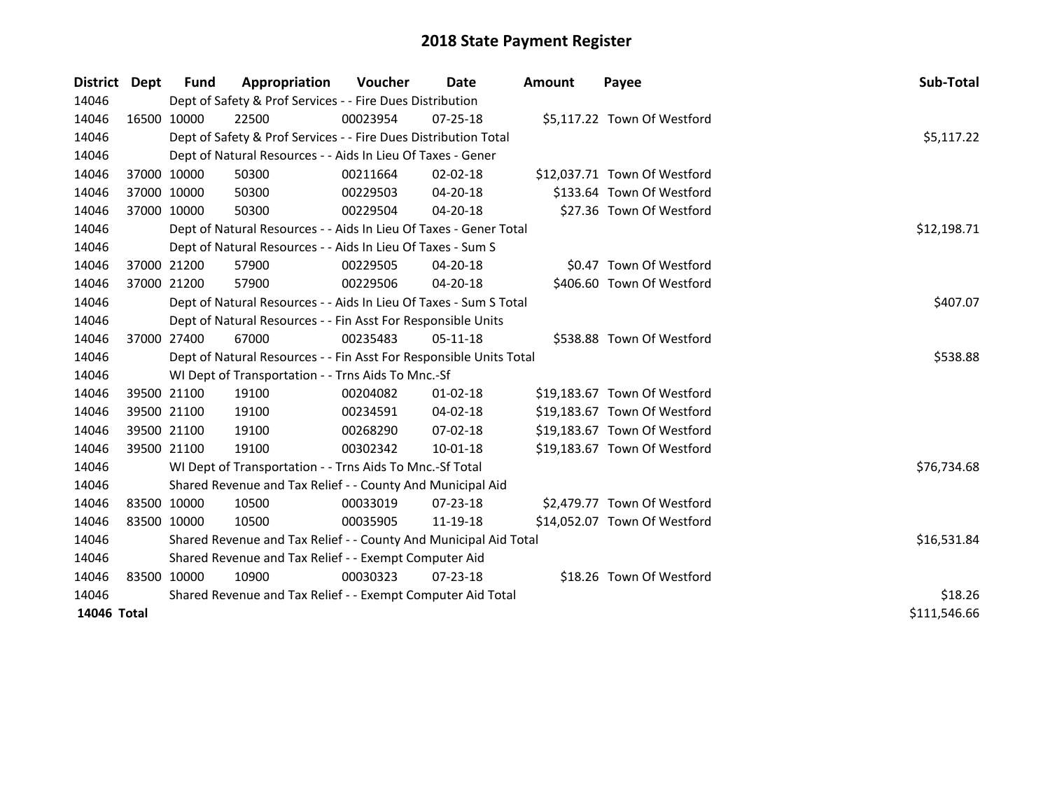# 2018 State Payment Register

| District | Dept | Fund | Appropriation | Voucher | Date | Amount | Payee | Sub-Total |
|---|---|---|---|---|---|---|---|---|
| 14046 | | Dept of Safety & Prof Services - - Fire Dues Distribution | | | | | | |
| 14046 | 16500 | 10000 | 22500 | 00023954 | 07-25-18 | $5,117.22 | Town Of Westford | |
| 14046 | | Dept of Safety & Prof Services - - Fire Dues Distribution Total | | | | | | $5,117.22 |
| 14046 | | Dept of Natural Resources - - Aids In Lieu Of Taxes - Gener | | | | | | |
| 14046 | 37000 | 10000 | 50300 | 00211664 | 02-02-18 | $12,037.71 | Town Of Westford | |
| 14046 | 37000 | 10000 | 50300 | 00229503 | 04-20-18 | $133.64 | Town Of Westford | |
| 14046 | 37000 | 10000 | 50300 | 00229504 | 04-20-18 | $27.36 | Town Of Westford | |
| 14046 | | Dept of Natural Resources - - Aids In Lieu Of Taxes - Gener Total | | | | | | $12,198.71 |
| 14046 | | Dept of Natural Resources - - Aids In Lieu Of Taxes - Sum S | | | | | | |
| 14046 | 37000 | 21200 | 57900 | 00229505 | 04-20-18 | $0.47 | Town Of Westford | |
| 14046 | 37000 | 21200 | 57900 | 00229506 | 04-20-18 | $406.60 | Town Of Westford | |
| 14046 | | Dept of Natural Resources - - Aids In Lieu Of Taxes - Sum S Total | | | | | | $407.07 |
| 14046 | | Dept of Natural Resources - - Fin Asst For Responsible Units | | | | | | |
| 14046 | 37000 | 27400 | 67000 | 00235483 | 05-11-18 | $538.88 | Town Of Westford | |
| 14046 | | Dept of Natural Resources - - Fin Asst For Responsible Units Total | | | | | | $538.88 |
| 14046 | | WI Dept of Transportation - - Trns Aids To Mnc.-Sf | | | | | | |
| 14046 | 39500 | 21100 | 19100 | 00204082 | 01-02-18 | $19,183.67 | Town Of Westford | |
| 14046 | 39500 | 21100 | 19100 | 00234591 | 04-02-18 | $19,183.67 | Town Of Westford | |
| 14046 | 39500 | 21100 | 19100 | 00268290 | 07-02-18 | $19,183.67 | Town Of Westford | |
| 14046 | 39500 | 21100 | 19100 | 00302342 | 10-01-18 | $19,183.67 | Town Of Westford | |
| 14046 | | WI Dept of Transportation - - Trns Aids To Mnc.-Sf Total | | | | | | $76,734.68 |
| 14046 | | Shared Revenue and Tax Relief - - County And Municipal Aid | | | | | | |
| 14046 | 83500 | 10000 | 10500 | 00033019 | 07-23-18 | $2,479.77 | Town Of Westford | |
| 14046 | 83500 | 10000 | 10500 | 00035905 | 11-19-18 | $14,052.07 | Town Of Westford | |
| 14046 | | Shared Revenue and Tax Relief - - County And Municipal Aid Total | | | | | | $16,531.84 |
| 14046 | | Shared Revenue and Tax Relief - - Exempt Computer Aid | | | | | | |
| 14046 | 83500 | 10000 | 10900 | 00030323 | 07-23-18 | $18.26 | Town Of Westford | |
| 14046 | | Shared Revenue and Tax Relief - - Exempt Computer Aid Total | | | | | | $18.26 |
| **14046 Total** | | | | | | | | $111,546.66 |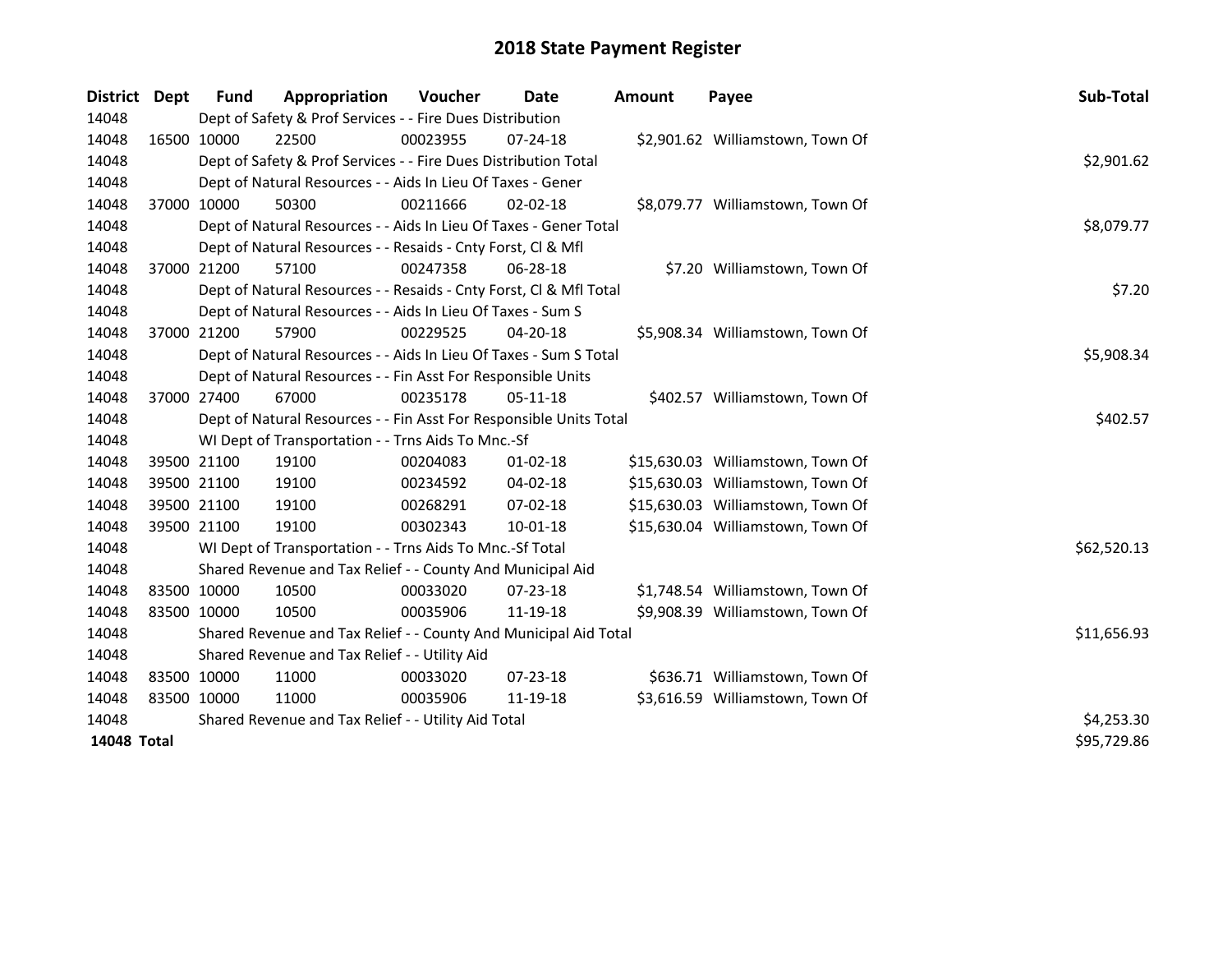# 2018 State Payment Register

| District | Dept | Fund | Appropriation | Voucher | Date | Amount | Payee | Sub-Total |
|---|---|---|---|---|---|---|---|---|
| 14048 | | Dept of Safety & Prof Services - - Fire Dues Distribution | | | | | | |
| 14048 | 16500 | 10000 | 22500 | 00023955 | 07-24-18 | $2,901.62 | Williamstown, Town Of | |
| 14048 | | Dept of Safety & Prof Services - - Fire Dues Distribution Total | | | | | | $2,901.62 |
| 14048 | | Dept of Natural Resources - - Aids In Lieu Of Taxes - Gener | | | | | | |
| 14048 | 37000 | 10000 | 50300 | 00211666 | 02-02-18 | $8,079.77 | Williamstown, Town Of | |
| 14048 | | Dept of Natural Resources - - Aids In Lieu Of Taxes - Gener Total | | | | | | $8,079.77 |
| 14048 | | Dept of Natural Resources - - Resaids - Cnty Forst, Cl & Mfl | | | | | | |
| 14048 | 37000 | 21200 | 57100 | 00247358 | 06-28-18 | $7.20 | Williamstown, Town Of | |
| 14048 | | Dept of Natural Resources - - Resaids - Cnty Forst, Cl & Mfl Total | | | | | | $7.20 |
| 14048 | | Dept of Natural Resources - - Aids In Lieu Of Taxes - Sum S | | | | | | |
| 14048 | 37000 | 21200 | 57900 | 00229525 | 04-20-18 | $5,908.34 | Williamstown, Town Of | |
| 14048 | | Dept of Natural Resources - - Aids In Lieu Of Taxes - Sum S Total | | | | | | $5,908.34 |
| 14048 | | Dept of Natural Resources - - Fin Asst For Responsible Units | | | | | | |
| 14048 | 37000 | 27400 | 67000 | 00235178 | 05-11-18 | $402.57 | Williamstown, Town Of | |
| 14048 | | Dept of Natural Resources - - Fin Asst For Responsible Units Total | | | | | | $402.57 |
| 14048 | | WI Dept of Transportation - - Trns Aids To Mnc.-Sf | | | | | | |
| 14048 | 39500 | 21100 | 19100 | 00204083 | 01-02-18 | $15,630.03 | Williamstown, Town Of | |
| 14048 | 39500 | 21100 | 19100 | 00234592 | 04-02-18 | $15,630.03 | Williamstown, Town Of | |
| 14048 | 39500 | 21100 | 19100 | 00268291 | 07-02-18 | $15,630.03 | Williamstown, Town Of | |
| 14048 | 39500 | 21100 | 19100 | 00302343 | 10-01-18 | $15,630.04 | Williamstown, Town Of | |
| 14048 | | WI Dept of Transportation - - Trns Aids To Mnc.-Sf Total | | | | | | $62,520.13 |
| 14048 | | Shared Revenue and Tax Relief - - County And Municipal Aid | | | | | | |
| 14048 | 83500 | 10000 | 10500 | 00033020 | 07-23-18 | $1,748.54 | Williamstown, Town Of | |
| 14048 | 83500 | 10000 | 10500 | 00035906 | 11-19-18 | $9,908.39 | Williamstown, Town Of | |
| 14048 | | Shared Revenue and Tax Relief - - County And Municipal Aid Total | | | | | | $11,656.93 |
| 14048 | | Shared Revenue and Tax Relief - - Utility Aid | | | | | | |
| 14048 | 83500 | 10000 | 11000 | 00033020 | 07-23-18 | $636.71 | Williamstown, Town Of | |
| 14048 | 83500 | 10000 | 11000 | 00035906 | 11-19-18 | $3,616.59 | Williamstown, Town Of | |
| 14048 | | Shared Revenue and Tax Relief - - Utility Aid Total | | | | | | $4,253.30 |
| **14048 Total** | | | | | | | | $95,729.86 |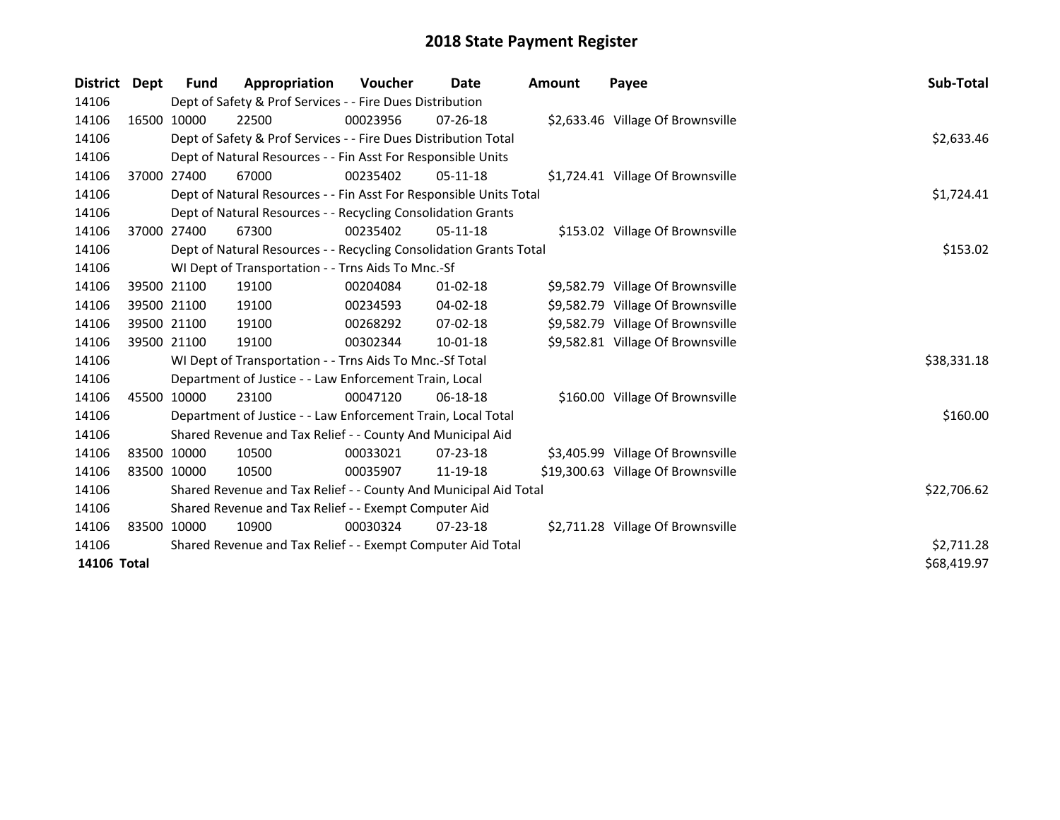# 2018 State Payment Register

| District | Dept | Fund | Appropriation | Voucher | Date | Amount | Payee | Sub-Total |
|---|---|---|---|---|---|---|---|---|
| 14106 | | Dept of Safety & Prof Services - - Fire Dues Distribution | | | | | | |
| 14106 | 16500 | 10000 | 22500 | 00023956 | 07-26-18 | $2,633.46 | Village Of Brownsville | |
| 14106 | | Dept of Safety & Prof Services - - Fire Dues Distribution Total | | | | | | $2,633.46 |
| 14106 | | Dept of Natural Resources - - Fin Asst For Responsible Units | | | | | | |
| 14106 | 37000 | 27400 | 67000 | 00235402 | 05-11-18 | $1,724.41 | Village Of Brownsville | |
| 14106 | | Dept of Natural Resources - - Fin Asst For Responsible Units Total | | | | | | $1,724.41 |
| 14106 | | Dept of Natural Resources - - Recycling Consolidation Grants | | | | | | |
| 14106 | 37000 | 27400 | 67300 | 00235402 | 05-11-18 | $153.02 | Village Of Brownsville | |
| 14106 | | Dept of Natural Resources - - Recycling Consolidation Grants Total | | | | | | $153.02 |
| 14106 | | WI Dept of Transportation - - Trns Aids To Mnc.-Sf | | | | | | |
| 14106 | 39500 | 21100 | 19100 | 00204084 | 01-02-18 | $9,582.79 | Village Of Brownsville | |
| 14106 | 39500 | 21100 | 19100 | 00234593 | 04-02-18 | $9,582.79 | Village Of Brownsville | |
| 14106 | 39500 | 21100 | 19100 | 00268292 | 07-02-18 | $9,582.79 | Village Of Brownsville | |
| 14106 | 39500 | 21100 | 19100 | 00302344 | 10-01-18 | $9,582.81 | Village Of Brownsville | |
| 14106 | | WI Dept of Transportation - - Trns Aids To Mnc.-Sf Total | | | | | | $38,331.18 |
| 14106 | | Department of Justice - - Law Enforcement Train, Local | | | | | | |
| 14106 | 45500 | 10000 | 23100 | 00047120 | 06-18-18 | $160.00 | Village Of Brownsville | |
| 14106 | | Department of Justice - - Law Enforcement Train, Local Total | | | | | | $160.00 |
| 14106 | | Shared Revenue and Tax Relief - - County And Municipal Aid | | | | | | |
| 14106 | 83500 | 10000 | 10500 | 00033021 | 07-23-18 | $3,405.99 | Village Of Brownsville | |
| 14106 | 83500 | 10000 | 10500 | 00035907 | 11-19-18 | $19,300.63 | Village Of Brownsville | |
| 14106 | | Shared Revenue and Tax Relief - - County And Municipal Aid Total | | | | | | $22,706.62 |
| 14106 | | Shared Revenue and Tax Relief - - Exempt Computer Aid | | | | | | |
| 14106 | 83500 | 10000 | 10900 | 00030324 | 07-23-18 | $2,711.28 | Village Of Brownsville | |
| 14106 | | Shared Revenue and Tax Relief - - Exempt Computer Aid Total | | | | | | $2,711.28 |
| **14106 Total** | | | | | | | | $68,419.97 |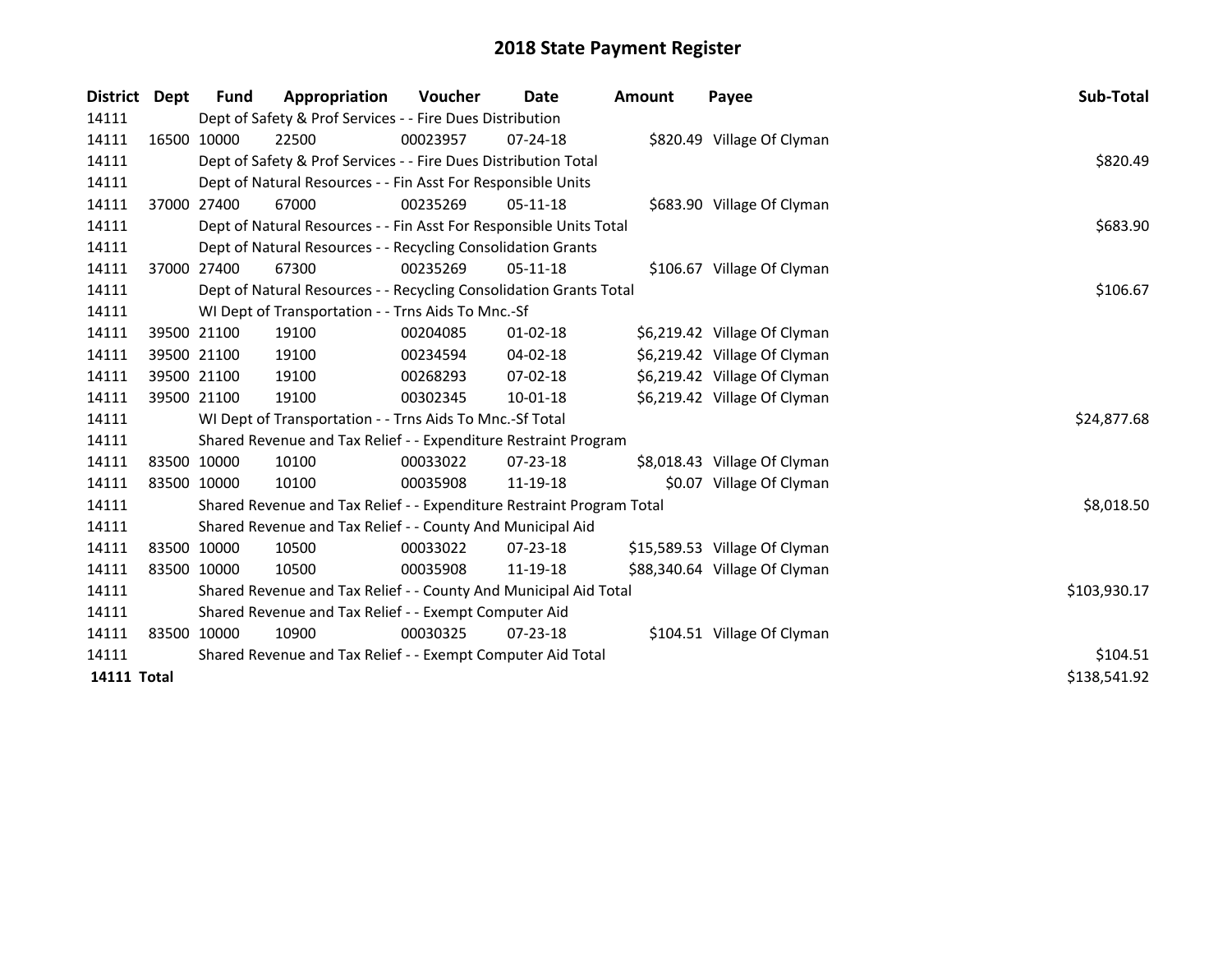# 2018 State Payment Register

| District | Dept | Fund | Appropriation | Voucher | Date | Amount | Payee | Sub-Total |
|---|---|---|---|---|---|---|---|---|
| 14111 | | Dept of Safety & Prof Services - - Fire Dues Distribution | | | | | | |
| 14111 | 16500 | 10000 | 22500 | 00023957 | 07-24-18 | $820.49 | Village Of Clyman | |
| 14111 | | Dept of Safety & Prof Services - - Fire Dues Distribution Total | | | | | | $820.49 |
| 14111 | | Dept of Natural Resources - - Fin Asst For Responsible Units | | | | | | |
| 14111 | 37000 | 27400 | 67000 | 00235269 | 05-11-18 | $683.90 | Village Of Clyman | |
| 14111 | | Dept of Natural Resources - - Fin Asst For Responsible Units Total | | | | | | $683.90 |
| 14111 | | Dept of Natural Resources - - Recycling Consolidation Grants | | | | | | |
| 14111 | 37000 | 27400 | 67300 | 00235269 | 05-11-18 | $106.67 | Village Of Clyman | |
| 14111 | | Dept of Natural Resources - - Recycling Consolidation Grants Total | | | | | | $106.67 |
| 14111 | | WI Dept of Transportation - - Trns Aids To Mnc.-Sf | | | | | | |
| 14111 | 39500 | 21100 | 19100 | 00204085 | 01-02-18 | $6,219.42 | Village Of Clyman | |
| 14111 | 39500 | 21100 | 19100 | 00234594 | 04-02-18 | $6,219.42 | Village Of Clyman | |
| 14111 | 39500 | 21100 | 19100 | 00268293 | 07-02-18 | $6,219.42 | Village Of Clyman | |
| 14111 | 39500 | 21100 | 19100 | 00302345 | 10-01-18 | $6,219.42 | Village Of Clyman | |
| 14111 | | WI Dept of Transportation - - Trns Aids To Mnc.-Sf Total | | | | | | $24,877.68 |
| 14111 | | Shared Revenue and Tax Relief - - Expenditure Restraint Program | | | | | | |
| 14111 | 83500 | 10000 | 10100 | 00033022 | 07-23-18 | $8,018.43 | Village Of Clyman | |
| 14111 | 83500 | 10000 | 10100 | 00035908 | 11-19-18 | $0.07 | Village Of Clyman | |
| 14111 | | Shared Revenue and Tax Relief - - Expenditure Restraint Program Total | | | | | | $8,018.50 |
| 14111 | | Shared Revenue and Tax Relief - - County And Municipal Aid | | | | | | |
| 14111 | 83500 | 10000 | 10500 | 00033022 | 07-23-18 | $15,589.53 | Village Of Clyman | |
| 14111 | 83500 | 10000 | 10500 | 00035908 | 11-19-18 | $88,340.64 | Village Of Clyman | |
| 14111 | | Shared Revenue and Tax Relief - - County And Municipal Aid Total | | | | | | $103,930.17 |
| 14111 | | Shared Revenue and Tax Relief - - Exempt Computer Aid | | | | | | |
| 14111 | 83500 | 10000 | 10900 | 00030325 | 07-23-18 | $104.51 | Village Of Clyman | |
| 14111 | | Shared Revenue and Tax Relief - - Exempt Computer Aid Total | | | | | | $104.51 |
| **14111 Total** | | | | | | | | $138,541.92 |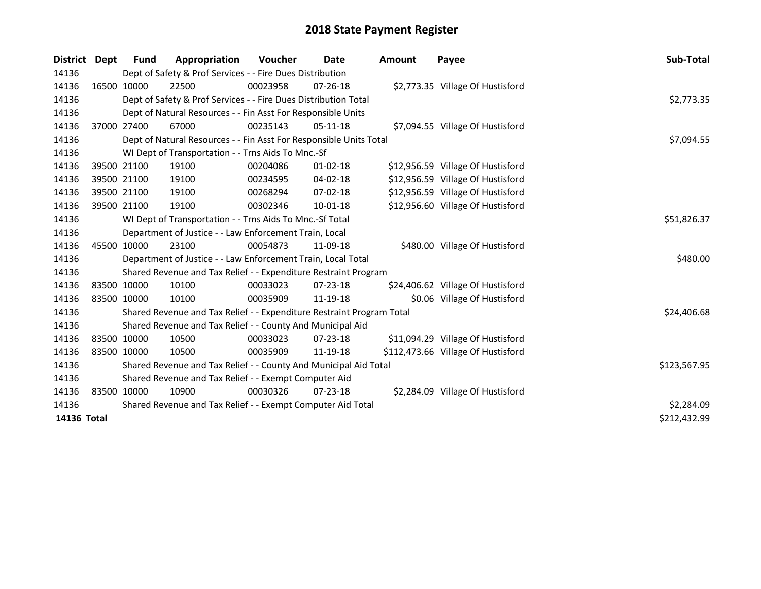# 2018 State Payment Register

| District | Dept | Fund | Appropriation | Voucher | Date | Amount | Payee | Sub-Total |
|---|---|---|---|---|---|---|---|---|
| 14136 | | Dept of Safety & Prof Services - - Fire Dues Distribution | | | | | | |
| 14136 | 16500 | 10000 | 22500 | 00023958 | 07-26-18 | $2,773.35 | Village Of Hustisford | |
| 14136 | | Dept of Safety & Prof Services - - Fire Dues Distribution Total | | | | | | $2,773.35 |
| 14136 | | Dept of Natural Resources - - Fin Asst For Responsible Units | | | | | | |
| 14136 | 37000 | 27400 | 67000 | 00235143 | 05-11-18 | $7,094.55 | Village Of Hustisford | |
| 14136 | | Dept of Natural Resources - - Fin Asst For Responsible Units Total | | | | | | $7,094.55 |
| 14136 | | WI Dept of Transportation - - Trns Aids To Mnc.-Sf | | | | | | |
| 14136 | 39500 | 21100 | 19100 | 00204086 | 01-02-18 | $12,956.59 | Village Of Hustisford | |
| 14136 | 39500 | 21100 | 19100 | 00234595 | 04-02-18 | $12,956.59 | Village Of Hustisford | |
| 14136 | 39500 | 21100 | 19100 | 00268294 | 07-02-18 | $12,956.59 | Village Of Hustisford | |
| 14136 | 39500 | 21100 | 19100 | 00302346 | 10-01-18 | $12,956.60 | Village Of Hustisford | |
| 14136 | | WI Dept of Transportation - - Trns Aids To Mnc.-Sf Total | | | | | | $51,826.37 |
| 14136 | | Department of Justice - - Law Enforcement Train, Local | | | | | | |
| 14136 | 45500 | 10000 | 23100 | 00054873 | 11-09-18 | $480.00 | Village Of Hustisford | |
| 14136 | | Department of Justice - - Law Enforcement Train, Local Total | | | | | | $480.00 |
| 14136 | | Shared Revenue and Tax Relief - - Expenditure Restraint Program | | | | | | |
| 14136 | 83500 | 10000 | 10100 | 00033023 | 07-23-18 | $24,406.62 | Village Of Hustisford | |
| 14136 | 83500 | 10000 | 10100 | 00035909 | 11-19-18 | $0.06 | Village Of Hustisford | |
| 14136 | | Shared Revenue and Tax Relief - - Expenditure Restraint Program Total | | | | | | $24,406.68 |
| 14136 | | Shared Revenue and Tax Relief - - County And Municipal Aid | | | | | | |
| 14136 | 83500 | 10000 | 10500 | 00033023 | 07-23-18 | $11,094.29 | Village Of Hustisford | |
| 14136 | 83500 | 10000 | 10500 | 00035909 | 11-19-18 | $112,473.66 | Village Of Hustisford | |
| 14136 | | Shared Revenue and Tax Relief - - County And Municipal Aid Total | | | | | | $123,567.95 |
| 14136 | | Shared Revenue and Tax Relief - - Exempt Computer Aid | | | | | | |
| 14136 | 83500 | 10000 | 10900 | 00030326 | 07-23-18 | $2,284.09 | Village Of Hustisford | |
| 14136 | | Shared Revenue and Tax Relief - - Exempt Computer Aid Total | | | | | | $2,284.09 |
| **14136 Total** | | | | | | | | $212,432.99 |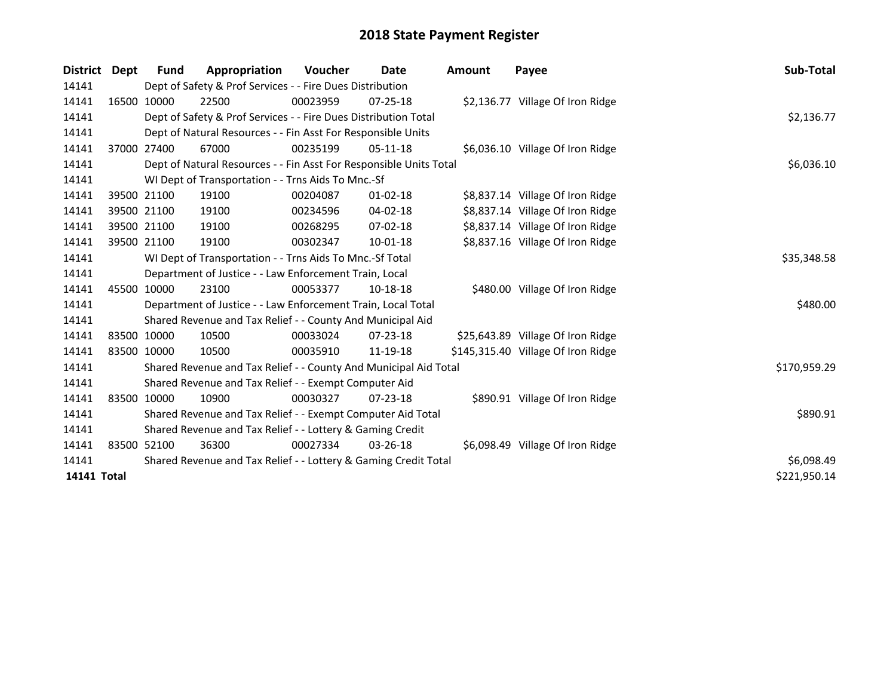# 2018 State Payment Register

| District | Dept | Fund | Appropriation | Voucher | Date | Amount | Payee | Sub-Total |
|---|---|---|---|---|---|---|---|---|
| 14141 | | Dept of Safety & Prof Services - - Fire Dues Distribution | | | | | | |
| 14141 | 16500 | 10000 | 22500 | 00023959 | 07-25-18 | $2,136.77 | Village Of Iron Ridge | |
| 14141 | | Dept of Safety & Prof Services - - Fire Dues Distribution Total | | | | | | $2,136.77 |
| 14141 | | Dept of Natural Resources - - Fin Asst For Responsible Units | | | | | | |
| 14141 | 37000 | 27400 | 67000 | 00235199 | 05-11-18 | $6,036.10 | Village Of Iron Ridge | |
| 14141 | | Dept of Natural Resources - - Fin Asst For Responsible Units Total | | | | | | $6,036.10 |
| 14141 | | WI Dept of Transportation - - Trns Aids To Mnc.-Sf | | | | | | |
| 14141 | 39500 | 21100 | 19100 | 00204087 | 01-02-18 | $8,837.14 | Village Of Iron Ridge | |
| 14141 | 39500 | 21100 | 19100 | 00234596 | 04-02-18 | $8,837.14 | Village Of Iron Ridge | |
| 14141 | 39500 | 21100 | 19100 | 00268295 | 07-02-18 | $8,837.14 | Village Of Iron Ridge | |
| 14141 | 39500 | 21100 | 19100 | 00302347 | 10-01-18 | $8,837.16 | Village Of Iron Ridge | |
| 14141 | | WI Dept of Transportation - - Trns Aids To Mnc.-Sf Total | | | | | | $35,348.58 |
| 14141 | | Department of Justice - - Law Enforcement Train, Local | | | | | | |
| 14141 | 45500 | 10000 | 23100 | 00053377 | 10-18-18 | $480.00 | Village Of Iron Ridge | |
| 14141 | | Department of Justice - - Law Enforcement Train, Local Total | | | | | | $480.00 |
| 14141 | | Shared Revenue and Tax Relief - - County And Municipal Aid | | | | | | |
| 14141 | 83500 | 10000 | 10500 | 00033024 | 07-23-18 | $25,643.89 | Village Of Iron Ridge | |
| 14141 | 83500 | 10000 | 10500 | 00035910 | 11-19-18 | $145,315.40 | Village Of Iron Ridge | |
| 14141 | | Shared Revenue and Tax Relief - - County And Municipal Aid Total | | | | | | $170,959.29 |
| 14141 | | Shared Revenue and Tax Relief - - Exempt Computer Aid | | | | | | |
| 14141 | 83500 | 10000 | 10900 | 00030327 | 07-23-18 | $890.91 | Village Of Iron Ridge | |
| 14141 | | Shared Revenue and Tax Relief - - Exempt Computer Aid Total | | | | | | $890.91 |
| 14141 | | Shared Revenue and Tax Relief - - Lottery & Gaming Credit | | | | | | |
| 14141 | 83500 | 52100 | 36300 | 00027334 | 03-26-18 | $6,098.49 | Village Of Iron Ridge | |
| 14141 | | Shared Revenue and Tax Relief - - Lottery & Gaming Credit Total | | | | | | $6,098.49 |
| **14141 Total** | | | | | | | | $221,950.14 |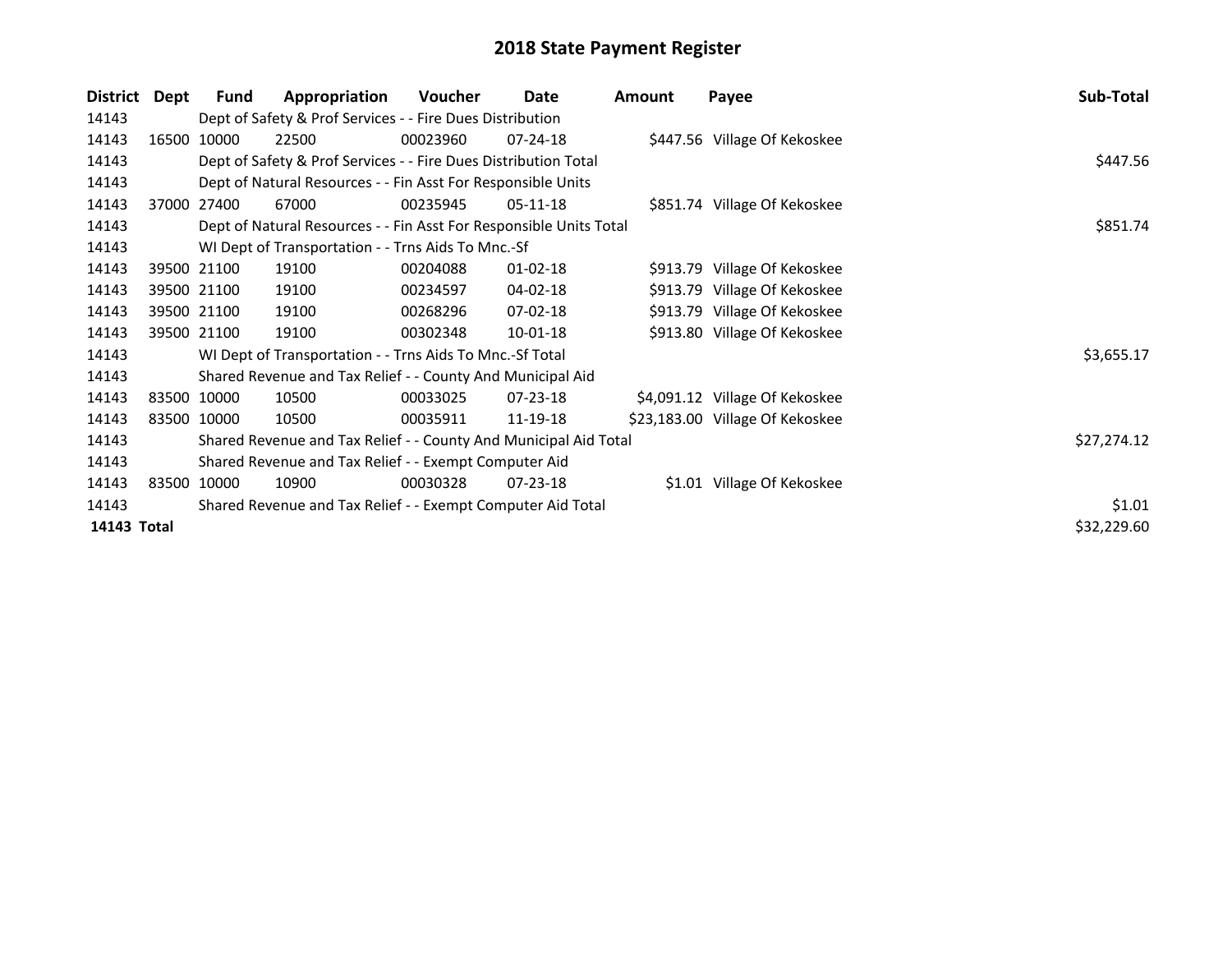# 2018 State Payment Register

| District | Dept | Fund | Appropriation | Voucher | Date | Amount | Payee | Sub-Total |
|---|---|---|---|---|---|---|---|---|
| 14143 | | Dept of Safety & Prof Services - - Fire Dues Distribution | | | | | | |
| 14143 | 16500 | 10000 | 22500 | 00023960 | 07-24-18 | $447.56 | Village Of Kekoskee | |
| 14143 | | Dept of Safety & Prof Services - - Fire Dues Distribution Total | | | | | | $447.56 |
| 14143 | | Dept of Natural Resources - - Fin Asst For Responsible Units | | | | | | |
| 14143 | 37000 | 27400 | 67000 | 00235945 | 05-11-18 | $851.74 | Village Of Kekoskee | |
| 14143 | | Dept of Natural Resources - - Fin Asst For Responsible Units Total | | | | | | $851.74 |
| 14143 | | WI Dept of Transportation - - Trns Aids To Mnc.-Sf | | | | | | |
| 14143 | 39500 | 21100 | 19100 | 00204088 | 01-02-18 | $913.79 | Village Of Kekoskee | |
| 14143 | 39500 | 21100 | 19100 | 00234597 | 04-02-18 | $913.79 | Village Of Kekoskee | |
| 14143 | 39500 | 21100 | 19100 | 00268296 | 07-02-18 | $913.79 | Village Of Kekoskee | |
| 14143 | 39500 | 21100 | 19100 | 00302348 | 10-01-18 | $913.80 | Village Of Kekoskee | |
| 14143 | | WI Dept of Transportation - - Trns Aids To Mnc.-Sf Total | | | | | | $3,655.17 |
| 14143 | | Shared Revenue and Tax Relief - - County And Municipal Aid | | | | | | |
| 14143 | 83500 | 10000 | 10500 | 00033025 | 07-23-18 | $4,091.12 | Village Of Kekoskee | |
| 14143 | 83500 | 10000 | 10500 | 00035911 | 11-19-18 | $23,183.00 | Village Of Kekoskee | |
| 14143 | | Shared Revenue and Tax Relief - - County And Municipal Aid Total | | | | | | $27,274.12 |
| 14143 | | Shared Revenue and Tax Relief - - Exempt Computer Aid | | | | | | |
| 14143 | 83500 | 10000 | 10900 | 00030328 | 07-23-18 | $1.01 | Village Of Kekoskee | |
| 14143 | | Shared Revenue and Tax Relief - - Exempt Computer Aid Total | | | | | | $1.01 |
| **14143 Total** | | | | | | | | $32,229.60 |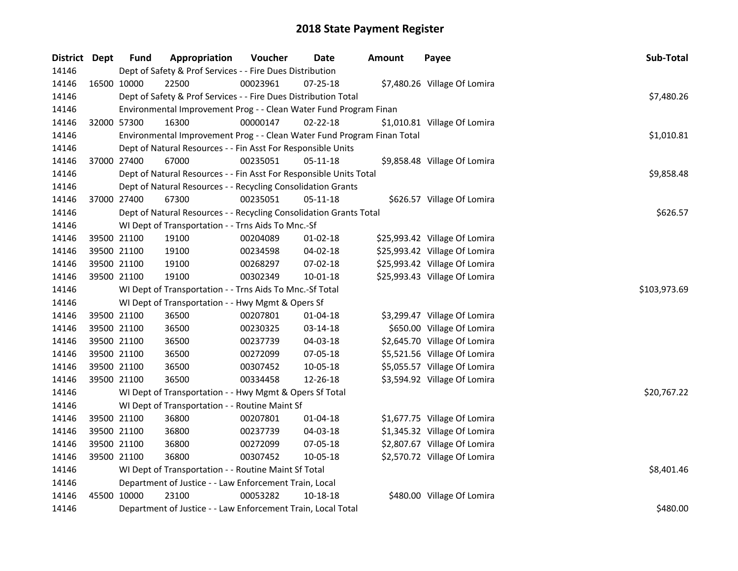# 2018 State Payment Register

| District | Dept | Fund | Appropriation | Voucher | Date | Amount | Payee | Sub-Total |
|---|---|---|---|---|---|---|---|---|
| 14146 | | | Dept of Safety & Prof Services - - Fire Dues Distribution | | | | | |
| 14146 | 16500 | 10000 | 22500 | 00023961 | 07-25-18 | $7,480.26 | Village Of Lomira | |
| 14146 | | | Dept of Safety & Prof Services - - Fire Dues Distribution Total | | | | | $7,480.26 |
| 14146 | | | Environmental Improvement Prog - - Clean Water Fund Program Finan | | | | | |
| 14146 | 32000 | 57300 | 16300 | 00000147 | 02-22-18 | $1,010.81 | Village Of Lomira | |
| 14146 | | | Environmental Improvement Prog - - Clean Water Fund Program Finan Total | | | | | $1,010.81 |
| 14146 | | | Dept of Natural Resources - - Fin Asst For Responsible Units | | | | | |
| 14146 | 37000 | 27400 | 67000 | 00235051 | 05-11-18 | $9,858.48 | Village Of Lomira | |
| 14146 | | | Dept of Natural Resources - - Fin Asst For Responsible Units Total | | | | | $9,858.48 |
| 14146 | | | Dept of Natural Resources - - Recycling Consolidation Grants | | | | | |
| 14146 | 37000 | 27400 | 67300 | 00235051 | 05-11-18 | $626.57 | Village Of Lomira | |
| 14146 | | | Dept of Natural Resources - - Recycling Consolidation Grants Total | | | | | $626.57 |
| 14146 | | | WI Dept of Transportation - - Trns Aids To Mnc.-Sf | | | | | |
| 14146 | 39500 | 21100 | 19100 | 00204089 | 01-02-18 | $25,993.42 | Village Of Lomira | |
| 14146 | 39500 | 21100 | 19100 | 00234598 | 04-02-18 | $25,993.42 | Village Of Lomira | |
| 14146 | 39500 | 21100 | 19100 | 00268297 | 07-02-18 | $25,993.42 | Village Of Lomira | |
| 14146 | 39500 | 21100 | 19100 | 00302349 | 10-01-18 | $25,993.43 | Village Of Lomira | |
| 14146 | | | WI Dept of Transportation - - Trns Aids To Mnc.-Sf Total | | | | | $103,973.69 |
| 14146 | | | WI Dept of Transportation - - Hwy Mgmt & Opers Sf | | | | | |
| 14146 | 39500 | 21100 | 36500 | 00207801 | 01-04-18 | $3,299.47 | Village Of Lomira | |
| 14146 | 39500 | 21100 | 36500 | 00230325 | 03-14-18 | $650.00 | Village Of Lomira | |
| 14146 | 39500 | 21100 | 36500 | 00237739 | 04-03-18 | $2,645.70 | Village Of Lomira | |
| 14146 | 39500 | 21100 | 36500 | 00272099 | 07-05-18 | $5,521.56 | Village Of Lomira | |
| 14146 | 39500 | 21100 | 36500 | 00307452 | 10-05-18 | $5,055.57 | Village Of Lomira | |
| 14146 | 39500 | 21100 | 36500 | 00334458 | 12-26-18 | $3,594.92 | Village Of Lomira | |
| 14146 | | | WI Dept of Transportation - - Hwy Mgmt & Opers Sf Total | | | | | $20,767.22 |
| 14146 | | | WI Dept of Transportation - - Routine Maint Sf | | | | | |
| 14146 | 39500 | 21100 | 36800 | 00207801 | 01-04-18 | $1,677.75 | Village Of Lomira | |
| 14146 | 39500 | 21100 | 36800 | 00237739 | 04-03-18 | $1,345.32 | Village Of Lomira | |
| 14146 | 39500 | 21100 | 36800 | 00272099 | 07-05-18 | $2,807.67 | Village Of Lomira | |
| 14146 | 39500 | 21100 | 36800 | 00307452 | 10-05-18 | $2,570.72 | Village Of Lomira | |
| 14146 | | | WI Dept of Transportation - - Routine Maint Sf Total | | | | | $8,401.46 |
| 14146 | | | Department of Justice - - Law Enforcement Train, Local | | | | | |
| 14146 | 45500 | 10000 | 23100 | 00053282 | 10-18-18 | $480.00 | Village Of Lomira | |
| 14146 | | | Department of Justice - - Law Enforcement Train, Local Total | | | | | $480.00 |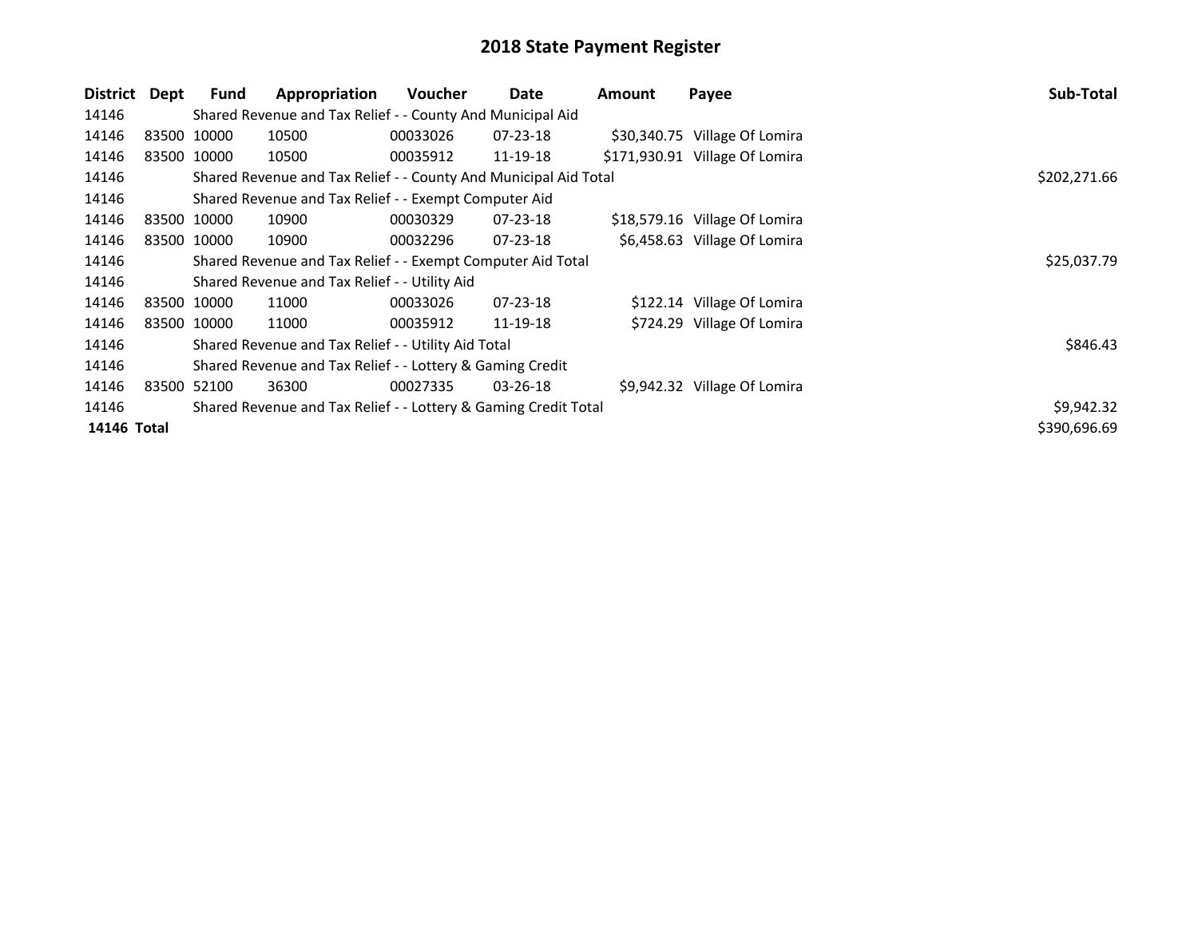# 2018 State Payment Register

| District | Dept | Fund | Appropriation | Voucher | Date | Amount | Payee | Sub-Total |
|---|---|---|---|---|---|---|---|---|
| 14146 | | Shared Revenue and Tax Relief - - County And Municipal Aid | | | | | | |
| 14146 | 83500 | 10000 | 10500 | 00033026 | 07-23-18 | $30,340.75 | Village Of Lomira | |
| 14146 | 83500 | 10000 | 10500 | 00035912 | 11-19-18 | $171,930.91 | Village Of Lomira | |
| 14146 | | Shared Revenue and Tax Relief - - County And Municipal Aid Total | | | | | | $202,271.66 |
| 14146 | | Shared Revenue and Tax Relief - - Exempt Computer Aid | | | | | | |
| 14146 | 83500 | 10000 | 10900 | 00030329 | 07-23-18 | $18,579.16 | Village Of Lomira | |
| 14146 | 83500 | 10000 | 10900 | 00032296 | 07-23-18 | $6,458.63 | Village Of Lomira | |
| 14146 | | Shared Revenue and Tax Relief - - Exempt Computer Aid Total | | | | | | $25,037.79 |
| 14146 | | Shared Revenue and Tax Relief - - Utility Aid | | | | | | |
| 14146 | 83500 | 10000 | 11000 | 00033026 | 07-23-18 | $122.14 | Village Of Lomira | |
| 14146 | 83500 | 10000 | 11000 | 00035912 | 11-19-18 | $724.29 | Village Of Lomira | |
| 14146 | | Shared Revenue and Tax Relief - - Utility Aid Total | | | | | | $846.43 |
| 14146 | | Shared Revenue and Tax Relief - - Lottery & Gaming Credit | | | | | | |
| 14146 | 83500 | 52100 | 36300 | 00027335 | 03-26-18 | $9,942.32 | Village Of Lomira | |
| 14146 | | Shared Revenue and Tax Relief - - Lottery & Gaming Credit Total | | | | | | $9,942.32 |
| **14146 Total** | | | | | | | | $390,696.69 |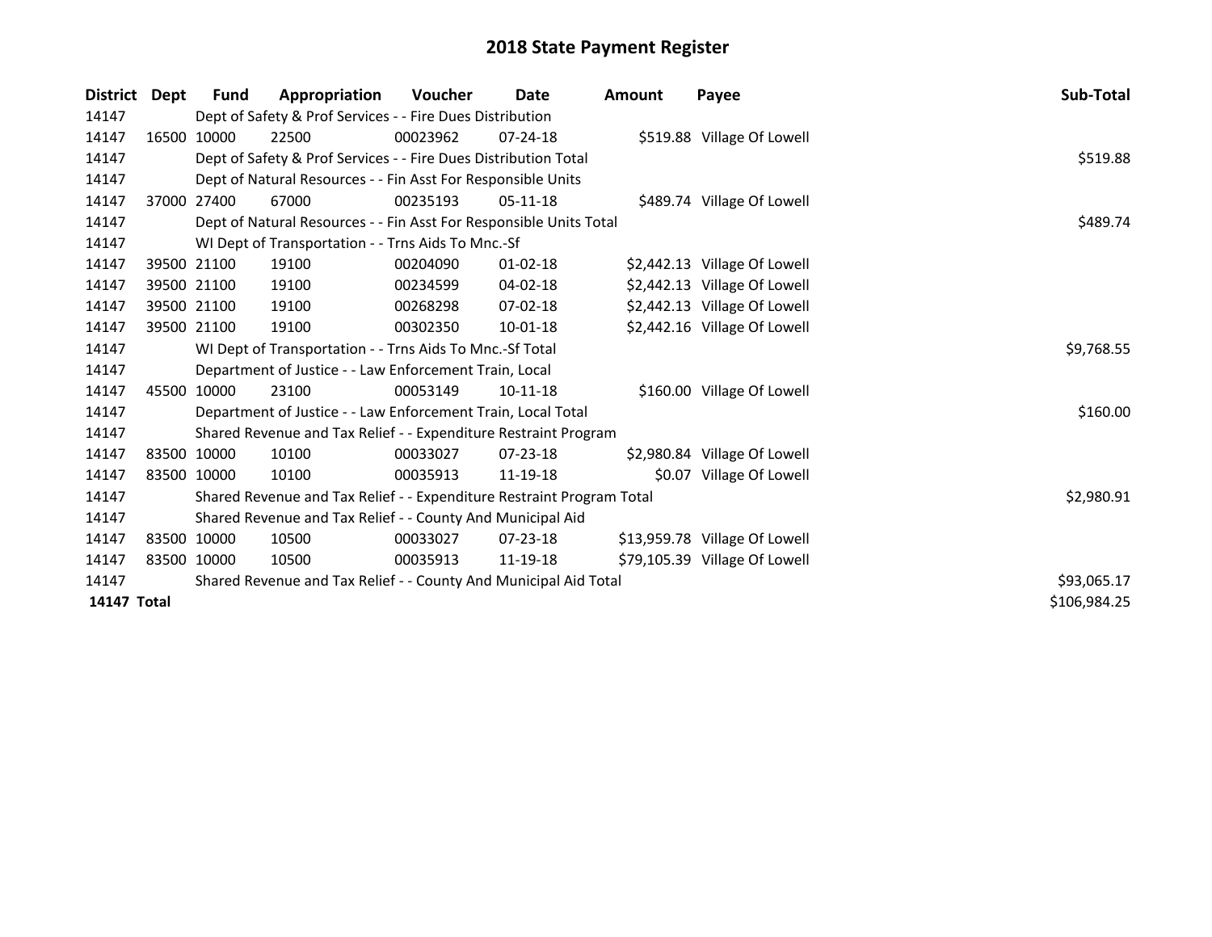# 2018 State Payment Register

| District | Dept | Fund | Appropriation | Voucher | Date | Amount | Payee | Sub-Total |
|---|---|---|---|---|---|---|---|---|
| 14147 | | Dept of Safety & Prof Services - - Fire Dues Distribution | | | | | | |
| 14147 | 16500 | 10000 | 22500 | 00023962 | 07-24-18 | $519.88 | Village Of Lowell | |
| 14147 | | Dept of Safety & Prof Services - - Fire Dues Distribution Total | | | | | | $519.88 |
| 14147 | | Dept of Natural Resources - - Fin Asst For Responsible Units | | | | | | |
| 14147 | 37000 | 27400 | 67000 | 00235193 | 05-11-18 | $489.74 | Village Of Lowell | |
| 14147 | | Dept of Natural Resources - - Fin Asst For Responsible Units Total | | | | | | $489.74 |
| 14147 | | WI Dept of Transportation - - Trns Aids To Mnc.-Sf | | | | | | |
| 14147 | 39500 | 21100 | 19100 | 00204090 | 01-02-18 | $2,442.13 | Village Of Lowell | |
| 14147 | 39500 | 21100 | 19100 | 00234599 | 04-02-18 | $2,442.13 | Village Of Lowell | |
| 14147 | 39500 | 21100 | 19100 | 00268298 | 07-02-18 | $2,442.13 | Village Of Lowell | |
| 14147 | 39500 | 21100 | 19100 | 00302350 | 10-01-18 | $2,442.16 | Village Of Lowell | |
| 14147 | | WI Dept of Transportation - - Trns Aids To Mnc.-Sf Total | | | | | | $9,768.55 |
| 14147 | | Department of Justice - - Law Enforcement Train, Local | | | | | | |
| 14147 | 45500 | 10000 | 23100 | 00053149 | 10-11-18 | $160.00 | Village Of Lowell | |
| 14147 | | Department of Justice - - Law Enforcement Train, Local Total | | | | | | $160.00 |
| 14147 | | Shared Revenue and Tax Relief - - Expenditure Restraint Program | | | | | | |
| 14147 | 83500 | 10000 | 10100 | 00033027 | 07-23-18 | $2,980.84 | Village Of Lowell | |
| 14147 | 83500 | 10000 | 10100 | 00035913 | 11-19-18 | $0.07 | Village Of Lowell | |
| 14147 | | Shared Revenue and Tax Relief - - Expenditure Restraint Program Total | | | | | | $2,980.91 |
| 14147 | | Shared Revenue and Tax Relief - - County And Municipal Aid | | | | | | |
| 14147 | 83500 | 10000 | 10500 | 00033027 | 07-23-18 | $13,959.78 | Village Of Lowell | |
| 14147 | 83500 | 10000 | 10500 | 00035913 | 11-19-18 | $79,105.39 | Village Of Lowell | |
| 14147 | | Shared Revenue and Tax Relief - - County And Municipal Aid Total | | | | | | $93,065.17 |
| **14147 Total** | | | | | | | | $106,984.25 |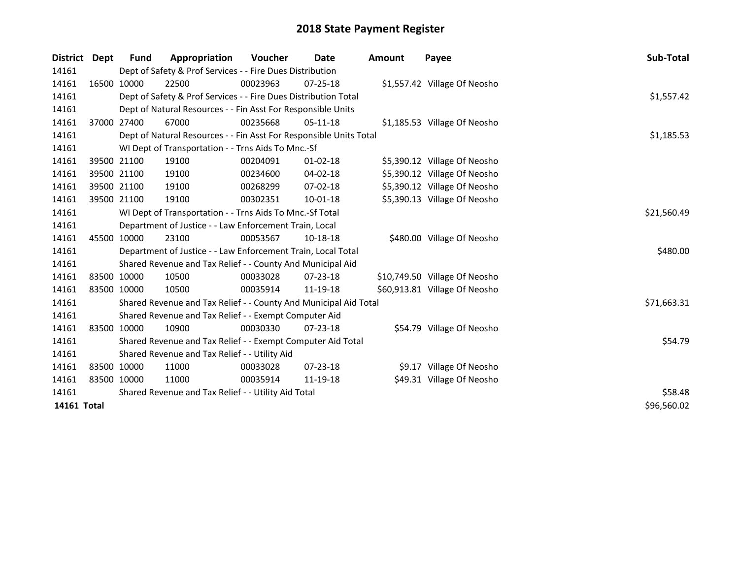# 2018 State Payment Register

| District | Dept | Fund | Appropriation | Voucher | Date | Amount | Payee | Sub-Total |
|---|---|---|---|---|---|---|---|---|
| 14161 | | Dept of Safety & Prof Services - - Fire Dues Distribution | | | | | | |
| 14161 | 16500 | 10000 | 22500 | 00023963 | 07-25-18 | $1,557.42 | Village Of Neosho | |
| 14161 | | Dept of Safety & Prof Services - - Fire Dues Distribution Total | | | | | | $1,557.42 |
| 14161 | | Dept of Natural Resources - - Fin Asst For Responsible Units | | | | | | |
| 14161 | 37000 | 27400 | 67000 | 00235668 | 05-11-18 | $1,185.53 | Village Of Neosho | |
| 14161 | | Dept of Natural Resources - - Fin Asst For Responsible Units Total | | | | | | $1,185.53 |
| 14161 | | WI Dept of Transportation - - Trns Aids To Mnc.-Sf | | | | | | |
| 14161 | 39500 | 21100 | 19100 | 00204091 | 01-02-18 | $5,390.12 | Village Of Neosho | |
| 14161 | 39500 | 21100 | 19100 | 00234600 | 04-02-18 | $5,390.12 | Village Of Neosho | |
| 14161 | 39500 | 21100 | 19100 | 00268299 | 07-02-18 | $5,390.12 | Village Of Neosho | |
| 14161 | 39500 | 21100 | 19100 | 00302351 | 10-01-18 | $5,390.13 | Village Of Neosho | |
| 14161 | | WI Dept of Transportation - - Trns Aids To Mnc.-Sf Total | | | | | | $21,560.49 |
| 14161 | | Department of Justice - - Law Enforcement Train, Local | | | | | | |
| 14161 | 45500 | 10000 | 23100 | 00053567 | 10-18-18 | $480.00 | Village Of Neosho | |
| 14161 | | Department of Justice - - Law Enforcement Train, Local Total | | | | | | $480.00 |
| 14161 | | Shared Revenue and Tax Relief - - County And Municipal Aid | | | | | | |
| 14161 | 83500 | 10000 | 10500 | 00033028 | 07-23-18 | $10,749.50 | Village Of Neosho | |
| 14161 | 83500 | 10000 | 10500 | 00035914 | 11-19-18 | $60,913.81 | Village Of Neosho | |
| 14161 | | Shared Revenue and Tax Relief - - County And Municipal Aid Total | | | | | | $71,663.31 |
| 14161 | | Shared Revenue and Tax Relief - - Exempt Computer Aid | | | | | | |
| 14161 | 83500 | 10000 | 10900 | 00030330 | 07-23-18 | $54.79 | Village Of Neosho | |
| 14161 | | Shared Revenue and Tax Relief - - Exempt Computer Aid Total | | | | | | $54.79 |
| 14161 | | Shared Revenue and Tax Relief - - Utility Aid | | | | | | |
| 14161 | 83500 | 10000 | 11000 | 00033028 | 07-23-18 | $9.17 | Village Of Neosho | |
| 14161 | 83500 | 10000 | 11000 | 00035914 | 11-19-18 | $49.31 | Village Of Neosho | |
| 14161 | | Shared Revenue and Tax Relief - - Utility Aid Total | | | | | | $58.48 |
| **14161 Total** | | | | | | | | $96,560.02 |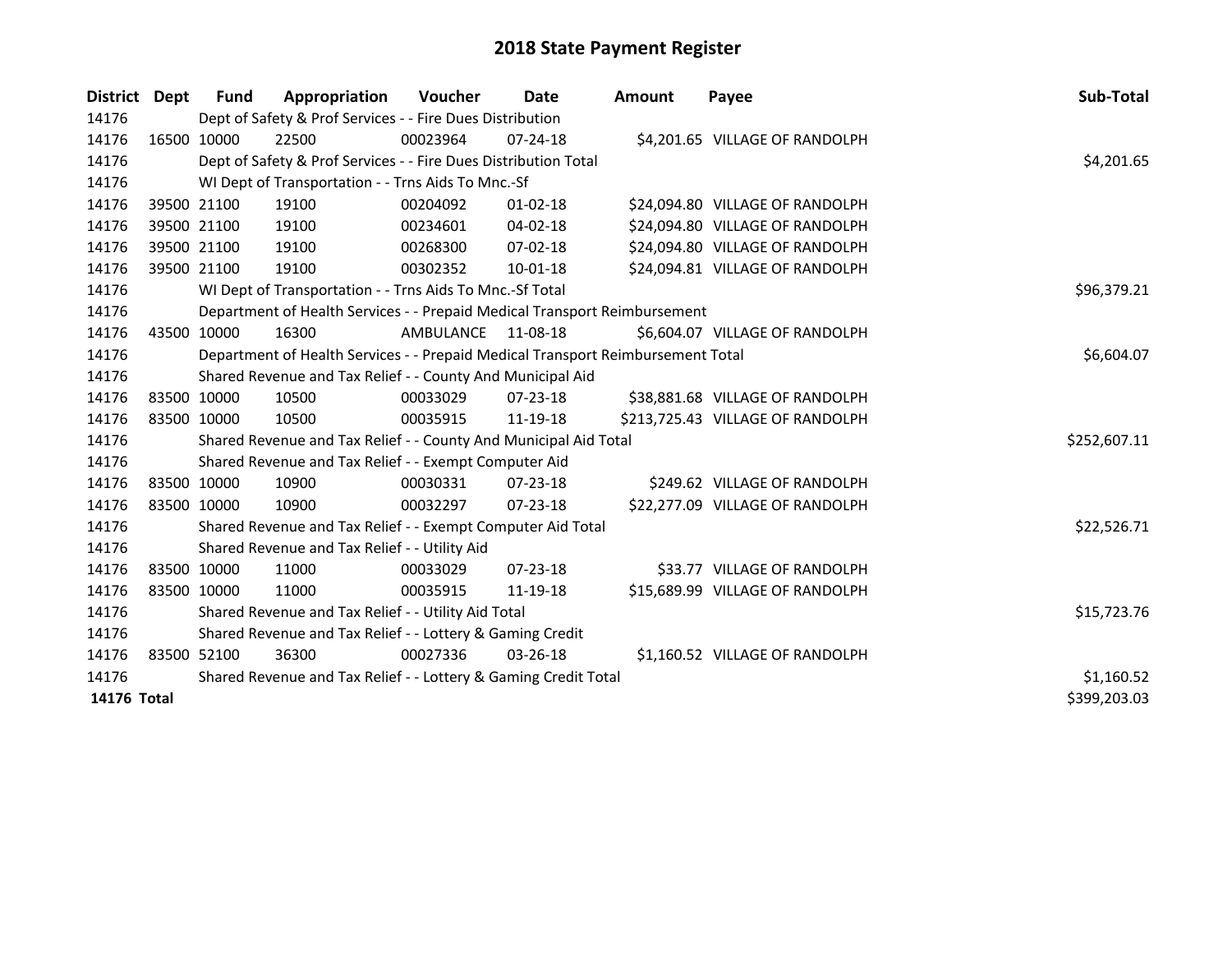# 2018 State Payment Register

| District | Dept | Fund | Appropriation | Voucher | Date | Amount | Payee | Sub-Total |
|---|---|---|---|---|---|---|---|---|
| 14176 | | Dept of Safety & Prof Services - - Fire Dues Distribution | | | | | | |
| 14176 | 16500 | 10000 | 22500 | 00023964 | 07-24-18 | $4,201.65 | VILLAGE OF RANDOLPH | |
| 14176 | | Dept of Safety & Prof Services - - Fire Dues Distribution Total | | | | | | $4,201.65 |
| 14176 | | WI Dept of Transportation - - Trns Aids To Mnc.-Sf | | | | | | |
| 14176 | 39500 | 21100 | 19100 | 00204092 | 01-02-18 | $24,094.80 | VILLAGE OF RANDOLPH | |
| 14176 | 39500 | 21100 | 19100 | 00234601 | 04-02-18 | $24,094.80 | VILLAGE OF RANDOLPH | |
| 14176 | 39500 | 21100 | 19100 | 00268300 | 07-02-18 | $24,094.80 | VILLAGE OF RANDOLPH | |
| 14176 | 39500 | 21100 | 19100 | 00302352 | 10-01-18 | $24,094.81 | VILLAGE OF RANDOLPH | |
| 14176 | | WI Dept of Transportation - - Trns Aids To Mnc.-Sf Total | | | | | | $96,379.21 |
| 14176 | | Department of Health Services - - Prepaid Medical Transport Reimbursement | | | | | | |
| 14176 | 43500 | 10000 | 16300 | AMBULANCE | 11-08-18 | $6,604.07 | VILLAGE OF RANDOLPH | |
| 14176 | | Department of Health Services - - Prepaid Medical Transport Reimbursement Total | | | | | | $6,604.07 |
| 14176 | | Shared Revenue and Tax Relief - - County And Municipal Aid | | | | | | |
| 14176 | 83500 | 10000 | 10500 | 00033029 | 07-23-18 | $38,881.68 | VILLAGE OF RANDOLPH | |
| 14176 | 83500 | 10000 | 10500 | 00035915 | 11-19-18 | $213,725.43 | VILLAGE OF RANDOLPH | |
| 14176 | | Shared Revenue and Tax Relief - - County And Municipal Aid Total | | | | | | $252,607.11 |
| 14176 | | Shared Revenue and Tax Relief - - Exempt Computer Aid | | | | | | |
| 14176 | 83500 | 10000 | 10900 | 00030331 | 07-23-18 | $249.62 | VILLAGE OF RANDOLPH | |
| 14176 | 83500 | 10000 | 10900 | 00032297 | 07-23-18 | $22,277.09 | VILLAGE OF RANDOLPH | |
| 14176 | | Shared Revenue and Tax Relief - - Exempt Computer Aid Total | | | | | | $22,526.71 |
| 14176 | | Shared Revenue and Tax Relief - - Utility Aid | | | | | | |
| 14176 | 83500 | 10000 | 11000 | 00033029 | 07-23-18 | $33.77 | VILLAGE OF RANDOLPH | |
| 14176 | 83500 | 10000 | 11000 | 00035915 | 11-19-18 | $15,689.99 | VILLAGE OF RANDOLPH | |
| 14176 | | Shared Revenue and Tax Relief - - Utility Aid Total | | | | | | $15,723.76 |
| 14176 | | Shared Revenue and Tax Relief - - Lottery & Gaming Credit | | | | | | |
| 14176 | 83500 | 52100 | 36300 | 00027336 | 03-26-18 | $1,160.52 | VILLAGE OF RANDOLPH | |
| 14176 | | Shared Revenue and Tax Relief - - Lottery & Gaming Credit Total | | | | | | $1,160.52 |
| **14176 Total** | | | | | | | | $399,203.03 |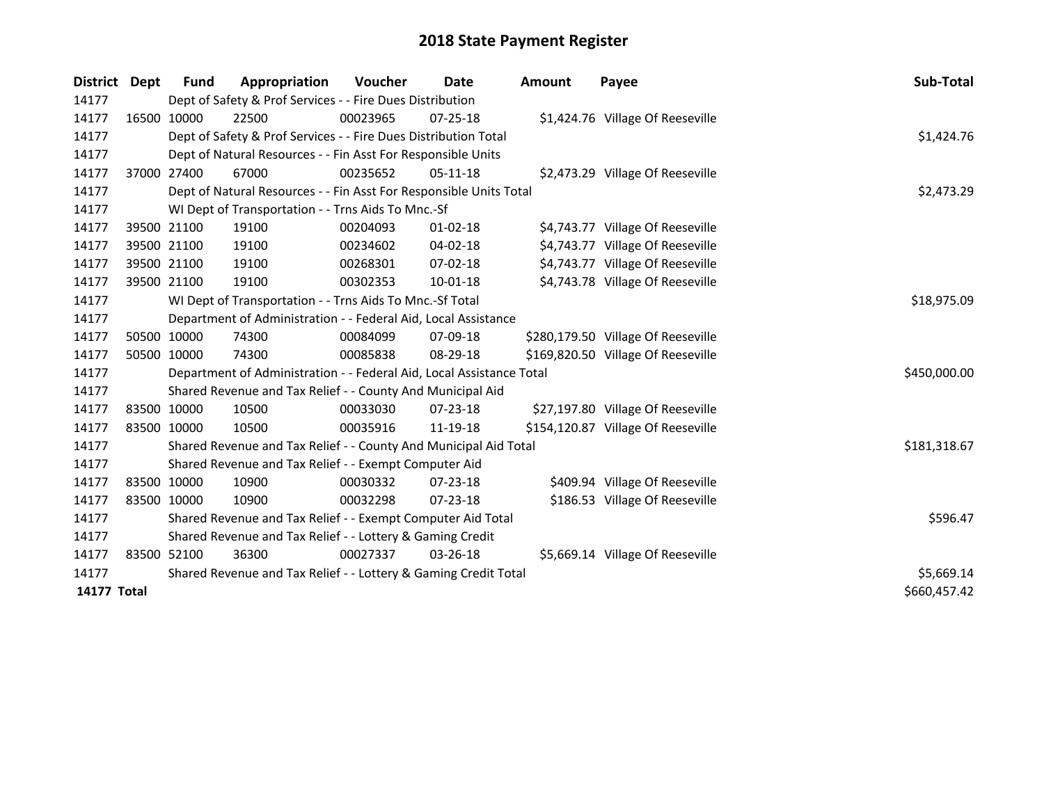# 2018 State Payment Register

| District | Dept | Fund | Appropriation | Voucher | Date | Amount | Payee | Sub-Total |
|---|---|---|---|---|---|---|---|---|
| 14177 | | Dept of Safety & Prof Services - - Fire Dues Distribution | | | | | | |
| 14177 | 16500 | 10000 | 22500 | 00023965 | 07-25-18 | $1,424.76 | Village Of Reeseville | |
| 14177 | | Dept of Safety & Prof Services - - Fire Dues Distribution Total | | | | | | $1,424.76 |
| 14177 | | Dept of Natural Resources - - Fin Asst For Responsible Units | | | | | | |
| 14177 | 37000 | 27400 | 67000 | 00235652 | 05-11-18 | $2,473.29 | Village Of Reeseville | |
| 14177 | | Dept of Natural Resources - - Fin Asst For Responsible Units Total | | | | | | $2,473.29 |
| 14177 | | WI Dept of Transportation - - Trns Aids To Mnc.-Sf | | | | | | |
| 14177 | 39500 | 21100 | 19100 | 00204093 | 01-02-18 | $4,743.77 | Village Of Reeseville | |
| 14177 | 39500 | 21100 | 19100 | 00234602 | 04-02-18 | $4,743.77 | Village Of Reeseville | |
| 14177 | 39500 | 21100 | 19100 | 00268301 | 07-02-18 | $4,743.77 | Village Of Reeseville | |
| 14177 | 39500 | 21100 | 19100 | 00302353 | 10-01-18 | $4,743.78 | Village Of Reeseville | |
| 14177 | | WI Dept of Transportation - - Trns Aids To Mnc.-Sf Total | | | | | | $18,975.09 |
| 14177 | | Department of Administration - - Federal Aid, Local Assistance | | | | | | |
| 14177 | 50500 | 10000 | 74300 | 00084099 | 07-09-18 | $280,179.50 | Village Of Reeseville | |
| 14177 | 50500 | 10000 | 74300 | 00085838 | 08-29-18 | $169,820.50 | Village Of Reeseville | |
| 14177 | | Department of Administration - - Federal Aid, Local Assistance Total | | | | | | $450,000.00 |
| 14177 | | Shared Revenue and Tax Relief - - County And Municipal Aid | | | | | | |
| 14177 | 83500 | 10000 | 10500 | 00033030 | 07-23-18 | $27,197.80 | Village Of Reeseville | |
| 14177 | 83500 | 10000 | 10500 | 00035916 | 11-19-18 | $154,120.87 | Village Of Reeseville | |
| 14177 | | Shared Revenue and Tax Relief - - County And Municipal Aid Total | | | | | | $181,318.67 |
| 14177 | | Shared Revenue and Tax Relief - - Exempt Computer Aid | | | | | | |
| 14177 | 83500 | 10000 | 10900 | 00030332 | 07-23-18 | $409.94 | Village Of Reeseville | |
| 14177 | 83500 | 10000 | 10900 | 00032298 | 07-23-18 | $186.53 | Village Of Reeseville | |
| 14177 | | Shared Revenue and Tax Relief - - Exempt Computer Aid Total | | | | | | $596.47 |
| 14177 | | Shared Revenue and Tax Relief - - Lottery & Gaming Credit | | | | | | |
| 14177 | 83500 | 52100 | 36300 | 00027337 | 03-26-18 | $5,669.14 | Village Of Reeseville | |
| 14177 | | Shared Revenue and Tax Relief - - Lottery & Gaming Credit Total | | | | | | $5,669.14 |
| **14177 Total** | | | | | | | | $660,457.42 |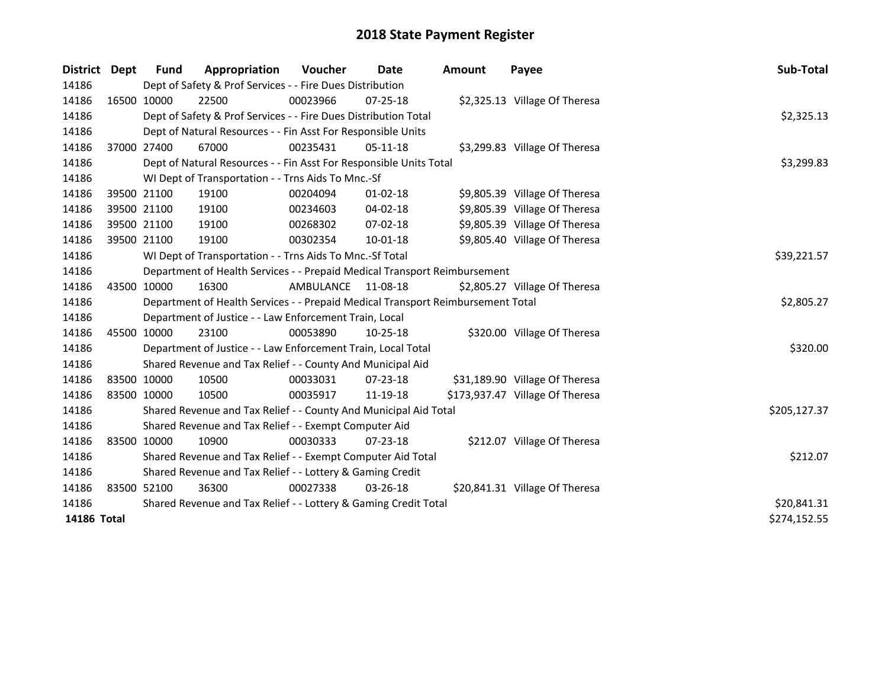# 2018 State Payment Register

| District | Dept | Fund | Appropriation | Voucher | Date | Amount | Payee | Sub-Total |
|---|---|---|---|---|---|---|---|---|
| 14186 | | Dept of Safety & Prof Services - - Fire Dues Distribution | | | | | | |
| 14186 | 16500 | 10000 | 22500 | 00023966 | 07-25-18 | $2,325.13 | Village Of Theresa | |
| 14186 | | Dept of Safety & Prof Services - - Fire Dues Distribution Total | | | | | | $2,325.13 |
| 14186 | | Dept of Natural Resources - - Fin Asst For Responsible Units | | | | | | |
| 14186 | 37000 | 27400 | 67000 | 00235431 | 05-11-18 | $3,299.83 | Village Of Theresa | |
| 14186 | | Dept of Natural Resources - - Fin Asst For Responsible Units Total | | | | | | $3,299.83 |
| 14186 | | WI Dept of Transportation - - Trns Aids To Mnc.-Sf | | | | | | |
| 14186 | 39500 | 21100 | 19100 | 00204094 | 01-02-18 | $9,805.39 | Village Of Theresa | |
| 14186 | 39500 | 21100 | 19100 | 00234603 | 04-02-18 | $9,805.39 | Village Of Theresa | |
| 14186 | 39500 | 21100 | 19100 | 00268302 | 07-02-18 | $9,805.39 | Village Of Theresa | |
| 14186 | 39500 | 21100 | 19100 | 00302354 | 10-01-18 | $9,805.40 | Village Of Theresa | |
| 14186 | | WI Dept of Transportation - - Trns Aids To Mnc.-Sf Total | | | | | | $39,221.57 |
| 14186 | | Department of Health Services - - Prepaid Medical Transport Reimbursement | | | | | | |
| 14186 | 43500 | 10000 | 16300 | AMBULANCE | 11-08-18 | $2,805.27 | Village Of Theresa | |
| 14186 | | Department of Health Services - - Prepaid Medical Transport Reimbursement Total | | | | | | $2,805.27 |
| 14186 | | Department of Justice - - Law Enforcement Train, Local | | | | | | |
| 14186 | 45500 | 10000 | 23100 | 00053890 | 10-25-18 | $320.00 | Village Of Theresa | |
| 14186 | | Department of Justice - - Law Enforcement Train, Local Total | | | | | | $320.00 |
| 14186 | | Shared Revenue and Tax Relief - - County And Municipal Aid | | | | | | |
| 14186 | 83500 | 10000 | 10500 | 00033031 | 07-23-18 | $31,189.90 | Village Of Theresa | |
| 14186 | 83500 | 10000 | 10500 | 00035917 | 11-19-18 | $173,937.47 | Village Of Theresa | |
| 14186 | | Shared Revenue and Tax Relief - - County And Municipal Aid Total | | | | | | $205,127.37 |
| 14186 | | Shared Revenue and Tax Relief - - Exempt Computer Aid | | | | | | |
| 14186 | 83500 | 10000 | 10900 | 00030333 | 07-23-18 | $212.07 | Village Of Theresa | |
| 14186 | | Shared Revenue and Tax Relief - - Exempt Computer Aid Total | | | | | | $212.07 |
| 14186 | | Shared Revenue and Tax Relief - - Lottery & Gaming Credit | | | | | | |
| 14186 | 83500 | 52100 | 36300 | 00027338 | 03-26-18 | $20,841.31 | Village Of Theresa | |
| 14186 | | Shared Revenue and Tax Relief - - Lottery & Gaming Credit Total | | | | | | $20,841.31 |
| **14186 Total** | | | | | | | | $274,152.55 |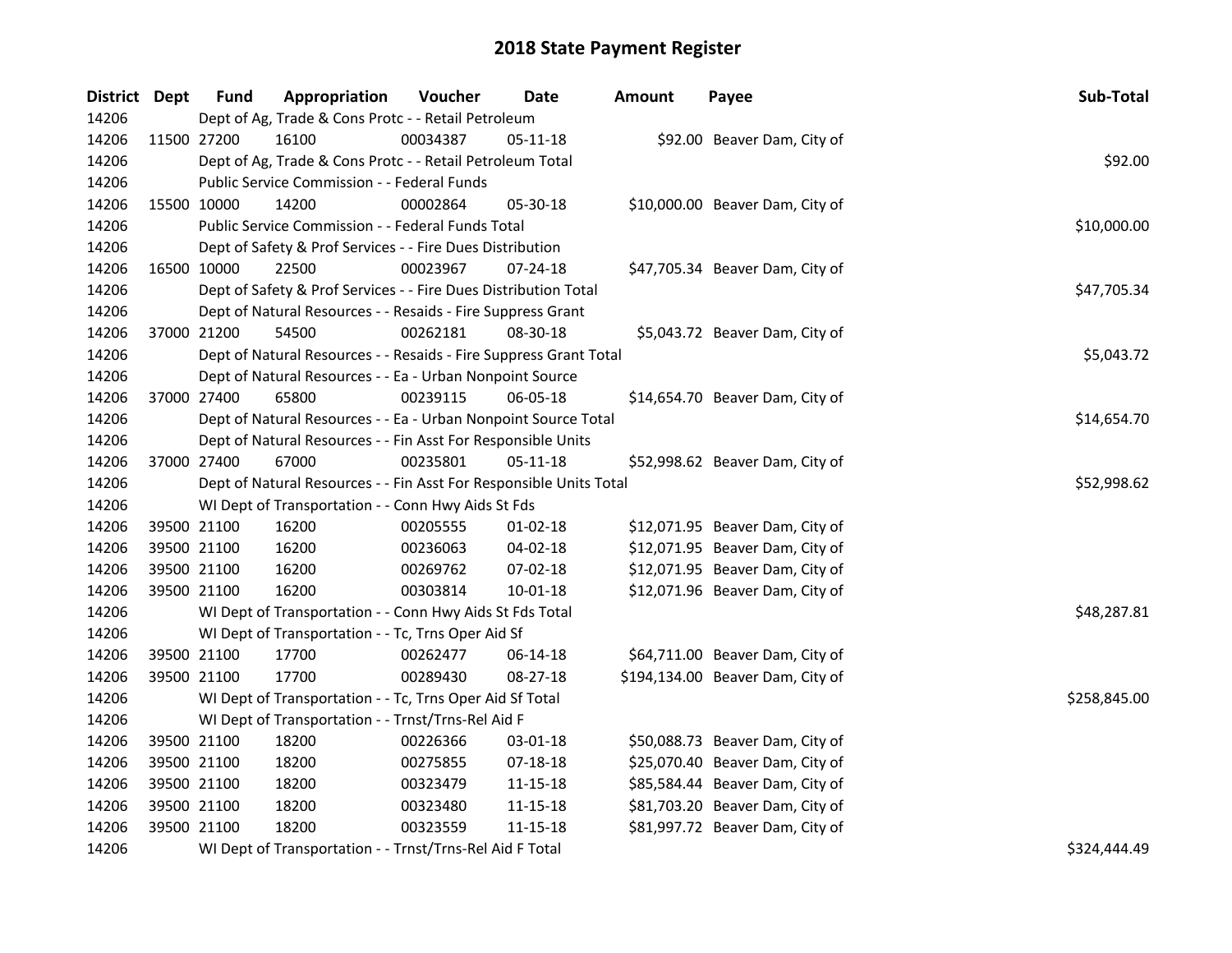# 2018 State Payment Register

| District | Dept | Fund | Appropriation | Voucher | Date | Amount | Payee | Sub-Total |
|---|---|---|---|---|---|---|---|---|
| 14206 | | | Dept of Ag, Trade & Cons Protc - - Retail Petroleum | | | | | |
| 14206 | 11500 | 27200 | 16100 | 00034387 | 05-11-18 | $92.00 | Beaver Dam, City of | |
| 14206 | | | Dept of Ag, Trade & Cons Protc - - Retail Petroleum Total | | | | | $92.00 |
| 14206 | | | Public Service Commission - - Federal Funds | | | | | |
| 14206 | 15500 | 10000 | 14200 | 00002864 | 05-30-18 | $10,000.00 | Beaver Dam, City of | |
| 14206 | | | Public Service Commission - - Federal Funds Total | | | | | $10,000.00 |
| 14206 | | | Dept of Safety & Prof Services - - Fire Dues Distribution | | | | | |
| 14206 | 16500 | 10000 | 22500 | 00023967 | 07-24-18 | $47,705.34 | Beaver Dam, City of | |
| 14206 | | | Dept of Safety & Prof Services - - Fire Dues Distribution Total | | | | | $47,705.34 |
| 14206 | | | Dept of Natural Resources - - Resaids - Fire Suppress Grant | | | | | |
| 14206 | 37000 | 21200 | 54500 | 00262181 | 08-30-18 | $5,043.72 | Beaver Dam, City of | |
| 14206 | | | Dept of Natural Resources - - Resaids - Fire Suppress Grant Total | | | | | $5,043.72 |
| 14206 | | | Dept of Natural Resources - - Ea - Urban Nonpoint Source | | | | | |
| 14206 | 37000 | 27400 | 65800 | 00239115 | 06-05-18 | $14,654.70 | Beaver Dam, City of | |
| 14206 | | | Dept of Natural Resources - - Ea - Urban Nonpoint Source Total | | | | | $14,654.70 |
| 14206 | | | Dept of Natural Resources - - Fin Asst For Responsible Units | | | | | |
| 14206 | 37000 | 27400 | 67000 | 00235801 | 05-11-18 | $52,998.62 | Beaver Dam, City of | |
| 14206 | | | Dept of Natural Resources - - Fin Asst For Responsible Units Total | | | | | $52,998.62 |
| 14206 | | | WI Dept of Transportation - - Conn Hwy Aids St Fds | | | | | |
| 14206 | 39500 | 21100 | 16200 | 00205555 | 01-02-18 | $12,071.95 | Beaver Dam, City of | |
| 14206 | 39500 | 21100 | 16200 | 00236063 | 04-02-18 | $12,071.95 | Beaver Dam, City of | |
| 14206 | 39500 | 21100 | 16200 | 00269762 | 07-02-18 | $12,071.95 | Beaver Dam, City of | |
| 14206 | 39500 | 21100 | 16200 | 00303814 | 10-01-18 | $12,071.96 | Beaver Dam, City of | |
| 14206 | | | WI Dept of Transportation - - Conn Hwy Aids St Fds Total | | | | | $48,287.81 |
| 14206 | | | WI Dept of Transportation - - Tc, Trns Oper Aid Sf | | | | | |
| 14206 | 39500 | 21100 | 17700 | 00262477 | 06-14-18 | $64,711.00 | Beaver Dam, City of | |
| 14206 | 39500 | 21100 | 17700 | 00289430 | 08-27-18 | $194,134.00 | Beaver Dam, City of | |
| 14206 | | | WI Dept of Transportation - - Tc, Trns Oper Aid Sf Total | | | | | $258,845.00 |
| 14206 | | | WI Dept of Transportation - - Trnst/Trns-Rel Aid F | | | | | |
| 14206 | 39500 | 21100 | 18200 | 00226366 | 03-01-18 | $50,088.73 | Beaver Dam, City of | |
| 14206 | 39500 | 21100 | 18200 | 00275855 | 07-18-18 | $25,070.40 | Beaver Dam, City of | |
| 14206 | 39500 | 21100 | 18200 | 00323479 | 11-15-18 | $85,584.44 | Beaver Dam, City of | |
| 14206 | 39500 | 21100 | 18200 | 00323480 | 11-15-18 | $81,703.20 | Beaver Dam, City of | |
| 14206 | 39500 | 21100 | 18200 | 00323559 | 11-15-18 | $81,997.72 | Beaver Dam, City of | |
| 14206 | | | WI Dept of Transportation - - Trnst/Trns-Rel Aid F Total | | | | | $324,444.49 |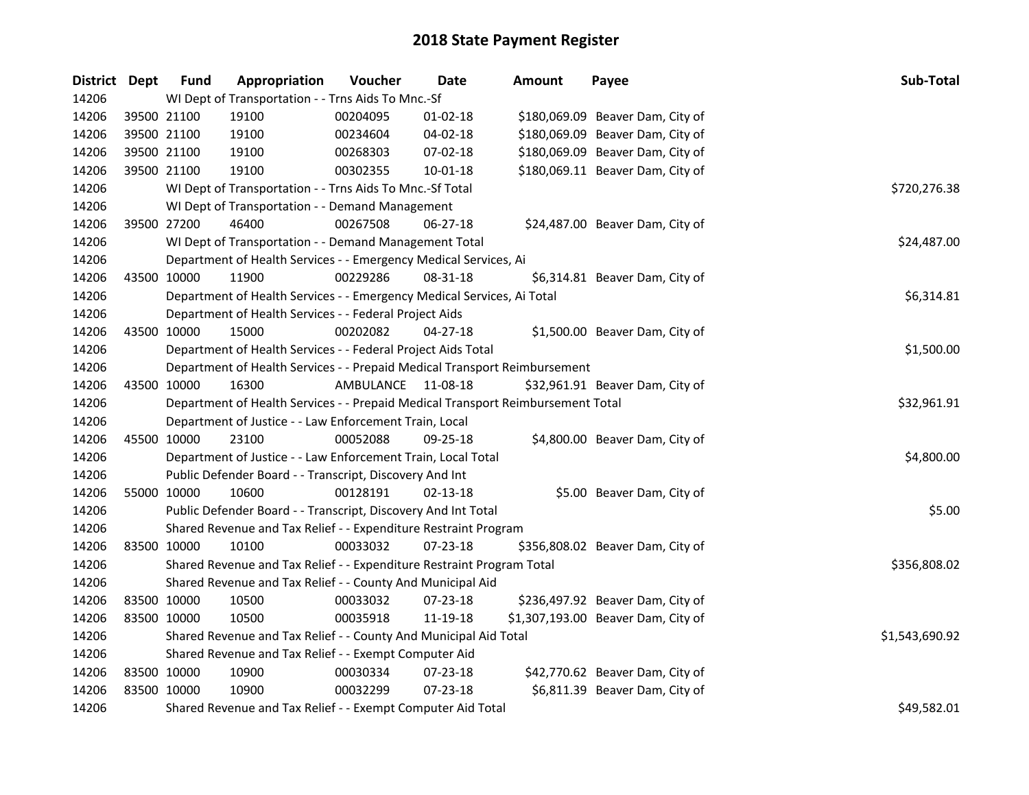# 2018 State Payment Register

| District | Dept | Fund | Appropriation | Voucher | Date | Amount | Payee | Sub-Total |
|---|---|---|---|---|---|---|---|---|
| 14206 | | WI Dept of Transportation - - Trns Aids To Mnc.-Sf | | | | | | |
| 14206 | 39500 | 21100 | 19100 | 00204095 | 01-02-18 | $180,069.09 | Beaver Dam, City of | |
| 14206 | 39500 | 21100 | 19100 | 00234604 | 04-02-18 | $180,069.09 | Beaver Dam, City of | |
| 14206 | 39500 | 21100 | 19100 | 00268303 | 07-02-18 | $180,069.09 | Beaver Dam, City of | |
| 14206 | 39500 | 21100 | 19100 | 00302355 | 10-01-18 | $180,069.11 | Beaver Dam, City of | |
| 14206 | | WI Dept of Transportation - - Trns Aids To Mnc.-Sf Total | | | | | | $720,276.38 |
| 14206 | | WI Dept of Transportation - - Demand Management | | | | | | |
| 14206 | 39500 | 27200 | 46400 | 00267508 | 06-27-18 | $24,487.00 | Beaver Dam, City of | |
| 14206 | | WI Dept of Transportation - - Demand Management Total | | | | | | $24,487.00 |
| 14206 | | Department of Health Services - - Emergency Medical Services, Ai | | | | | | |
| 14206 | 43500 | 10000 | 11900 | 00229286 | 08-31-18 | $6,314.81 | Beaver Dam, City of | |
| 14206 | | Department of Health Services - - Emergency Medical Services, Ai Total | | | | | | $6,314.81 |
| 14206 | | Department of Health Services - - Federal Project Aids | | | | | | |
| 14206 | 43500 | 10000 | 15000 | 00202082 | 04-27-18 | $1,500.00 | Beaver Dam, City of | |
| 14206 | | Department of Health Services - - Federal Project Aids Total | | | | | | $1,500.00 |
| 14206 | | Department of Health Services - - Prepaid Medical Transport Reimbursement | | | | | | |
| 14206 | 43500 | 10000 | 16300 | AMBULANCE | 11-08-18 | $32,961.91 | Beaver Dam, City of | |
| 14206 | | Department of Health Services - - Prepaid Medical Transport Reimbursement Total | | | | | | $32,961.91 |
| 14206 | | Department of Justice - - Law Enforcement Train, Local | | | | | | |
| 14206 | 45500 | 10000 | 23100 | 00052088 | 09-25-18 | $4,800.00 | Beaver Dam, City of | |
| 14206 | | Department of Justice - - Law Enforcement Train, Local Total | | | | | | $4,800.00 |
| 14206 | | Public Defender Board - - Transcript, Discovery And Int | | | | | | |
| 14206 | 55000 | 10000 | 10600 | 00128191 | 02-13-18 | $5.00 | Beaver Dam, City of | |
| 14206 | | Public Defender Board - - Transcript, Discovery And Int Total | | | | | | $5.00 |
| 14206 | | Shared Revenue and Tax Relief - - Expenditure Restraint Program | | | | | | |
| 14206 | 83500 | 10000 | 10100 | 00033032 | 07-23-18 | $356,808.02 | Beaver Dam, City of | |
| 14206 | | Shared Revenue and Tax Relief - - Expenditure Restraint Program Total | | | | | | $356,808.02 |
| 14206 | | Shared Revenue and Tax Relief - - County And Municipal Aid | | | | | | |
| 14206 | 83500 | 10000 | 10500 | 00033032 | 07-23-18 | $236,497.92 | Beaver Dam, City of | |
| 14206 | 83500 | 10000 | 10500 | 00035918 | 11-19-18 | $1,307,193.00 | Beaver Dam, City of | |
| 14206 | | Shared Revenue and Tax Relief - - County And Municipal Aid Total | | | | | | $1,543,690.92 |
| 14206 | | Shared Revenue and Tax Relief - - Exempt Computer Aid | | | | | | |
| 14206 | 83500 | 10000 | 10900 | 00030334 | 07-23-18 | $42,770.62 | Beaver Dam, City of | |
| 14206 | 83500 | 10000 | 10900 | 00032299 | 07-23-18 | $6,811.39 | Beaver Dam, City of | |
| 14206 | | Shared Revenue and Tax Relief - - Exempt Computer Aid Total | | | | | | $49,582.01 |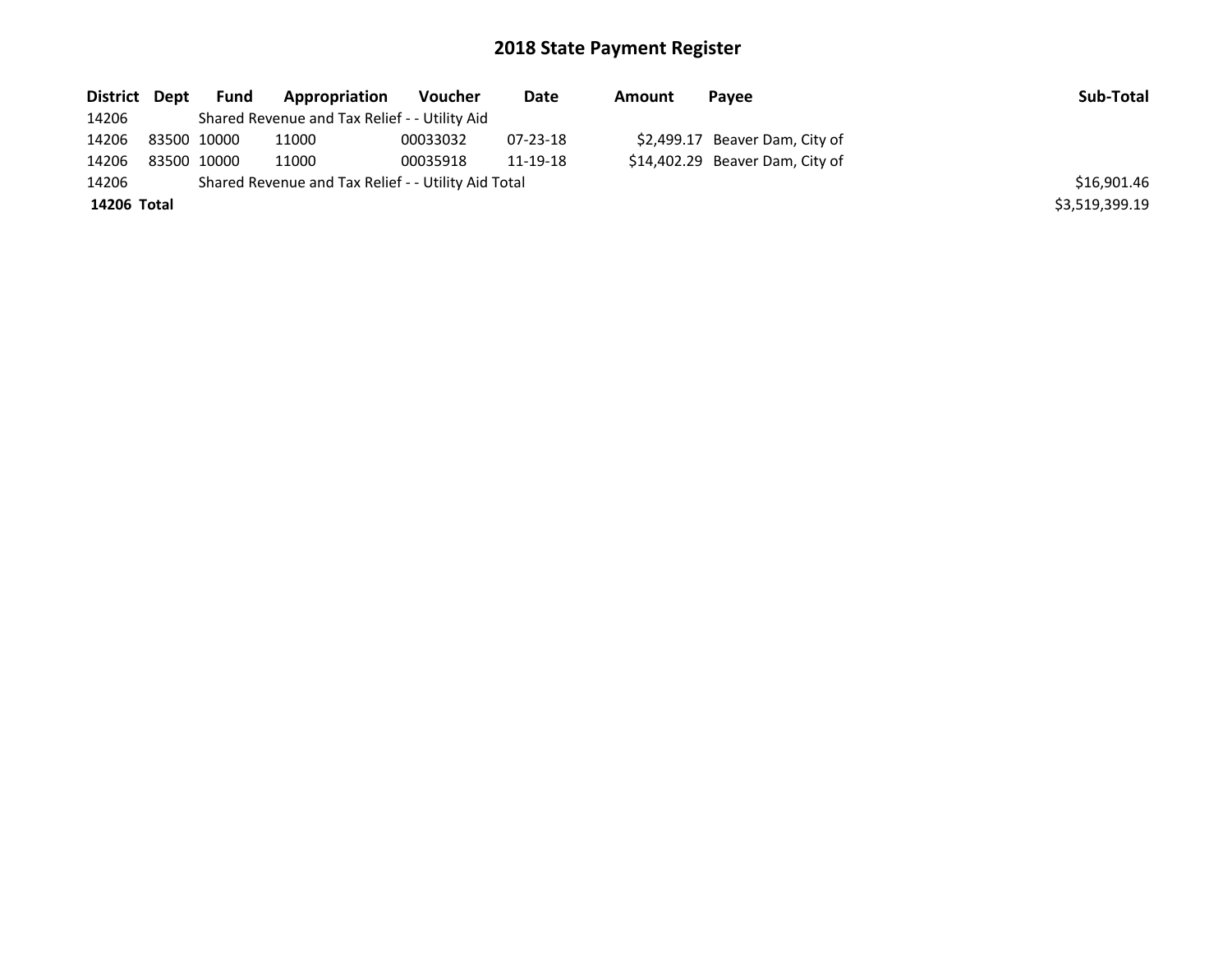# 2018 State Payment Register

| District | Dept | Fund | Appropriation | Voucher | Date | Amount | Payee | Sub-Total |
|---|---|---|---|---|---|---|---|---|
| 14206 | | Shared Revenue and Tax Relief - - Utility Aid | | | | | | |
| 14206 | 83500 | 10000 | 11000 | 00033032 | 07-23-18 | $2,499.17 | Beaver Dam, City of | |
| 14206 | 83500 | 10000 | 11000 | 00035918 | 11-19-18 | $14,402.29 | Beaver Dam, City of | |
| 14206 | | Shared Revenue and Tax Relief - - Utility Aid Total | | | | | | $16,901.46 |
| **14206 Total** | | | | | | | | $3,519,399.19 |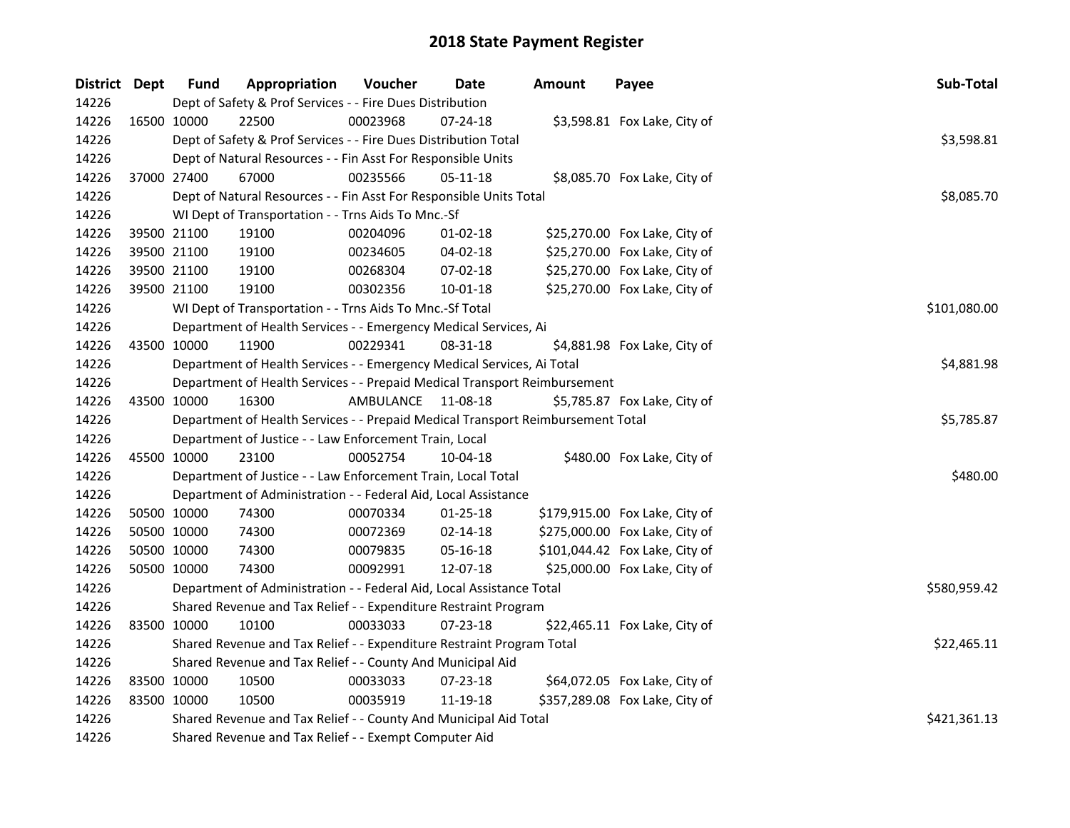# 2018 State Payment Register

| District | Dept | Fund | Appropriation | Voucher | Date | Amount | Payee | Sub-Total |
|---|---|---|---|---|---|---|---|---|
| 14226 | | Dept of Safety & Prof Services - - Fire Dues Distribution | | | | | | |
| 14226 | 16500 | 10000 | 22500 | 00023968 | 07-24-18 | $3,598.81 | Fox Lake, City of | |
| 14226 | | Dept of Safety & Prof Services - - Fire Dues Distribution Total | | | | | | $3,598.81 |
| 14226 | | Dept of Natural Resources - - Fin Asst For Responsible Units | | | | | | |
| 14226 | 37000 | 27400 | 67000 | 00235566 | 05-11-18 | $8,085.70 | Fox Lake, City of | |
| 14226 | | Dept of Natural Resources - - Fin Asst For Responsible Units Total | | | | | | $8,085.70 |
| 14226 | | WI Dept of Transportation - - Trns Aids To Mnc.-Sf | | | | | | |
| 14226 | 39500 | 21100 | 19100 | 00204096 | 01-02-18 | $25,270.00 | Fox Lake, City of | |
| 14226 | 39500 | 21100 | 19100 | 00234605 | 04-02-18 | $25,270.00 | Fox Lake, City of | |
| 14226 | 39500 | 21100 | 19100 | 00268304 | 07-02-18 | $25,270.00 | Fox Lake, City of | |
| 14226 | 39500 | 21100 | 19100 | 00302356 | 10-01-18 | $25,270.00 | Fox Lake, City of | |
| 14226 | | WI Dept of Transportation - - Trns Aids To Mnc.-Sf Total | | | | | | $101,080.00 |
| 14226 | | Department of Health Services - - Emergency Medical Services, Ai | | | | | | |
| 14226 | 43500 | 10000 | 11900 | 00229341 | 08-31-18 | $4,881.98 | Fox Lake, City of | |
| 14226 | | Department of Health Services - - Emergency Medical Services, Ai Total | | | | | | $4,881.98 |
| 14226 | | Department of Health Services - - Prepaid Medical Transport Reimbursement | | | | | | |
| 14226 | 43500 | 10000 | 16300 | AMBULANCE | 11-08-18 | $5,785.87 | Fox Lake, City of | |
| 14226 | | Department of Health Services - - Prepaid Medical Transport Reimbursement Total | | | | | | $5,785.87 |
| 14226 | | Department of Justice - - Law Enforcement Train, Local | | | | | | |
| 14226 | 45500 | 10000 | 23100 | 00052754 | 10-04-18 | $480.00 | Fox Lake, City of | |
| 14226 | | Department of Justice - - Law Enforcement Train, Local Total | | | | | | $480.00 |
| 14226 | | Department of Administration - - Federal Aid, Local Assistance | | | | | | |
| 14226 | 50500 | 10000 | 74300 | 00070334 | 01-25-18 | $179,915.00 | Fox Lake, City of | |
| 14226 | 50500 | 10000 | 74300 | 00072369 | 02-14-18 | $275,000.00 | Fox Lake, City of | |
| 14226 | 50500 | 10000 | 74300 | 00079835 | 05-16-18 | $101,044.42 | Fox Lake, City of | |
| 14226 | 50500 | 10000 | 74300 | 00092991 | 12-07-18 | $25,000.00 | Fox Lake, City of | |
| 14226 | | Department of Administration - - Federal Aid, Local Assistance Total | | | | | | $580,959.42 |
| 14226 | | Shared Revenue and Tax Relief - - Expenditure Restraint Program | | | | | | |
| 14226 | 83500 | 10000 | 10100 | 00033033 | 07-23-18 | $22,465.11 | Fox Lake, City of | |
| 14226 | | Shared Revenue and Tax Relief - - Expenditure Restraint Program Total | | | | | | $22,465.11 |
| 14226 | | Shared Revenue and Tax Relief - - County And Municipal Aid | | | | | | |
| 14226 | 83500 | 10000 | 10500 | 00033033 | 07-23-18 | $64,072.05 | Fox Lake, City of | |
| 14226 | 83500 | 10000 | 10500 | 00035919 | 11-19-18 | $357,289.08 | Fox Lake, City of | |
| 14226 | | Shared Revenue and Tax Relief - - County And Municipal Aid Total | | | | | | $421,361.13 |
| 14226 | | Shared Revenue and Tax Relief - - Exempt Computer Aid | | | | | | |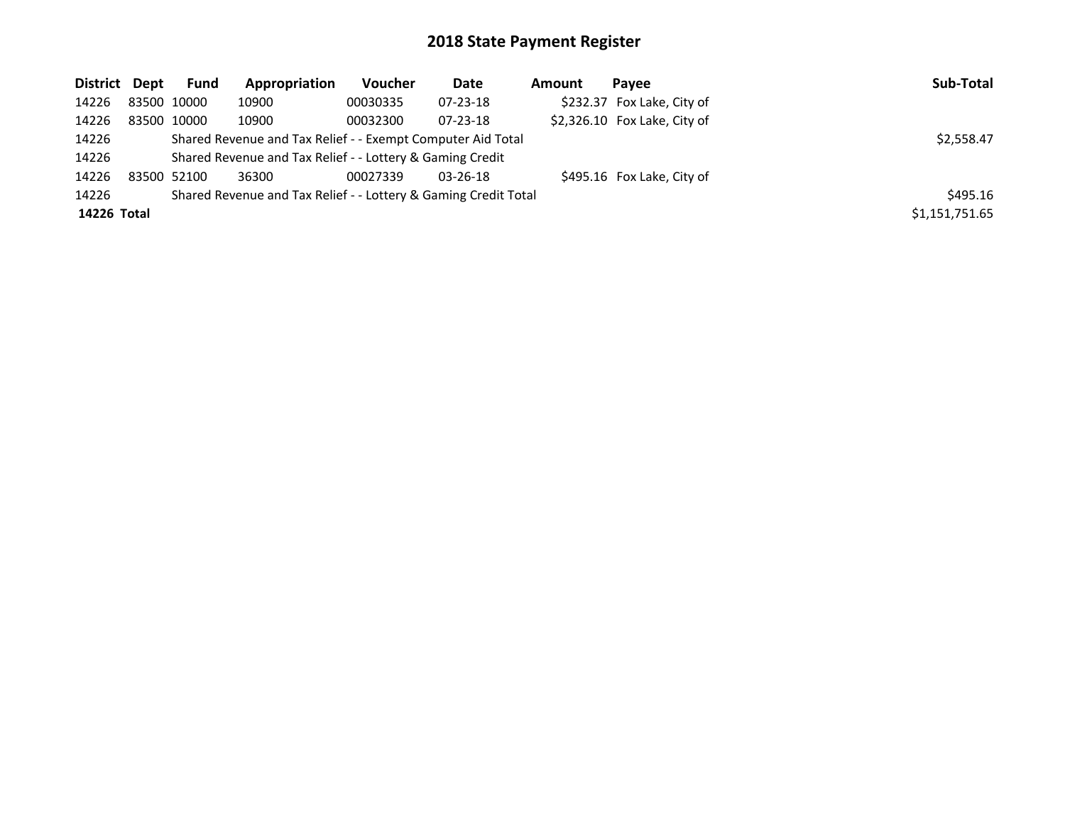# 2018 State Payment Register

| District | Dept | Fund | Appropriation | Voucher | Date | Amount | Payee | Sub-Total |
|---|---|---|---|---|---|---|---|---|
| 14226 | 83500 | 10000 | 10900 | 00030335 | 07-23-18 | $232.37 | Fox Lake, City of | |
| 14226 | 83500 | 10000 | 10900 | 00032300 | 07-23-18 | $2,326.10 | Fox Lake, City of | |
| 14226 | | Shared Revenue and Tax Relief - - Exempt Computer Aid Total | | | | | | $2,558.47 |
| 14226 | | Shared Revenue and Tax Relief - - Lottery & Gaming Credit | | | | | | |
| 14226 | 83500 | 52100 | 36300 | 00027339 | 03-26-18 | $495.16 | Fox Lake, City of | |
| 14226 | | Shared Revenue and Tax Relief - - Lottery & Gaming Credit Total | | | | | | $495.16 |
| **14226** | **Total** | | | | | | | $1,151,751.65 |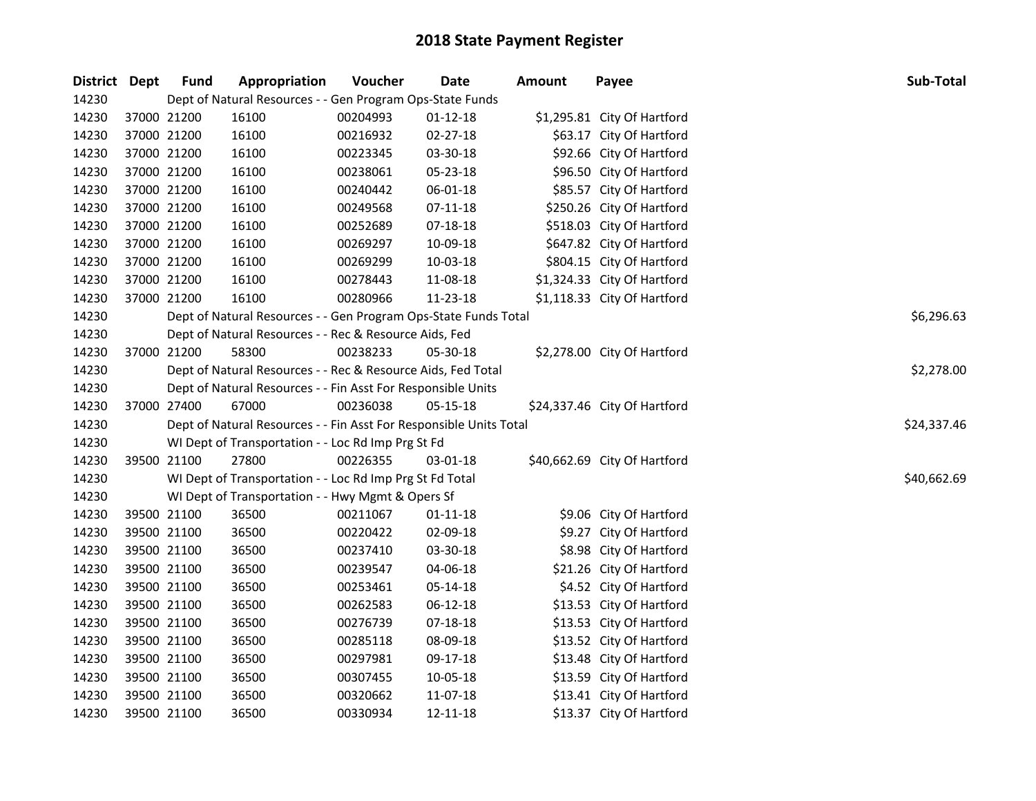# 2018 State Payment Register

| District | Dept | Fund | Appropriation | Voucher | Date | Amount | Payee | Sub-Total |
|---|---|---|---|---|---|---|---|---|
| 14230 | | Dept of Natural Resources - - Gen Program Ops-State Funds | | | | | | |
| 14230 | 37000 | 21200 | 16100 | 00204993 | 01-12-18 | $1,295.81 | City Of Hartford | |
| 14230 | 37000 | 21200 | 16100 | 00216932 | 02-27-18 | $63.17 | City Of Hartford | |
| 14230 | 37000 | 21200 | 16100 | 00223345 | 03-30-18 | $92.66 | City Of Hartford | |
| 14230 | 37000 | 21200 | 16100 | 00238061 | 05-23-18 | $96.50 | City Of Hartford | |
| 14230 | 37000 | 21200 | 16100 | 00240442 | 06-01-18 | $85.57 | City Of Hartford | |
| 14230 | 37000 | 21200 | 16100 | 00249568 | 07-11-18 | $250.26 | City Of Hartford | |
| 14230 | 37000 | 21200 | 16100 | 00252689 | 07-18-18 | $518.03 | City Of Hartford | |
| 14230 | 37000 | 21200 | 16100 | 00269297 | 10-09-18 | $647.82 | City Of Hartford | |
| 14230 | 37000 | 21200 | 16100 | 00269299 | 10-03-18 | $804.15 | City Of Hartford | |
| 14230 | 37000 | 21200 | 16100 | 00278443 | 11-08-18 | $1,324.33 | City Of Hartford | |
| 14230 | 37000 | 21200 | 16100 | 00280966 | 11-23-18 | $1,118.33 | City Of Hartford | |
| 14230 | | Dept of Natural Resources - - Gen Program Ops-State Funds Total | | | | | | $6,296.63 |
| 14230 | | Dept of Natural Resources - - Rec & Resource Aids, Fed | | | | | | |
| 14230 | 37000 | 21200 | 58300 | 00238233 | 05-30-18 | $2,278.00 | City Of Hartford | |
| 14230 | | Dept of Natural Resources - - Rec & Resource Aids, Fed Total | | | | | | $2,278.00 |
| 14230 | | Dept of Natural Resources - - Fin Asst For Responsible Units | | | | | | |
| 14230 | 37000 | 27400 | 67000 | 00236038 | 05-15-18 | $24,337.46 | City Of Hartford | |
| 14230 | | Dept of Natural Resources - - Fin Asst For Responsible Units Total | | | | | | $24,337.46 |
| 14230 | | WI Dept of Transportation - - Loc Rd Imp Prg St Fd | | | | | | |
| 14230 | 39500 | 21100 | 27800 | 00226355 | 03-01-18 | $40,662.69 | City Of Hartford | |
| 14230 | | WI Dept of Transportation - - Loc Rd Imp Prg St Fd Total | | | | | | $40,662.69 |
| 14230 | | WI Dept of Transportation - - Hwy Mgmt & Opers Sf | | | | | | |
| 14230 | 39500 | 21100 | 36500 | 00211067 | 01-11-18 | $9.06 | City Of Hartford | |
| 14230 | 39500 | 21100 | 36500 | 00220422 | 02-09-18 | $9.27 | City Of Hartford | |
| 14230 | 39500 | 21100 | 36500 | 00237410 | 03-30-18 | $8.98 | City Of Hartford | |
| 14230 | 39500 | 21100 | 36500 | 00239547 | 04-06-18 | $21.26 | City Of Hartford | |
| 14230 | 39500 | 21100 | 36500 | 00253461 | 05-14-18 | $4.52 | City Of Hartford | |
| 14230 | 39500 | 21100 | 36500 | 00262583 | 06-12-18 | $13.53 | City Of Hartford | |
| 14230 | 39500 | 21100 | 36500 | 00276739 | 07-18-18 | $13.53 | City Of Hartford | |
| 14230 | 39500 | 21100 | 36500 | 00285118 | 08-09-18 | $13.52 | City Of Hartford | |
| 14230 | 39500 | 21100 | 36500 | 00297981 | 09-17-18 | $13.48 | City Of Hartford | |
| 14230 | 39500 | 21100 | 36500 | 00307455 | 10-05-18 | $13.59 | City Of Hartford | |
| 14230 | 39500 | 21100 | 36500 | 00320662 | 11-07-18 | $13.41 | City Of Hartford | |
| 14230 | 39500 | 21100 | 36500 | 00330934 | 12-11-18 | $13.37 | City Of Hartford | |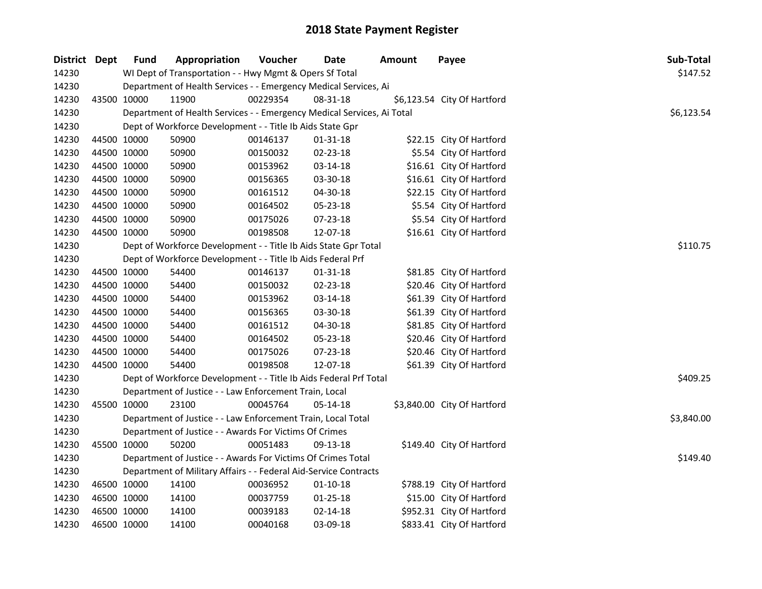## 2018 State Payment Register

| District | Dept | Fund | Appropriation | Voucher | Date | Amount | Payee | Sub-Total |
|---|---|---|---|---|---|---|---|---|
| 14230 | | WI Dept of Transportation - - Hwy Mgmt & Opers Sf Total | | | | | | $147.52 |
| 14230 | | Department of Health Services - - Emergency Medical Services, Ai | | | | | | |
| 14230 | 43500 | 10000 | 11900 | 00229354 | 08-31-18 | $6,123.54 | City Of Hartford | |
| 14230 | | Department of Health Services - - Emergency Medical Services, Ai Total | | | | | | $6,123.54 |
| 14230 | | Dept of Workforce Development - - Title Ib Aids State Gpr | | | | | | |
| 14230 | 44500 | 10000 | 50900 | 00146137 | 01-31-18 | $22.15 | City Of Hartford | |
| 14230 | 44500 | 10000 | 50900 | 00150032 | 02-23-18 | $5.54 | City Of Hartford | |
| 14230 | 44500 | 10000 | 50900 | 00153962 | 03-14-18 | $16.61 | City Of Hartford | |
| 14230 | 44500 | 10000 | 50900 | 00156365 | 03-30-18 | $16.61 | City Of Hartford | |
| 14230 | 44500 | 10000 | 50900 | 00161512 | 04-30-18 | $22.15 | City Of Hartford | |
| 14230 | 44500 | 10000 | 50900 | 00164502 | 05-23-18 | $5.54 | City Of Hartford | |
| 14230 | 44500 | 10000 | 50900 | 00175026 | 07-23-18 | $5.54 | City Of Hartford | |
| 14230 | 44500 | 10000 | 50900 | 00198508 | 12-07-18 | $16.61 | City Of Hartford | |
| 14230 | | Dept of Workforce Development - - Title Ib Aids State Gpr Total | | | | | | $110.75 |
| 14230 | | Dept of Workforce Development - - Title Ib Aids Federal Prf | | | | | | |
| 14230 | 44500 | 10000 | 54400 | 00146137 | 01-31-18 | $81.85 | City Of Hartford | |
| 14230 | 44500 | 10000 | 54400 | 00150032 | 02-23-18 | $20.46 | City Of Hartford | |
| 14230 | 44500 | 10000 | 54400 | 00153962 | 03-14-18 | $61.39 | City Of Hartford | |
| 14230 | 44500 | 10000 | 54400 | 00156365 | 03-30-18 | $61.39 | City Of Hartford | |
| 14230 | 44500 | 10000 | 54400 | 00161512 | 04-30-18 | $81.85 | City Of Hartford | |
| 14230 | 44500 | 10000 | 54400 | 00164502 | 05-23-18 | $20.46 | City Of Hartford | |
| 14230 | 44500 | 10000 | 54400 | 00175026 | 07-23-18 | $20.46 | City Of Hartford | |
| 14230 | 44500 | 10000 | 54400 | 00198508 | 12-07-18 | $61.39 | City Of Hartford | |
| 14230 | | Dept of Workforce Development - - Title Ib Aids Federal Prf Total | | | | | | $409.25 |
| 14230 | | Department of Justice - - Law Enforcement Train, Local | | | | | | |
| 14230 | 45500 | 10000 | 23100 | 00045764 | 05-14-18 | $3,840.00 | City Of Hartford | |
| 14230 | | Department of Justice - - Law Enforcement Train, Local Total | | | | | | $3,840.00 |
| 14230 | | Department of Justice - - Awards For Victims Of Crimes | | | | | | |
| 14230 | 45500 | 10000 | 50200 | 00051483 | 09-13-18 | $149.40 | City Of Hartford | |
| 14230 | | Department of Justice - - Awards For Victims Of Crimes Total | | | | | | $149.40 |
| 14230 | | Department of Military Affairs - - Federal Aid-Service Contracts | | | | | | |
| 14230 | 46500 | 10000 | 14100 | 00036952 | 01-10-18 | $788.19 | City Of Hartford | |
| 14230 | 46500 | 10000 | 14100 | 00037759 | 01-25-18 | $15.00 | City Of Hartford | |
| 14230 | 46500 | 10000 | 14100 | 00039183 | 02-14-18 | $952.31 | City Of Hartford | |
| 14230 | 46500 | 10000 | 14100 | 00040168 | 03-09-18 | $833.41 | City Of Hartford | |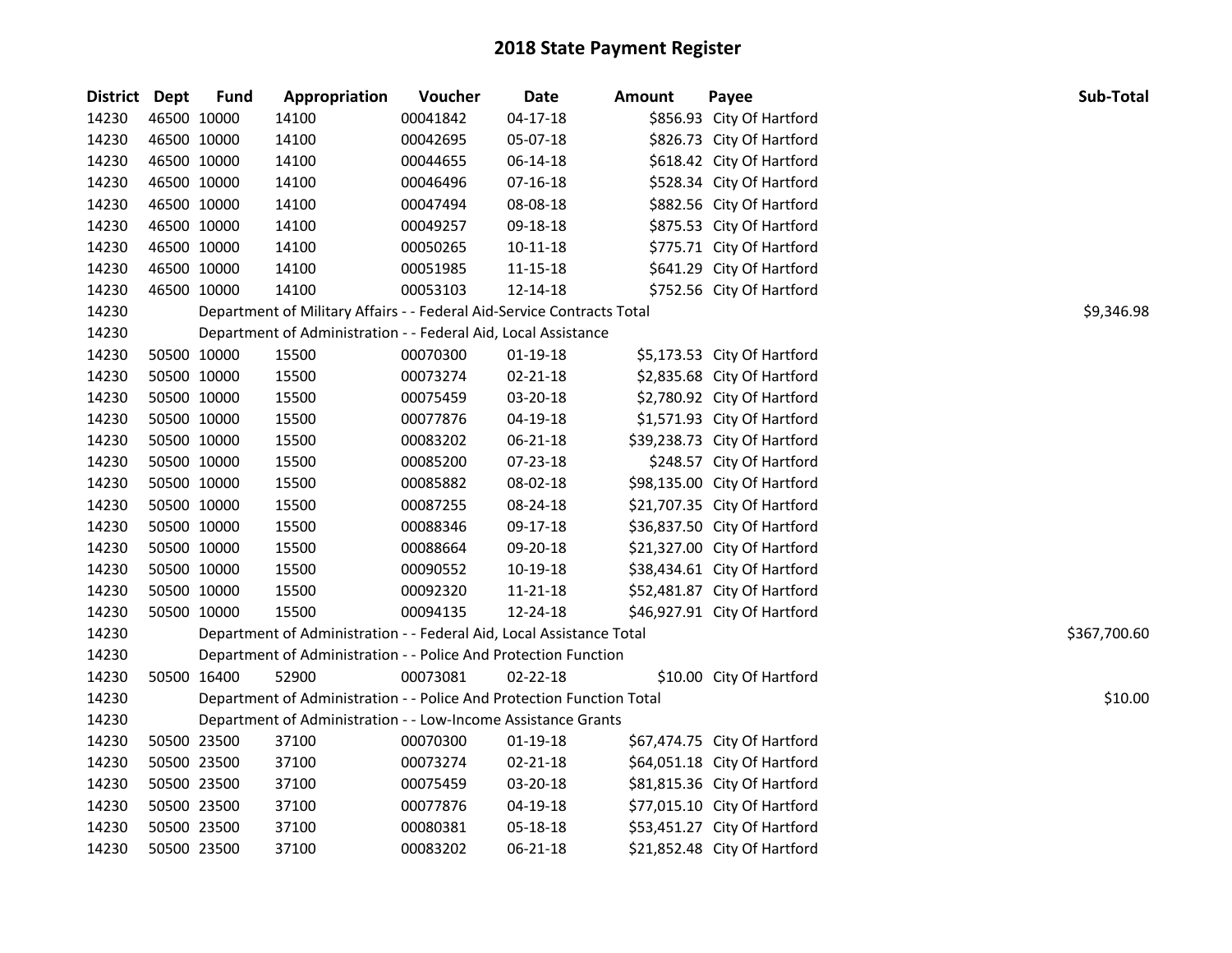# 2018 State Payment Register

| District | Dept | Fund | Appropriation | Voucher | Date | Amount | Payee | Sub-Total |
|---|---|---|---|---|---|---|---|---|
| 14230 | 46500 | 10000 | 14100 | 00041842 | 04-17-18 | $856.93 | City Of Hartford | |
| 14230 | 46500 | 10000 | 14100 | 00042695 | 05-07-18 | $826.73 | City Of Hartford | |
| 14230 | 46500 | 10000 | 14100 | 00044655 | 06-14-18 | $618.42 | City Of Hartford | |
| 14230 | 46500 | 10000 | 14100 | 00046496 | 07-16-18 | $528.34 | City Of Hartford | |
| 14230 | 46500 | 10000 | 14100 | 00047494 | 08-08-18 | $882.56 | City Of Hartford | |
| 14230 | 46500 | 10000 | 14100 | 00049257 | 09-18-18 | $875.53 | City Of Hartford | |
| 14230 | 46500 | 10000 | 14100 | 00050265 | 10-11-18 | $775.71 | City Of Hartford | |
| 14230 | 46500 | 10000 | 14100 | 00051985 | 11-15-18 | $641.29 | City Of Hartford | |
| 14230 | 46500 | 10000 | 14100 | 00053103 | 12-14-18 | $752.56 | City Of Hartford | |
| 14230 | Department of Military Affairs - - Federal Aid-Service Contracts Total | | | | | | | $9,346.98 |
| 14230 | Department of Administration - - Federal Aid, Local Assistance | | | | | | | |
| 14230 | 50500 | 10000 | 15500 | 00070300 | 01-19-18 | $5,173.53 | City Of Hartford | |
| 14230 | 50500 | 10000 | 15500 | 00073274 | 02-21-18 | $2,835.68 | City Of Hartford | |
| 14230 | 50500 | 10000 | 15500 | 00075459 | 03-20-18 | $2,780.92 | City Of Hartford | |
| 14230 | 50500 | 10000 | 15500 | 00077876 | 04-19-18 | $1,571.93 | City Of Hartford | |
| 14230 | 50500 | 10000 | 15500 | 00083202 | 06-21-18 | $39,238.73 | City Of Hartford | |
| 14230 | 50500 | 10000 | 15500 | 00085200 | 07-23-18 | $248.57 | City Of Hartford | |
| 14230 | 50500 | 10000 | 15500 | 00085882 | 08-02-18 | $98,135.00 | City Of Hartford | |
| 14230 | 50500 | 10000 | 15500 | 00087255 | 08-24-18 | $21,707.35 | City Of Hartford | |
| 14230 | 50500 | 10000 | 15500 | 00088346 | 09-17-18 | $36,837.50 | City Of Hartford | |
| 14230 | 50500 | 10000 | 15500 | 00088664 | 09-20-18 | $21,327.00 | City Of Hartford | |
| 14230 | 50500 | 10000 | 15500 | 00090552 | 10-19-18 | $38,434.61 | City Of Hartford | |
| 14230 | 50500 | 10000 | 15500 | 00092320 | 11-21-18 | $52,481.87 | City Of Hartford | |
| 14230 | 50500 | 10000 | 15500 | 00094135 | 12-24-18 | $46,927.91 | City Of Hartford | |
| 14230 | Department of Administration - - Federal Aid, Local Assistance Total | | | | | | | $367,700.60 |
| 14230 | Department of Administration - - Police And Protection Function | | | | | | | |
| 14230 | 50500 | 16400 | 52900 | 00073081 | 02-22-18 | $10.00 | City Of Hartford | |
| 14230 | Department of Administration - - Police And Protection Function Total | | | | | | | $10.00 |
| 14230 | Department of Administration - - Low-Income Assistance Grants | | | | | | | |
| 14230 | 50500 | 23500 | 37100 | 00070300 | 01-19-18 | $67,474.75 | City Of Hartford | |
| 14230 | 50500 | 23500 | 37100 | 00073274 | 02-21-18 | $64,051.18 | City Of Hartford | |
| 14230 | 50500 | 23500 | 37100 | 00075459 | 03-20-18 | $81,815.36 | City Of Hartford | |
| 14230 | 50500 | 23500 | 37100 | 00077876 | 04-19-18 | $77,015.10 | City Of Hartford | |
| 14230 | 50500 | 23500 | 37100 | 00080381 | 05-18-18 | $53,451.27 | City Of Hartford | |
| 14230 | 50500 | 23500 | 37100 | 00083202 | 06-21-18 | $21,852.48 | City Of Hartford | |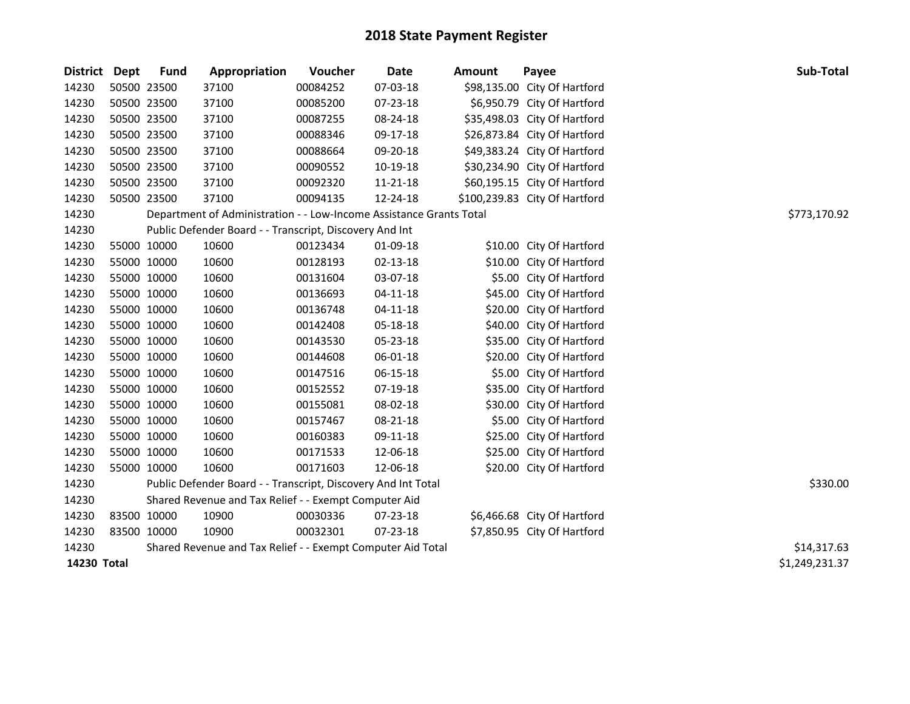# 2018 State Payment Register

| District | Dept | Fund | Appropriation | Voucher | Date | Amount | Payee | Sub-Total |
|---|---|---|---|---|---|---|---|---|
| 14230 | 50500 | 23500 | 37100 | 00084252 | 07-03-18 | $98,135.00 | City Of Hartford | |
| 14230 | 50500 | 23500 | 37100 | 00085200 | 07-23-18 | $6,950.79 | City Of Hartford | |
| 14230 | 50500 | 23500 | 37100 | 00087255 | 08-24-18 | $35,498.03 | City Of Hartford | |
| 14230 | 50500 | 23500 | 37100 | 00088346 | 09-17-18 | $26,873.84 | City Of Hartford | |
| 14230 | 50500 | 23500 | 37100 | 00088664 | 09-20-18 | $49,383.24 | City Of Hartford | |
| 14230 | 50500 | 23500 | 37100 | 00090552 | 10-19-18 | $30,234.90 | City Of Hartford | |
| 14230 | 50500 | 23500 | 37100 | 00092320 | 11-21-18 | $60,195.15 | City Of Hartford | |
| 14230 | 50500 | 23500 | 37100 | 00094135 | 12-24-18 | $100,239.83 | City Of Hartford | |
| 14230 | | | Department of Administration - - Low-Income Assistance Grants Total | | | | | $773,170.92 |
| 14230 | | | Public Defender Board - - Transcript, Discovery And Int | | | | | |
| 14230 | 55000 | 10000 | 10600 | 00123434 | 01-09-18 | $10.00 | City Of Hartford | |
| 14230 | 55000 | 10000 | 10600 | 00128193 | 02-13-18 | $10.00 | City Of Hartford | |
| 14230 | 55000 | 10000 | 10600 | 00131604 | 03-07-18 | $5.00 | City Of Hartford | |
| 14230 | 55000 | 10000 | 10600 | 00136693 | 04-11-18 | $45.00 | City Of Hartford | |
| 14230 | 55000 | 10000 | 10600 | 00136748 | 04-11-18 | $20.00 | City Of Hartford | |
| 14230 | 55000 | 10000 | 10600 | 00142408 | 05-18-18 | $40.00 | City Of Hartford | |
| 14230 | 55000 | 10000 | 10600 | 00143530 | 05-23-18 | $35.00 | City Of Hartford | |
| 14230 | 55000 | 10000 | 10600 | 00144608 | 06-01-18 | $20.00 | City Of Hartford | |
| 14230 | 55000 | 10000 | 10600 | 00147516 | 06-15-18 | $5.00 | City Of Hartford | |
| 14230 | 55000 | 10000 | 10600 | 00152552 | 07-19-18 | $35.00 | City Of Hartford | |
| 14230 | 55000 | 10000 | 10600 | 00155081 | 08-02-18 | $30.00 | City Of Hartford | |
| 14230 | 55000 | 10000 | 10600 | 00157467 | 08-21-18 | $5.00 | City Of Hartford | |
| 14230 | 55000 | 10000 | 10600 | 00160383 | 09-11-18 | $25.00 | City Of Hartford | |
| 14230 | 55000 | 10000 | 10600 | 00171533 | 12-06-18 | $25.00 | City Of Hartford | |
| 14230 | 55000 | 10000 | 10600 | 00171603 | 12-06-18 | $20.00 | City Of Hartford | |
| 14230 | | | Public Defender Board - - Transcript, Discovery And Int Total | | | | | $330.00 |
| 14230 | | | Shared Revenue and Tax Relief - - Exempt Computer Aid | | | | | |
| 14230 | 83500 | 10000 | 10900 | 00030336 | 07-23-18 | $6,466.68 | City Of Hartford | |
| 14230 | 83500 | 10000 | 10900 | 00032301 | 07-23-18 | $7,850.95 | City Of Hartford | |
| 14230 | | | Shared Revenue and Tax Relief - - Exempt Computer Aid Total | | | | | $14,317.63 |
| **14230 Total** | | | | | | | | $1,249,231.37 |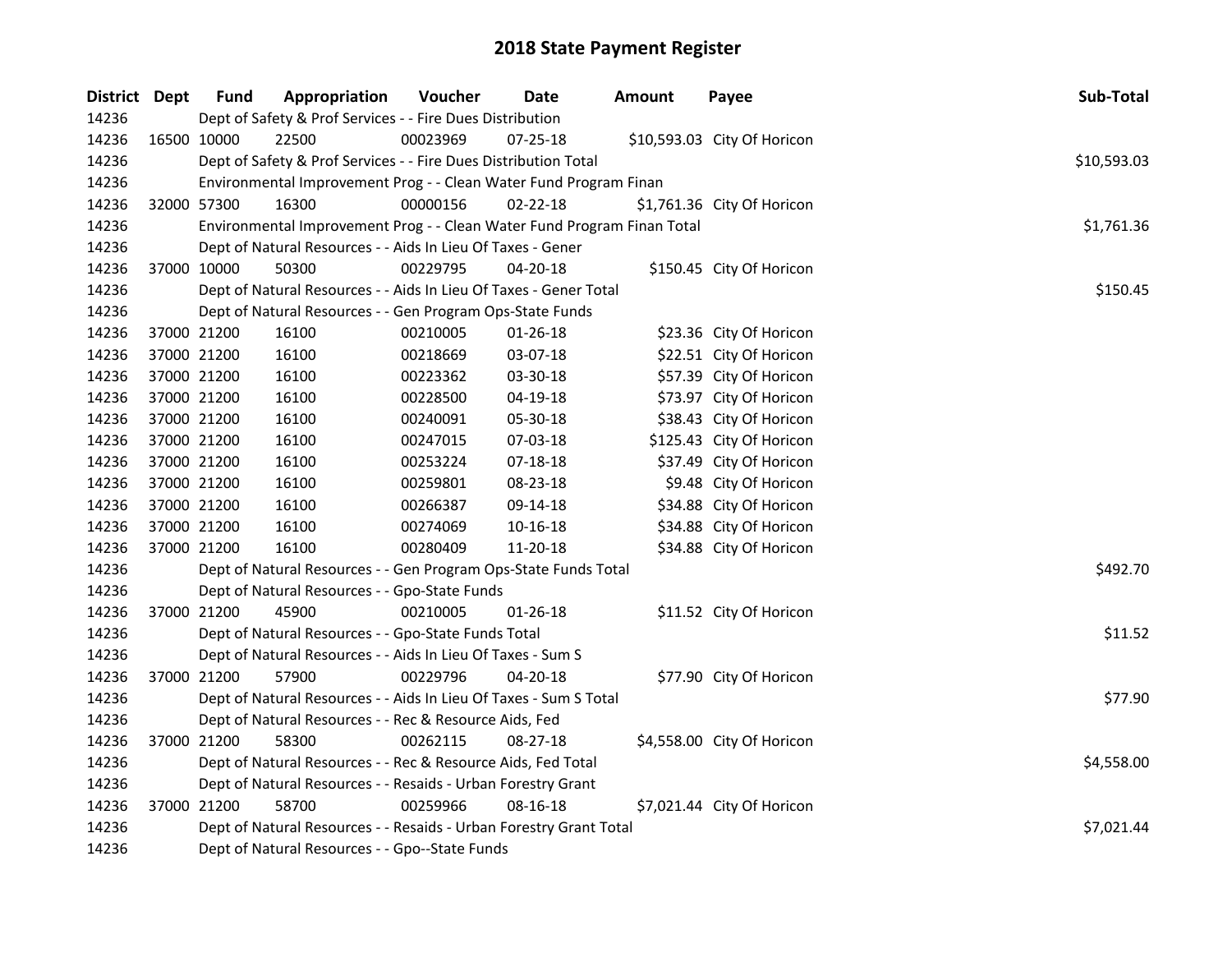## 2018 State Payment Register

| District | Dept | Fund | Appropriation | Voucher | Date | Amount | Payee | Sub-Total |
|---|---|---|---|---|---|---|---|---|
| 14236 | | Dept of Safety & Prof Services - - Fire Dues Distribution | | | | | | |
| 14236 | 16500 | 10000 | 22500 | 00023969 | 07-25-18 | $10,593.03 | City Of Horicon | |
| 14236 | | Dept of Safety & Prof Services - - Fire Dues Distribution Total | | | | | | $10,593.03 |
| 14236 | | Environmental Improvement Prog - - Clean Water Fund Program Finan | | | | | | |
| 14236 | 32000 | 57300 | 16300 | 00000156 | 02-22-18 | $1,761.36 | City Of Horicon | |
| 14236 | | Environmental Improvement Prog - - Clean Water Fund Program Finan Total | | | | | | $1,761.36 |
| 14236 | | Dept of Natural Resources - - Aids In Lieu Of Taxes - Gener | | | | | | |
| 14236 | 37000 | 10000 | 50300 | 00229795 | 04-20-18 | $150.45 | City Of Horicon | |
| 14236 | | Dept of Natural Resources - - Aids In Lieu Of Taxes - Gener Total | | | | | | $150.45 |
| 14236 | | Dept of Natural Resources - - Gen Program Ops-State Funds | | | | | | |
| 14236 | 37000 | 21200 | 16100 | 00210005 | 01-26-18 | $23.36 | City Of Horicon | |
| 14236 | 37000 | 21200 | 16100 | 00218669 | 03-07-18 | $22.51 | City Of Horicon | |
| 14236 | 37000 | 21200 | 16100 | 00223362 | 03-30-18 | $57.39 | City Of Horicon | |
| 14236 | 37000 | 21200 | 16100 | 00228500 | 04-19-18 | $73.97 | City Of Horicon | |
| 14236 | 37000 | 21200 | 16100 | 00240091 | 05-30-18 | $38.43 | City Of Horicon | |
| 14236 | 37000 | 21200 | 16100 | 00247015 | 07-03-18 | $125.43 | City Of Horicon | |
| 14236 | 37000 | 21200 | 16100 | 00253224 | 07-18-18 | $37.49 | City Of Horicon | |
| 14236 | 37000 | 21200 | 16100 | 00259801 | 08-23-18 | $9.48 | City Of Horicon | |
| 14236 | 37000 | 21200 | 16100 | 00266387 | 09-14-18 | $34.88 | City Of Horicon | |
| 14236 | 37000 | 21200 | 16100 | 00274069 | 10-16-18 | $34.88 | City Of Horicon | |
| 14236 | 37000 | 21200 | 16100 | 00280409 | 11-20-18 | $34.88 | City Of Horicon | |
| 14236 | | Dept of Natural Resources - - Gen Program Ops-State Funds Total | | | | | | $492.70 |
| 14236 | | Dept of Natural Resources - - Gpo-State Funds | | | | | | |
| 14236 | 37000 | 21200 | 45900 | 00210005 | 01-26-18 | $11.52 | City Of Horicon | |
| 14236 | | Dept of Natural Resources - - Gpo-State Funds Total | | | | | | $11.52 |
| 14236 | | Dept of Natural Resources - - Aids In Lieu Of Taxes - Sum S | | | | | | |
| 14236 | 37000 | 21200 | 57900 | 00229796 | 04-20-18 | $77.90 | City Of Horicon | |
| 14236 | | Dept of Natural Resources - - Aids In Lieu Of Taxes - Sum S Total | | | | | | $77.90 |
| 14236 | | Dept of Natural Resources - - Rec & Resource Aids, Fed | | | | | | |
| 14236 | 37000 | 21200 | 58300 | 00262115 | 08-27-18 | $4,558.00 | City Of Horicon | |
| 14236 | | Dept of Natural Resources - - Rec & Resource Aids, Fed Total | | | | | | $4,558.00 |
| 14236 | | Dept of Natural Resources - - Resaids - Urban Forestry Grant | | | | | | |
| 14236 | 37000 | 21200 | 58700 | 00259966 | 08-16-18 | $7,021.44 | City Of Horicon | |
| 14236 | | Dept of Natural Resources - - Resaids - Urban Forestry Grant Total | | | | | | $7,021.44 |
| 14236 | | Dept of Natural Resources - - Gpo--State Funds | | | | | | |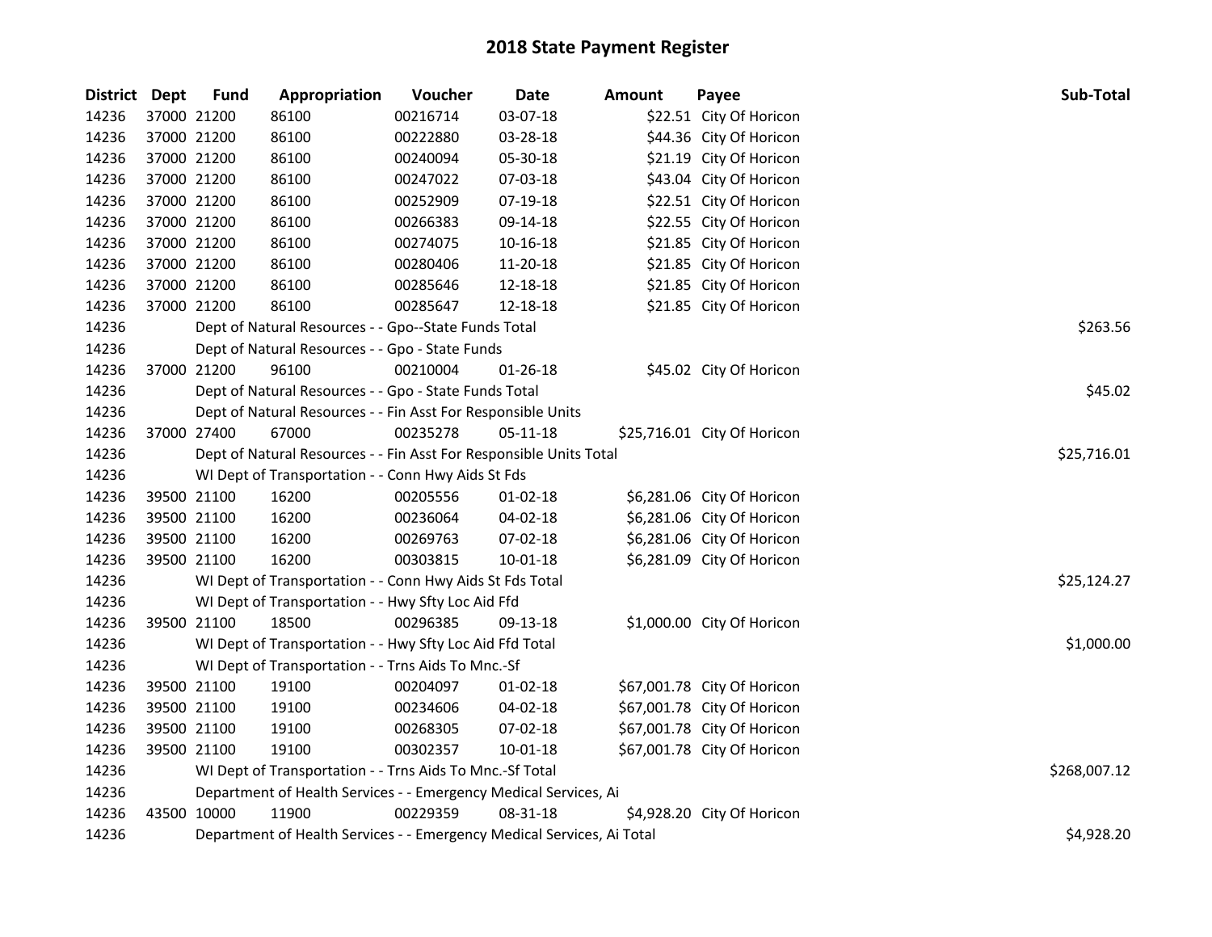# 2018 State Payment Register

| District | Dept | Fund | Appropriation | Voucher | Date | Amount | Payee | Sub-Total |
|---|---|---|---|---|---|---|---|---|
| 14236 | 37000 | 21200 | 86100 | 00216714 | 03-07-18 | $22.51 | City Of Horicon | |
| 14236 | 37000 | 21200 | 86100 | 00222880 | 03-28-18 | $44.36 | City Of Horicon | |
| 14236 | 37000 | 21200 | 86100 | 00240094 | 05-30-18 | $21.19 | City Of Horicon | |
| 14236 | 37000 | 21200 | 86100 | 00247022 | 07-03-18 | $43.04 | City Of Horicon | |
| 14236 | 37000 | 21200 | 86100 | 00252909 | 07-19-18 | $22.51 | City Of Horicon | |
| 14236 | 37000 | 21200 | 86100 | 00266383 | 09-14-18 | $22.55 | City Of Horicon | |
| 14236 | 37000 | 21200 | 86100 | 00274075 | 10-16-18 | $21.85 | City Of Horicon | |
| 14236 | 37000 | 21200 | 86100 | 00280406 | 11-20-18 | $21.85 | City Of Horicon | |
| 14236 | 37000 | 21200 | 86100 | 00285646 | 12-18-18 | $21.85 | City Of Horicon | |
| 14236 | 37000 | 21200 | 86100 | 00285647 | 12-18-18 | $21.85 | City Of Horicon | |
| 14236 | | Dept of Natural Resources - - Gpo--State Funds Total | | | | | | $263.56 |
| 14236 | | Dept of Natural Resources - - Gpo - State Funds | | | | | | |
| 14236 | 37000 | 21200 | 96100 | 00210004 | 01-26-18 | $45.02 | City Of Horicon | |
| 14236 | | Dept of Natural Resources - - Gpo - State Funds Total | | | | | | $45.02 |
| 14236 | | Dept of Natural Resources - - Fin Asst For Responsible Units | | | | | | |
| 14236 | 37000 | 27400 | 67000 | 00235278 | 05-11-18 | $25,716.01 | City Of Horicon | |
| 14236 | | Dept of Natural Resources - - Fin Asst For Responsible Units Total | | | | | | $25,716.01 |
| 14236 | | WI Dept of Transportation - - Conn Hwy Aids St Fds | | | | | | |
| 14236 | 39500 | 21100 | 16200 | 00205556 | 01-02-18 | $6,281.06 | City Of Horicon | |
| 14236 | 39500 | 21100 | 16200 | 00236064 | 04-02-18 | $6,281.06 | City Of Horicon | |
| 14236 | 39500 | 21100 | 16200 | 00269763 | 07-02-18 | $6,281.06 | City Of Horicon | |
| 14236 | 39500 | 21100 | 16200 | 00303815 | 10-01-18 | $6,281.09 | City Of Horicon | |
| 14236 | | WI Dept of Transportation - - Conn Hwy Aids St Fds Total | | | | | | $25,124.27 |
| 14236 | | WI Dept of Transportation - - Hwy Sfty Loc Aid Ffd | | | | | | |
| 14236 | 39500 | 21100 | 18500 | 00296385 | 09-13-18 | $1,000.00 | City Of Horicon | |
| 14236 | | WI Dept of Transportation - - Hwy Sfty Loc Aid Ffd Total | | | | | | $1,000.00 |
| 14236 | | WI Dept of Transportation - - Trns Aids To Mnc.-Sf | | | | | | |
| 14236 | 39500 | 21100 | 19100 | 00204097 | 01-02-18 | $67,001.78 | City Of Horicon | |
| 14236 | 39500 | 21100 | 19100 | 00234606 | 04-02-18 | $67,001.78 | City Of Horicon | |
| 14236 | 39500 | 21100 | 19100 | 00268305 | 07-02-18 | $67,001.78 | City Of Horicon | |
| 14236 | 39500 | 21100 | 19100 | 00302357 | 10-01-18 | $67,001.78 | City Of Horicon | |
| 14236 | | WI Dept of Transportation - - Trns Aids To Mnc.-Sf Total | | | | | | $268,007.12 |
| 14236 | | Department of Health Services - - Emergency Medical Services, Ai | | | | | | |
| 14236 | 43500 | 10000 | 11900 | 00229359 | 08-31-18 | $4,928.20 | City Of Horicon | |
| 14236 | | Department of Health Services - - Emergency Medical Services, Ai Total | | | | | | $4,928.20 |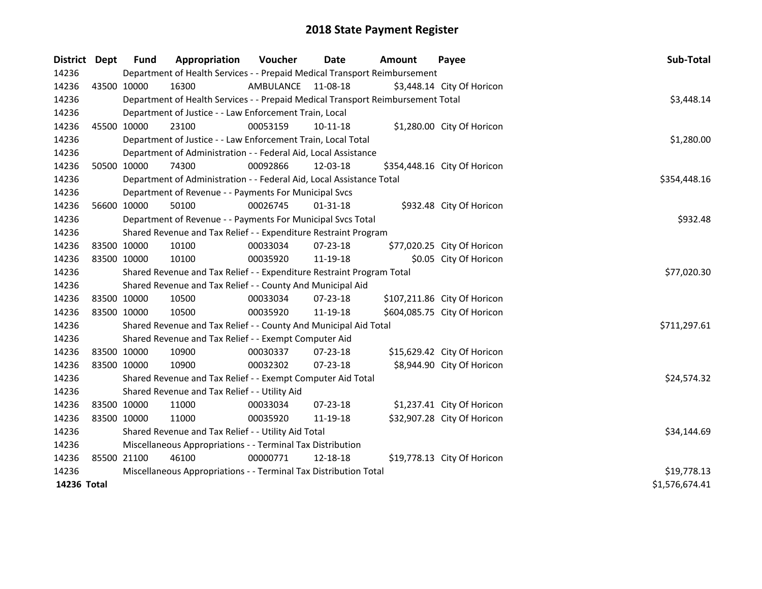# 2018 State Payment Register

| District | Dept | Fund | Appropriation | Voucher | Date | Amount | Payee | Sub-Total |
|---|---|---|---|---|---|---|---|---|
| 14236 | | Department of Health Services - - Prepaid Medical Transport Reimbursement | | | | | | |
| 14236 | 43500 | 10000 | 16300 | AMBULANCE | 11-08-18 | $3,448.14 | City Of Horicon | |
| 14236 | | Department of Health Services - - Prepaid Medical Transport Reimbursement Total | | | | | | $3,448.14 |
| 14236 | | Department of Justice - - Law Enforcement Train, Local | | | | | | |
| 14236 | 45500 | 10000 | 23100 | 00053159 | 10-11-18 | $1,280.00 | City Of Horicon | |
| 14236 | | Department of Justice - - Law Enforcement Train, Local Total | | | | | | $1,280.00 |
| 14236 | | Department of Administration - - Federal Aid, Local Assistance | | | | | | |
| 14236 | 50500 | 10000 | 74300 | 00092866 | 12-03-18 | $354,448.16 | City Of Horicon | |
| 14236 | | Department of Administration - - Federal Aid, Local Assistance Total | | | | | | $354,448.16 |
| 14236 | | Department of Revenue - - Payments For Municipal Svcs | | | | | | |
| 14236 | 56600 | 10000 | 50100 | 00026745 | 01-31-18 | $932.48 | City Of Horicon | |
| 14236 | | Department of Revenue - - Payments For Municipal Svcs Total | | | | | | $932.48 |
| 14236 | | Shared Revenue and Tax Relief - - Expenditure Restraint Program | | | | | | |
| 14236 | 83500 | 10000 | 10100 | 00033034 | 07-23-18 | $77,020.25 | City Of Horicon | |
| 14236 | 83500 | 10000 | 10100 | 00035920 | 11-19-18 | $0.05 | City Of Horicon | |
| 14236 | | Shared Revenue and Tax Relief - - Expenditure Restraint Program Total | | | | | | $77,020.30 |
| 14236 | | Shared Revenue and Tax Relief - - County And Municipal Aid | | | | | | |
| 14236 | 83500 | 10000 | 10500 | 00033034 | 07-23-18 | $107,211.86 | City Of Horicon | |
| 14236 | 83500 | 10000 | 10500 | 00035920 | 11-19-18 | $604,085.75 | City Of Horicon | |
| 14236 | | Shared Revenue and Tax Relief - - County And Municipal Aid Total | | | | | | $711,297.61 |
| 14236 | | Shared Revenue and Tax Relief - - Exempt Computer Aid | | | | | | |
| 14236 | 83500 | 10000 | 10900 | 00030337 | 07-23-18 | $15,629.42 | City Of Horicon | |
| 14236 | 83500 | 10000 | 10900 | 00032302 | 07-23-18 | $8,944.90 | City Of Horicon | |
| 14236 | | Shared Revenue and Tax Relief - - Exempt Computer Aid Total | | | | | | $24,574.32 |
| 14236 | | Shared Revenue and Tax Relief - - Utility Aid | | | | | | |
| 14236 | 83500 | 10000 | 11000 | 00033034 | 07-23-18 | $1,237.41 | City Of Horicon | |
| 14236 | 83500 | 10000 | 11000 | 00035920 | 11-19-18 | $32,907.28 | City Of Horicon | |
| 14236 | | Shared Revenue and Tax Relief - - Utility Aid Total | | | | | | $34,144.69 |
| 14236 | | Miscellaneous Appropriations - - Terminal Tax Distribution | | | | | | |
| 14236 | 85500 | 21100 | 46100 | 00000771 | 12-18-18 | $19,778.13 | City Of Horicon | |
| 14236 | | Miscellaneous Appropriations - - Terminal Tax Distribution Total | | | | | | $19,778.13 |
| **14236 Total** | | | | | | | | $1,576,674.41 |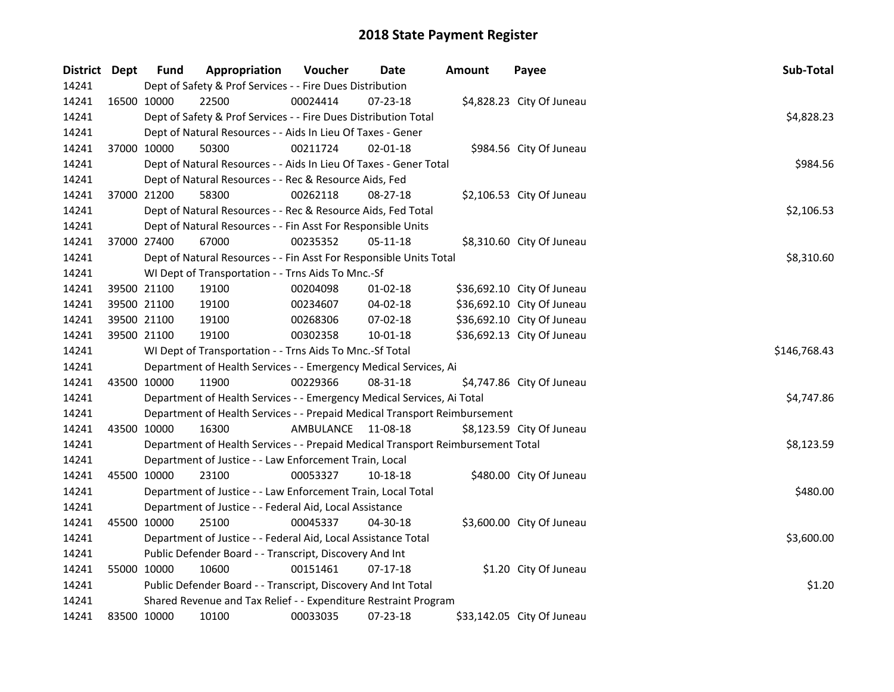# 2018 State Payment Register

| District | Dept | Fund | Appropriation | Voucher | Date | Amount | Payee | Sub-Total |
|---|---|---|---|---|---|---|---|---|
| 14241 | | Dept of Safety & Prof Services - - Fire Dues Distribution | | | | | | |
| 14241 | 16500 | 10000 | 22500 | 00024414 | 07-23-18 | $4,828.23 | City Of Juneau | |
| 14241 | | Dept of Safety & Prof Services - - Fire Dues Distribution Total | | | | | | $4,828.23 |
| 14241 | | Dept of Natural Resources - - Aids In Lieu Of Taxes - Gener | | | | | | |
| 14241 | 37000 | 10000 | 50300 | 00211724 | 02-01-18 | $984.56 | City Of Juneau | |
| 14241 | | Dept of Natural Resources - - Aids In Lieu Of Taxes - Gener Total | | | | | | $984.56 |
| 14241 | | Dept of Natural Resources - - Rec & Resource Aids, Fed | | | | | | |
| 14241 | 37000 | 21200 | 58300 | 00262118 | 08-27-18 | $2,106.53 | City Of Juneau | |
| 14241 | | Dept of Natural Resources - - Rec & Resource Aids, Fed Total | | | | | | $2,106.53 |
| 14241 | | Dept of Natural Resources - - Fin Asst For Responsible Units | | | | | | |
| 14241 | 37000 | 27400 | 67000 | 00235352 | 05-11-18 | $8,310.60 | City Of Juneau | |
| 14241 | | Dept of Natural Resources - - Fin Asst For Responsible Units Total | | | | | | $8,310.60 |
| 14241 | | WI Dept of Transportation - - Trns Aids To Mnc.-Sf | | | | | | |
| 14241 | 39500 | 21100 | 19100 | 00204098 | 01-02-18 | $36,692.10 | City Of Juneau | |
| 14241 | 39500 | 21100 | 19100 | 00234607 | 04-02-18 | $36,692.10 | City Of Juneau | |
| 14241 | 39500 | 21100 | 19100 | 00268306 | 07-02-18 | $36,692.10 | City Of Juneau | |
| 14241 | 39500 | 21100 | 19100 | 00302358 | 10-01-18 | $36,692.13 | City Of Juneau | |
| 14241 | | WI Dept of Transportation - - Trns Aids To Mnc.-Sf Total | | | | | | $146,768.43 |
| 14241 | | Department of Health Services - - Emergency Medical Services, Ai | | | | | | |
| 14241 | 43500 | 10000 | 11900 | 00229366 | 08-31-18 | $4,747.86 | City Of Juneau | |
| 14241 | | Department of Health Services - - Emergency Medical Services, Ai Total | | | | | | $4,747.86 |
| 14241 | | Department of Health Services - - Prepaid Medical Transport Reimbursement | | | | | | |
| 14241 | 43500 | 10000 | 16300 | AMBULANCE | 11-08-18 | $8,123.59 | City Of Juneau | |
| 14241 | | Department of Health Services - - Prepaid Medical Transport Reimbursement Total | | | | | | $8,123.59 |
| 14241 | | Department of Justice - - Law Enforcement Train, Local | | | | | | |
| 14241 | 45500 | 10000 | 23100 | 00053327 | 10-18-18 | $480.00 | City Of Juneau | |
| 14241 | | Department of Justice - - Law Enforcement Train, Local Total | | | | | | $480.00 |
| 14241 | | Department of Justice - - Federal Aid, Local Assistance | | | | | | |
| 14241 | 45500 | 10000 | 25100 | 00045337 | 04-30-18 | $3,600.00 | City Of Juneau | |
| 14241 | | Department of Justice - - Federal Aid, Local Assistance Total | | | | | | $3,600.00 |
| 14241 | | Public Defender Board - - Transcript, Discovery And Int | | | | | | |
| 14241 | 55000 | 10000 | 10600 | 00151461 | 07-17-18 | $1.20 | City Of Juneau | |
| 14241 | | Public Defender Board - - Transcript, Discovery And Int Total | | | | | | $1.20 |
| 14241 | | Shared Revenue and Tax Relief - - Expenditure Restraint Program | | | | | | |
| 14241 | 83500 | 10000 | 10100 | 00033035 | 07-23-18 | $33,142.05 | City Of Juneau | |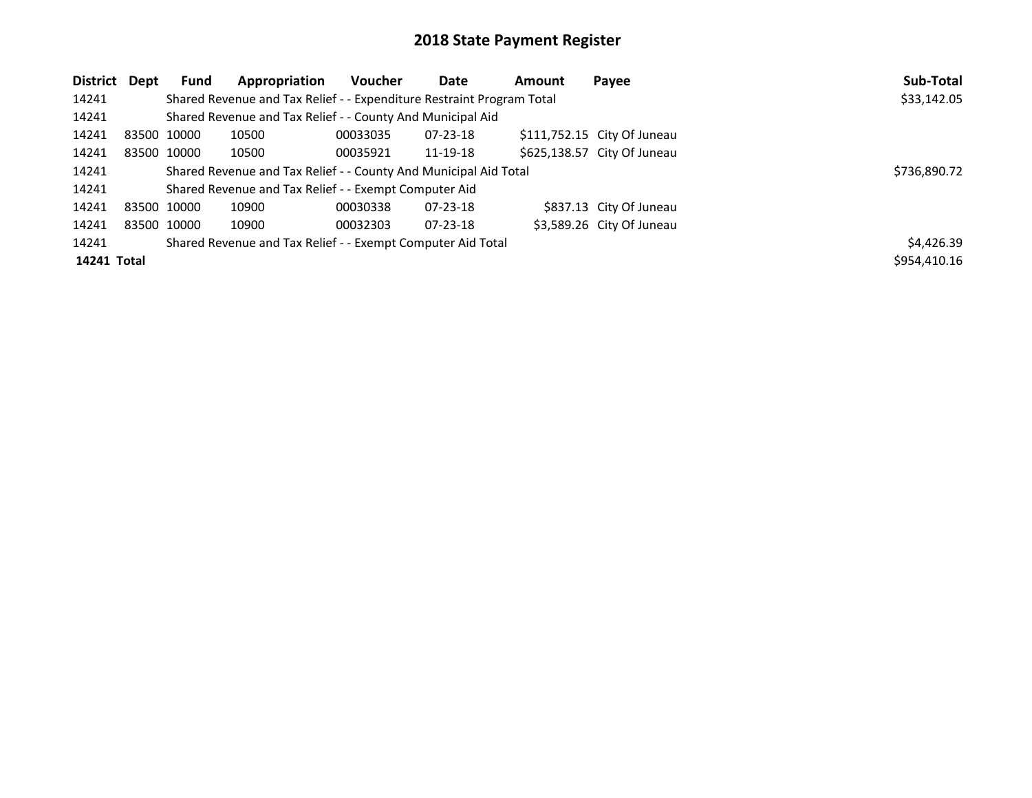# 2018 State Payment Register

| District | Dept | Fund | Appropriation | Voucher | Date | Amount | Payee | Sub-Total |
|---|---|---|---|---|---|---|---|---|
| 14241 | | Shared Revenue and Tax Relief - - Expenditure Restraint Program Total | | | | | | $33,142.05 |
| 14241 | | Shared Revenue and Tax Relief - - County And Municipal Aid | | | | | | |
| 14241 | 83500 | 10000 | 10500 | 00033035 | 07-23-18 | $111,752.15 | City Of Juneau | |
| 14241 | 83500 | 10000 | 10500 | 00035921 | 11-19-18 | $625,138.57 | City Of Juneau | |
| 14241 | | Shared Revenue and Tax Relief - - County And Municipal Aid Total | | | | | | $736,890.72 |
| 14241 | | Shared Revenue and Tax Relief - - Exempt Computer Aid | | | | | | |
| 14241 | 83500 | 10000 | 10900 | 00030338 | 07-23-18 | $837.13 | City Of Juneau | |
| 14241 | 83500 | 10000 | 10900 | 00032303 | 07-23-18 | $3,589.26 | City Of Juneau | |
| 14241 | | Shared Revenue and Tax Relief - - Exempt Computer Aid Total | | | | | | $4,426.39 |
| **14241 Total** | | | | | | | | $954,410.16 |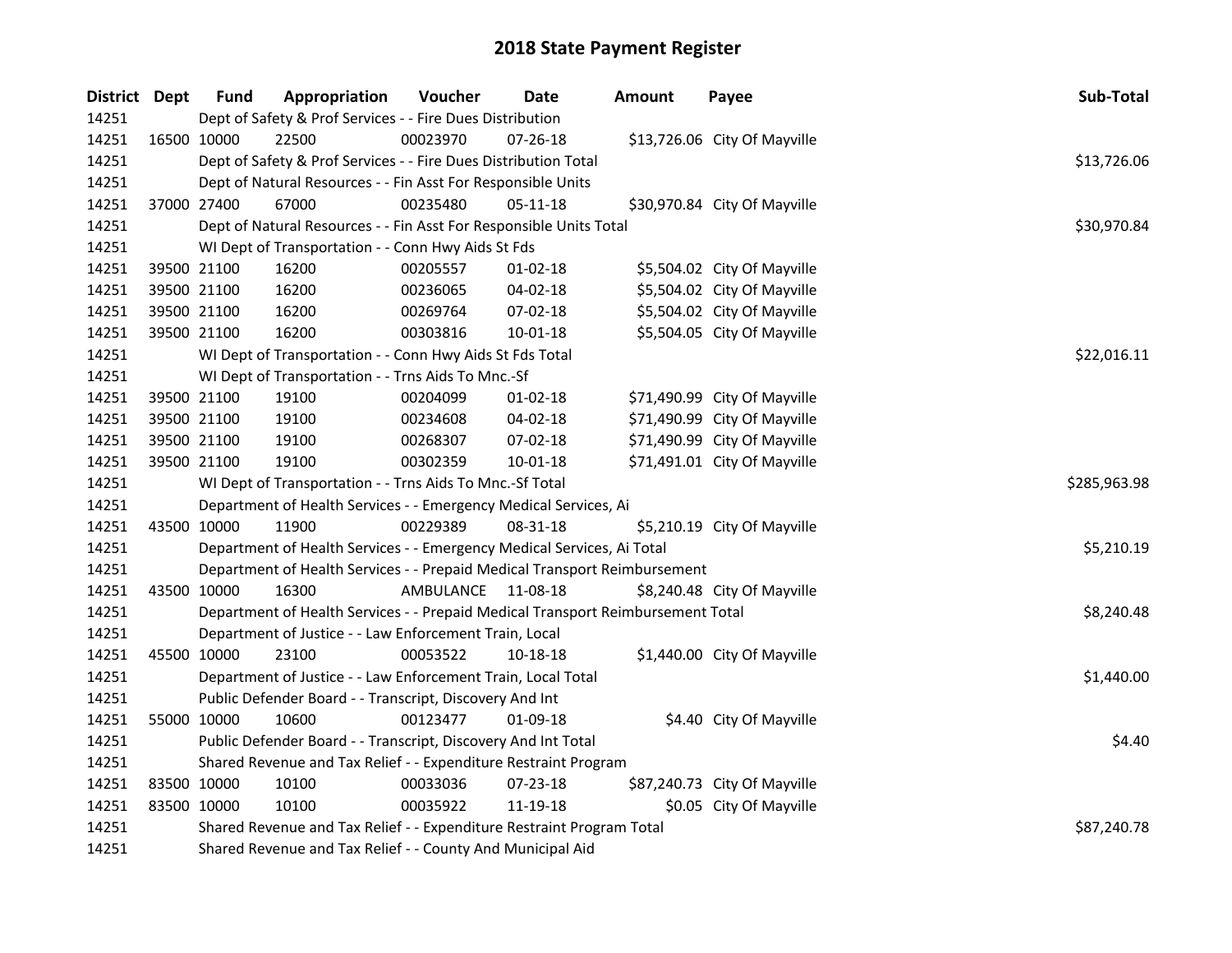# 2018 State Payment Register

| District | Dept | Fund | Appropriation | Voucher | Date | Amount | Payee | Sub-Total |
|---|---|---|---|---|---|---|---|---|
| 14251 | | Dept of Safety & Prof Services - - Fire Dues Distribution | | | | | | |
| 14251 | 16500 | 10000 | 22500 | 00023970 | 07-26-18 | $13,726.06 | City Of Mayville | |
| 14251 | | Dept of Safety & Prof Services - - Fire Dues Distribution Total | | | | | | $13,726.06 |
| 14251 | | Dept of Natural Resources - - Fin Asst For Responsible Units | | | | | | |
| 14251 | 37000 | 27400 | 67000 | 00235480 | 05-11-18 | $30,970.84 | City Of Mayville | |
| 14251 | | Dept of Natural Resources - - Fin Asst For Responsible Units Total | | | | | | $30,970.84 |
| 14251 | | WI Dept of Transportation - - Conn Hwy Aids St Fds | | | | | | |
| 14251 | 39500 | 21100 | 16200 | 00205557 | 01-02-18 | $5,504.02 | City Of Mayville | |
| 14251 | 39500 | 21100 | 16200 | 00236065 | 04-02-18 | $5,504.02 | City Of Mayville | |
| 14251 | 39500 | 21100 | 16200 | 00269764 | 07-02-18 | $5,504.02 | City Of Mayville | |
| 14251 | 39500 | 21100 | 16200 | 00303816 | 10-01-18 | $5,504.05 | City Of Mayville | |
| 14251 | | WI Dept of Transportation - - Conn Hwy Aids St Fds Total | | | | | | $22,016.11 |
| 14251 | | WI Dept of Transportation - - Trns Aids To Mnc.-Sf | | | | | | |
| 14251 | 39500 | 21100 | 19100 | 00204099 | 01-02-18 | $71,490.99 | City Of Mayville | |
| 14251 | 39500 | 21100 | 19100 | 00234608 | 04-02-18 | $71,490.99 | City Of Mayville | |
| 14251 | 39500 | 21100 | 19100 | 00268307 | 07-02-18 | $71,490.99 | City Of Mayville | |
| 14251 | 39500 | 21100 | 19100 | 00302359 | 10-01-18 | $71,491.01 | City Of Mayville | |
| 14251 | | WI Dept of Transportation - - Trns Aids To Mnc.-Sf Total | | | | | | $285,963.98 |
| 14251 | | Department of Health Services - - Emergency Medical Services, Ai | | | | | | |
| 14251 | 43500 | 10000 | 11900 | 00229389 | 08-31-18 | $5,210.19 | City Of Mayville | |
| 14251 | | Department of Health Services - - Emergency Medical Services, Ai Total | | | | | | $5,210.19 |
| 14251 | | Department of Health Services - - Prepaid Medical Transport Reimbursement | | | | | | |
| 14251 | 43500 | 10000 | 16300 | AMBULANCE | 11-08-18 | $8,240.48 | City Of Mayville | |
| 14251 | | Department of Health Services - - Prepaid Medical Transport Reimbursement Total | | | | | | $8,240.48 |
| 14251 | | Department of Justice - - Law Enforcement Train, Local | | | | | | |
| 14251 | 45500 | 10000 | 23100 | 00053522 | 10-18-18 | $1,440.00 | City Of Mayville | |
| 14251 | | Department of Justice - - Law Enforcement Train, Local Total | | | | | | $1,440.00 |
| 14251 | | Public Defender Board - - Transcript, Discovery And Int | | | | | | |
| 14251 | 55000 | 10000 | 10600 | 00123477 | 01-09-18 | $4.40 | City Of Mayville | |
| 14251 | | Public Defender Board - - Transcript, Discovery And Int Total | | | | | | $4.40 |
| 14251 | | Shared Revenue and Tax Relief - - Expenditure Restraint Program | | | | | | |
| 14251 | 83500 | 10000 | 10100 | 00033036 | 07-23-18 | $87,240.73 | City Of Mayville | |
| 14251 | 83500 | 10000 | 10100 | 00035922 | 11-19-18 | $0.05 | City Of Mayville | |
| 14251 | | Shared Revenue and Tax Relief - - Expenditure Restraint Program Total | | | | | | $87,240.78 |
| 14251 | | Shared Revenue and Tax Relief - - County And Municipal Aid | | | | | | |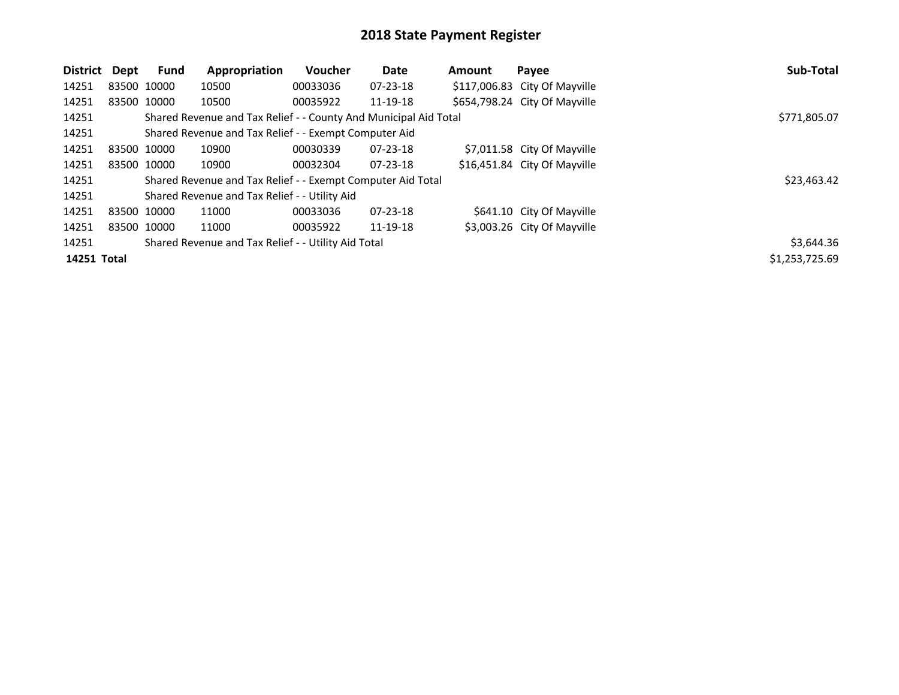# 2018 State Payment Register

| District | Dept | Fund | Appropriation | Voucher | Date | Amount | Payee | Sub-Total |
|---|---|---|---|---|---|---|---|---|
| 14251 | 83500 | 10000 | 10500 | 00033036 | 07-23-18 | $117,006.83 | City Of Mayville | |
| 14251 | 83500 | 10000 | 10500 | 00035922 | 11-19-18 | $654,798.24 | City Of Mayville | |
| 14251 | | Shared Revenue and Tax Relief - - County And Municipal Aid Total | | | | | | $771,805.07 |
| 14251 | | Shared Revenue and Tax Relief - - Exempt Computer Aid | | | | | | |
| 14251 | 83500 | 10000 | 10900 | 00030339 | 07-23-18 | $7,011.58 | City Of Mayville | |
| 14251 | 83500 | 10000 | 10900 | 00032304 | 07-23-18 | $16,451.84 | City Of Mayville | |
| 14251 | | Shared Revenue and Tax Relief - - Exempt Computer Aid Total | | | | | | $23,463.42 |
| 14251 | | Shared Revenue and Tax Relief - - Utility Aid | | | | | | |
| 14251 | 83500 | 10000 | 11000 | 00033036 | 07-23-18 | $641.10 | City Of Mayville | |
| 14251 | 83500 | 10000 | 11000 | 00035922 | 11-19-18 | $3,003.26 | City Of Mayville | |
| 14251 | | Shared Revenue and Tax Relief - - Utility Aid Total | | | | | | $3,644.36 |
| **14251 Total** | | | | | | | | $1,253,725.69 |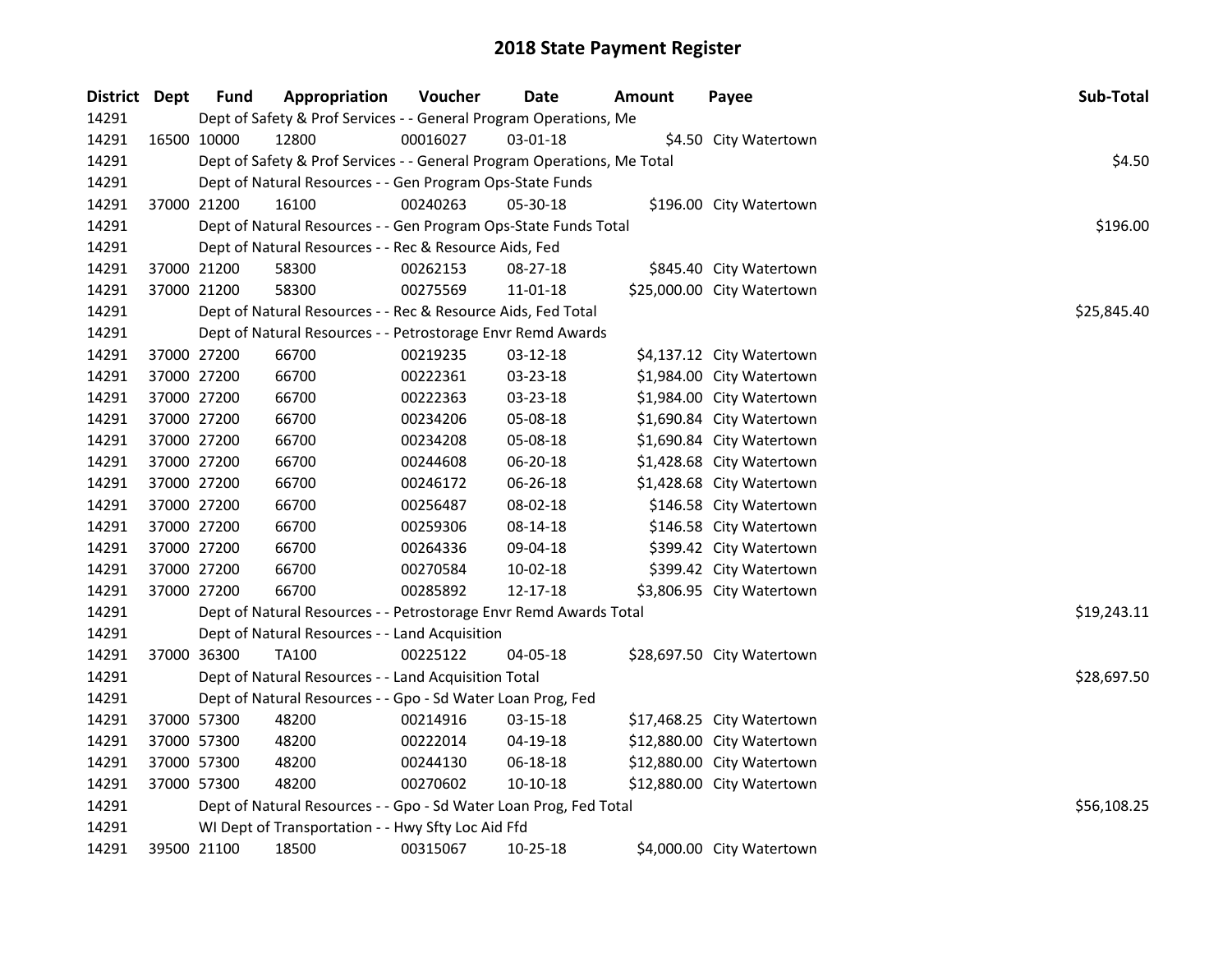# 2018 State Payment Register

| District | Dept | Fund | Appropriation | Voucher | Date | Amount | Payee | Sub-Total |
|---|---|---|---|---|---|---|---|---|
| 14291 | | Dept of Safety & Prof Services - - General Program Operations, Me | | | | | | |
| 14291 | 16500 | 10000 | 12800 | 00016027 | 03-01-18 | $4.50 | City Watertown | |
| 14291 | | Dept of Safety & Prof Services - - General Program Operations, Me Total | | | | | | $4.50 |
| 14291 | | Dept of Natural Resources - - Gen Program Ops-State Funds | | | | | | |
| 14291 | 37000 | 21200 | 16100 | 00240263 | 05-30-18 | $196.00 | City Watertown | |
| 14291 | | Dept of Natural Resources - - Gen Program Ops-State Funds Total | | | | | | $196.00 |
| 14291 | | Dept of Natural Resources - - Rec & Resource Aids, Fed | | | | | | |
| 14291 | 37000 | 21200 | 58300 | 00262153 | 08-27-18 | $845.40 | City Watertown | |
| 14291 | 37000 | 21200 | 58300 | 00275569 | 11-01-18 | $25,000.00 | City Watertown | |
| 14291 | | Dept of Natural Resources - - Rec & Resource Aids, Fed Total | | | | | | $25,845.40 |
| 14291 | | Dept of Natural Resources - - Petrostorage Envr Remd Awards | | | | | | |
| 14291 | 37000 | 27200 | 66700 | 00219235 | 03-12-18 | $4,137.12 | City Watertown | |
| 14291 | 37000 | 27200 | 66700 | 00222361 | 03-23-18 | $1,984.00 | City Watertown | |
| 14291 | 37000 | 27200 | 66700 | 00222363 | 03-23-18 | $1,984.00 | City Watertown | |
| 14291 | 37000 | 27200 | 66700 | 00234206 | 05-08-18 | $1,690.84 | City Watertown | |
| 14291 | 37000 | 27200 | 66700 | 00234208 | 05-08-18 | $1,690.84 | City Watertown | |
| 14291 | 37000 | 27200 | 66700 | 00244608 | 06-20-18 | $1,428.68 | City Watertown | |
| 14291 | 37000 | 27200 | 66700 | 00246172 | 06-26-18 | $1,428.68 | City Watertown | |
| 14291 | 37000 | 27200 | 66700 | 00256487 | 08-02-18 | $146.58 | City Watertown | |
| 14291 | 37000 | 27200 | 66700 | 00259306 | 08-14-18 | $146.58 | City Watertown | |
| 14291 | 37000 | 27200 | 66700 | 00264336 | 09-04-18 | $399.42 | City Watertown | |
| 14291 | 37000 | 27200 | 66700 | 00270584 | 10-02-18 | $399.42 | City Watertown | |
| 14291 | 37000 | 27200 | 66700 | 00285892 | 12-17-18 | $3,806.95 | City Watertown | |
| 14291 | | Dept of Natural Resources - - Petrostorage Envr Remd Awards Total | | | | | | $19,243.11 |
| 14291 | | Dept of Natural Resources - - Land Acquisition | | | | | | |
| 14291 | 37000 | 36300 | TA100 | 00225122 | 04-05-18 | $28,697.50 | City Watertown | |
| 14291 | | Dept of Natural Resources - - Land Acquisition Total | | | | | | $28,697.50 |
| 14291 | | Dept of Natural Resources - - Gpo - Sd Water Loan Prog, Fed | | | | | | |
| 14291 | 37000 | 57300 | 48200 | 00214916 | 03-15-18 | $17,468.25 | City Watertown | |
| 14291 | 37000 | 57300 | 48200 | 00222014 | 04-19-18 | $12,880.00 | City Watertown | |
| 14291 | 37000 | 57300 | 48200 | 00244130 | 06-18-18 | $12,880.00 | City Watertown | |
| 14291 | 37000 | 57300 | 48200 | 00270602 | 10-10-18 | $12,880.00 | City Watertown | |
| 14291 | | Dept of Natural Resources - - Gpo - Sd Water Loan Prog, Fed Total | | | | | | $56,108.25 |
| 14291 | | WI Dept of Transportation - - Hwy Sfty Loc Aid Ffd | | | | | | |
| 14291 | 39500 | 21100 | 18500 | 00315067 | 10-25-18 | $4,000.00 | City Watertown | |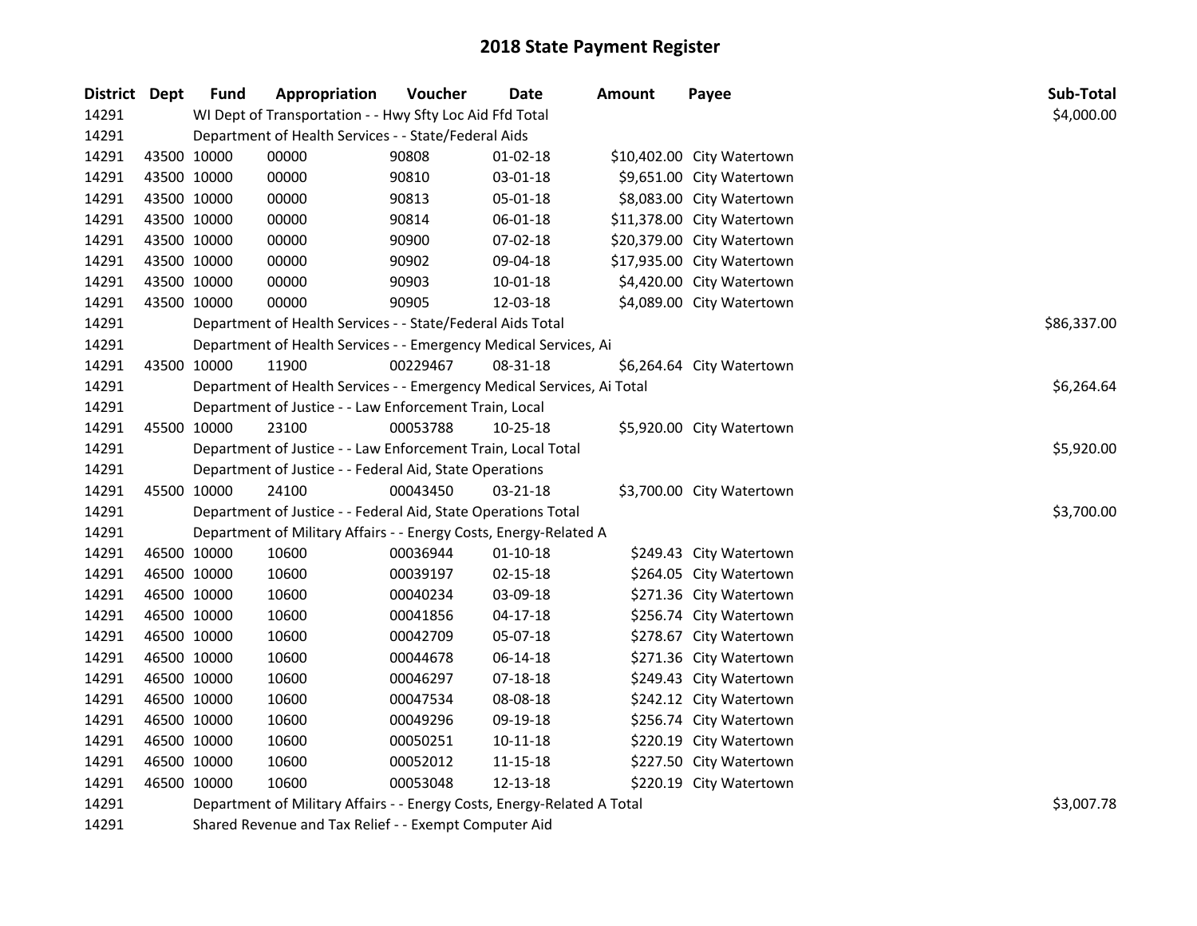# 2018 State Payment Register

| District | Dept | Fund | Appropriation | Voucher | Date | Amount | Payee | Sub-Total |
|---|---|---|---|---|---|---|---|---|
| 14291 | | WI Dept of Transportation - - Hwy Sfty Loc Aid Ffd Total | | | | | | $4,000.00 |
| 14291 | | Department of Health Services - - State/Federal Aids | | | | | | |
| 14291 | 43500 | 10000 | 00000 | 90808 | 01-02-18 | $10,402.00 | City Watertown | |
| 14291 | 43500 | 10000 | 00000 | 90810 | 03-01-18 | $9,651.00 | City Watertown | |
| 14291 | 43500 | 10000 | 00000 | 90813 | 05-01-18 | $8,083.00 | City Watertown | |
| 14291 | 43500 | 10000 | 00000 | 90814 | 06-01-18 | $11,378.00 | City Watertown | |
| 14291 | 43500 | 10000 | 00000 | 90900 | 07-02-18 | $20,379.00 | City Watertown | |
| 14291 | 43500 | 10000 | 00000 | 90902 | 09-04-18 | $17,935.00 | City Watertown | |
| 14291 | 43500 | 10000 | 00000 | 90903 | 10-01-18 | $4,420.00 | City Watertown | |
| 14291 | 43500 | 10000 | 00000 | 90905 | 12-03-18 | $4,089.00 | City Watertown | |
| 14291 | | Department of Health Services - - State/Federal Aids Total | | | | | | $86,337.00 |
| 14291 | | Department of Health Services - - Emergency Medical Services, Ai | | | | | | |
| 14291 | 43500 | 10000 | 11900 | 00229467 | 08-31-18 | $6,264.64 | City Watertown | |
| 14291 | | Department of Health Services - - Emergency Medical Services, Ai Total | | | | | | $6,264.64 |
| 14291 | | Department of Justice - - Law Enforcement Train, Local | | | | | | |
| 14291 | 45500 | 10000 | 23100 | 00053788 | 10-25-18 | $5,920.00 | City Watertown | |
| 14291 | | Department of Justice - - Law Enforcement Train, Local Total | | | | | | $5,920.00 |
| 14291 | | Department of Justice - - Federal Aid, State Operations | | | | | | |
| 14291 | 45500 | 10000 | 24100 | 00043450 | 03-21-18 | $3,700.00 | City Watertown | |
| 14291 | | Department of Justice - - Federal Aid, State Operations Total | | | | | | $3,700.00 |
| 14291 | | Department of Military Affairs - - Energy Costs, Energy-Related A | | | | | | |
| 14291 | 46500 | 10000 | 10600 | 00036944 | 01-10-18 | $249.43 | City Watertown | |
| 14291 | 46500 | 10000 | 10600 | 00039197 | 02-15-18 | $264.05 | City Watertown | |
| 14291 | 46500 | 10000 | 10600 | 00040234 | 03-09-18 | $271.36 | City Watertown | |
| 14291 | 46500 | 10000 | 10600 | 00041856 | 04-17-18 | $256.74 | City Watertown | |
| 14291 | 46500 | 10000 | 10600 | 00042709 | 05-07-18 | $278.67 | City Watertown | |
| 14291 | 46500 | 10000 | 10600 | 00044678 | 06-14-18 | $271.36 | City Watertown | |
| 14291 | 46500 | 10000 | 10600 | 00046297 | 07-18-18 | $249.43 | City Watertown | |
| 14291 | 46500 | 10000 | 10600 | 00047534 | 08-08-18 | $242.12 | City Watertown | |
| 14291 | 46500 | 10000 | 10600 | 00049296 | 09-19-18 | $256.74 | City Watertown | |
| 14291 | 46500 | 10000 | 10600 | 00050251 | 10-11-18 | $220.19 | City Watertown | |
| 14291 | 46500 | 10000 | 10600 | 00052012 | 11-15-18 | $227.50 | City Watertown | |
| 14291 | 46500 | 10000 | 10600 | 00053048 | 12-13-18 | $220.19 | City Watertown | |
| 14291 | | Department of Military Affairs - - Energy Costs, Energy-Related A Total | | | | | | $3,007.78 |
| 14291 | | Shared Revenue and Tax Relief - - Exempt Computer Aid | | | | | | |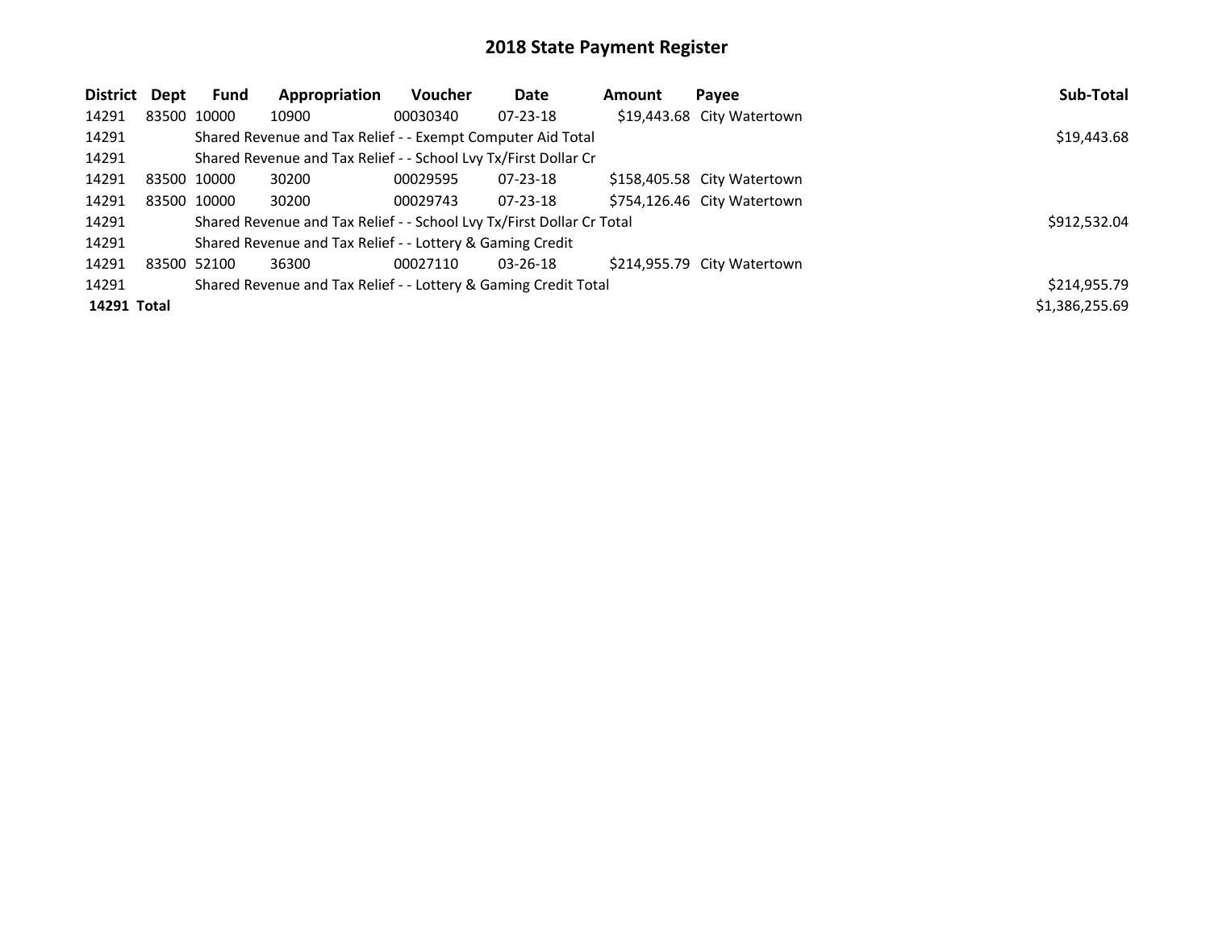# 2018 State Payment Register

| District | Dept | Fund | Appropriation | Voucher | Date | Amount | Payee | Sub-Total |
|---|---|---|---|---|---|---|---|---|
| 14291 | 83500 | 10000 | 10900 | 00030340 | 07-23-18 | $19,443.68 | City Watertown | |
| 14291 | | Shared Revenue and Tax Relief - - Exempt Computer Aid Total | | | | | | $19,443.68 |
| 14291 | | Shared Revenue and Tax Relief - - School Lvy Tx/First Dollar Cr | | | | | | |
| 14291 | 83500 | 10000 | 30200 | 00029595 | 07-23-18 | $158,405.58 | City Watertown | |
| 14291 | 83500 | 10000 | 30200 | 00029743 | 07-23-18 | $754,126.46 | City Watertown | |
| 14291 | | Shared Revenue and Tax Relief - - School Lvy Tx/First Dollar Cr Total | | | | | | $912,532.04 |
| 14291 | | Shared Revenue and Tax Relief - - Lottery & Gaming Credit | | | | | | |
| 14291 | 83500 | 52100 | 36300 | 00027110 | 03-26-18 | $214,955.79 | City Watertown | |
| 14291 | | Shared Revenue and Tax Relief - - Lottery & Gaming Credit Total | | | | | | $214,955.79 |
| **14291 Total** | | | | | | | | $1,386,255.69 |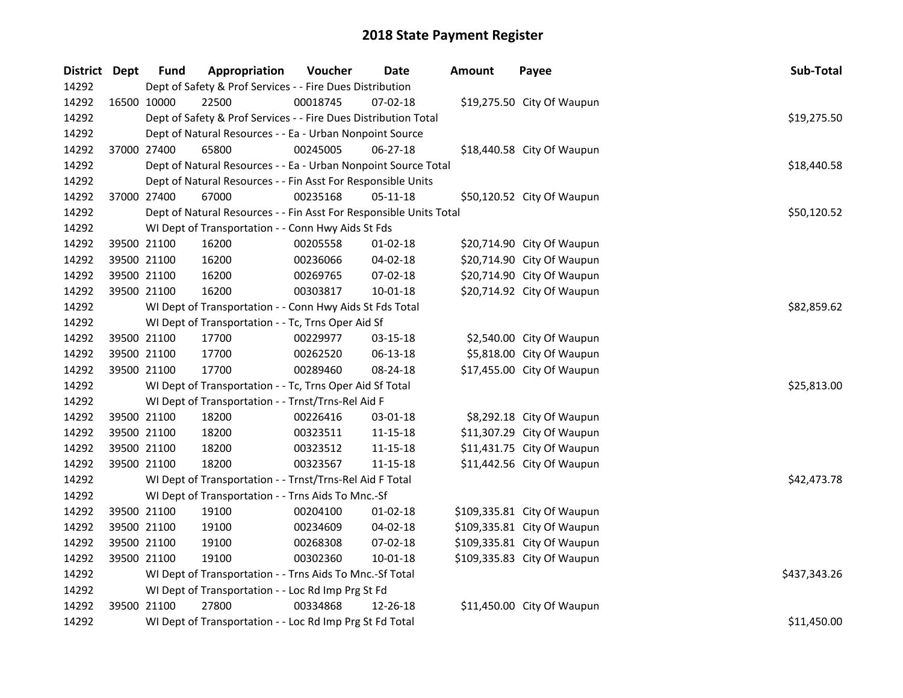# 2018 State Payment Register

| District | Dept | Fund | Appropriation | Voucher | Date | Amount | Payee | Sub-Total |
|---|---|---|---|---|---|---|---|---|
| 14292 | | Dept of Safety & Prof Services - - Fire Dues Distribution | | | | | | |
| 14292 | 16500 | 10000 | 22500 | 00018745 | 07-02-18 | $19,275.50 | City Of Waupun | |
| 14292 | | Dept of Safety & Prof Services - - Fire Dues Distribution Total | | | | | | $19,275.50 |
| 14292 | | Dept of Natural Resources - - Ea - Urban Nonpoint Source | | | | | | |
| 14292 | 37000 | 27400 | 65800 | 00245005 | 06-27-18 | $18,440.58 | City Of Waupun | |
| 14292 | | Dept of Natural Resources - - Ea - Urban Nonpoint Source Total | | | | | | $18,440.58 |
| 14292 | | Dept of Natural Resources - - Fin Asst For Responsible Units | | | | | | |
| 14292 | 37000 | 27400 | 67000 | 00235168 | 05-11-18 | $50,120.52 | City Of Waupun | |
| 14292 | | Dept of Natural Resources - - Fin Asst For Responsible Units Total | | | | | | $50,120.52 |
| 14292 | | WI Dept of Transportation - - Conn Hwy Aids St Fds | | | | | | |
| 14292 | 39500 | 21100 | 16200 | 00205558 | 01-02-18 | $20,714.90 | City Of Waupun | |
| 14292 | 39500 | 21100 | 16200 | 00236066 | 04-02-18 | $20,714.90 | City Of Waupun | |
| 14292 | 39500 | 21100 | 16200 | 00269765 | 07-02-18 | $20,714.90 | City Of Waupun | |
| 14292 | 39500 | 21100 | 16200 | 00303817 | 10-01-18 | $20,714.92 | City Of Waupun | |
| 14292 | | WI Dept of Transportation - - Conn Hwy Aids St Fds Total | | | | | | $82,859.62 |
| 14292 | | WI Dept of Transportation - - Tc, Trns Oper Aid Sf | | | | | | |
| 14292 | 39500 | 21100 | 17700 | 00229977 | 03-15-18 | $2,540.00 | City Of Waupun | |
| 14292 | 39500 | 21100 | 17700 | 00262520 | 06-13-18 | $5,818.00 | City Of Waupun | |
| 14292 | 39500 | 21100 | 17700 | 00289460 | 08-24-18 | $17,455.00 | City Of Waupun | |
| 14292 | | WI Dept of Transportation - - Tc, Trns Oper Aid Sf Total | | | | | | $25,813.00 |
| 14292 | | WI Dept of Transportation - - Trnst/Trns-Rel Aid F | | | | | | |
| 14292 | 39500 | 21100 | 18200 | 00226416 | 03-01-18 | $8,292.18 | City Of Waupun | |
| 14292 | 39500 | 21100 | 18200 | 00323511 | 11-15-18 | $11,307.29 | City Of Waupun | |
| 14292 | 39500 | 21100 | 18200 | 00323512 | 11-15-18 | $11,431.75 | City Of Waupun | |
| 14292 | 39500 | 21100 | 18200 | 00323567 | 11-15-18 | $11,442.56 | City Of Waupun | |
| 14292 | | WI Dept of Transportation - - Trnst/Trns-Rel Aid F Total | | | | | | $42,473.78 |
| 14292 | | WI Dept of Transportation - - Trns Aids To Mnc.-Sf | | | | | | |
| 14292 | 39500 | 21100 | 19100 | 00204100 | 01-02-18 | $109,335.81 | City Of Waupun | |
| 14292 | 39500 | 21100 | 19100 | 00234609 | 04-02-18 | $109,335.81 | City Of Waupun | |
| 14292 | 39500 | 21100 | 19100 | 00268308 | 07-02-18 | $109,335.81 | City Of Waupun | |
| 14292 | 39500 | 21100 | 19100 | 00302360 | 10-01-18 | $109,335.83 | City Of Waupun | |
| 14292 | | WI Dept of Transportation - - Trns Aids To Mnc.-Sf Total | | | | | | $437,343.26 |
| 14292 | | WI Dept of Transportation - - Loc Rd Imp Prg St Fd | | | | | | |
| 14292 | 39500 | 21100 | 27800 | 00334868 | 12-26-18 | $11,450.00 | City Of Waupun | |
| 14292 | | WI Dept of Transportation - - Loc Rd Imp Prg St Fd Total | | | | | | $11,450.00 |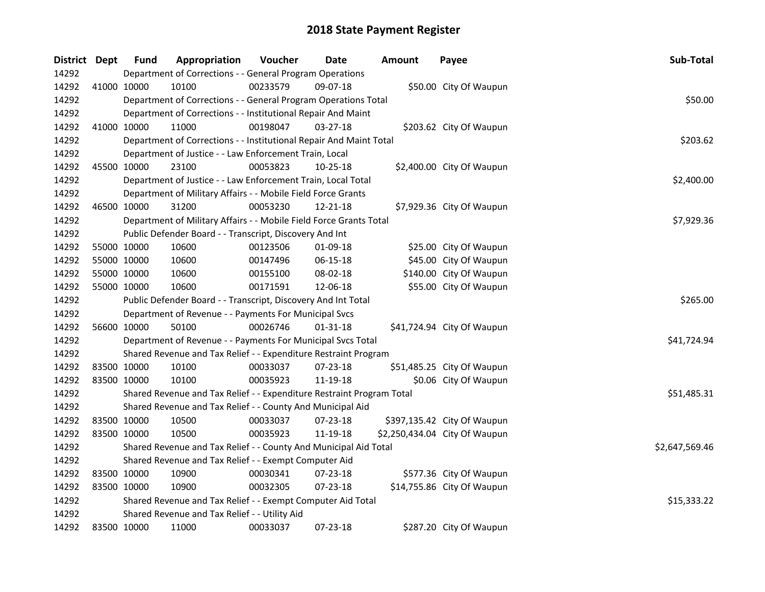# 2018 State Payment Register

| District | Dept | Fund | Appropriation | Voucher | Date | Amount | Payee | Sub-Total |
|---|---|---|---|---|---|---|---|---|
| 14292 | | Department of Corrections - - General Program Operations | | | | | | |
| 14292 | 41000 | 10000 | 10100 | 00233579 | 09-07-18 | $50.00 | City Of Waupun | |
| 14292 | | Department of Corrections - - General Program Operations Total | | | | | | $50.00 |
| 14292 | | Department of Corrections - - Institutional Repair And Maint | | | | | | |
| 14292 | 41000 | 10000 | 11000 | 00198047 | 03-27-18 | $203.62 | City Of Waupun | |
| 14292 | | Department of Corrections - - Institutional Repair And Maint Total | | | | | | $203.62 |
| 14292 | | Department of Justice - - Law Enforcement Train, Local | | | | | | |
| 14292 | 45500 | 10000 | 23100 | 00053823 | 10-25-18 | $2,400.00 | City Of Waupun | |
| 14292 | | Department of Justice - - Law Enforcement Train, Local Total | | | | | | $2,400.00 |
| 14292 | | Department of Military Affairs - - Mobile Field Force Grants | | | | | | |
| 14292 | 46500 | 10000 | 31200 | 00053230 | 12-21-18 | $7,929.36 | City Of Waupun | |
| 14292 | | Department of Military Affairs - - Mobile Field Force Grants Total | | | | | | $7,929.36 |
| 14292 | | Public Defender Board - - Transcript, Discovery And Int | | | | | | |
| 14292 | 55000 | 10000 | 10600 | 00123506 | 01-09-18 | $25.00 | City Of Waupun | |
| 14292 | 55000 | 10000 | 10600 | 00147496 | 06-15-18 | $45.00 | City Of Waupun | |
| 14292 | 55000 | 10000 | 10600 | 00155100 | 08-02-18 | $140.00 | City Of Waupun | |
| 14292 | 55000 | 10000 | 10600 | 00171591 | 12-06-18 | $55.00 | City Of Waupun | |
| 14292 | | Public Defender Board - - Transcript, Discovery And Int Total | | | | | | $265.00 |
| 14292 | | Department of Revenue - - Payments For Municipal Svcs | | | | | | |
| 14292 | 56600 | 10000 | 50100 | 00026746 | 01-31-18 | $41,724.94 | City Of Waupun | |
| 14292 | | Department of Revenue - - Payments For Municipal Svcs Total | | | | | | $41,724.94 |
| 14292 | | Shared Revenue and Tax Relief - - Expenditure Restraint Program | | | | | | |
| 14292 | 83500 | 10000 | 10100 | 00033037 | 07-23-18 | $51,485.25 | City Of Waupun | |
| 14292 | 83500 | 10000 | 10100 | 00035923 | 11-19-18 | $0.06 | City Of Waupun | |
| 14292 | | Shared Revenue and Tax Relief - - Expenditure Restraint Program Total | | | | | | $51,485.31 |
| 14292 | | Shared Revenue and Tax Relief - - County And Municipal Aid | | | | | | |
| 14292 | 83500 | 10000 | 10500 | 00033037 | 07-23-18 | $397,135.42 | City Of Waupun | |
| 14292 | 83500 | 10000 | 10500 | 00035923 | 11-19-18 | $2,250,434.04 | City Of Waupun | |
| 14292 | | Shared Revenue and Tax Relief - - County And Municipal Aid Total | | | | | | $2,647,569.46 |
| 14292 | | Shared Revenue and Tax Relief - - Exempt Computer Aid | | | | | | |
| 14292 | 83500 | 10000 | 10900 | 00030341 | 07-23-18 | $577.36 | City Of Waupun | |
| 14292 | 83500 | 10000 | 10900 | 00032305 | 07-23-18 | $14,755.86 | City Of Waupun | |
| 14292 | | Shared Revenue and Tax Relief - - Exempt Computer Aid Total | | | | | | $15,333.22 |
| 14292 | | Shared Revenue and Tax Relief - - Utility Aid | | | | | | |
| 14292 | 83500 | 10000 | 11000 | 00033037 | 07-23-18 | $287.20 | City Of Waupun | |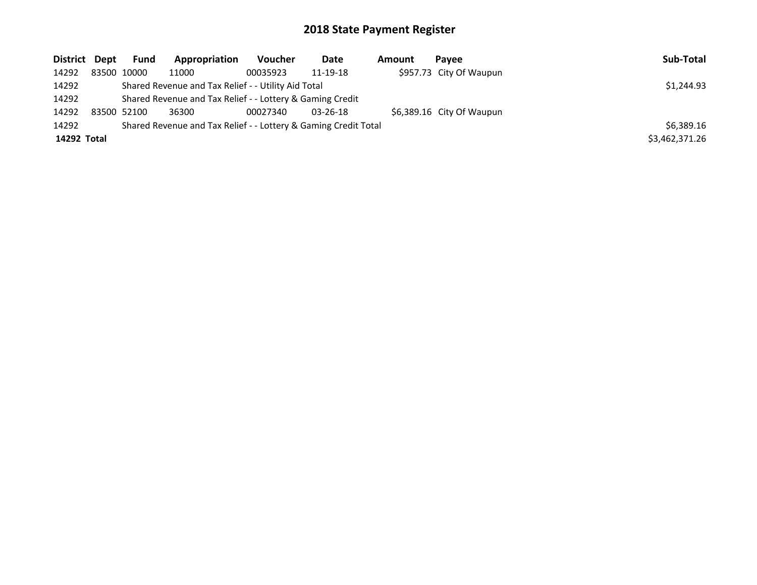# 2018 State Payment Register

| District | Dept | Fund | Appropriation | Voucher | Date | Amount | Payee | Sub-Total |
|---|---|---|---|---|---|---|---|---|
| 14292 | 83500 | 10000 | 11000 | 00035923 | 11-19-18 | $957.73 | City Of Waupun | |
| 14292 | | Shared Revenue and Tax Relief - - Utility Aid Total | | | | | | $1,244.93 |
| 14292 | | Shared Revenue and Tax Relief - - Lottery & Gaming Credit | | | | | | |
| 14292 | 83500 | 52100 | 36300 | 00027340 | 03-26-18 | $6,389.16 | City Of Waupun | |
| 14292 | | Shared Revenue and Tax Relief - - Lottery & Gaming Credit Total | | | | | | $6,389.16 |
| **14292 Total** | | | | | | | | $3,462,371.26 |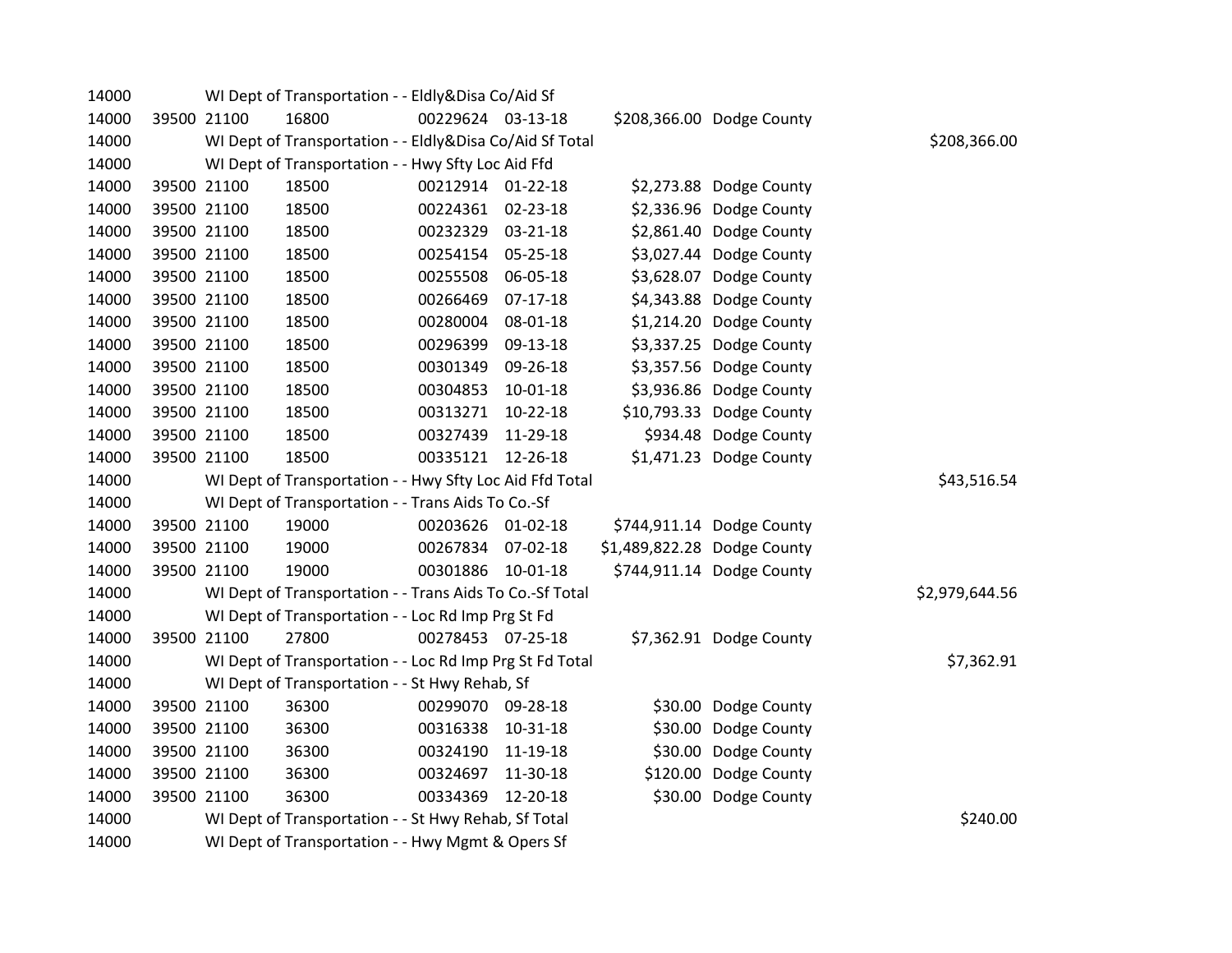| | | | | | | | | |
|---|---|---|---|---|---|---|---|---|
| 14000 | | WI Dept of Transportation - - Eldly&Disa Co/Aid Sf | | | | | | |
| 14000 | 39500 | 21100 | 16800 | 00229624 | 03-13-18 | $208,366.00 | Dodge County | |
| 14000 | | WI Dept of Transportation - - Eldly&Disa Co/Aid Sf Total | | | | | | $208,366.00 |
| 14000 | | WI Dept of Transportation - - Hwy Sfty Loc Aid Ffd | | | | | | |
| 14000 | 39500 | 21100 | 18500 | 00212914 | 01-22-18 | $2,273.88 | Dodge County | |
| 14000 | 39500 | 21100 | 18500 | 00224361 | 02-23-18 | $2,336.96 | Dodge County | |
| 14000 | 39500 | 21100 | 18500 | 00232329 | 03-21-18 | $2,861.40 | Dodge County | |
| 14000 | 39500 | 21100 | 18500 | 00254154 | 05-25-18 | $3,027.44 | Dodge County | |
| 14000 | 39500 | 21100 | 18500 | 00255508 | 06-05-18 | $3,628.07 | Dodge County | |
| 14000 | 39500 | 21100 | 18500 | 00266469 | 07-17-18 | $4,343.88 | Dodge County | |
| 14000 | 39500 | 21100 | 18500 | 00280004 | 08-01-18 | $1,214.20 | Dodge County | |
| 14000 | 39500 | 21100 | 18500 | 00296399 | 09-13-18 | $3,337.25 | Dodge County | |
| 14000 | 39500 | 21100 | 18500 | 00301349 | 09-26-18 | $3,357.56 | Dodge County | |
| 14000 | 39500 | 21100 | 18500 | 00304853 | 10-01-18 | $3,936.86 | Dodge County | |
| 14000 | 39500 | 21100 | 18500 | 00313271 | 10-22-18 | $10,793.33 | Dodge County | |
| 14000 | 39500 | 21100 | 18500 | 00327439 | 11-29-18 | $934.48 | Dodge County | |
| 14000 | 39500 | 21100 | 18500 | 00335121 | 12-26-18 | $1,471.23 | Dodge County | |
| 14000 | | WI Dept of Transportation - - Hwy Sfty Loc Aid Ffd Total | | | | | | $43,516.54 |
| 14000 | | WI Dept of Transportation - - Trans Aids To Co.-Sf | | | | | | |
| 14000 | 39500 | 21100 | 19000 | 00203626 | 01-02-18 | $744,911.14 | Dodge County | |
| 14000 | 39500 | 21100 | 19000 | 00267834 | 07-02-18 | $1,489,822.28 | Dodge County | |
| 14000 | 39500 | 21100 | 19000 | 00301886 | 10-01-18 | $744,911.14 | Dodge County | |
| 14000 | | WI Dept of Transportation - - Trans Aids To Co.-Sf Total | | | | | | $2,979,644.56 |
| 14000 | | WI Dept of Transportation - - Loc Rd Imp Prg St Fd | | | | | | |
| 14000 | 39500 | 21100 | 27800 | 00278453 | 07-25-18 | $7,362.91 | Dodge County | |
| 14000 | | WI Dept of Transportation - - Loc Rd Imp Prg St Fd Total | | | | | | $7,362.91 |
| 14000 | | WI Dept of Transportation - - St Hwy Rehab, Sf | | | | | | |
| 14000 | 39500 | 21100 | 36300 | 00299070 | 09-28-18 | $30.00 | Dodge County | |
| 14000 | 39500 | 21100 | 36300 | 00316338 | 10-31-18 | $30.00 | Dodge County | |
| 14000 | 39500 | 21100 | 36300 | 00324190 | 11-19-18 | $30.00 | Dodge County | |
| 14000 | 39500 | 21100 | 36300 | 00324697 | 11-30-18 | $120.00 | Dodge County | |
| 14000 | 39500 | 21100 | 36300 | 00334369 | 12-20-18 | $30.00 | Dodge County | |
| 14000 | | WI Dept of Transportation - - St Hwy Rehab, Sf Total | | | | | | $240.00 |
| 14000 | | WI Dept of Transportation - - Hwy Mgmt & Opers Sf | | | | | | |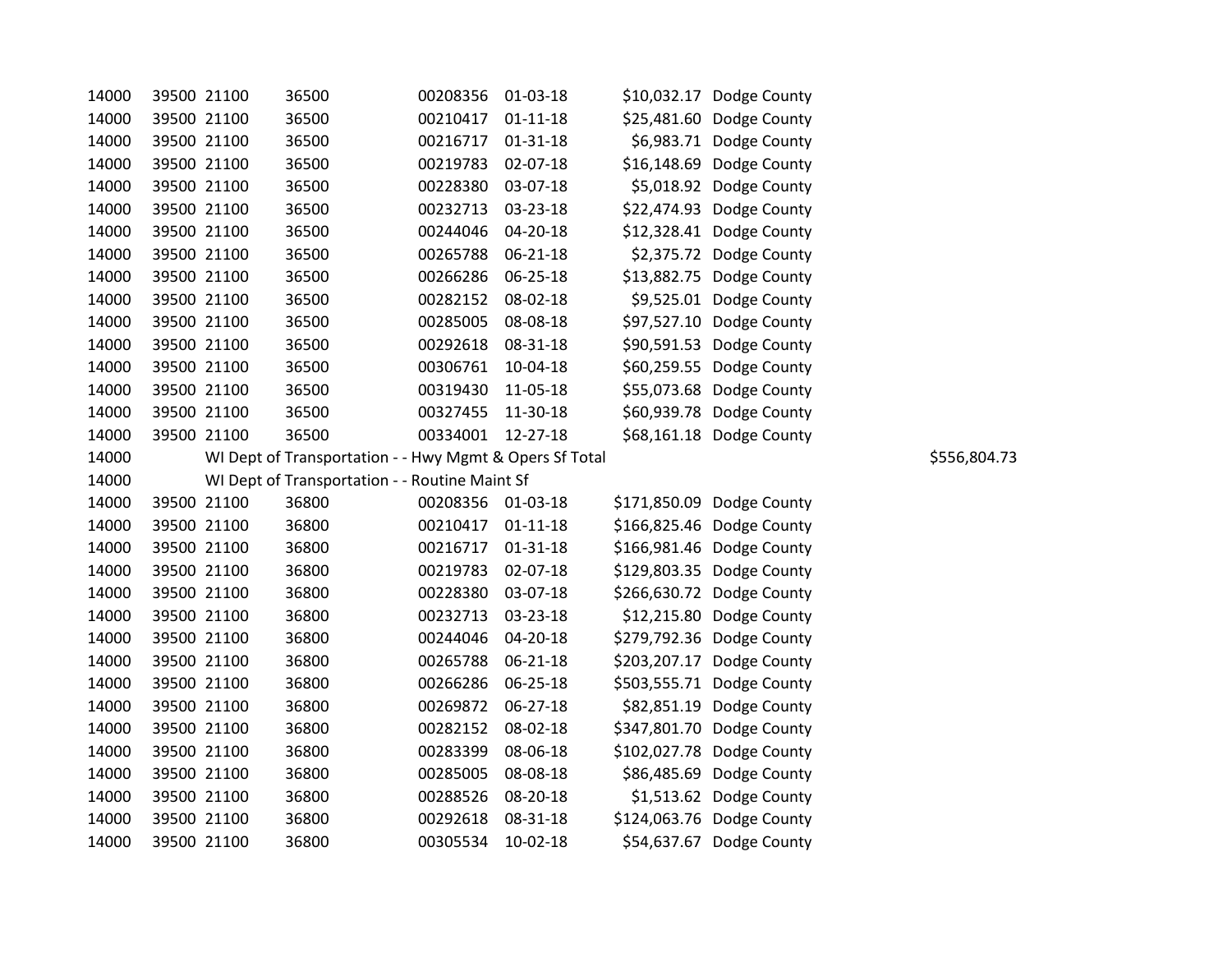| | | | | | | | | |
|---|---|---|---|---|---|---|---|---|
| 14000 | 39500 | 21100 | 36500 | 00208356 | 01-03-18 | $10,032.17 | Dodge County | |
| 14000 | 39500 | 21100 | 36500 | 00210417 | 01-11-18 | $25,481.60 | Dodge County | |
| 14000 | 39500 | 21100 | 36500 | 00216717 | 01-31-18 | $6,983.71 | Dodge County | |
| 14000 | 39500 | 21100 | 36500 | 00219783 | 02-07-18 | $16,148.69 | Dodge County | |
| 14000 | 39500 | 21100 | 36500 | 00228380 | 03-07-18 | $5,018.92 | Dodge County | |
| 14000 | 39500 | 21100 | 36500 | 00232713 | 03-23-18 | $22,474.93 | Dodge County | |
| 14000 | 39500 | 21100 | 36500 | 00244046 | 04-20-18 | $12,328.41 | Dodge County | |
| 14000 | 39500 | 21100 | 36500 | 00265788 | 06-21-18 | $2,375.72 | Dodge County | |
| 14000 | 39500 | 21100 | 36500 | 00266286 | 06-25-18 | $13,882.75 | Dodge County | |
| 14000 | 39500 | 21100 | 36500 | 00282152 | 08-02-18 | $9,525.01 | Dodge County | |
| 14000 | 39500 | 21100 | 36500 | 00285005 | 08-08-18 | $97,527.10 | Dodge County | |
| 14000 | 39500 | 21100 | 36500 | 00292618 | 08-31-18 | $90,591.53 | Dodge County | |
| 14000 | 39500 | 21100 | 36500 | 00306761 | 10-04-18 | $60,259.55 | Dodge County | |
| 14000 | 39500 | 21100 | 36500 | 00319430 | 11-05-18 | $55,073.68 | Dodge County | |
| 14000 | 39500 | 21100 | 36500 | 00327455 | 11-30-18 | $60,939.78 | Dodge County | |
| 14000 | 39500 | 21100 | 36500 | 00334001 | 12-27-18 | $68,161.18 | Dodge County | |
| 14000 | | WI Dept of Transportation - - Hwy Mgmt & Opers Sf Total | | | | | | $556,804.73 |
| 14000 | | WI Dept of Transportation - - Routine Maint Sf | | | | | | |
| 14000 | 39500 | 21100 | 36800 | 00208356 | 01-03-18 | $171,850.09 | Dodge County | |
| 14000 | 39500 | 21100 | 36800 | 00210417 | 01-11-18 | $166,825.46 | Dodge County | |
| 14000 | 39500 | 21100 | 36800 | 00216717 | 01-31-18 | $166,981.46 | Dodge County | |
| 14000 | 39500 | 21100 | 36800 | 00219783 | 02-07-18 | $129,803.35 | Dodge County | |
| 14000 | 39500 | 21100 | 36800 | 00228380 | 03-07-18 | $266,630.72 | Dodge County | |
| 14000 | 39500 | 21100 | 36800 | 00232713 | 03-23-18 | $12,215.80 | Dodge County | |
| 14000 | 39500 | 21100 | 36800 | 00244046 | 04-20-18 | $279,792.36 | Dodge County | |
| 14000 | 39500 | 21100 | 36800 | 00265788 | 06-21-18 | $203,207.17 | Dodge County | |
| 14000 | 39500 | 21100 | 36800 | 00266286 | 06-25-18 | $503,555.71 | Dodge County | |
| 14000 | 39500 | 21100 | 36800 | 00269872 | 06-27-18 | $82,851.19 | Dodge County | |
| 14000 | 39500 | 21100 | 36800 | 00282152 | 08-02-18 | $347,801.70 | Dodge County | |
| 14000 | 39500 | 21100 | 36800 | 00283399 | 08-06-18 | $102,027.78 | Dodge County | |
| 14000 | 39500 | 21100 | 36800 | 00285005 | 08-08-18 | $86,485.69 | Dodge County | |
| 14000 | 39500 | 21100 | 36800 | 00288526 | 08-20-18 | $1,513.62 | Dodge County | |
| 14000 | 39500 | 21100 | 36800 | 00292618 | 08-31-18 | $124,063.76 | Dodge County | |
| 14000 | 39500 | 21100 | 36800 | 00305534 | 10-02-18 | $54,637.67 | Dodge County | |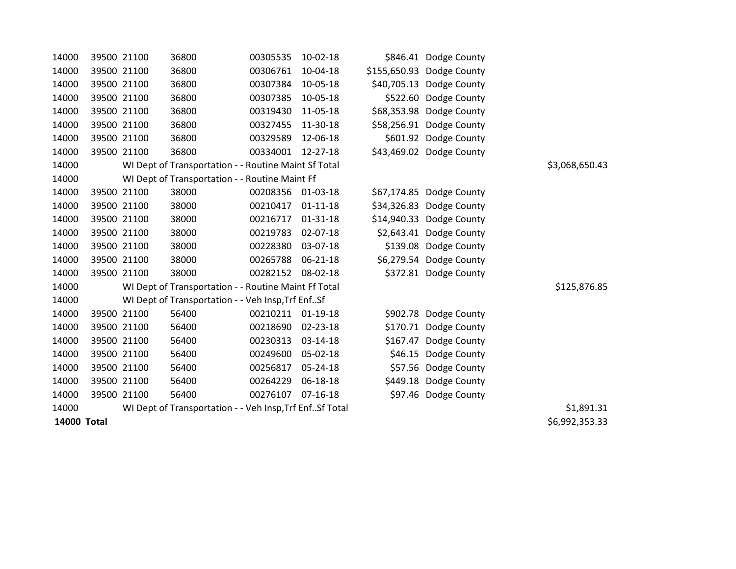| | | | | | | | | |
|---|---|---|---|---|---|---|---|---|
| 14000 | 39500 | 21100 | 36800 | 00305535 | 10-02-18 | $846.41 | Dodge County | |
| 14000 | 39500 | 21100 | 36800 | 00306761 | 10-04-18 | $155,650.93 | Dodge County | |
| 14000 | 39500 | 21100 | 36800 | 00307384 | 10-05-18 | $40,705.13 | Dodge County | |
| 14000 | 39500 | 21100 | 36800 | 00307385 | 10-05-18 | $522.60 | Dodge County | |
| 14000 | 39500 | 21100 | 36800 | 00319430 | 11-05-18 | $68,353.98 | Dodge County | |
| 14000 | 39500 | 21100 | 36800 | 00327455 | 11-30-18 | $58,256.91 | Dodge County | |
| 14000 | 39500 | 21100 | 36800 | 00329589 | 12-06-18 | $601.92 | Dodge County | |
| 14000 | 39500 | 21100 | 36800 | 00334001 | 12-27-18 | $43,469.02 | Dodge County | |
| 14000 | | WI Dept of Transportation - - Routine Maint Sf Total | | | | | | $3,068,650.43 |
| 14000 | | WI Dept of Transportation - - Routine Maint Ff | | | | | | |
| 14000 | 39500 | 21100 | 38000 | 00208356 | 01-03-18 | $67,174.85 | Dodge County | |
| 14000 | 39500 | 21100 | 38000 | 00210417 | 01-11-18 | $34,326.83 | Dodge County | |
| 14000 | 39500 | 21100 | 38000 | 00216717 | 01-31-18 | $14,940.33 | Dodge County | |
| 14000 | 39500 | 21100 | 38000 | 00219783 | 02-07-18 | $2,643.41 | Dodge County | |
| 14000 | 39500 | 21100 | 38000 | 00228380 | 03-07-18 | $139.08 | Dodge County | |
| 14000 | 39500 | 21100 | 38000 | 00265788 | 06-21-18 | $6,279.54 | Dodge County | |
| 14000 | 39500 | 21100 | 38000 | 00282152 | 08-02-18 | $372.81 | Dodge County | |
| 14000 | | WI Dept of Transportation - - Routine Maint Ff Total | | | | | | $125,876.85 |
| 14000 | | WI Dept of Transportation - - Veh Insp,Trf Enf..Sf | | | | | | |
| 14000 | 39500 | 21100 | 56400 | 00210211 | 01-19-18 | $902.78 | Dodge County | |
| 14000 | 39500 | 21100 | 56400 | 00218690 | 02-23-18 | $170.71 | Dodge County | |
| 14000 | 39500 | 21100 | 56400 | 00230313 | 03-14-18 | $167.47 | Dodge County | |
| 14000 | 39500 | 21100 | 56400 | 00249600 | 05-02-18 | $46.15 | Dodge County | |
| 14000 | 39500 | 21100 | 56400 | 00256817 | 05-24-18 | $57.56 | Dodge County | |
| 14000 | 39500 | 21100 | 56400 | 00264229 | 06-18-18 | $449.18 | Dodge County | |
| 14000 | 39500 | 21100 | 56400 | 00276107 | 07-16-18 | $97.46 | Dodge County | |
| 14000 | | WI Dept of Transportation - - Veh Insp,Trf Enf..Sf Total | | | | | | $1,891.31 |
| **14000 Total** | | | | | | | | $6,992,353.33 |